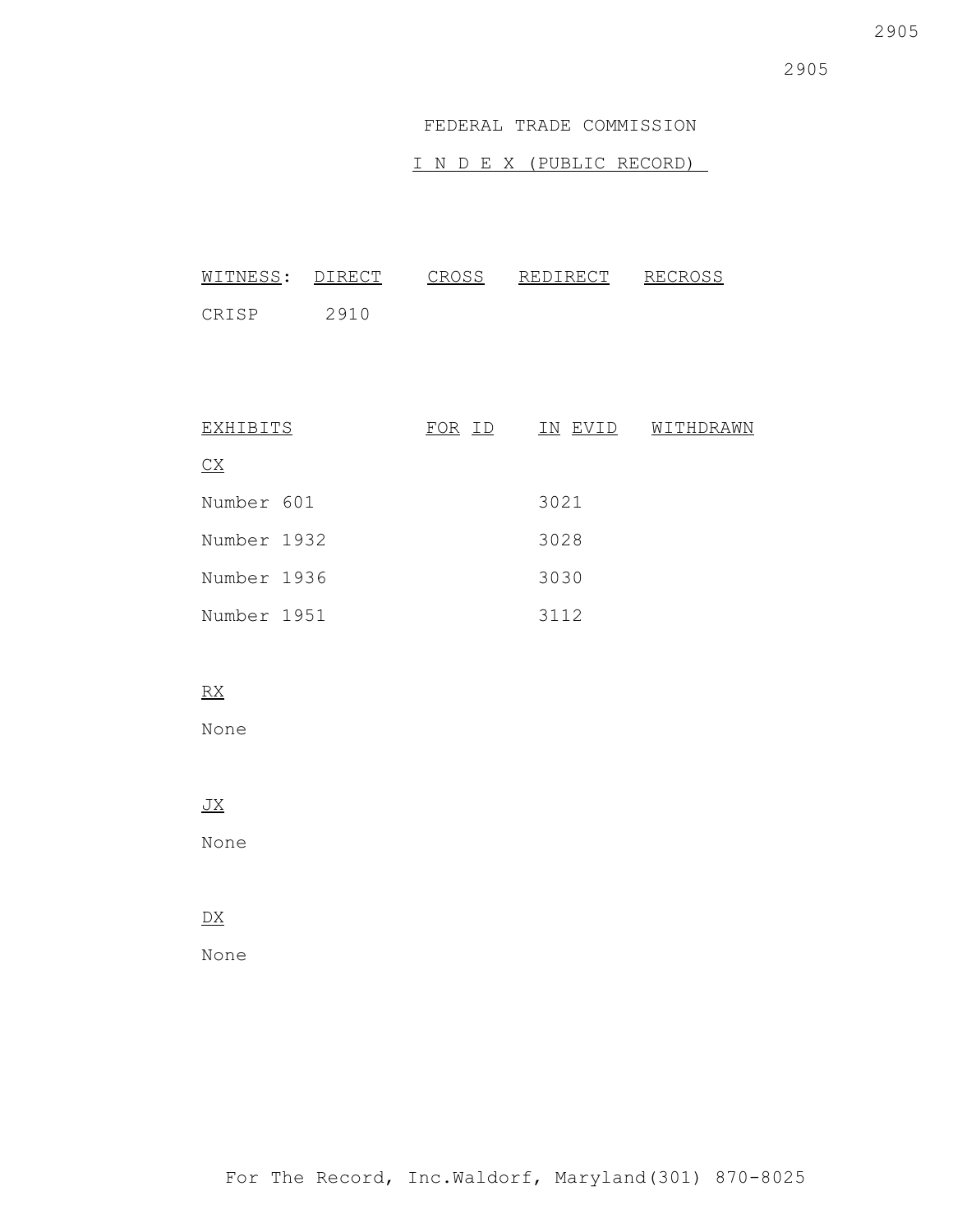FEDERAL TRADE COMMISSION

I N D E X (PUBLIC RECORD)

| WITNESS: | DIRECT | CROSS | REDIRECT | RECROSS |
|---|---|---|---|---|
| CRISP | 2910 | | | |

| EXHIBITS | FOR ID | IN EVID | WITHDRAWN |
|---|---|---|---|
| CX | | | |
| Number 601 | | 3021 | |
| Number 1932 | | 3028 | |
| Number 1936 | | 3030 | |
| Number 1951 | | 3112 | |

RX

None

JX

None

DX

None

For The Record, Inc.Waldorf, Maryland(301) 870-8025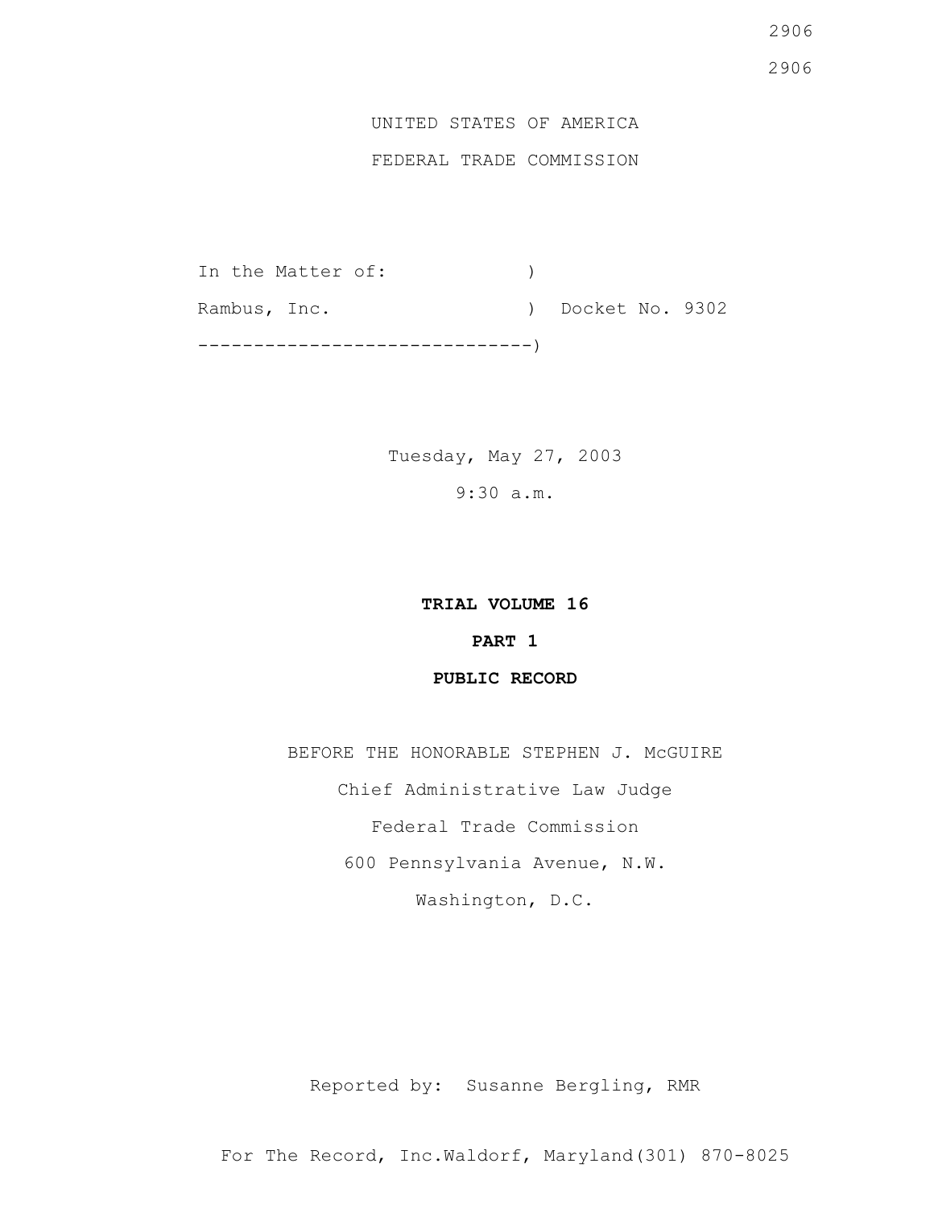UNITED STATES OF AMERICA

FEDERAL TRADE COMMISSION

```
In the Matter of:             )
Rambus, Inc.                  )  Docket No. 9302
------------------------------)
```

Tuesday, May 27, 2003

9:30 a.m.

**TRIAL VOLUME 16**

**PART 1**

**PUBLIC RECORD**

BEFORE THE HONORABLE STEPHEN J. McGUIRE

Chief Administrative Law Judge

Federal Trade Commission

600 Pennsylvania Avenue, N.W.

Washington, D.C.

Reported by: Susanne Bergling, RMR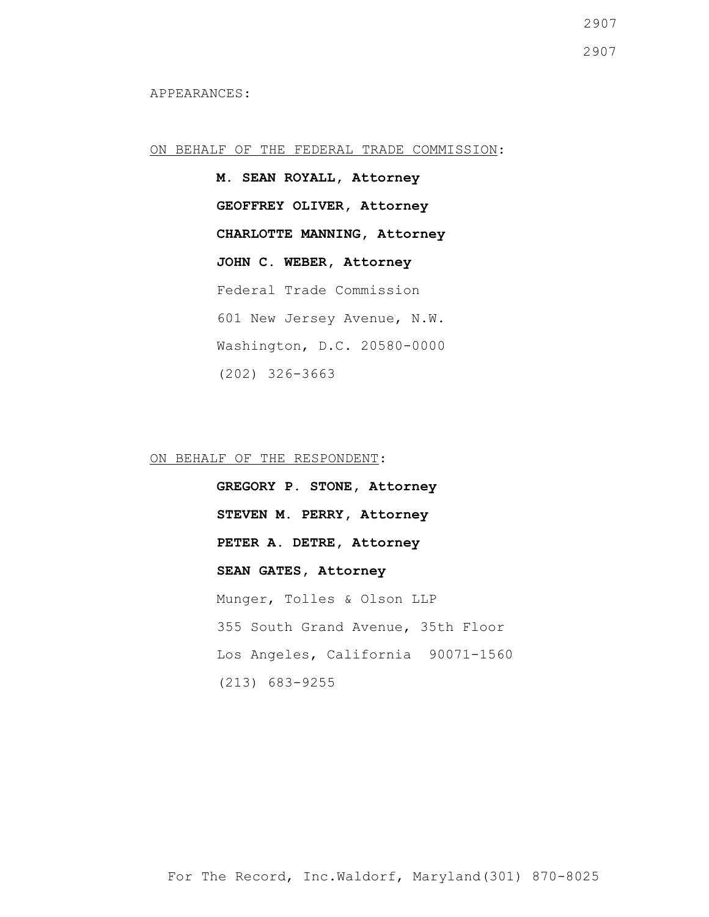APPEARANCES:

ON BEHALF OF THE FEDERAL TRADE COMMISSION:

**M. SEAN ROYALL, Attorney**

**GEOFFREY OLIVER, Attorney**

**CHARLOTTE MANNING, Attorney**

**JOHN C. WEBER, Attorney**

Federal Trade Commission

601 New Jersey Avenue, N.W.

Washington, D.C. 20580-0000

(202) 326-3663

ON BEHALF OF THE RESPONDENT:

**GREGORY P. STONE, Attorney**

**STEVEN M. PERRY, Attorney**

**PETER A. DETRE, Attorney**

**SEAN GATES, Attorney**

Munger, Tolles & Olson LLP

355 South Grand Avenue, 35th Floor

Los Angeles, California 90071-1560

(213) 683-9255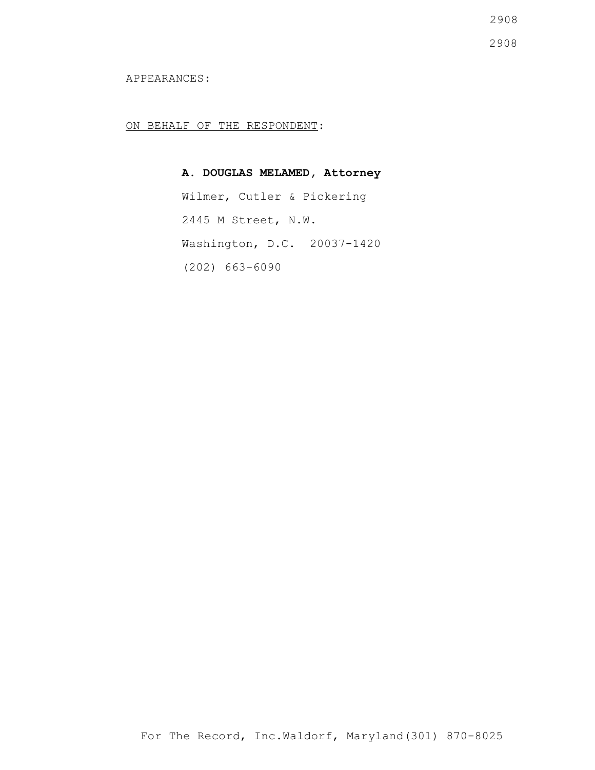APPEARANCES:

ON BEHALF OF THE RESPONDENT:

**A. DOUGLAS MELAMED, Attorney**

Wilmer, Cutler & Pickering

2445 M Street, N.W.

Washington, D.C. 20037-1420

(202) 663-6090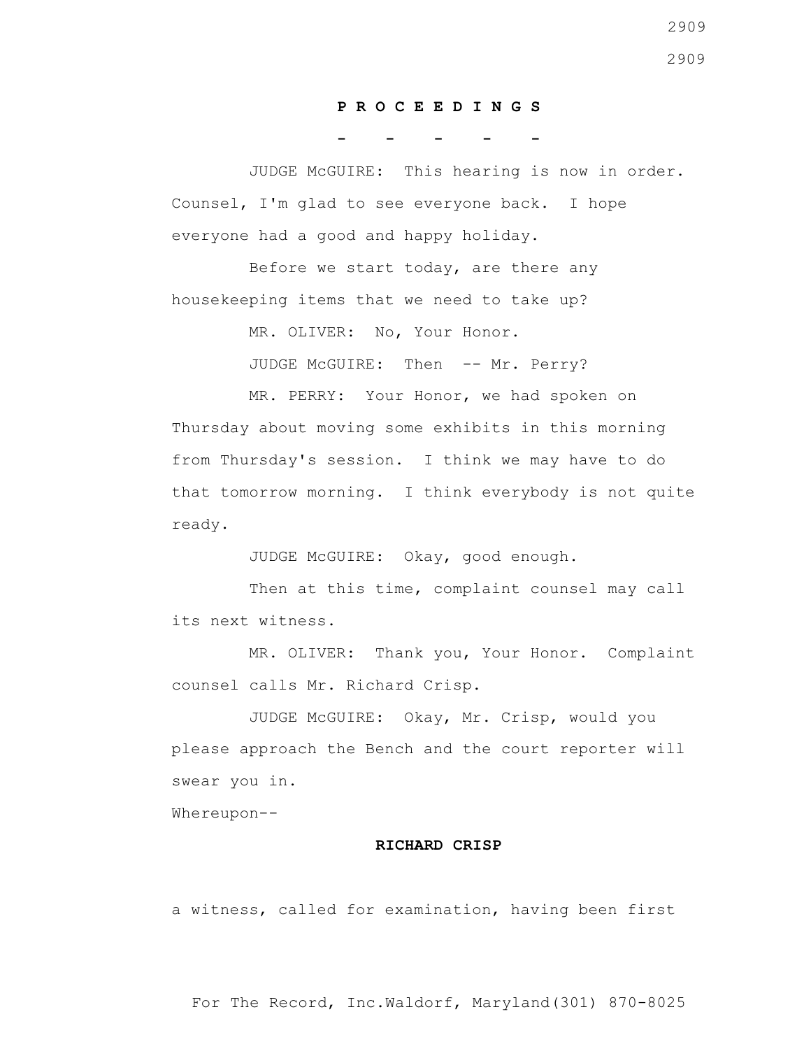**P R O C E E D I N G S**

**- - - - -**

JUDGE McGUIRE: This hearing is now in order. Counsel, I'm glad to see everyone back. I hope everyone had a good and happy holiday.

Before we start today, are there any housekeeping items that we need to take up?

MR. OLIVER: No, Your Honor.

JUDGE McGUIRE: Then -- Mr. Perry?

MR. PERRY: Your Honor, we had spoken on Thursday about moving some exhibits in this morning from Thursday's session. I think we may have to do that tomorrow morning. I think everybody is not quite ready.

JUDGE McGUIRE: Okay, good enough.

Then at this time, complaint counsel may call its next witness.

MR. OLIVER: Thank you, Your Honor. Complaint counsel calls Mr. Richard Crisp.

JUDGE McGUIRE: Okay, Mr. Crisp, would you please approach the Bench and the court reporter will swear you in.

Whereupon--

**RICHARD CRISP**

a witness, called for examination, having been first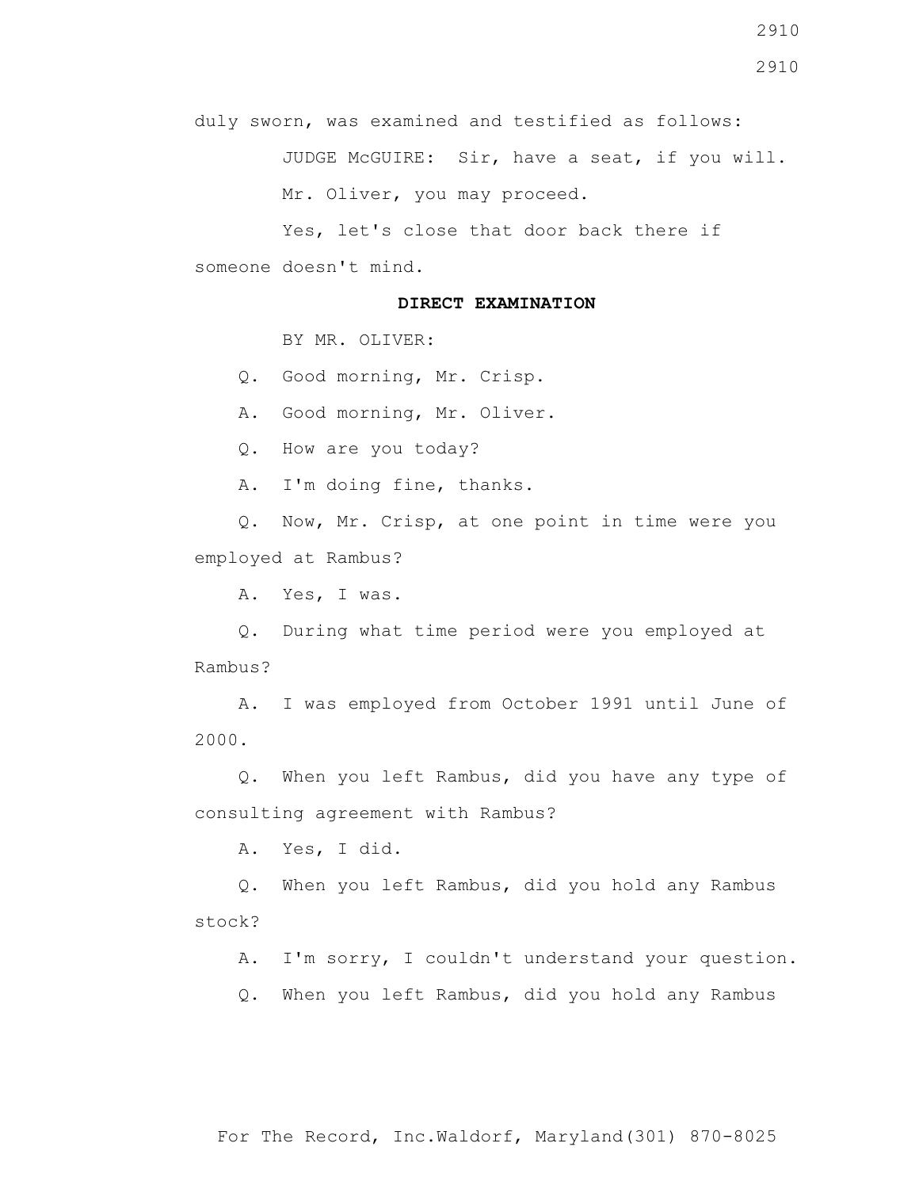duly sworn, was examined and testified as follows:

JUDGE McGUIRE: Sir, have a seat, if you will.

Mr. Oliver, you may proceed.

Yes, let's close that door back there if someone doesn't mind.

**DIRECT EXAMINATION**

BY MR. OLIVER:

Q. Good morning, Mr. Crisp.

A. Good morning, Mr. Oliver.

Q. How are you today?

A. I'm doing fine, thanks.

Q. Now, Mr. Crisp, at one point in time were you employed at Rambus?

A. Yes, I was.

Q. During what time period were you employed at Rambus?

A. I was employed from October 1991 until June of 2000.

Q. When you left Rambus, did you have any type of consulting agreement with Rambus?

A. Yes, I did.

Q. When you left Rambus, did you hold any Rambus stock?

A. I'm sorry, I couldn't understand your question.

Q. When you left Rambus, did you hold any Rambus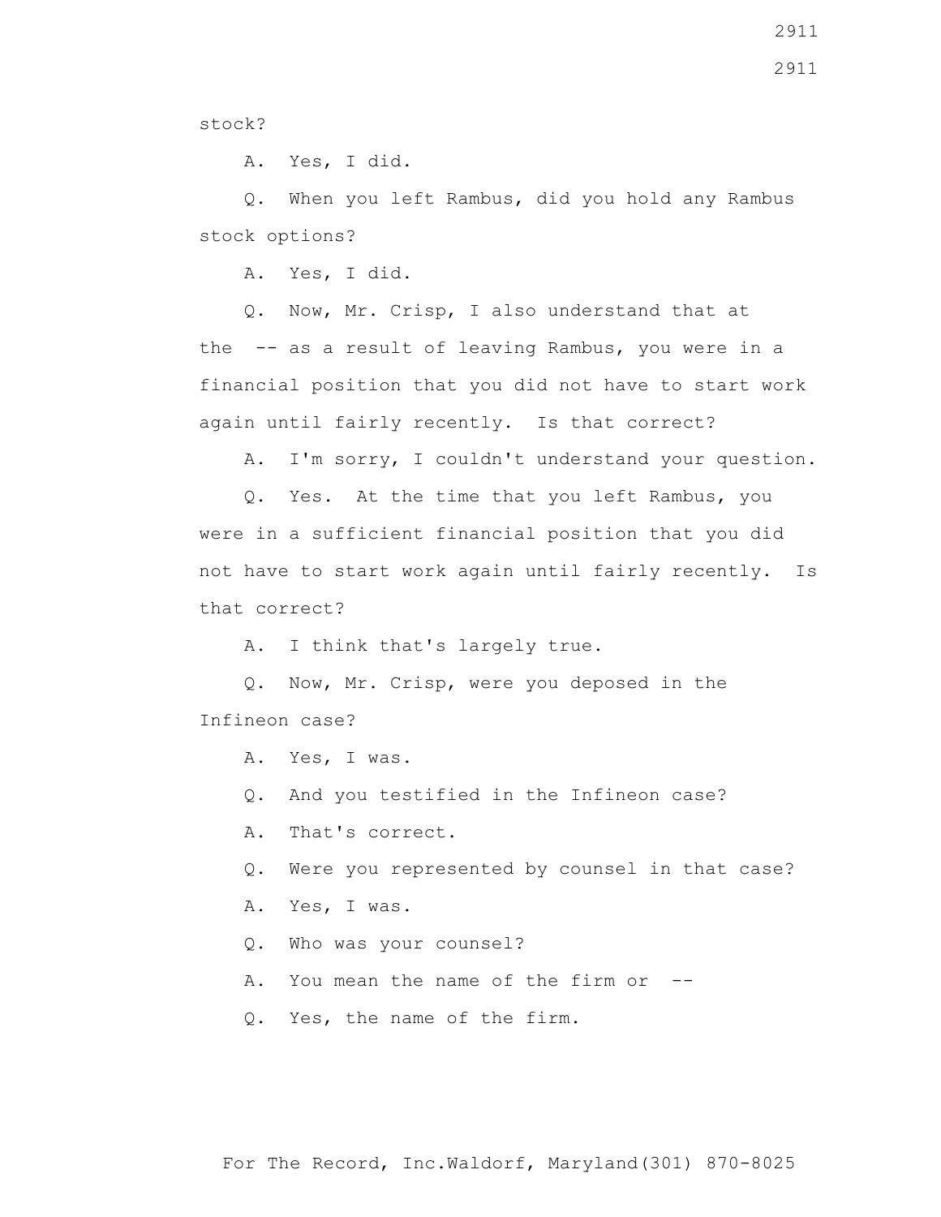stock?

A. Yes, I did.

Q. When you left Rambus, did you hold any Rambus stock options?

A. Yes, I did.

Q. Now, Mr. Crisp, I also understand that at the -- as a result of leaving Rambus, you were in a financial position that you did not have to start work again until fairly recently. Is that correct?

A. I'm sorry, I couldn't understand your question.

Q. Yes. At the time that you left Rambus, you were in a sufficient financial position that you did not have to start work again until fairly recently. Is that correct?

A. I think that's largely true.

Q. Now, Mr. Crisp, were you deposed in the Infineon case?

A. Yes, I was.

Q. And you testified in the Infineon case?

A. That's correct.

Q. Were you represented by counsel in that case?

A. Yes, I was.

Q. Who was your counsel?

A. You mean the name of the firm or --

Q. Yes, the name of the firm.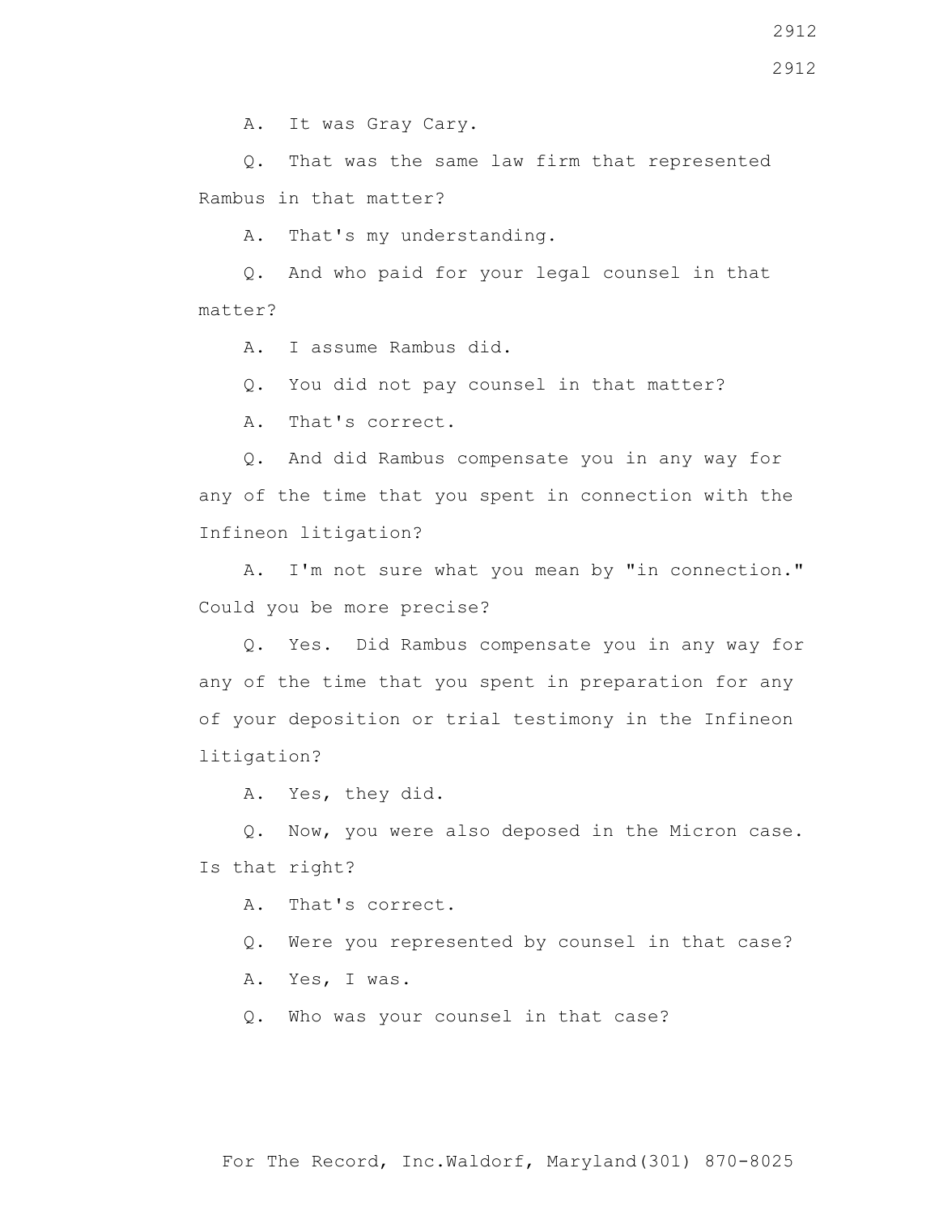A. It was Gray Cary.

Q. That was the same law firm that represented Rambus in that matter?

A. That's my understanding.

Q. And who paid for your legal counsel in that matter?

A. I assume Rambus did.

Q. You did not pay counsel in that matter?

A. That's correct.

Q. And did Rambus compensate you in any way for any of the time that you spent in connection with the Infineon litigation?

A. I'm not sure what you mean by "in connection." Could you be more precise?

Q. Yes. Did Rambus compensate you in any way for any of the time that you spent in preparation for any of your deposition or trial testimony in the Infineon litigation?

A. Yes, they did.

Q. Now, you were also deposed in the Micron case. Is that right?

A. That's correct.

Q. Were you represented by counsel in that case?

A. Yes, I was.

Q. Who was your counsel in that case?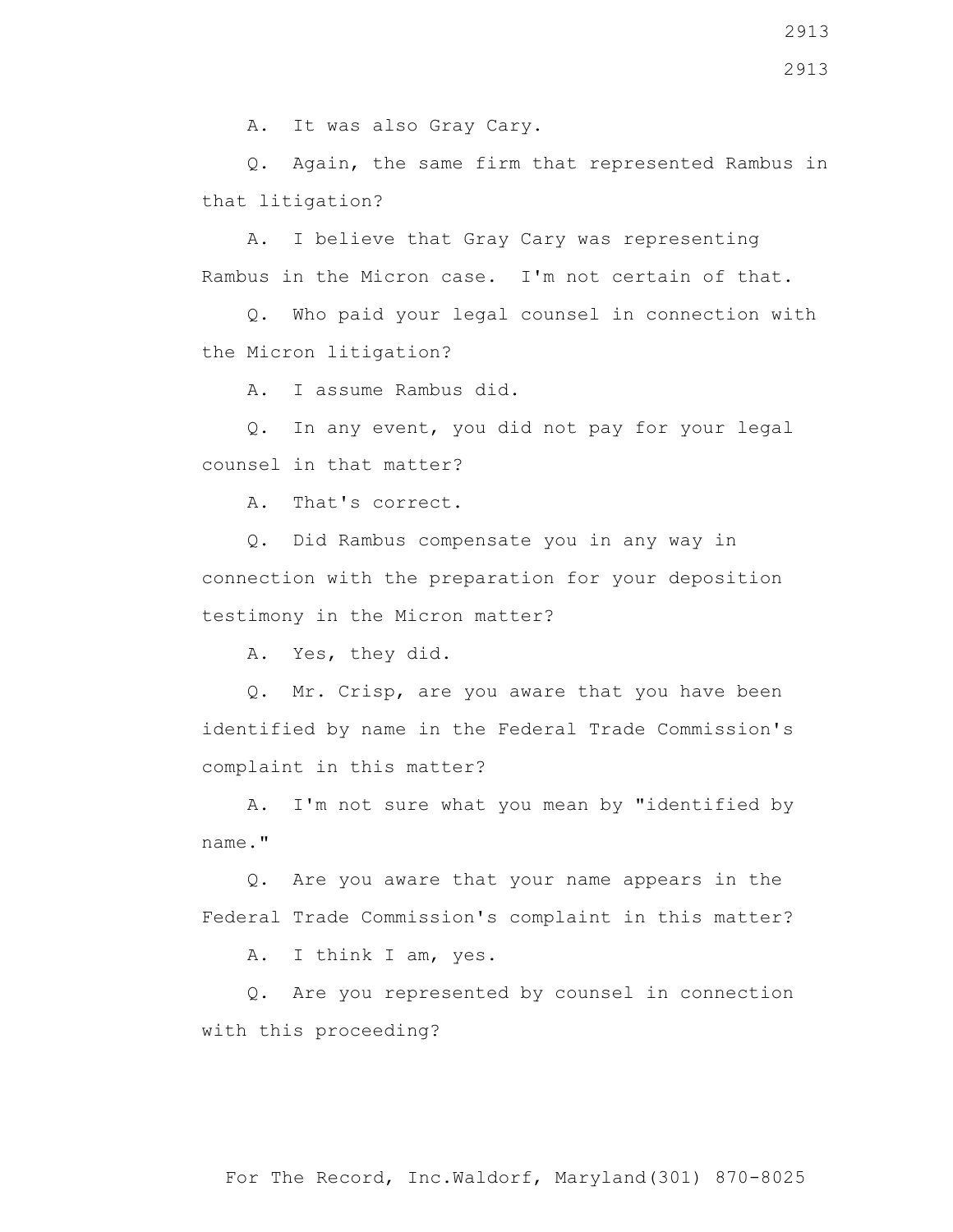A. It was also Gray Cary.

Q. Again, the same firm that represented Rambus in that litigation?

A. I believe that Gray Cary was representing Rambus in the Micron case. I'm not certain of that.

Q. Who paid your legal counsel in connection with the Micron litigation?

A. I assume Rambus did.

Q. In any event, you did not pay for your legal counsel in that matter?

A. That's correct.

Q. Did Rambus compensate you in any way in connection with the preparation for your deposition testimony in the Micron matter?

A. Yes, they did.

Q. Mr. Crisp, are you aware that you have been identified by name in the Federal Trade Commission's complaint in this matter?

A. I'm not sure what you mean by "identified by name."

Q. Are you aware that your name appears in the Federal Trade Commission's complaint in this matter?

A. I think I am, yes.

Q. Are you represented by counsel in connection with this proceeding?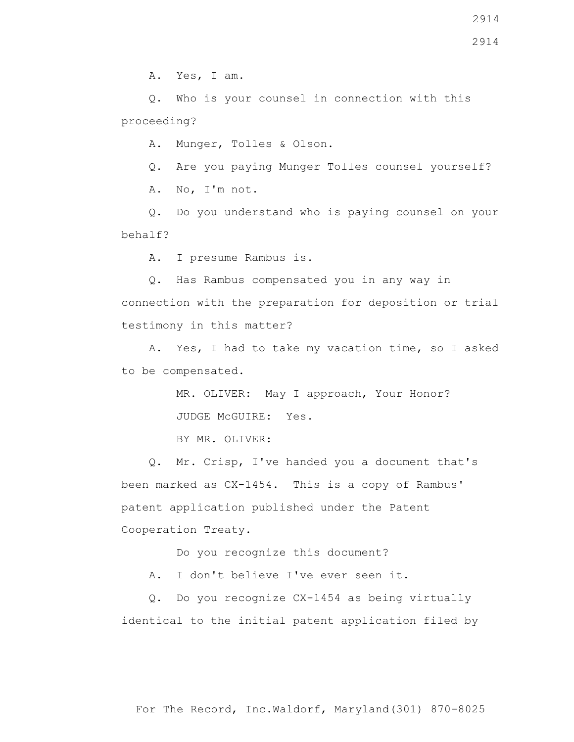A. Yes, I am.

Q. Who is your counsel in connection with this proceeding?

A. Munger, Tolles & Olson.

Q. Are you paying Munger Tolles counsel yourself?

A. No, I'm not.

Q. Do you understand who is paying counsel on your behalf?

A. I presume Rambus is.

Q. Has Rambus compensated you in any way in connection with the preparation for deposition or trial testimony in this matter?

A. Yes, I had to take my vacation time, so I asked to be compensated.

MR. OLIVER: May I approach, Your Honor?

JUDGE McGUIRE: Yes.

BY MR. OLIVER:

Q. Mr. Crisp, I've handed you a document that's been marked as CX-1454. This is a copy of Rambus' patent application published under the Patent Cooperation Treaty.

Do you recognize this document?

A. I don't believe I've ever seen it.

Q. Do you recognize CX-1454 as being virtually identical to the initial patent application filed by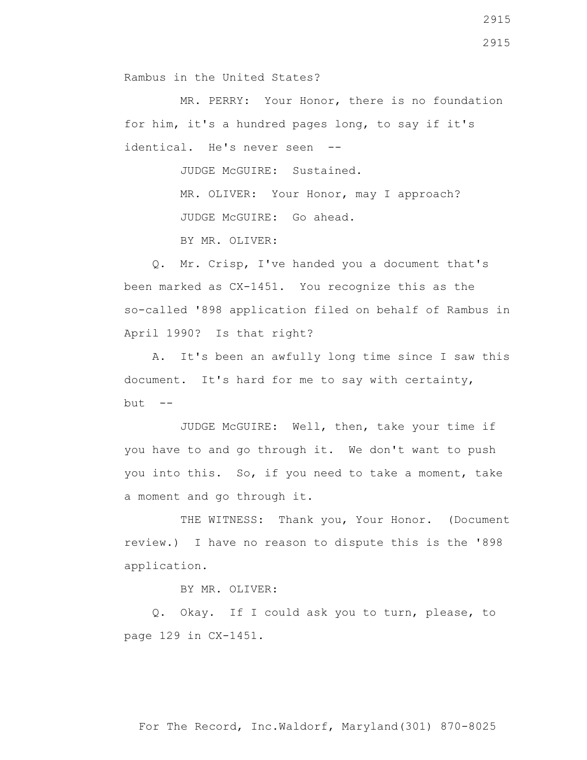Rambus in the United States?

MR. PERRY: Your Honor, there is no foundation for him, it's a hundred pages long, to say if it's identical. He's never seen --

JUDGE McGUIRE: Sustained.

MR. OLIVER: Your Honor, may I approach?

JUDGE McGUIRE: Go ahead.

BY MR. OLIVER:

Q. Mr. Crisp, I've handed you a document that's been marked as CX-1451. You recognize this as the so-called '898 application filed on behalf of Rambus in April 1990? Is that right?

A. It's been an awfully long time since I saw this document. It's hard for me to say with certainty, but --

JUDGE McGUIRE: Well, then, take your time if you have to and go through it. We don't want to push you into this. So, if you need to take a moment, take a moment and go through it.

THE WITNESS: Thank you, Your Honor. (Document review.) I have no reason to dispute this is the '898 application.

BY MR. OLIVER:

Q. Okay. If I could ask you to turn, please, to page 129 in CX-1451.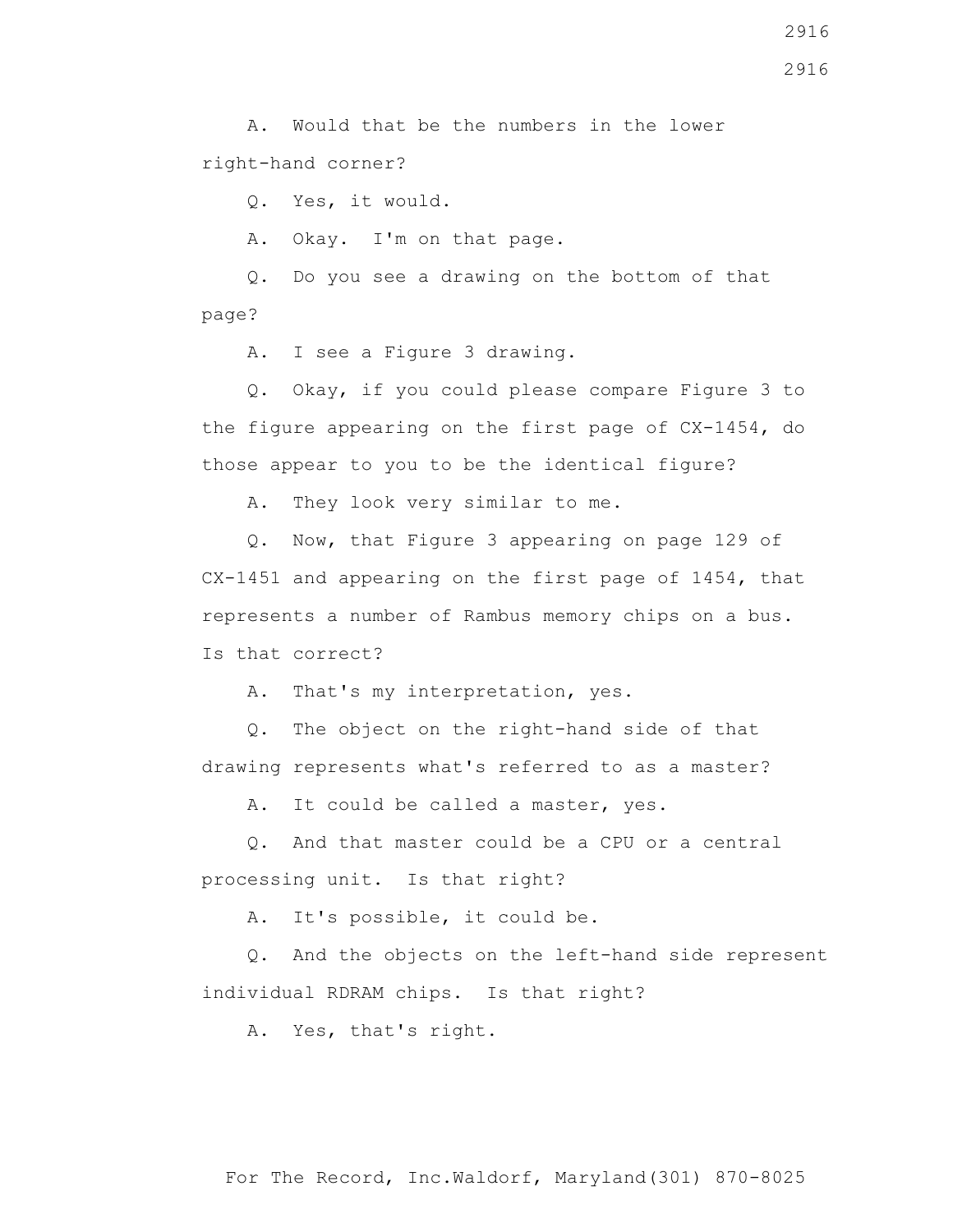A. Would that be the numbers in the lower right-hand corner?

Q. Yes, it would.

A. Okay. I'm on that page.

Q. Do you see a drawing on the bottom of that page?

A. I see a Figure 3 drawing.

Q. Okay, if you could please compare Figure 3 to the figure appearing on the first page of CX-1454, do those appear to you to be the identical figure?

A. They look very similar to me.

Q. Now, that Figure 3 appearing on page 129 of CX-1451 and appearing on the first page of 1454, that represents a number of Rambus memory chips on a bus. Is that correct?

A. That's my interpretation, yes.

Q. The object on the right-hand side of that drawing represents what's referred to as a master?

A. It could be called a master, yes.

Q. And that master could be a CPU or a central processing unit. Is that right?

A. It's possible, it could be.

Q. And the objects on the left-hand side represent individual RDRAM chips. Is that right?

A. Yes, that's right.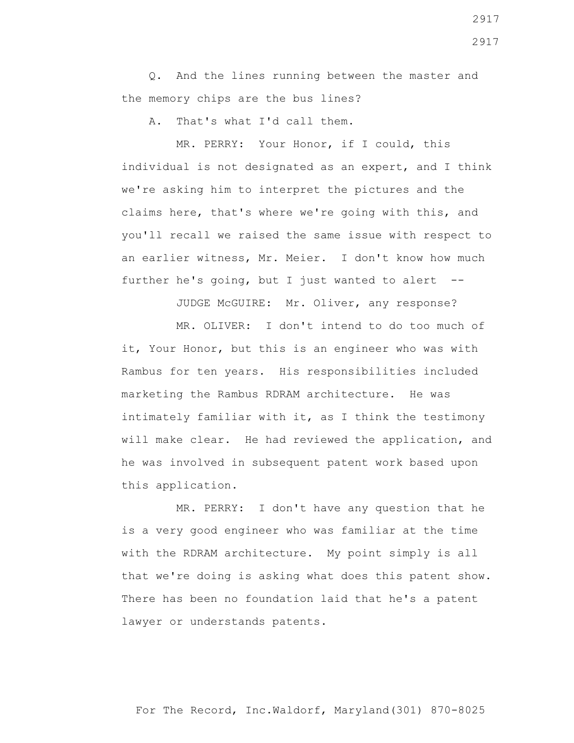Q. And the lines running between the master and the memory chips are the bus lines?

A. That's what I'd call them.

MR. PERRY: Your Honor, if I could, this individual is not designated as an expert, and I think we're asking him to interpret the pictures and the claims here, that's where we're going with this, and you'll recall we raised the same issue with respect to an earlier witness, Mr. Meier. I don't know how much further he's going, but I just wanted to alert --

JUDGE McGUIRE: Mr. Oliver, any response?

MR. OLIVER: I don't intend to do too much of it, Your Honor, but this is an engineer who was with Rambus for ten years. His responsibilities included marketing the Rambus RDRAM architecture. He was intimately familiar with it, as I think the testimony will make clear. He had reviewed the application, and he was involved in subsequent patent work based upon this application.

MR. PERRY: I don't have any question that he is a very good engineer who was familiar at the time with the RDRAM architecture. My point simply is all that we're doing is asking what does this patent show. There has been no foundation laid that he's a patent lawyer or understands patents.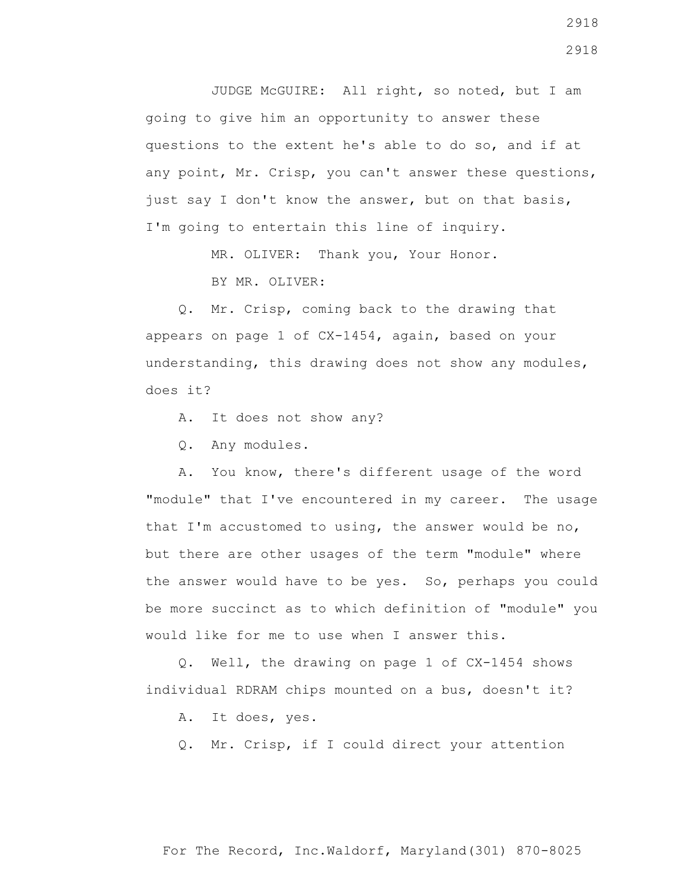JUDGE McGUIRE: All right, so noted, but I am going to give him an opportunity to answer these questions to the extent he's able to do so, and if at any point, Mr. Crisp, you can't answer these questions, just say I don't know the answer, but on that basis, I'm going to entertain this line of inquiry.

MR. OLIVER: Thank you, Your Honor.

BY MR. OLIVER:

Q. Mr. Crisp, coming back to the drawing that appears on page 1 of CX-1454, again, based on your understanding, this drawing does not show any modules, does it?

A. It does not show any?

Q. Any modules.

A. You know, there's different usage of the word "module" that I've encountered in my career. The usage that I'm accustomed to using, the answer would be no, but there are other usages of the term "module" where the answer would have to be yes. So, perhaps you could be more succinct as to which definition of "module" you would like for me to use when I answer this.

Q. Well, the drawing on page 1 of CX-1454 shows individual RDRAM chips mounted on a bus, doesn't it?

A. It does, yes.

Q. Mr. Crisp, if I could direct your attention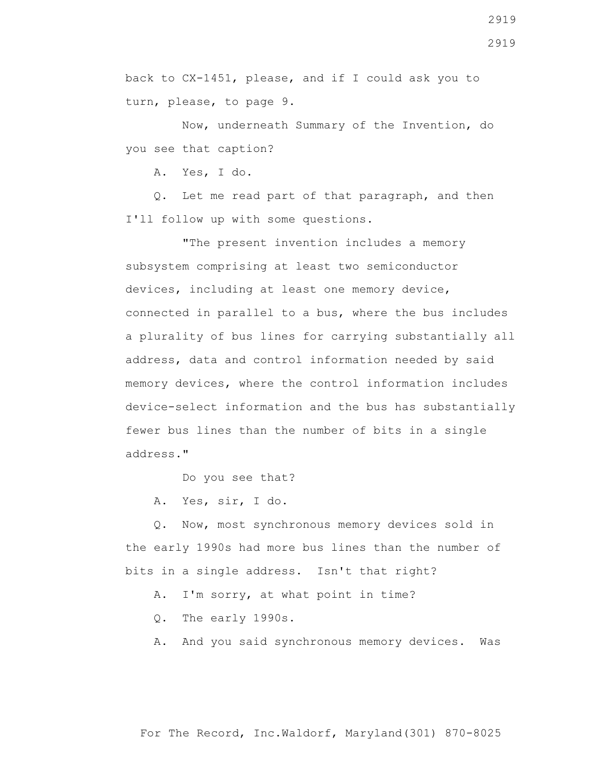back to CX-1451, please, and if I could ask you to turn, please, to page 9.

Now, underneath Summary of the Invention, do you see that caption?

A. Yes, I do.

Q. Let me read part of that paragraph, and then I'll follow up with some questions.

"The present invention includes a memory subsystem comprising at least two semiconductor devices, including at least one memory device, connected in parallel to a bus, where the bus includes a plurality of bus lines for carrying substantially all address, data and control information needed by said memory devices, where the control information includes device-select information and the bus has substantially fewer bus lines than the number of bits in a single address."

Do you see that?

A. Yes, sir, I do.

Q. Now, most synchronous memory devices sold in the early 1990s had more bus lines than the number of bits in a single address. Isn't that right?

A. I'm sorry, at what point in time?

Q. The early 1990s.

A. And you said synchronous memory devices. Was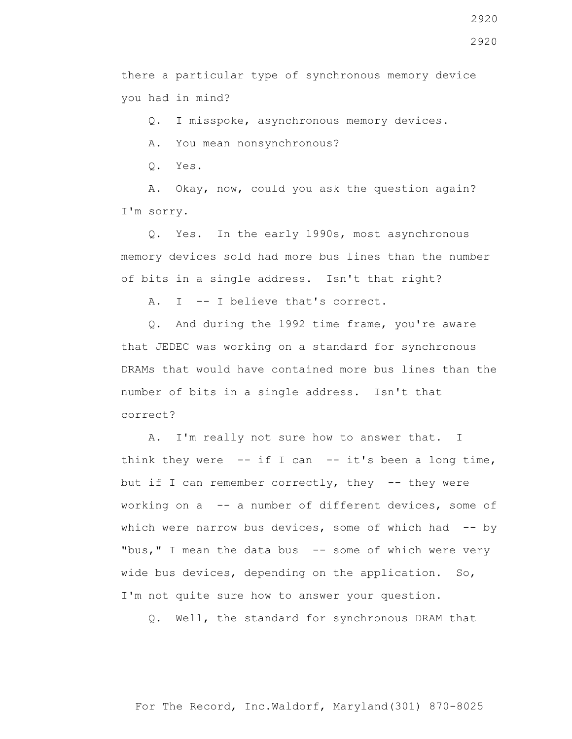there a particular type of synchronous memory device you had in mind?

Q. I misspoke, asynchronous memory devices.

A. You mean nonsynchronous?

Q. Yes.

A. Okay, now, could you ask the question again? I'm sorry.

Q. Yes. In the early 1990s, most asynchronous memory devices sold had more bus lines than the number of bits in a single address. Isn't that right?

A. I -- I believe that's correct.

Q. And during the 1992 time frame, you're aware that JEDEC was working on a standard for synchronous DRAMs that would have contained more bus lines than the number of bits in a single address. Isn't that correct?

A. I'm really not sure how to answer that. I think they were -- if I can -- it's been a long time, but if I can remember correctly, they -- they were working on a -- a number of different devices, some of which were narrow bus devices, some of which had -- by "bus," I mean the data bus -- some of which were very wide bus devices, depending on the application. So, I'm not quite sure how to answer your question.

Q. Well, the standard for synchronous DRAM that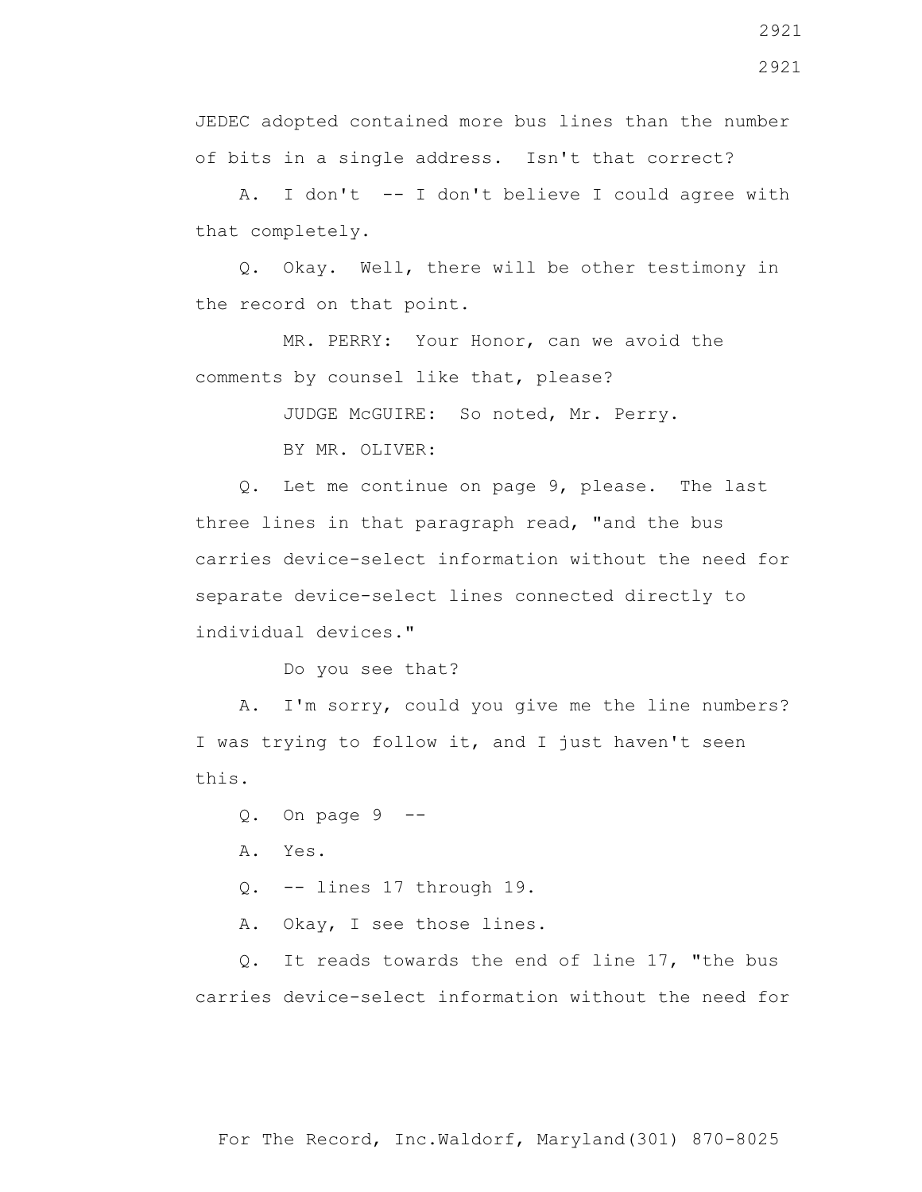JEDEC adopted contained more bus lines than the number of bits in a single address. Isn't that correct?

A. I don't -- I don't believe I could agree with that completely.

Q. Okay. Well, there will be other testimony in the record on that point.

MR. PERRY: Your Honor, can we avoid the comments by counsel like that, please?

JUDGE McGUIRE: So noted, Mr. Perry.

BY MR. OLIVER:

Q. Let me continue on page 9, please. The last three lines in that paragraph read, "and the bus carries device-select information without the need for separate device-select lines connected directly to individual devices."

Do you see that?

A. I'm sorry, could you give me the line numbers? I was trying to follow it, and I just haven't seen this.

Q. On page 9 --

A. Yes.

Q. -- lines 17 through 19.

A. Okay, I see those lines.

Q. It reads towards the end of line 17, "the bus carries device-select information without the need for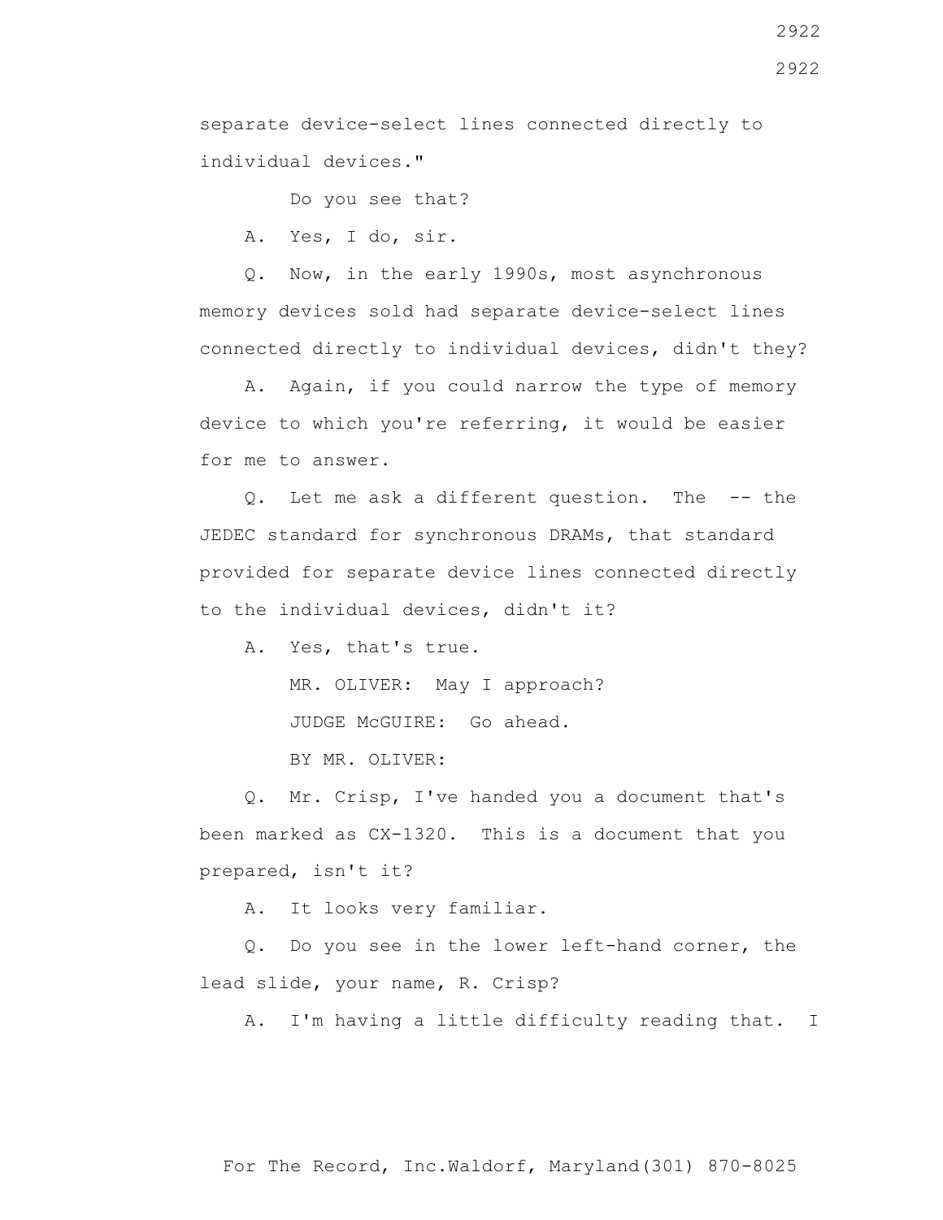separate device-select lines connected directly to individual devices."

Do you see that?

A. Yes, I do, sir.

Q. Now, in the early 1990s, most asynchronous memory devices sold had separate device-select lines connected directly to individual devices, didn't they?

A. Again, if you could narrow the type of memory device to which you're referring, it would be easier for me to answer.

Q. Let me ask a different question. The -- the JEDEC standard for synchronous DRAMs, that standard provided for separate device lines connected directly to the individual devices, didn't it?

A. Yes, that's true.

MR. OLIVER: May I approach?

JUDGE McGUIRE: Go ahead.

BY MR. OLIVER:

Q. Mr. Crisp, I've handed you a document that's been marked as CX-1320. This is a document that you prepared, isn't it?

A. It looks very familiar.

Q. Do you see in the lower left-hand corner, the lead slide, your name, R. Crisp?

A. I'm having a little difficulty reading that. I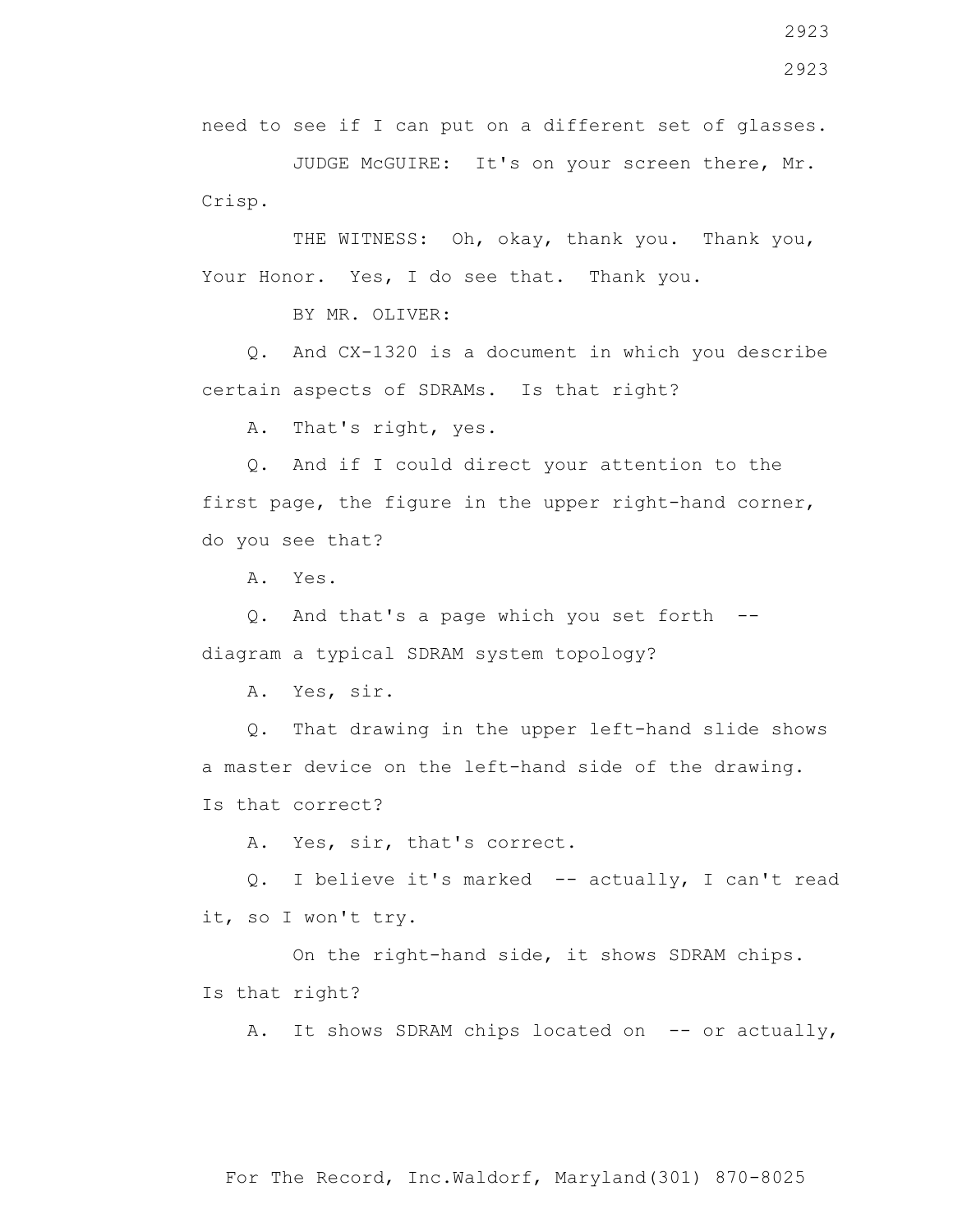need to see if I can put on a different set of glasses.

JUDGE McGUIRE: It's on your screen there, Mr. Crisp.

THE WITNESS: Oh, okay, thank you. Thank you, Your Honor. Yes, I do see that. Thank you.

BY MR. OLIVER:

Q. And CX-1320 is a document in which you describe certain aspects of SDRAMs. Is that right?

A. That's right, yes.

Q. And if I could direct your attention to the first page, the figure in the upper right-hand corner, do you see that?

A. Yes.

Q. And that's a page which you set forth -- diagram a typical SDRAM system topology?

A. Yes, sir.

Q. That drawing in the upper left-hand slide shows a master device on the left-hand side of the drawing. Is that correct?

A. Yes, sir, that's correct.

Q. I believe it's marked -- actually, I can't read it, so I won't try.

On the right-hand side, it shows SDRAM chips. Is that right?

A. It shows SDRAM chips located on -- or actually,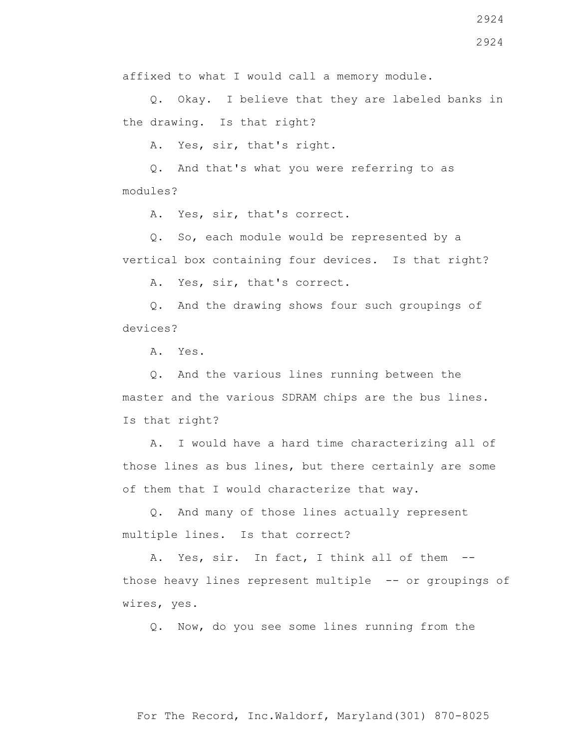affixed to what I would call a memory module.

Q. Okay. I believe that they are labeled banks in the drawing. Is that right?

A. Yes, sir, that's right.

Q. And that's what you were referring to as modules?

A. Yes, sir, that's correct.

Q. So, each module would be represented by a vertical box containing four devices. Is that right?

A. Yes, sir, that's correct.

Q. And the drawing shows four such groupings of devices?

A. Yes.

Q. And the various lines running between the master and the various SDRAM chips are the bus lines. Is that right?

A. I would have a hard time characterizing all of those lines as bus lines, but there certainly are some of them that I would characterize that way.

Q. And many of those lines actually represent multiple lines. Is that correct?

A. Yes, sir. In fact, I think all of them -- those heavy lines represent multiple -- or groupings of wires, yes.

Q. Now, do you see some lines running from the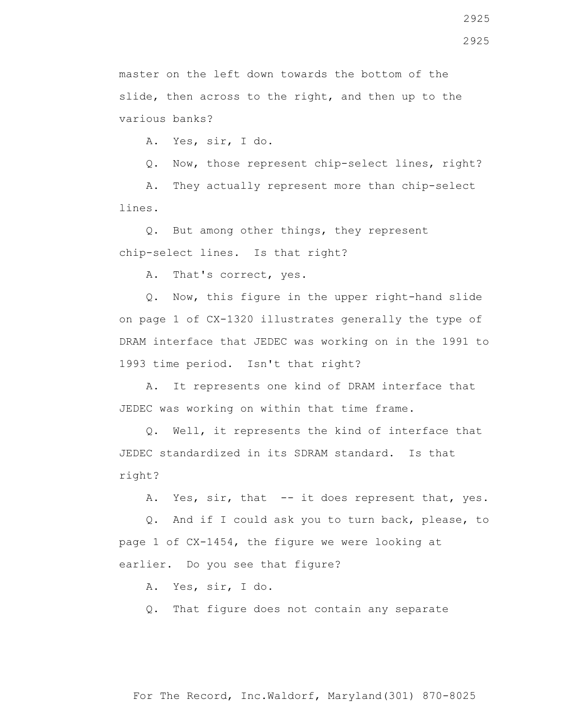master on the left down towards the bottom of the slide, then across to the right, and then up to the various banks?

A. Yes, sir, I do.

Q. Now, those represent chip-select lines, right?

A. They actually represent more than chip-select lines.

Q. But among other things, they represent chip-select lines. Is that right?

A. That's correct, yes.

Q. Now, this figure in the upper right-hand slide on page 1 of CX-1320 illustrates generally the type of DRAM interface that JEDEC was working on in the 1991 to 1993 time period. Isn't that right?

A. It represents one kind of DRAM interface that JEDEC was working on within that time frame.

Q. Well, it represents the kind of interface that JEDEC standardized in its SDRAM standard. Is that right?

A. Yes, sir, that -- it does represent that, yes.

Q. And if I could ask you to turn back, please, to page 1 of CX-1454, the figure we were looking at earlier. Do you see that figure?

A. Yes, sir, I do.

Q. That figure does not contain any separate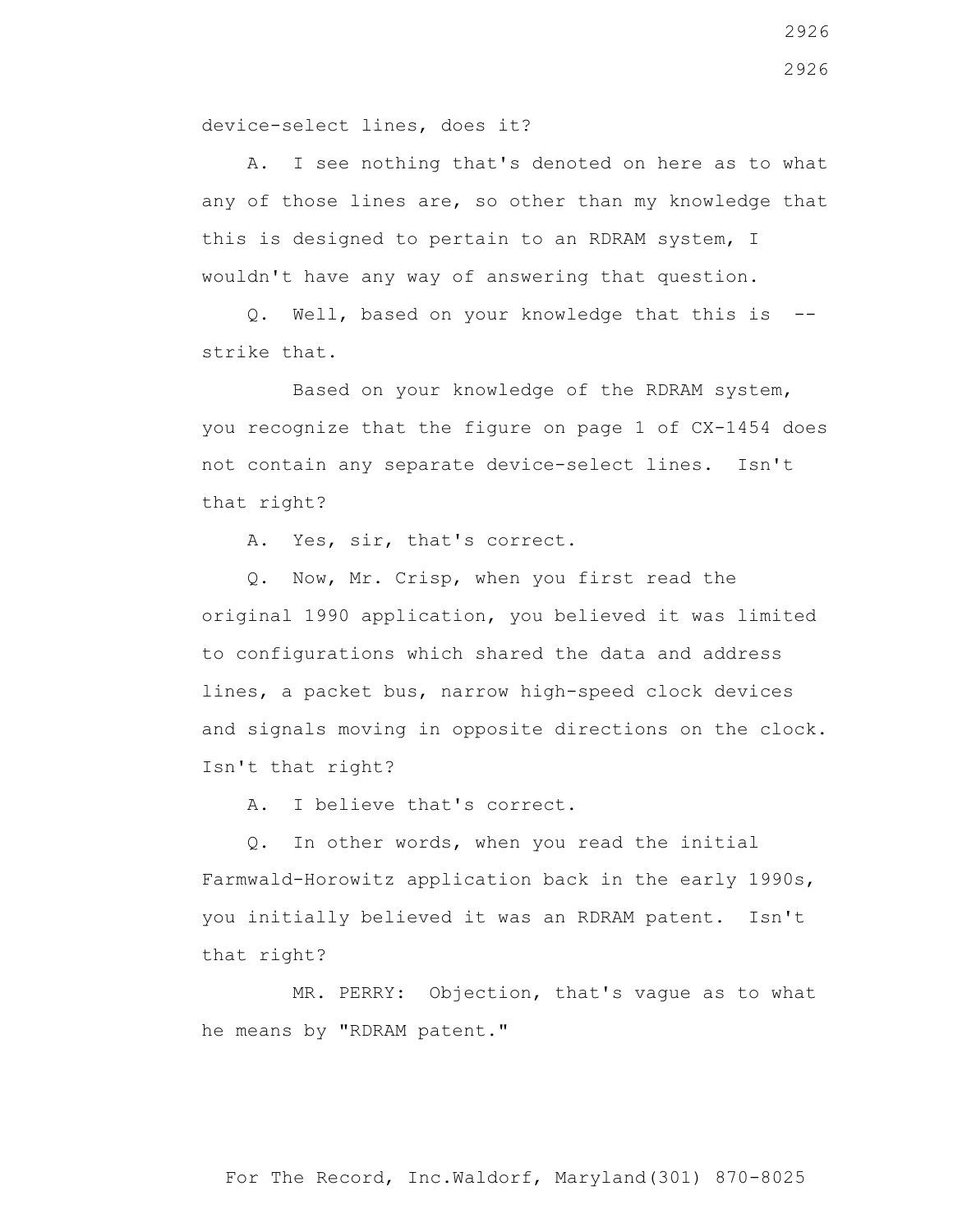device-select lines, does it?

A. I see nothing that's denoted on here as to what any of those lines are, so other than my knowledge that this is designed to pertain to an RDRAM system, I wouldn't have any way of answering that question.

Q. Well, based on your knowledge that this is -- strike that.

Based on your knowledge of the RDRAM system, you recognize that the figure on page 1 of CX-1454 does not contain any separate device-select lines. Isn't that right?

A. Yes, sir, that's correct.

Q. Now, Mr. Crisp, when you first read the original 1990 application, you believed it was limited to configurations which shared the data and address lines, a packet bus, narrow high-speed clock devices and signals moving in opposite directions on the clock. Isn't that right?

A. I believe that's correct.

Q. In other words, when you read the initial Farmwald-Horowitz application back in the early 1990s, you initially believed it was an RDRAM patent. Isn't that right?

MR. PERRY: Objection, that's vague as to what he means by "RDRAM patent."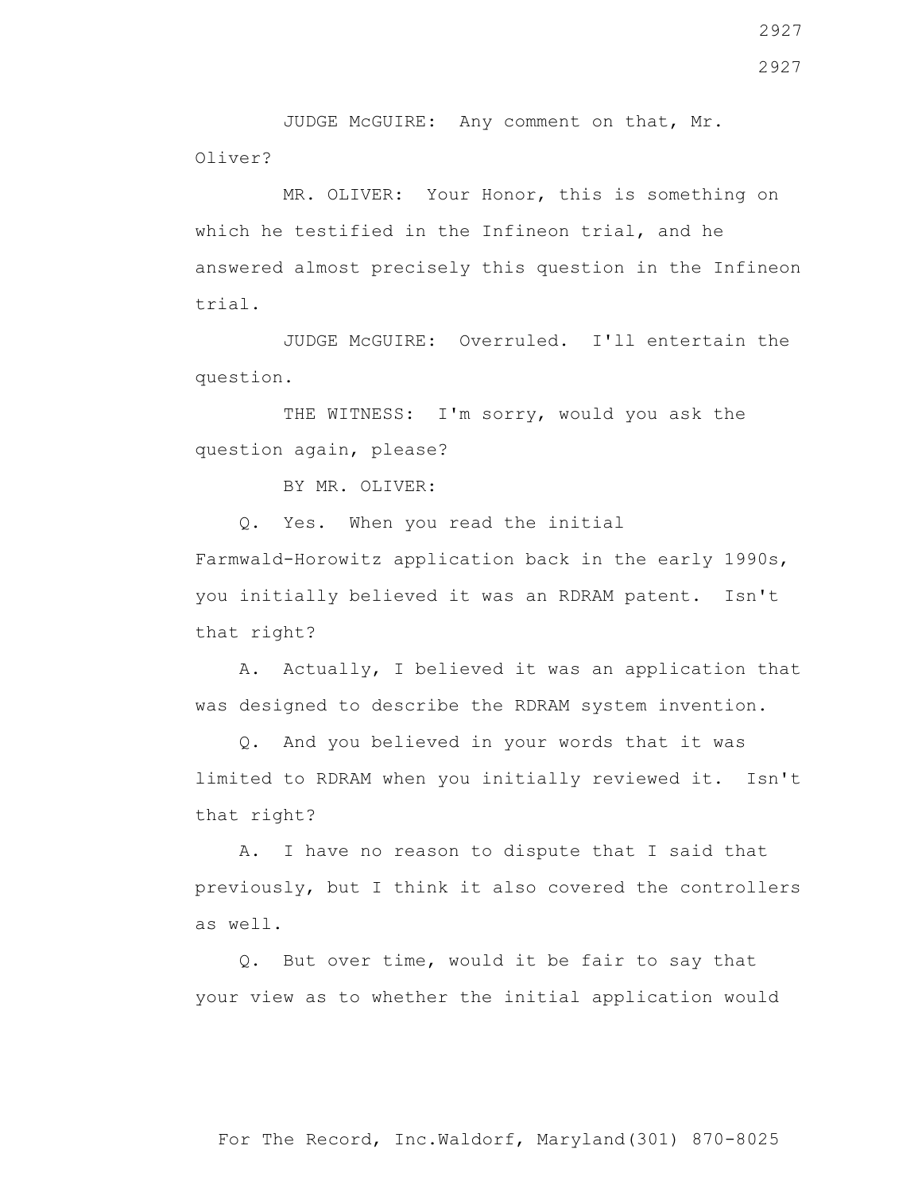JUDGE McGUIRE: Any comment on that, Mr. Oliver?

MR. OLIVER: Your Honor, this is something on which he testified in the Infineon trial, and he answered almost precisely this question in the Infineon trial.

JUDGE McGUIRE: Overruled. I'll entertain the question.

THE WITNESS: I'm sorry, would you ask the question again, please?

BY MR. OLIVER:

Q. Yes. When you read the initial Farmwald-Horowitz application back in the early 1990s, you initially believed it was an RDRAM patent. Isn't that right?

A. Actually, I believed it was an application that was designed to describe the RDRAM system invention.

Q. And you believed in your words that it was limited to RDRAM when you initially reviewed it. Isn't that right?

A. I have no reason to dispute that I said that previously, but I think it also covered the controllers as well.

Q. But over time, would it be fair to say that your view as to whether the initial application would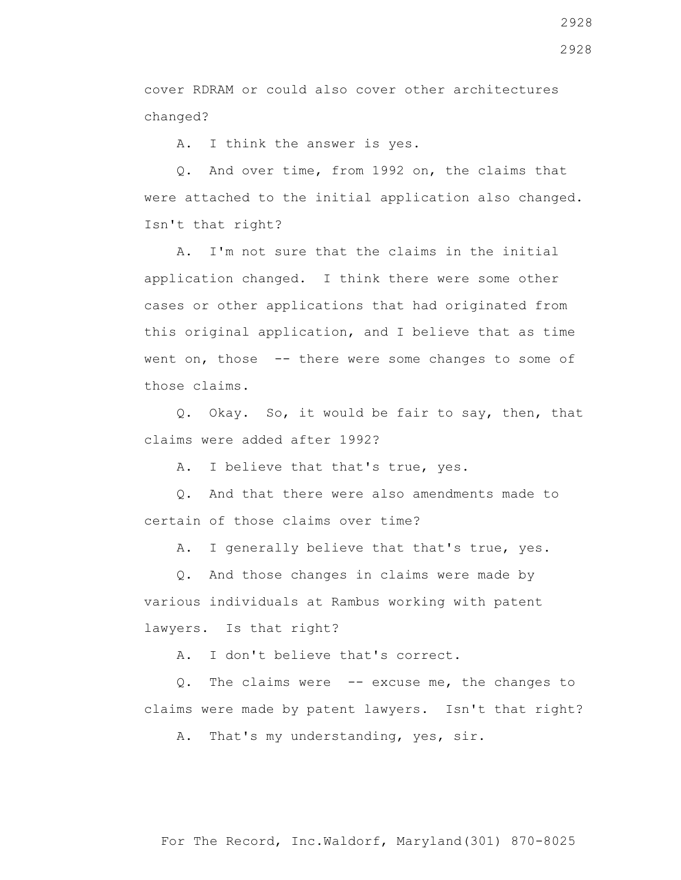cover RDRAM or could also cover other architectures changed?

A. I think the answer is yes.

Q. And over time, from 1992 on, the claims that were attached to the initial application also changed. Isn't that right?

A. I'm not sure that the claims in the initial application changed. I think there were some other cases or other applications that had originated from this original application, and I believe that as time went on, those -- there were some changes to some of those claims.

Q. Okay. So, it would be fair to say, then, that claims were added after 1992?

A. I believe that that's true, yes.

Q. And that there were also amendments made to certain of those claims over time?

A. I generally believe that that's true, yes.

Q. And those changes in claims were made by various individuals at Rambus working with patent lawyers. Is that right?

A. I don't believe that's correct.

Q. The claims were -- excuse me, the changes to claims were made by patent lawyers. Isn't that right?

A. That's my understanding, yes, sir.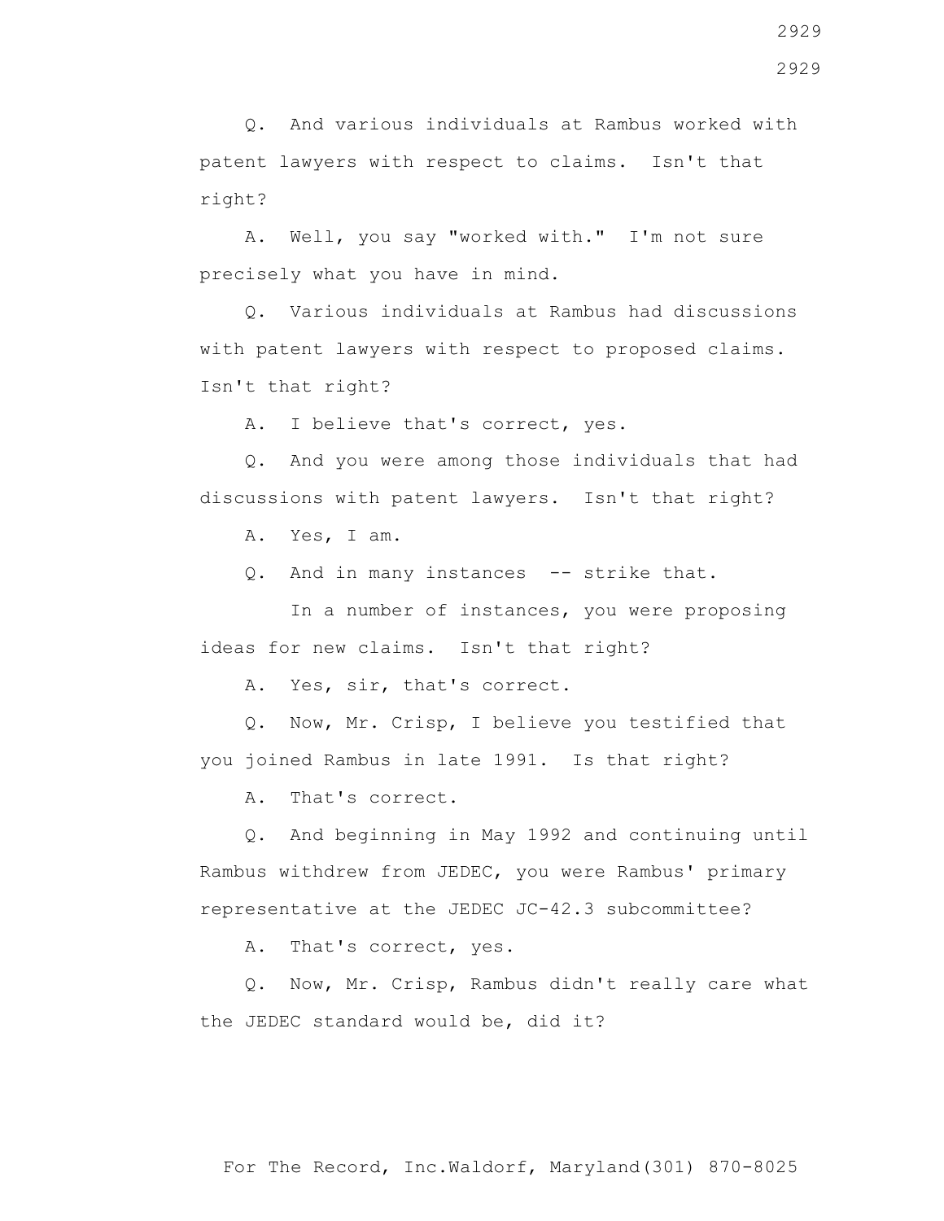Q. And various individuals at Rambus worked with patent lawyers with respect to claims. Isn't that right?

A. Well, you say "worked with." I'm not sure precisely what you have in mind.

Q. Various individuals at Rambus had discussions with patent lawyers with respect to proposed claims. Isn't that right?

A. I believe that's correct, yes.

Q. And you were among those individuals that had discussions with patent lawyers. Isn't that right?

A. Yes, I am.

Q. And in many instances -- strike that.

In a number of instances, you were proposing ideas for new claims. Isn't that right?

A. Yes, sir, that's correct.

Q. Now, Mr. Crisp, I believe you testified that you joined Rambus in late 1991. Is that right?

A. That's correct.

Q. And beginning in May 1992 and continuing until Rambus withdrew from JEDEC, you were Rambus' primary representative at the JEDEC JC-42.3 subcommittee?

A. That's correct, yes.

Q. Now, Mr. Crisp, Rambus didn't really care what the JEDEC standard would be, did it?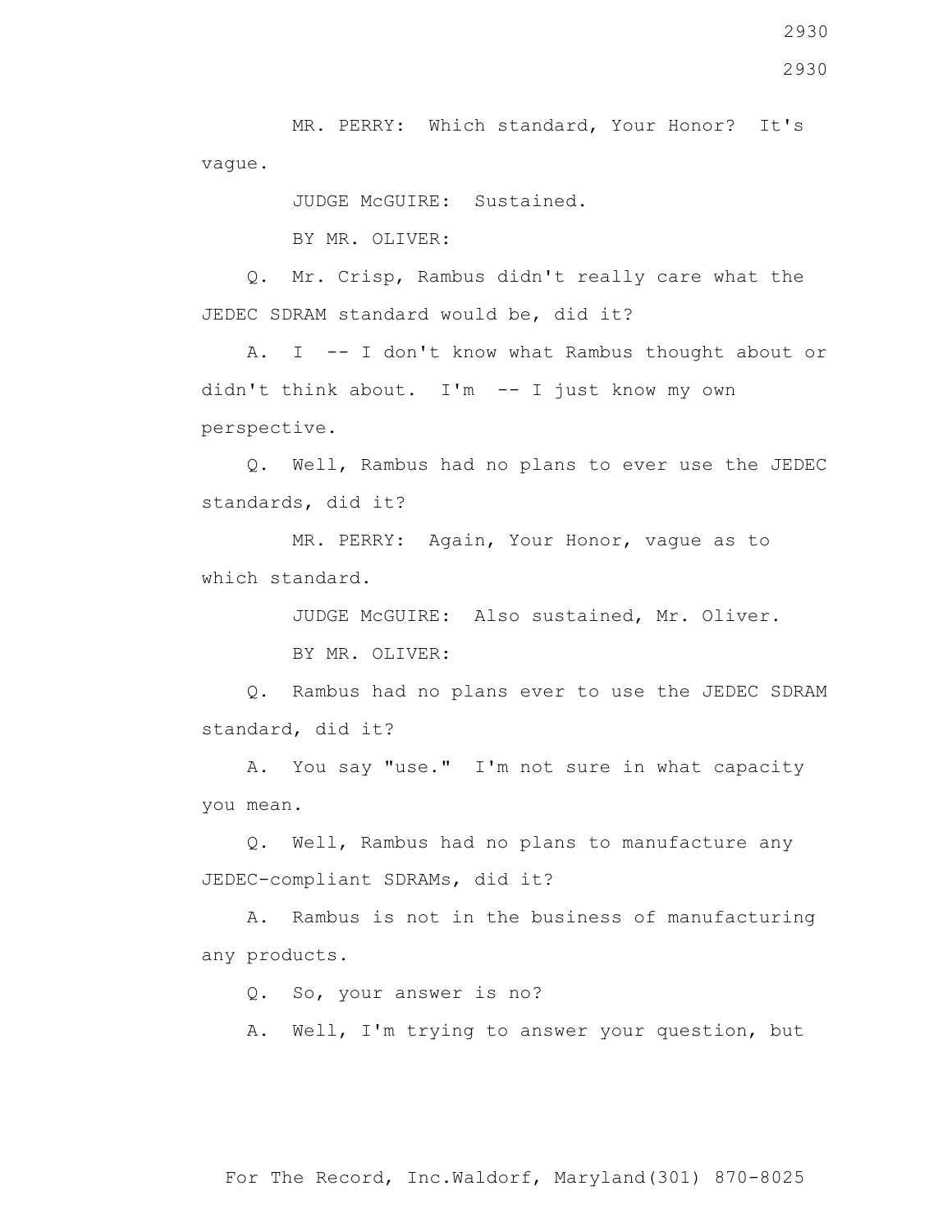MR. PERRY: Which standard, Your Honor? It's vague.

JUDGE McGUIRE: Sustained.

BY MR. OLIVER:

Q. Mr. Crisp, Rambus didn't really care what the JEDEC SDRAM standard would be, did it?

A. I -- I don't know what Rambus thought about or didn't think about. I'm -- I just know my own perspective.

Q. Well, Rambus had no plans to ever use the JEDEC standards, did it?

MR. PERRY: Again, Your Honor, vague as to which standard.

JUDGE McGUIRE: Also sustained, Mr. Oliver.

BY MR. OLIVER:

Q. Rambus had no plans ever to use the JEDEC SDRAM standard, did it?

A. You say "use." I'm not sure in what capacity you mean.

Q. Well, Rambus had no plans to manufacture any JEDEC-compliant SDRAMs, did it?

A. Rambus is not in the business of manufacturing any products.

Q. So, your answer is no?

A. Well, I'm trying to answer your question, but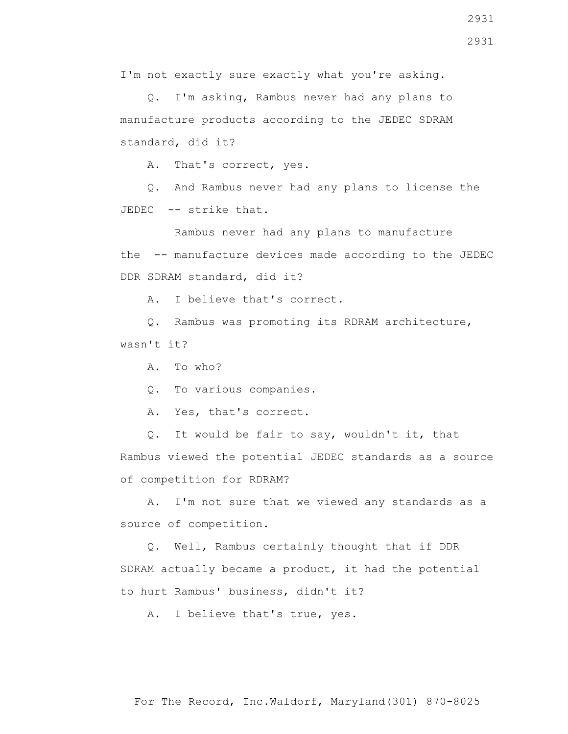I'm not exactly sure exactly what you're asking.

Q. I'm asking, Rambus never had any plans to manufacture products according to the JEDEC SDRAM standard, did it?

A. That's correct, yes.

Q. And Rambus never had any plans to license the JEDEC -- strike that.

Rambus never had any plans to manufacture the -- manufacture devices made according to the JEDEC DDR SDRAM standard, did it?

A. I believe that's correct.

Q. Rambus was promoting its RDRAM architecture, wasn't it?

A. To who?

Q. To various companies.

A. Yes, that's correct.

Q. It would be fair to say, wouldn't it, that Rambus viewed the potential JEDEC standards as a source of competition for RDRAM?

A. I'm not sure that we viewed any standards as a source of competition.

Q. Well, Rambus certainly thought that if DDR SDRAM actually became a product, it had the potential to hurt Rambus' business, didn't it?

A. I believe that's true, yes.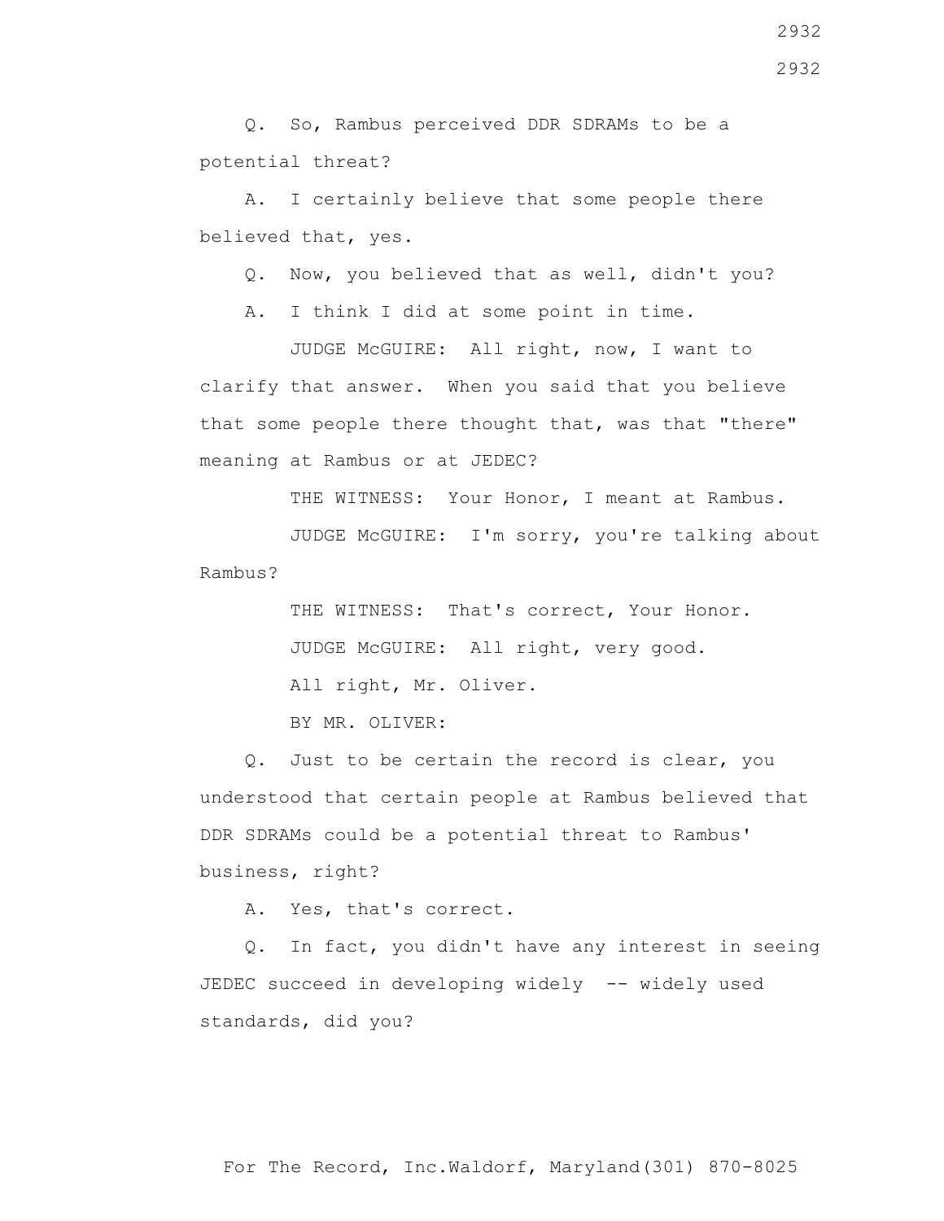Q. So, Rambus perceived DDR SDRAMs to be a potential threat?

A. I certainly believe that some people there believed that, yes.

Q. Now, you believed that as well, didn't you?

A. I think I did at some point in time.

JUDGE McGUIRE: All right, now, I want to clarify that answer. When you said that you believe that some people there thought that, was that "there" meaning at Rambus or at JEDEC?

THE WITNESS: Your Honor, I meant at Rambus.

JUDGE McGUIRE: I'm sorry, you're talking about Rambus?

THE WITNESS: That's correct, Your Honor.

JUDGE McGUIRE: All right, very good.

All right, Mr. Oliver.

BY MR. OLIVER:

Q. Just to be certain the record is clear, you understood that certain people at Rambus believed that DDR SDRAMs could be a potential threat to Rambus' business, right?

A. Yes, that's correct.

Q. In fact, you didn't have any interest in seeing JEDEC succeed in developing widely -- widely used standards, did you?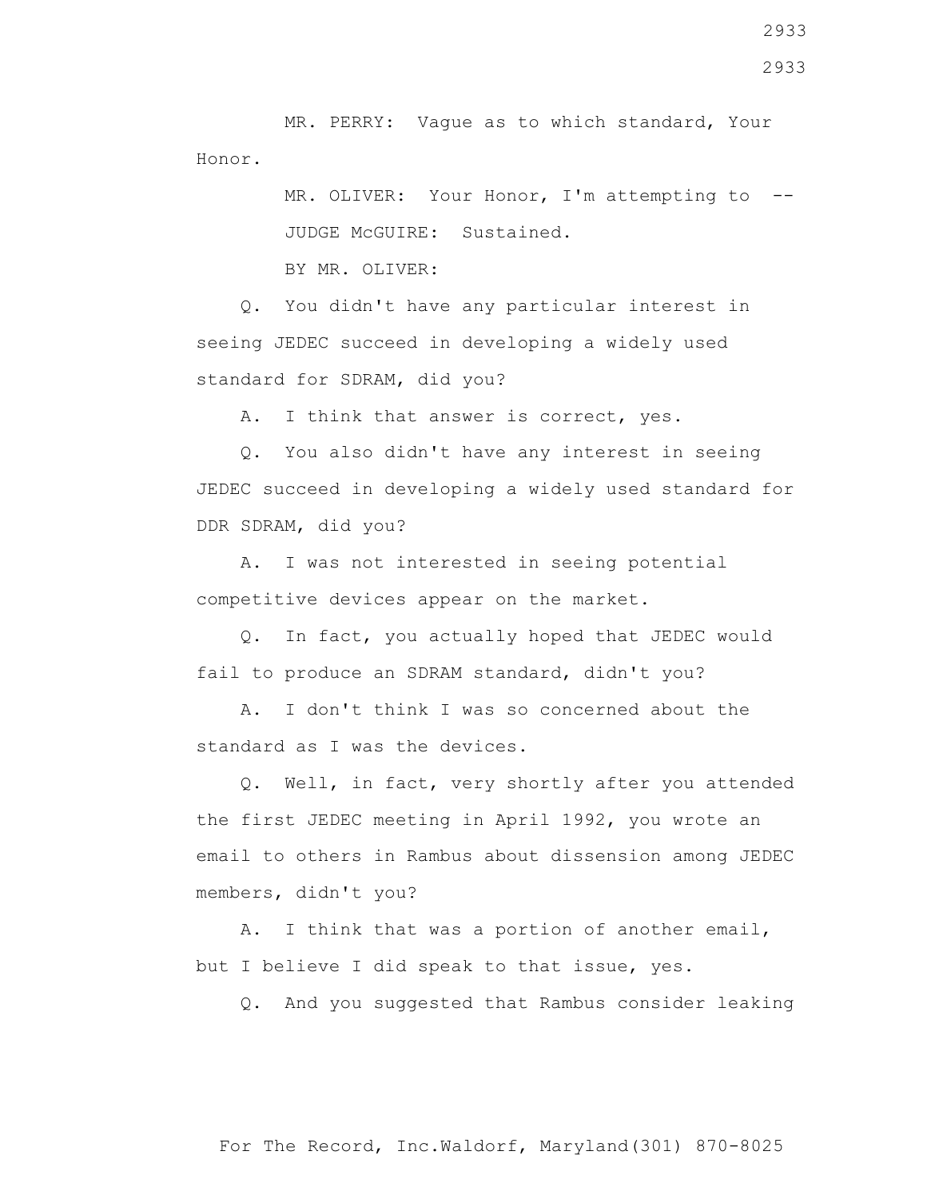MR. PERRY: Vague as to which standard, Your Honor.

MR. OLIVER: Your Honor, I'm attempting to --

JUDGE McGUIRE: Sustained.

BY MR. OLIVER:

Q. You didn't have any particular interest in seeing JEDEC succeed in developing a widely used standard for SDRAM, did you?

A. I think that answer is correct, yes.

Q. You also didn't have any interest in seeing JEDEC succeed in developing a widely used standard for DDR SDRAM, did you?

A. I was not interested in seeing potential competitive devices appear on the market.

Q. In fact, you actually hoped that JEDEC would fail to produce an SDRAM standard, didn't you?

A. I don't think I was so concerned about the standard as I was the devices.

Q. Well, in fact, very shortly after you attended the first JEDEC meeting in April 1992, you wrote an email to others in Rambus about dissension among JEDEC members, didn't you?

A. I think that was a portion of another email, but I believe I did speak to that issue, yes.

Q. And you suggested that Rambus consider leaking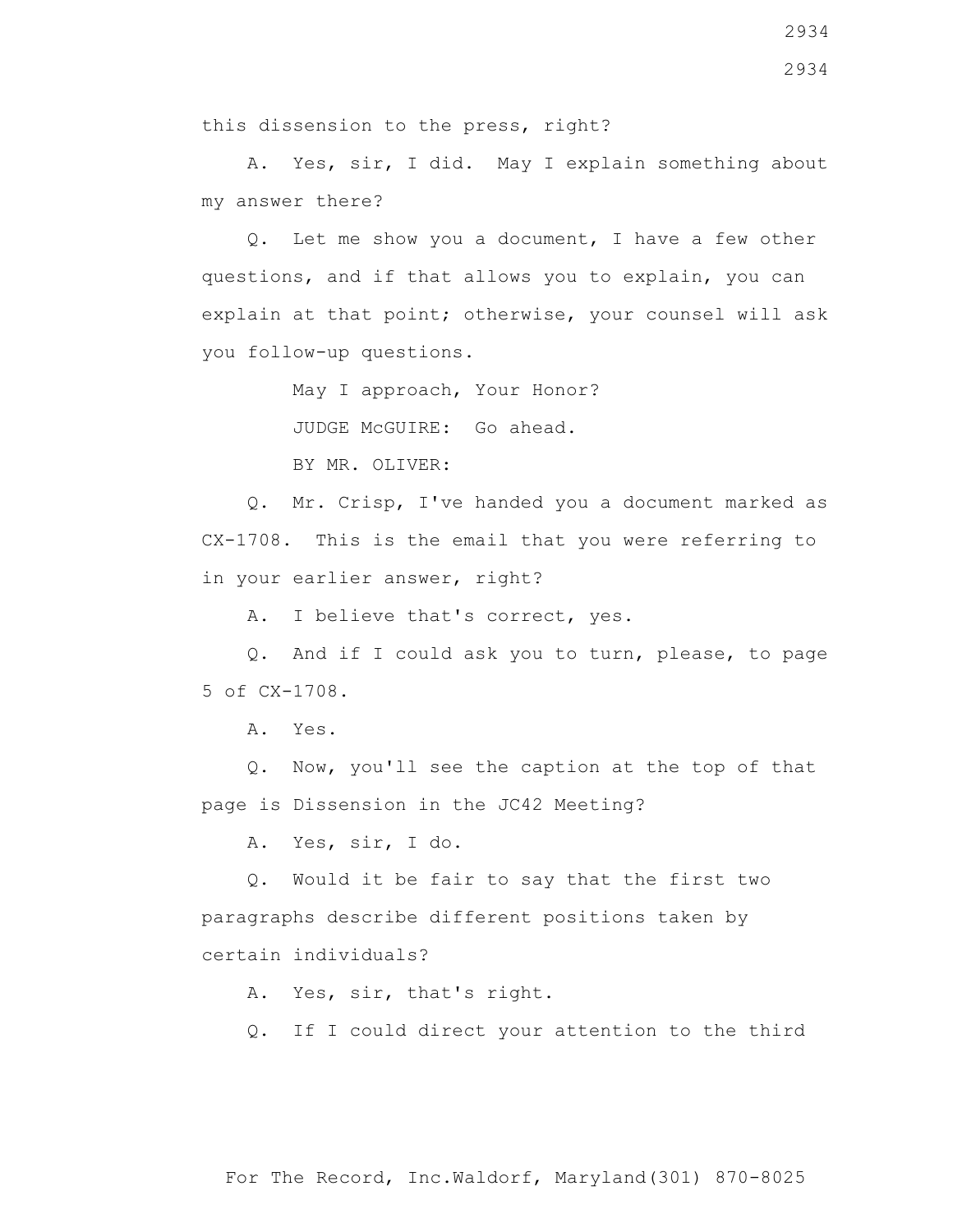this dissension to the press, right?

A. Yes, sir, I did. May I explain something about my answer there?

Q. Let me show you a document, I have a few other questions, and if that allows you to explain, you can explain at that point; otherwise, your counsel will ask you follow-up questions.

May I approach, Your Honor?

JUDGE McGUIRE: Go ahead.

BY MR. OLIVER:

Q. Mr. Crisp, I've handed you a document marked as CX-1708. This is the email that you were referring to in your earlier answer, right?

A. I believe that's correct, yes.

Q. And if I could ask you to turn, please, to page 5 of CX-1708.

A. Yes.

Q. Now, you'll see the caption at the top of that page is Dissension in the JC42 Meeting?

A. Yes, sir, I do.

Q. Would it be fair to say that the first two paragraphs describe different positions taken by certain individuals?

A. Yes, sir, that's right.

Q. If I could direct your attention to the third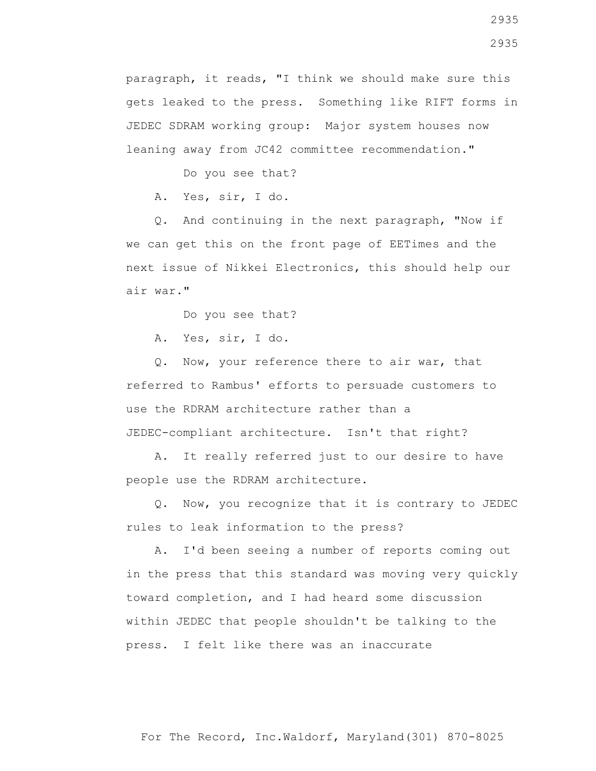paragraph, it reads, "I think we should make sure this gets leaked to the press. Something like RIFT forms in JEDEC SDRAM working group: Major system houses now leaning away from JC42 committee recommendation."

Do you see that?

A. Yes, sir, I do.

Q. And continuing in the next paragraph, "Now if we can get this on the front page of EETimes and the next issue of Nikkei Electronics, this should help our air war."

Do you see that?

A. Yes, sir, I do.

Q. Now, your reference there to air war, that referred to Rambus' efforts to persuade customers to use the RDRAM architecture rather than a JEDEC-compliant architecture. Isn't that right?

A. It really referred just to our desire to have people use the RDRAM architecture.

Q. Now, you recognize that it is contrary to JEDEC rules to leak information to the press?

A. I'd been seeing a number of reports coming out in the press that this standard was moving very quickly toward completion, and I had heard some discussion within JEDEC that people shouldn't be talking to the press. I felt like there was an inaccurate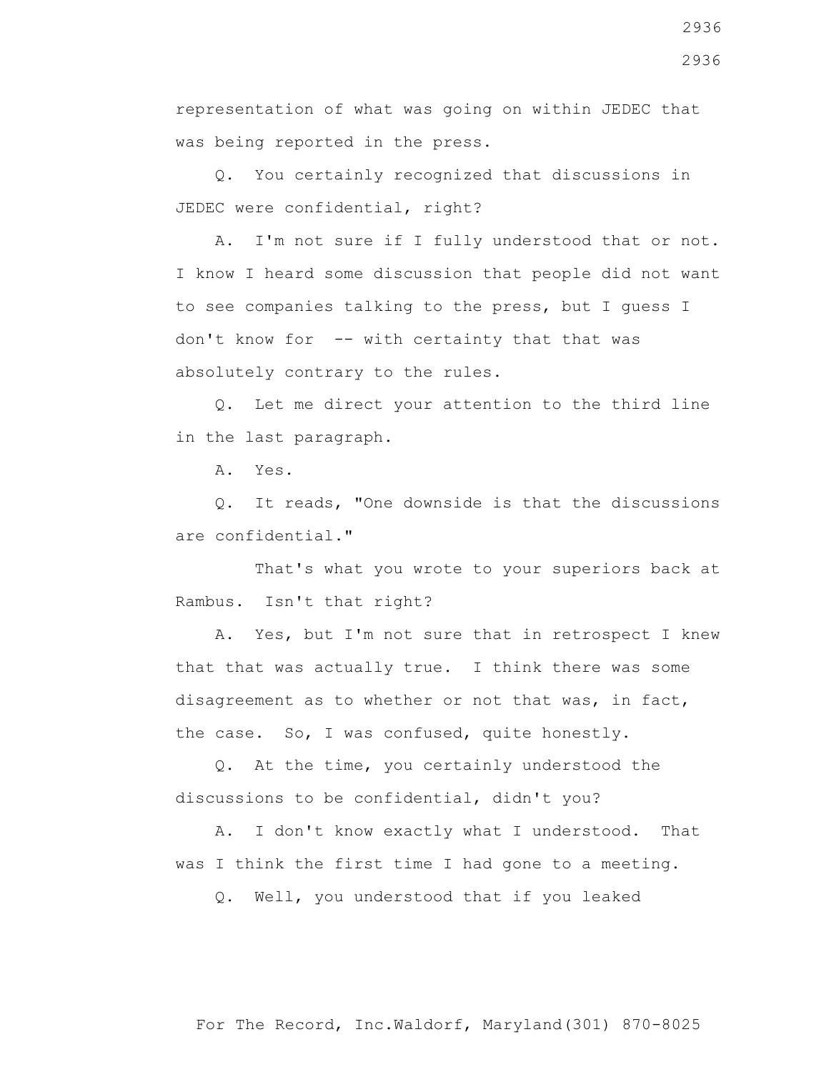representation of what was going on within JEDEC that was being reported in the press.

Q. You certainly recognized that discussions in JEDEC were confidential, right?

A. I'm not sure if I fully understood that or not. I know I heard some discussion that people did not want to see companies talking to the press, but I guess I don't know for -- with certainty that that was absolutely contrary to the rules.

Q. Let me direct your attention to the third line in the last paragraph.

A. Yes.

Q. It reads, "One downside is that the discussions are confidential."

That's what you wrote to your superiors back at Rambus. Isn't that right?

A. Yes, but I'm not sure that in retrospect I knew that that was actually true. I think there was some disagreement as to whether or not that was, in fact, the case. So, I was confused, quite honestly.

Q. At the time, you certainly understood the discussions to be confidential, didn't you?

A. I don't know exactly what I understood. That was I think the first time I had gone to a meeting.

Q. Well, you understood that if you leaked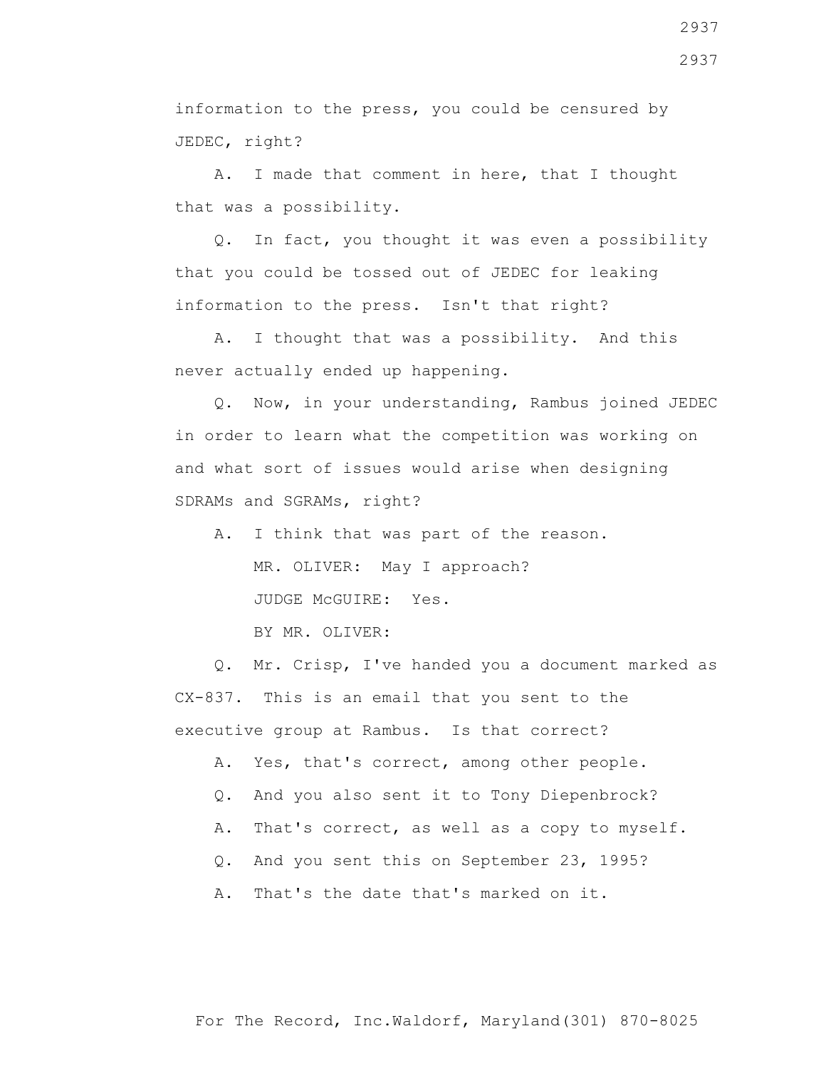information to the press, you could be censured by JEDEC, right?

A. I made that comment in here, that I thought that was a possibility.

Q. In fact, you thought it was even a possibility that you could be tossed out of JEDEC for leaking information to the press. Isn't that right?

A. I thought that was a possibility. And this never actually ended up happening.

Q. Now, in your understanding, Rambus joined JEDEC in order to learn what the competition was working on and what sort of issues would arise when designing SDRAMs and SGRAMs, right?

A. I think that was part of the reason.

MR. OLIVER: May I approach?

JUDGE McGUIRE: Yes.

BY MR. OLIVER:

Q. Mr. Crisp, I've handed you a document marked as CX-837. This is an email that you sent to the executive group at Rambus. Is that correct?

A. Yes, that's correct, among other people.

Q. And you also sent it to Tony Diepenbrock?

A. That's correct, as well as a copy to myself.

Q. And you sent this on September 23, 1995?

A. That's the date that's marked on it.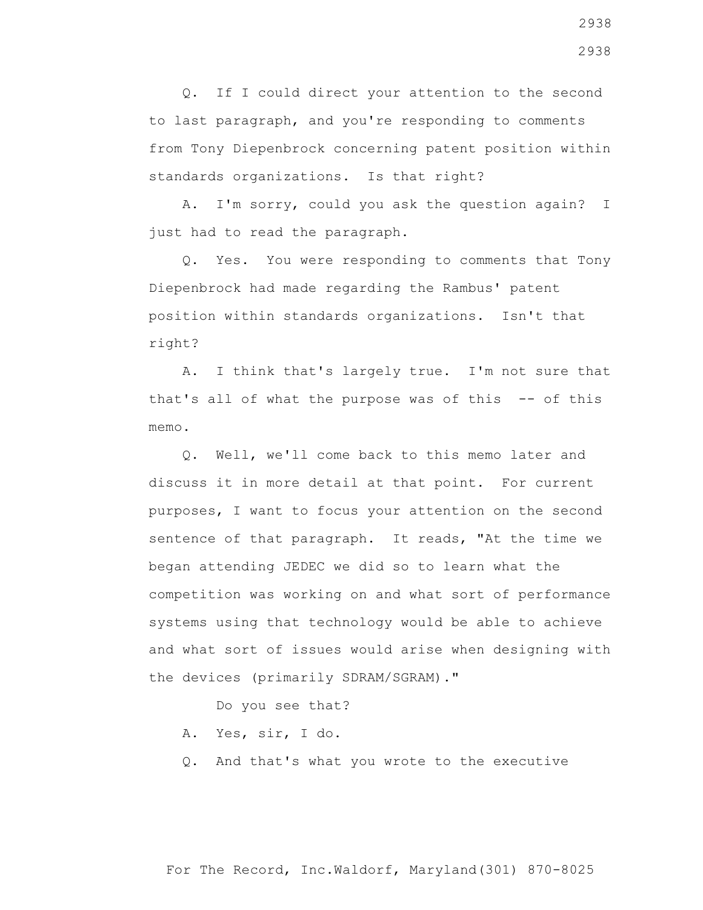Q. If I could direct your attention to the second to last paragraph, and you're responding to comments from Tony Diepenbrock concerning patent position within standards organizations. Is that right?

A. I'm sorry, could you ask the question again? I just had to read the paragraph.

Q. Yes. You were responding to comments that Tony Diepenbrock had made regarding the Rambus' patent position within standards organizations. Isn't that right?

A. I think that's largely true. I'm not sure that that's all of what the purpose was of this -- of this memo.

Q. Well, we'll come back to this memo later and discuss it in more detail at that point. For current purposes, I want to focus your attention on the second sentence of that paragraph. It reads, "At the time we began attending JEDEC we did so to learn what the competition was working on and what sort of performance systems using that technology would be able to achieve and what sort of issues would arise when designing with the devices (primarily SDRAM/SGRAM)."

Do you see that?

A. Yes, sir, I do.

Q. And that's what you wrote to the executive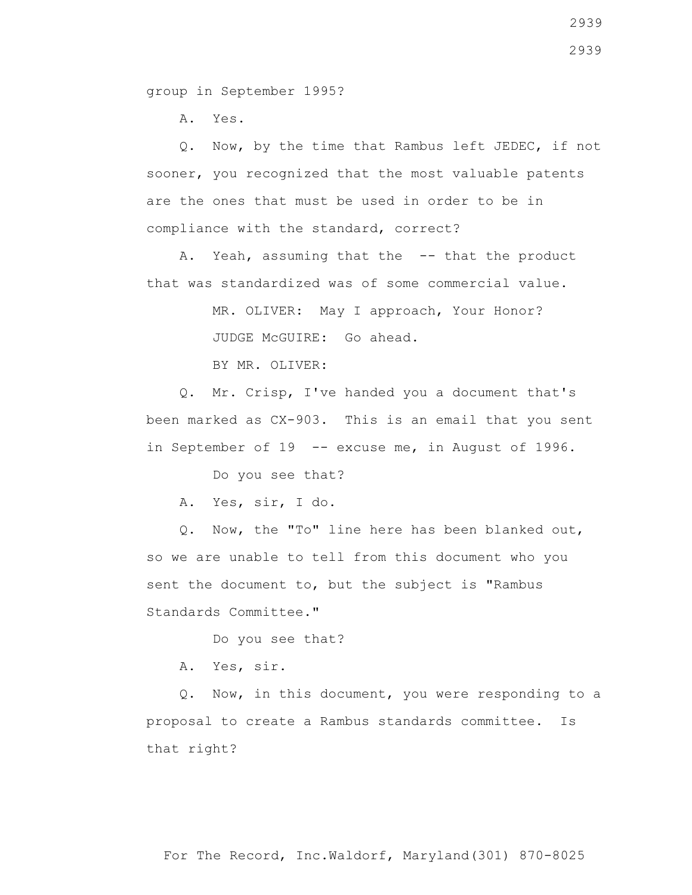group in September 1995?

A. Yes.

Q. Now, by the time that Rambus left JEDEC, if not sooner, you recognized that the most valuable patents are the ones that must be used in order to be in compliance with the standard, correct?

A. Yeah, assuming that the -- that the product that was standardized was of some commercial value.

MR. OLIVER: May I approach, Your Honor?

JUDGE McGUIRE: Go ahead.

BY MR. OLIVER:

Q. Mr. Crisp, I've handed you a document that's been marked as CX-903. This is an email that you sent in September of 19 -- excuse me, in August of 1996.

Do you see that?

A. Yes, sir, I do.

Q. Now, the "To" line here has been blanked out, so we are unable to tell from this document who you sent the document to, but the subject is "Rambus Standards Committee."

Do you see that?

A. Yes, sir.

Q. Now, in this document, you were responding to a proposal to create a Rambus standards committee. Is that right?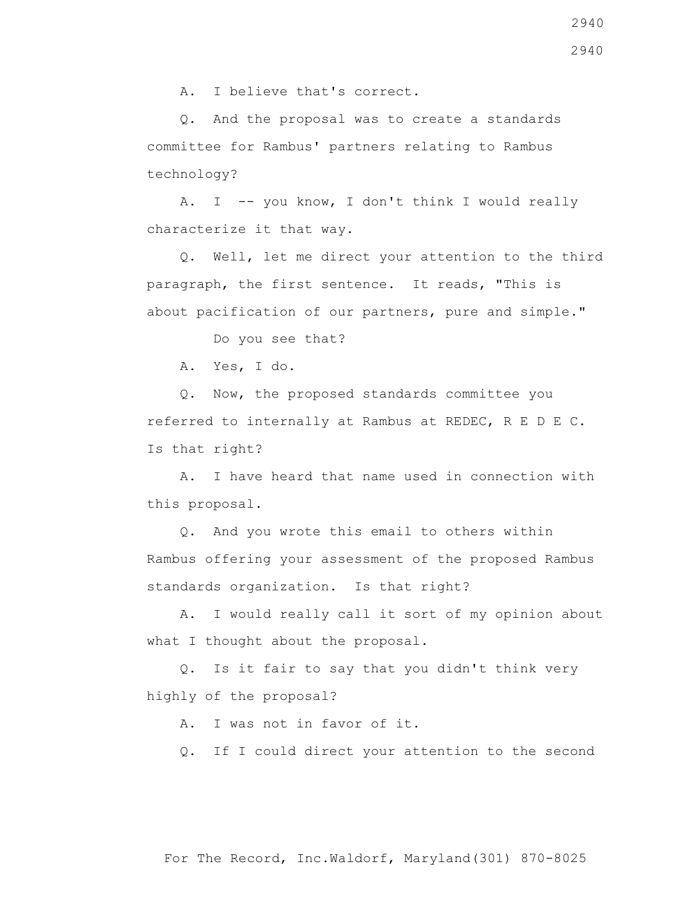A. I believe that's correct.

Q. And the proposal was to create a standards committee for Rambus' partners relating to Rambus technology?

A. I -- you know, I don't think I would really characterize it that way.

Q. Well, let me direct your attention to the third paragraph, the first sentence. It reads, "This is about pacification of our partners, pure and simple."

Do you see that?

A. Yes, I do.

Q. Now, the proposed standards committee you referred to internally at Rambus at REDEC, R E D E C. Is that right?

A. I have heard that name used in connection with this proposal.

Q. And you wrote this email to others within Rambus offering your assessment of the proposed Rambus standards organization. Is that right?

A. I would really call it sort of my opinion about what I thought about the proposal.

Q. Is it fair to say that you didn't think very highly of the proposal?

A. I was not in favor of it.

Q. If I could direct your attention to the second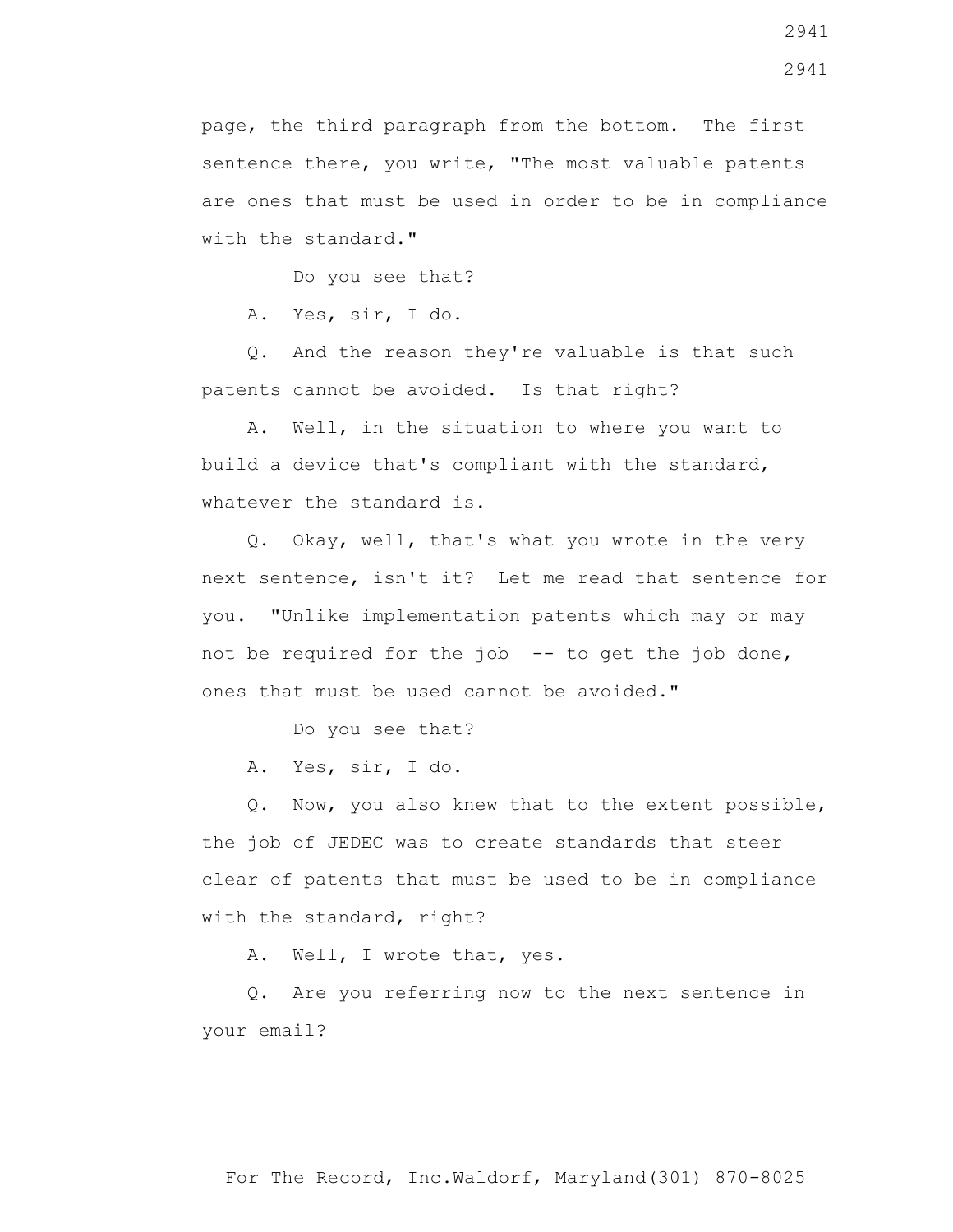page, the third paragraph from the bottom. The first sentence there, you write, "The most valuable patents are ones that must be used in order to be in compliance with the standard."

Do you see that?

A. Yes, sir, I do.

Q. And the reason they're valuable is that such patents cannot be avoided. Is that right?

A. Well, in the situation to where you want to build a device that's compliant with the standard, whatever the standard is.

Q. Okay, well, that's what you wrote in the very next sentence, isn't it? Let me read that sentence for you. "Unlike implementation patents which may or may not be required for the job -- to get the job done, ones that must be used cannot be avoided."

Do you see that?

A. Yes, sir, I do.

Q. Now, you also knew that to the extent possible, the job of JEDEC was to create standards that steer clear of patents that must be used to be in compliance with the standard, right?

A. Well, I wrote that, yes.

Q. Are you referring now to the next sentence in your email?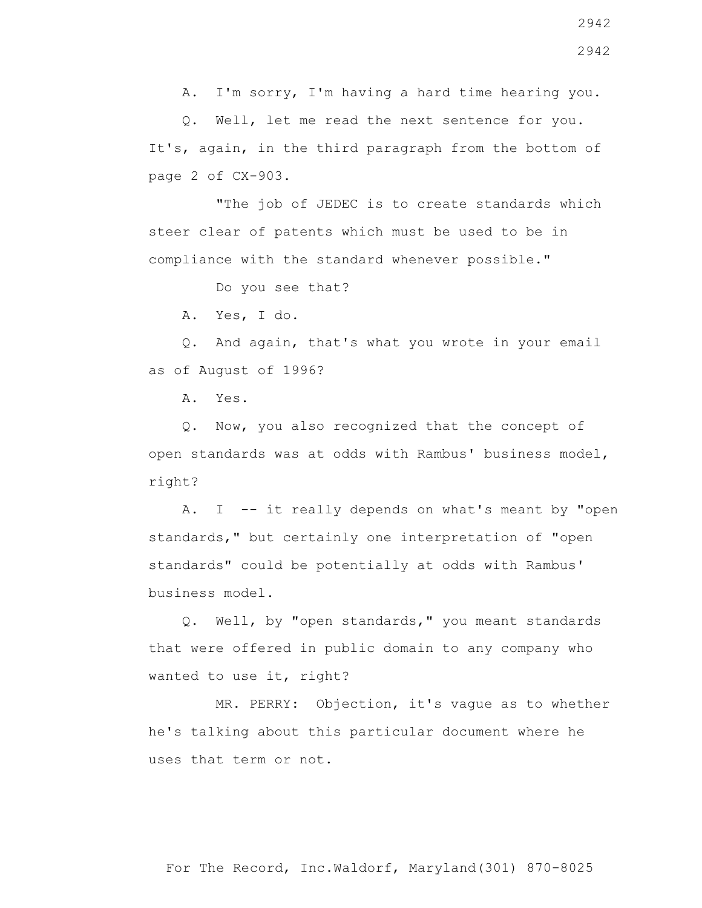A. I'm sorry, I'm having a hard time hearing you.

Q. Well, let me read the next sentence for you. It's, again, in the third paragraph from the bottom of page 2 of CX-903.

"The job of JEDEC is to create standards which steer clear of patents which must be used to be in compliance with the standard whenever possible."

Do you see that?

A. Yes, I do.

Q. And again, that's what you wrote in your email as of August of 1996?

A. Yes.

Q. Now, you also recognized that the concept of open standards was at odds with Rambus' business model, right?

A. I -- it really depends on what's meant by "open standards," but certainly one interpretation of "open standards" could be potentially at odds with Rambus' business model.

Q. Well, by "open standards," you meant standards that were offered in public domain to any company who wanted to use it, right?

MR. PERRY: Objection, it's vague as to whether he's talking about this particular document where he uses that term or not.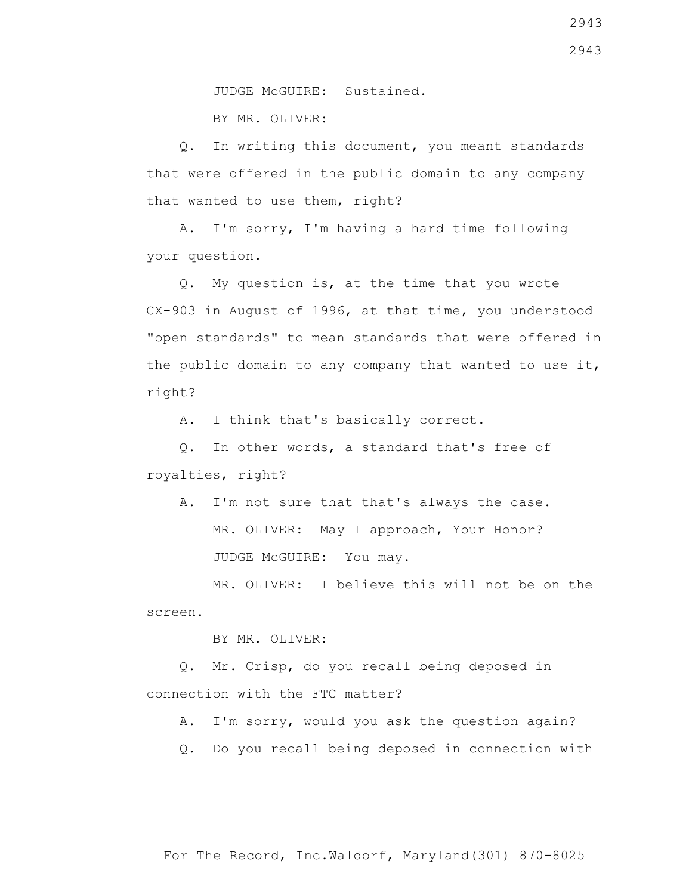JUDGE McGUIRE: Sustained.

BY MR. OLIVER:

Q. In writing this document, you meant standards that were offered in the public domain to any company that wanted to use them, right?

A. I'm sorry, I'm having a hard time following your question.

Q. My question is, at the time that you wrote CX-903 in August of 1996, at that time, you understood "open standards" to mean standards that were offered in the public domain to any company that wanted to use it, right?

A. I think that's basically correct.

Q. In other words, a standard that's free of royalties, right?

A. I'm not sure that that's always the case.

MR. OLIVER: May I approach, Your Honor?

JUDGE McGUIRE: You may.

MR. OLIVER: I believe this will not be on the screen.

BY MR. OLIVER:

Q. Mr. Crisp, do you recall being deposed in connection with the FTC matter?

A. I'm sorry, would you ask the question again?

Q. Do you recall being deposed in connection with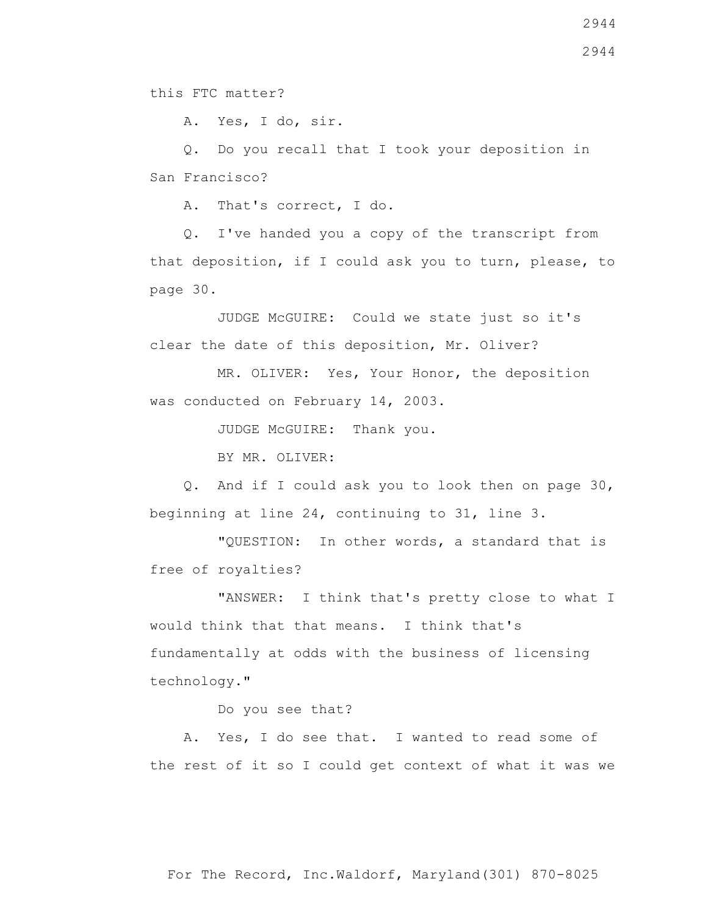this FTC matter?

A. Yes, I do, sir.

Q. Do you recall that I took your deposition in San Francisco?

A. That's correct, I do.

Q. I've handed you a copy of the transcript from that deposition, if I could ask you to turn, please, to page 30.

JUDGE McGUIRE: Could we state just so it's clear the date of this deposition, Mr. Oliver?

MR. OLIVER: Yes, Your Honor, the deposition was conducted on February 14, 2003.

JUDGE McGUIRE: Thank you.

BY MR. OLIVER:

Q. And if I could ask you to look then on page 30, beginning at line 24, continuing to 31, line 3.

"QUESTION: In other words, a standard that is free of royalties?

"ANSWER: I think that's pretty close to what I would think that that means. I think that's fundamentally at odds with the business of licensing technology."

Do you see that?

A. Yes, I do see that. I wanted to read some of the rest of it so I could get context of what it was we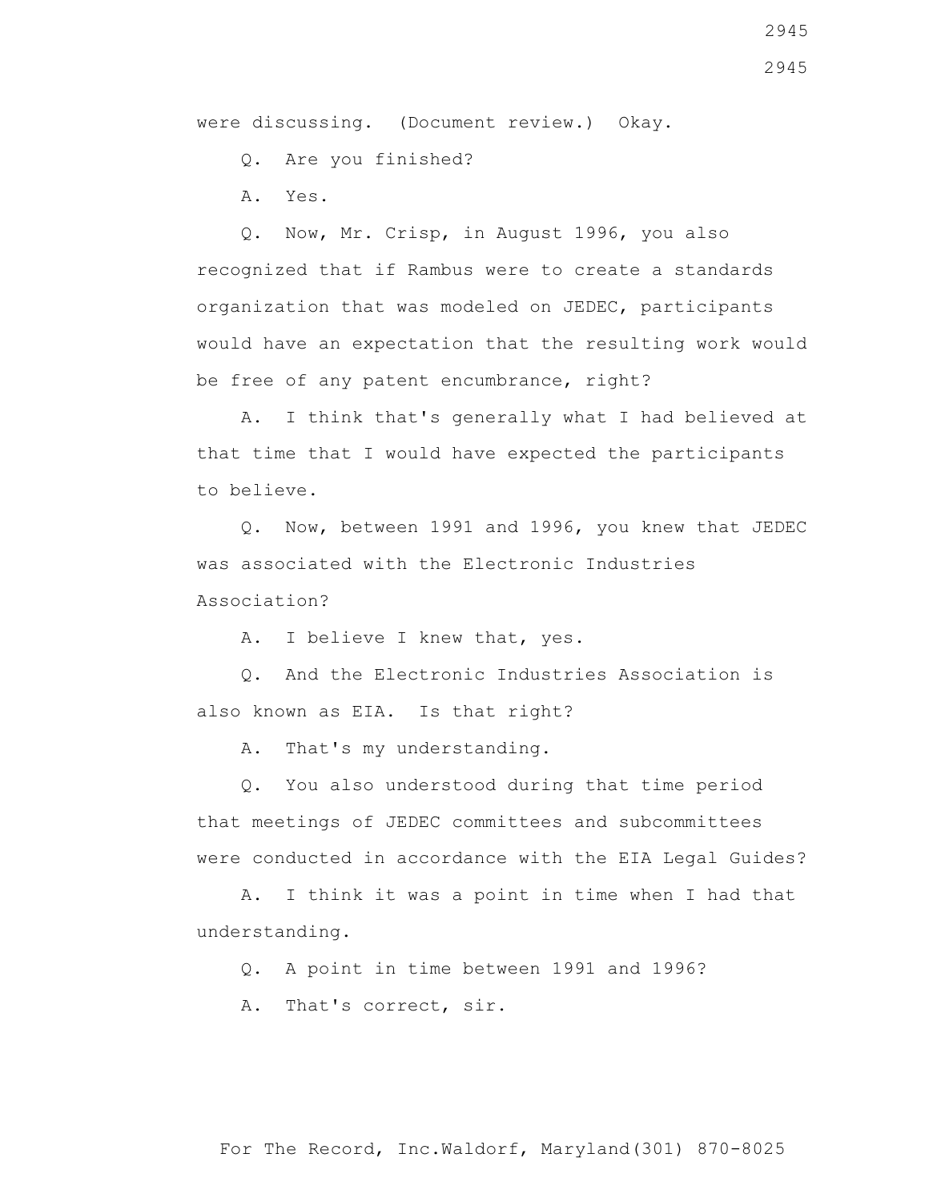were discussing. (Document review.) Okay.

Q. Are you finished?

A. Yes.

Q. Now, Mr. Crisp, in August 1996, you also recognized that if Rambus were to create a standards organization that was modeled on JEDEC, participants would have an expectation that the resulting work would be free of any patent encumbrance, right?

A. I think that's generally what I had believed at that time that I would have expected the participants to believe.

Q. Now, between 1991 and 1996, you knew that JEDEC was associated with the Electronic Industries Association?

A. I believe I knew that, yes.

Q. And the Electronic Industries Association is also known as EIA. Is that right?

A. That's my understanding.

Q. You also understood during that time period that meetings of JEDEC committees and subcommittees were conducted in accordance with the EIA Legal Guides?

A. I think it was a point in time when I had that understanding.

Q. A point in time between 1991 and 1996?

A. That's correct, sir.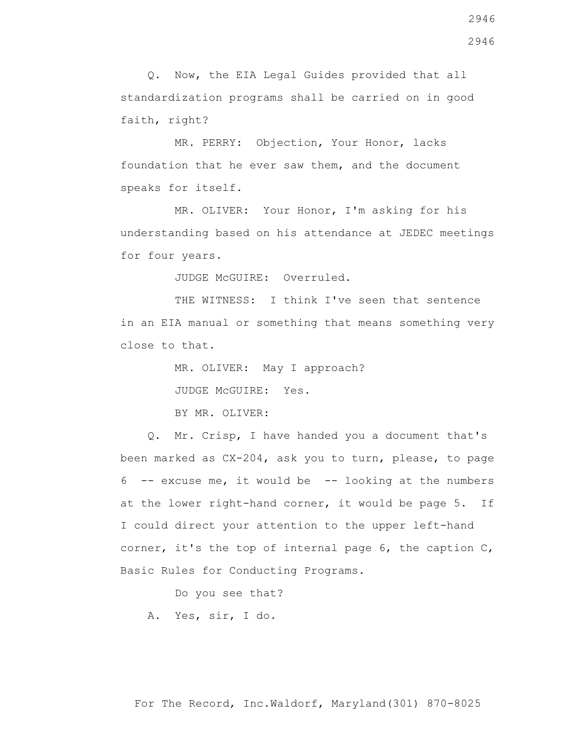Q. Now, the EIA Legal Guides provided that all standardization programs shall be carried on in good faith, right?

MR. PERRY: Objection, Your Honor, lacks foundation that he ever saw them, and the document speaks for itself.

MR. OLIVER: Your Honor, I'm asking for his understanding based on his attendance at JEDEC meetings for four years.

JUDGE McGUIRE: Overruled.

THE WITNESS: I think I've seen that sentence in an EIA manual or something that means something very close to that.

MR. OLIVER: May I approach?

JUDGE McGUIRE: Yes.

BY MR. OLIVER:

Q. Mr. Crisp, I have handed you a document that's been marked as CX-204, ask you to turn, please, to page 6 -- excuse me, it would be -- looking at the numbers at the lower right-hand corner, it would be page 5. If I could direct your attention to the upper left-hand corner, it's the top of internal page 6, the caption C, Basic Rules for Conducting Programs.

Do you see that?

A. Yes, sir, I do.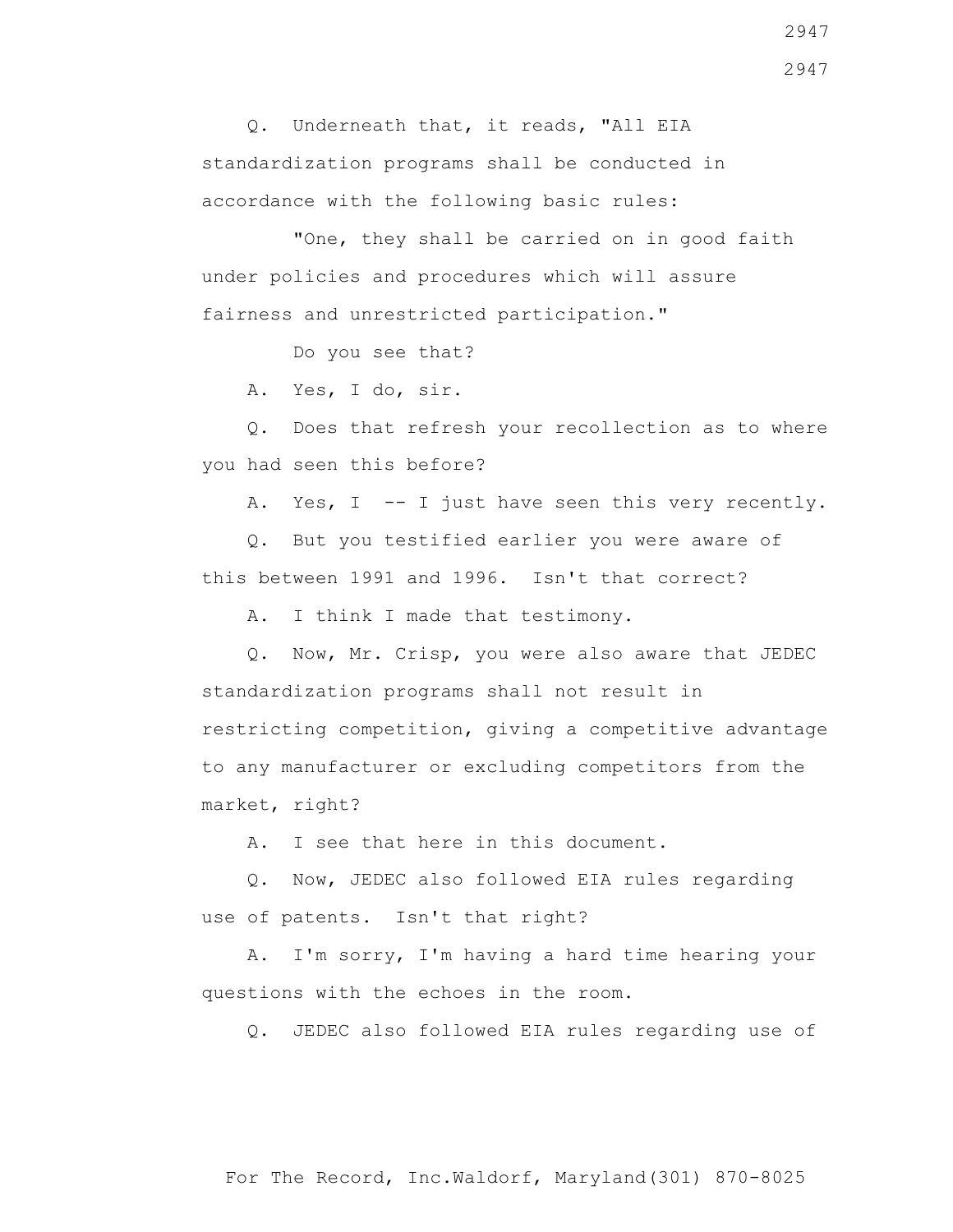Q. Underneath that, it reads, "All EIA standardization programs shall be conducted in accordance with the following basic rules:

"One, they shall be carried on in good faith under policies and procedures which will assure fairness and unrestricted participation."

Do you see that?

A. Yes, I do, sir.

Q. Does that refresh your recollection as to where you had seen this before?

A. Yes, I -- I just have seen this very recently.

Q. But you testified earlier you were aware of this between 1991 and 1996. Isn't that correct?

A. I think I made that testimony.

Q. Now, Mr. Crisp, you were also aware that JEDEC standardization programs shall not result in restricting competition, giving a competitive advantage to any manufacturer or excluding competitors from the market, right?

A. I see that here in this document.

Q. Now, JEDEC also followed EIA rules regarding use of patents. Isn't that right?

A. I'm sorry, I'm having a hard time hearing your questions with the echoes in the room.

Q. JEDEC also followed EIA rules regarding use of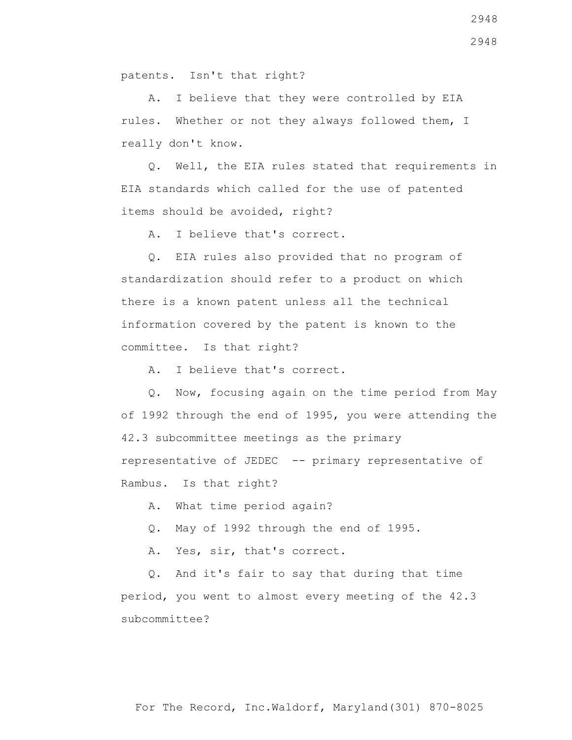patents. Isn't that right?

A. I believe that they were controlled by EIA rules. Whether or not they always followed them, I really don't know.

Q. Well, the EIA rules stated that requirements in EIA standards which called for the use of patented items should be avoided, right?

A. I believe that's correct.

Q. EIA rules also provided that no program of standardization should refer to a product on which there is a known patent unless all the technical information covered by the patent is known to the committee. Is that right?

A. I believe that's correct.

Q. Now, focusing again on the time period from May of 1992 through the end of 1995, you were attending the 42.3 subcommittee meetings as the primary representative of JEDEC -- primary representative of Rambus. Is that right?

A. What time period again?

Q. May of 1992 through the end of 1995.

A. Yes, sir, that's correct.

Q. And it's fair to say that during that time period, you went to almost every meeting of the 42.3 subcommittee?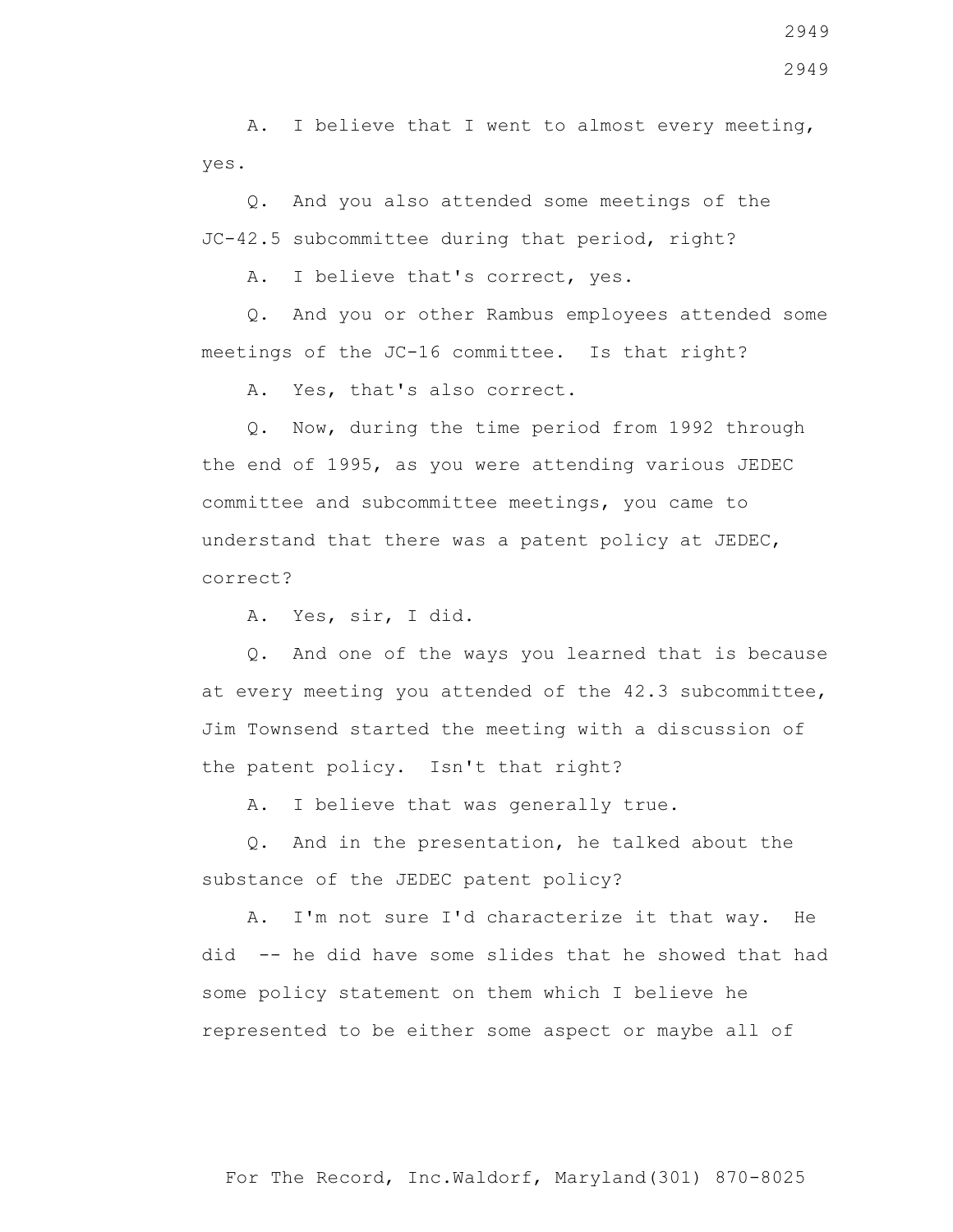A. I believe that I went to almost every meeting, yes.

Q. And you also attended some meetings of the JC-42.5 subcommittee during that period, right?

A. I believe that's correct, yes.

Q. And you or other Rambus employees attended some meetings of the JC-16 committee. Is that right?

A. Yes, that's also correct.

Q. Now, during the time period from 1992 through the end of 1995, as you were attending various JEDEC committee and subcommittee meetings, you came to understand that there was a patent policy at JEDEC, correct?

A. Yes, sir, I did.

Q. And one of the ways you learned that is because at every meeting you attended of the 42.3 subcommittee, Jim Townsend started the meeting with a discussion of the patent policy. Isn't that right?

A. I believe that was generally true.

Q. And in the presentation, he talked about the substance of the JEDEC patent policy?

A. I'm not sure I'd characterize it that way. He did -- he did have some slides that he showed that had some policy statement on them which I believe he represented to be either some aspect or maybe all of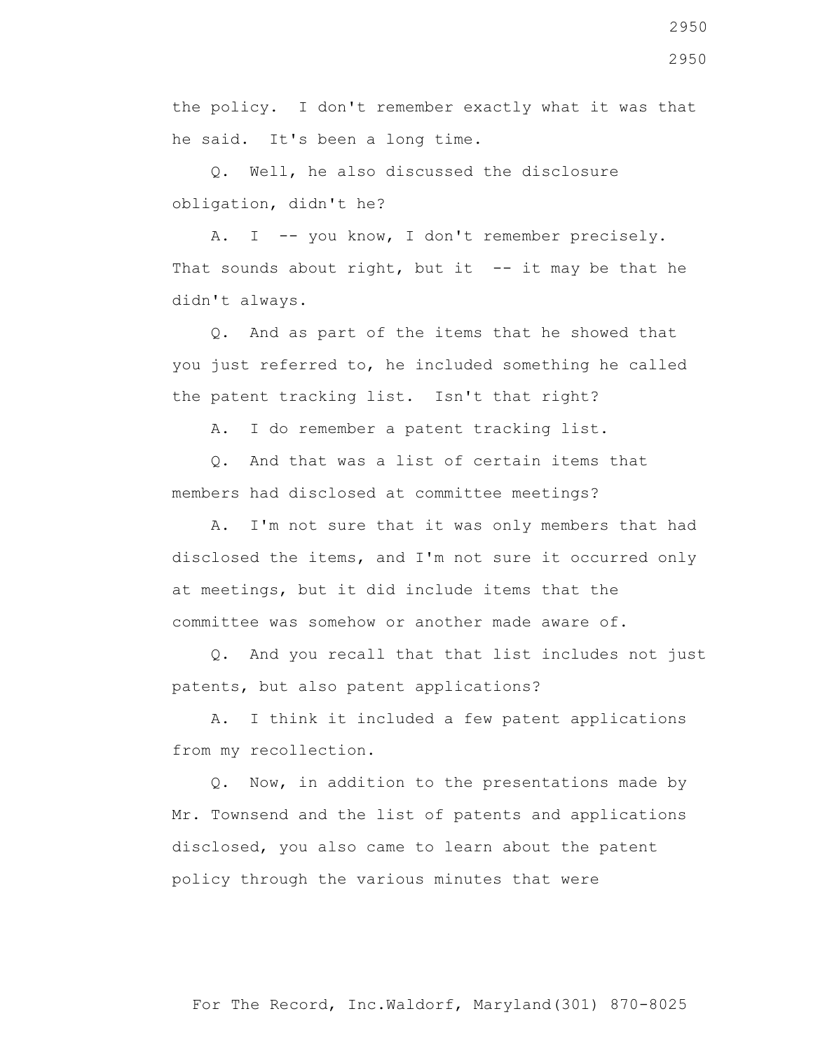the policy. I don't remember exactly what it was that he said. It's been a long time.

Q. Well, he also discussed the disclosure obligation, didn't he?

A. I -- you know, I don't remember precisely. That sounds about right, but it -- it may be that he didn't always.

Q. And as part of the items that he showed that you just referred to, he included something he called the patent tracking list. Isn't that right?

A. I do remember a patent tracking list.

Q. And that was a list of certain items that members had disclosed at committee meetings?

A. I'm not sure that it was only members that had disclosed the items, and I'm not sure it occurred only at meetings, but it did include items that the committee was somehow or another made aware of.

Q. And you recall that that list includes not just patents, but also patent applications?

A. I think it included a few patent applications from my recollection.

Q. Now, in addition to the presentations made by Mr. Townsend and the list of patents and applications disclosed, you also came to learn about the patent policy through the various minutes that were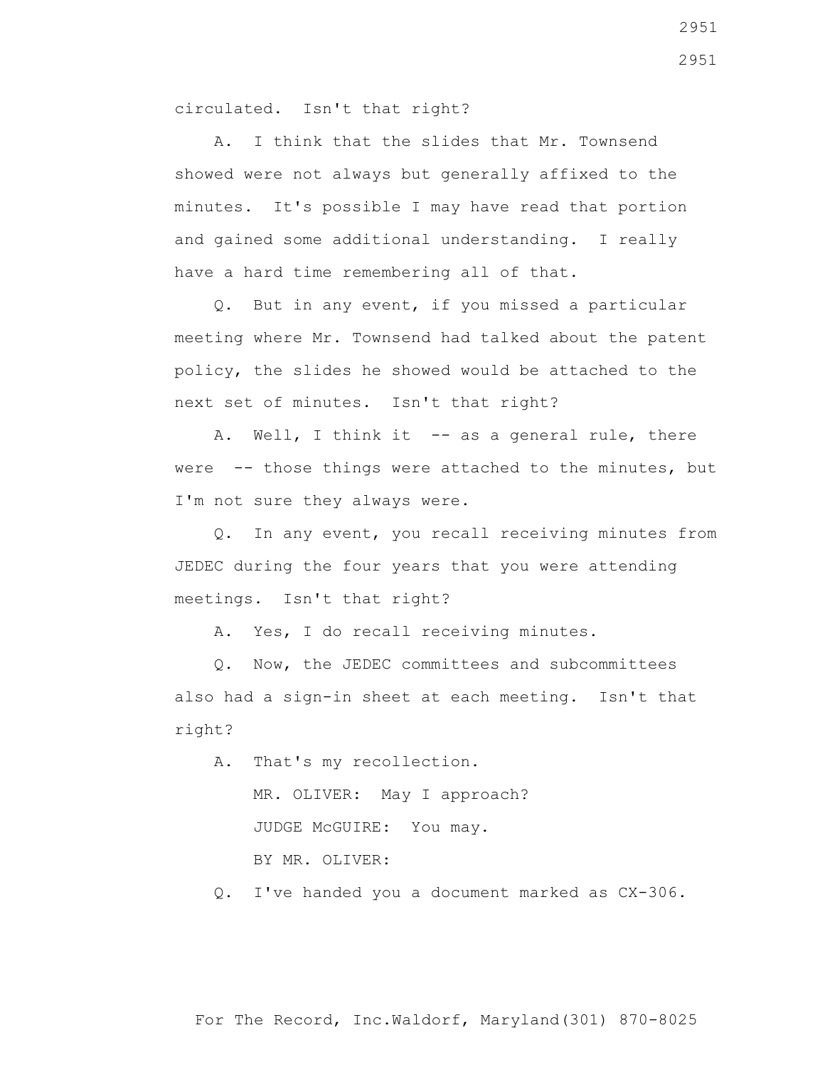circulated. Isn't that right?

A. I think that the slides that Mr. Townsend showed were not always but generally affixed to the minutes. It's possible I may have read that portion and gained some additional understanding. I really have a hard time remembering all of that.

Q. But in any event, if you missed a particular meeting where Mr. Townsend had talked about the patent policy, the slides he showed would be attached to the next set of minutes. Isn't that right?

A. Well, I think it -- as a general rule, there were -- those things were attached to the minutes, but I'm not sure they always were.

Q. In any event, you recall receiving minutes from JEDEC during the four years that you were attending meetings. Isn't that right?

A. Yes, I do recall receiving minutes.

Q. Now, the JEDEC committees and subcommittees also had a sign-in sheet at each meeting. Isn't that right?

A. That's my recollection.

MR. OLIVER: May I approach?

JUDGE McGUIRE: You may.

BY MR. OLIVER:

Q. I've handed you a document marked as CX-306.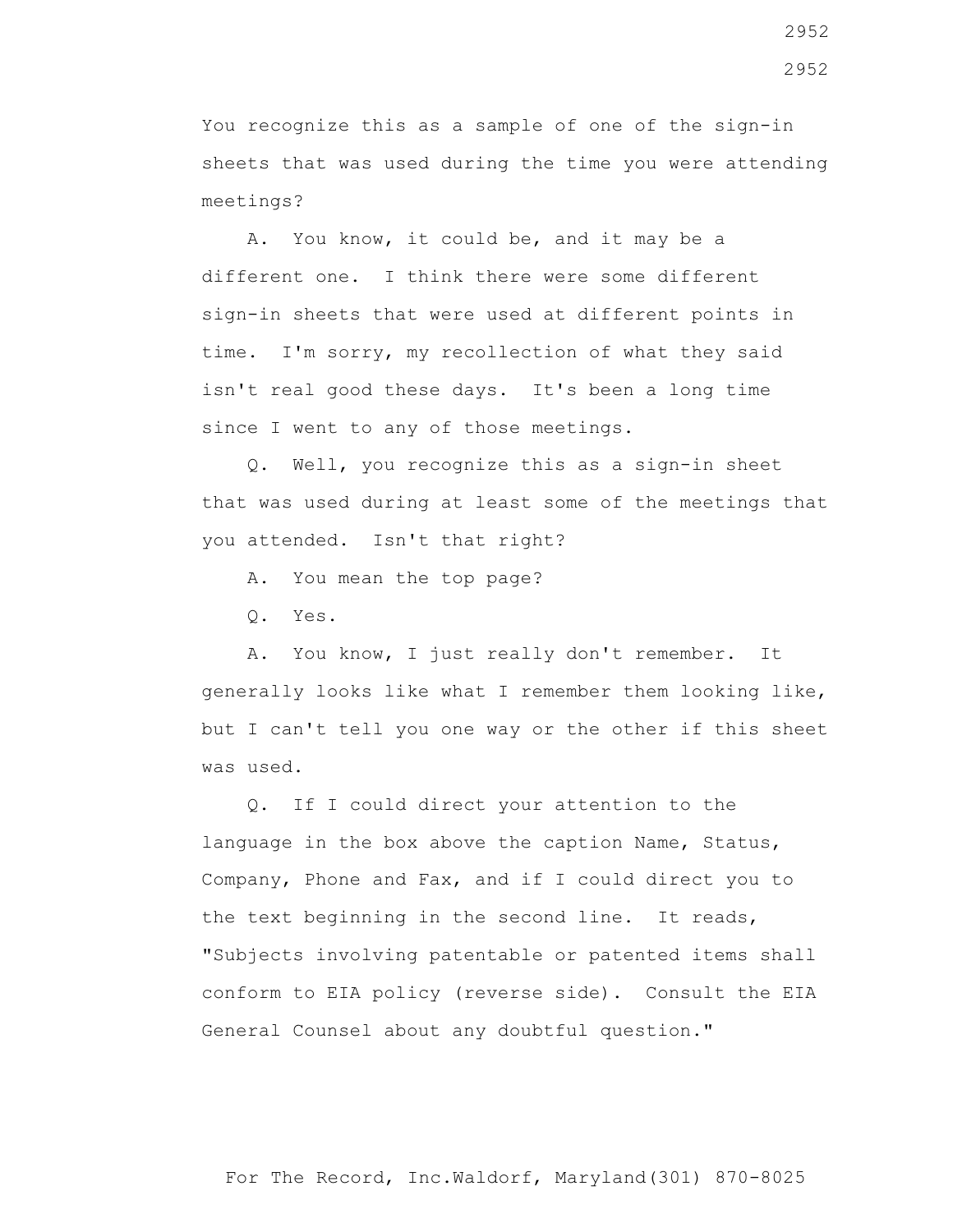You recognize this as a sample of one of the sign-in sheets that was used during the time you were attending meetings?

A. You know, it could be, and it may be a different one. I think there were some different sign-in sheets that were used at different points in time. I'm sorry, my recollection of what they said isn't real good these days. It's been a long time since I went to any of those meetings.

Q. Well, you recognize this as a sign-in sheet that was used during at least some of the meetings that you attended. Isn't that right?

A. You mean the top page?

Q. Yes.

A. You know, I just really don't remember. It generally looks like what I remember them looking like, but I can't tell you one way or the other if this sheet was used.

Q. If I could direct your attention to the language in the box above the caption Name, Status, Company, Phone and Fax, and if I could direct you to the text beginning in the second line. It reads, "Subjects involving patentable or patented items shall conform to EIA policy (reverse side). Consult the EIA General Counsel about any doubtful question."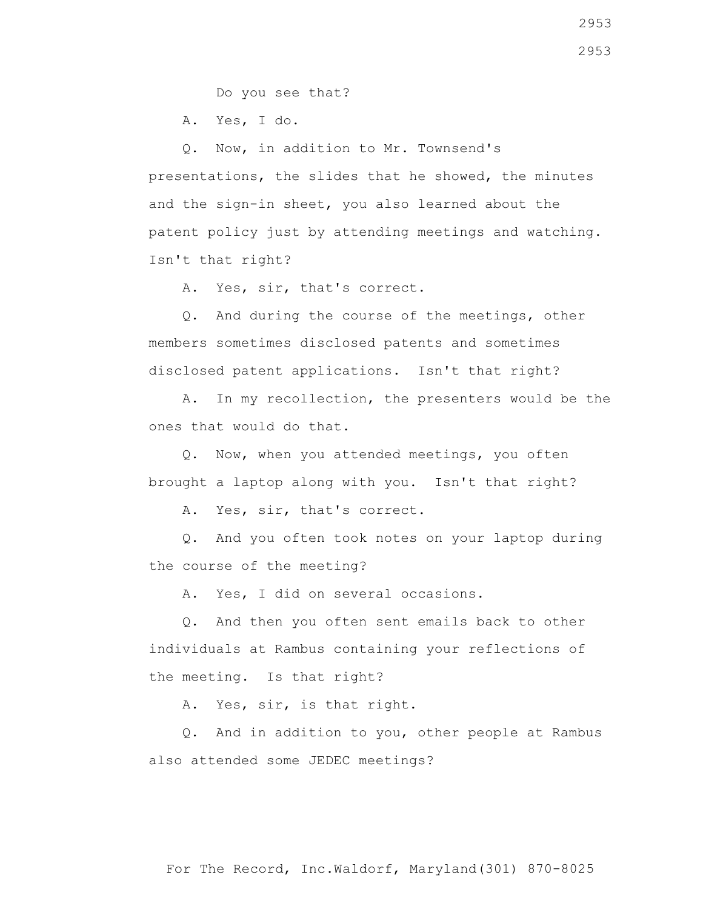Do you see that?

A. Yes, I do.

Q. Now, in addition to Mr. Townsend's presentations, the slides that he showed, the minutes and the sign-in sheet, you also learned about the patent policy just by attending meetings and watching. Isn't that right?

A. Yes, sir, that's correct.

Q. And during the course of the meetings, other members sometimes disclosed patents and sometimes disclosed patent applications. Isn't that right?

A. In my recollection, the presenters would be the ones that would do that.

Q. Now, when you attended meetings, you often brought a laptop along with you. Isn't that right?

A. Yes, sir, that's correct.

Q. And you often took notes on your laptop during the course of the meeting?

A. Yes, I did on several occasions.

Q. And then you often sent emails back to other individuals at Rambus containing your reflections of the meeting. Is that right?

A. Yes, sir, is that right.

Q. And in addition to you, other people at Rambus also attended some JEDEC meetings?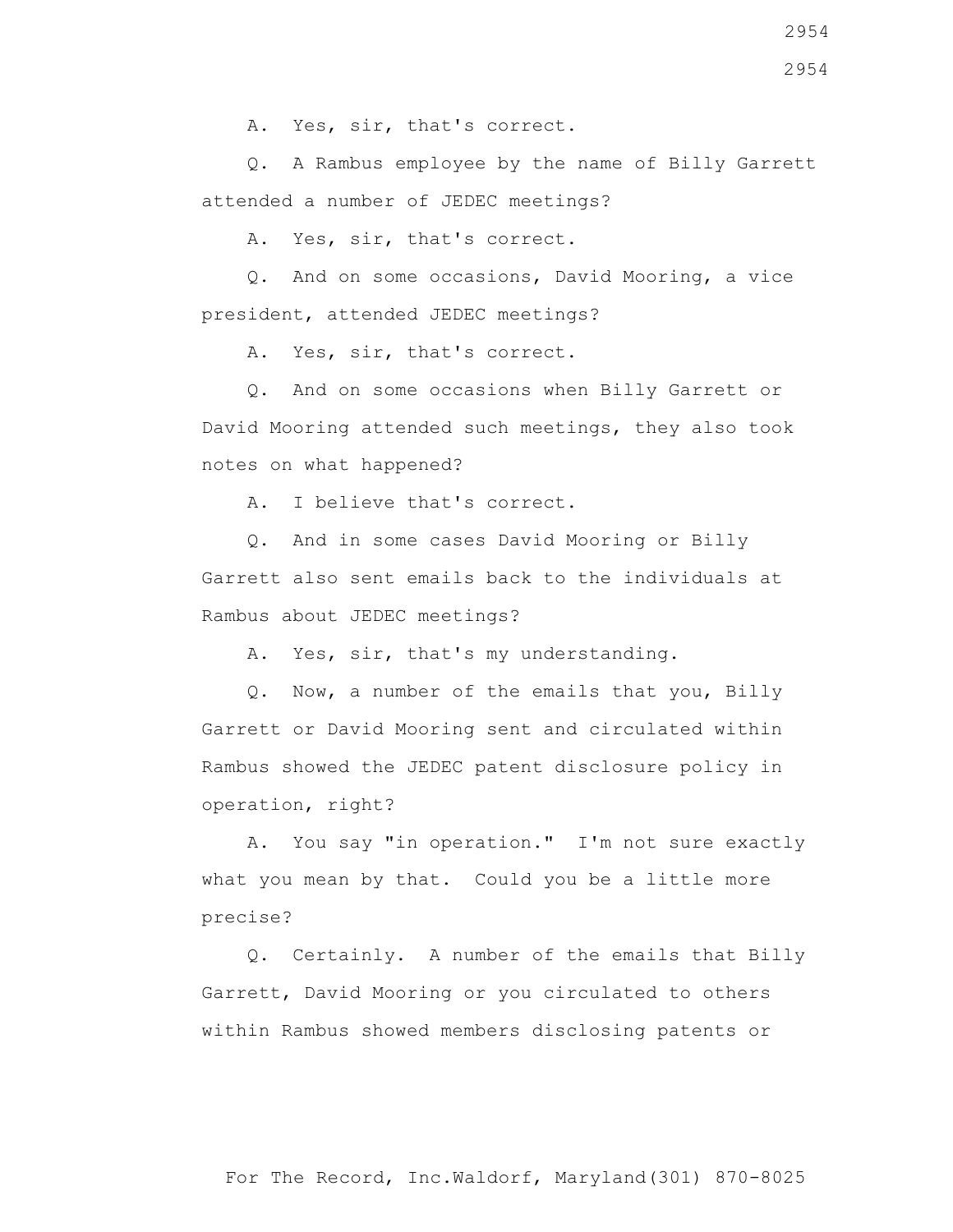A. Yes, sir, that's correct.

Q. A Rambus employee by the name of Billy Garrett attended a number of JEDEC meetings?

A. Yes, sir, that's correct.

Q. And on some occasions, David Mooring, a vice president, attended JEDEC meetings?

A. Yes, sir, that's correct.

Q. And on some occasions when Billy Garrett or David Mooring attended such meetings, they also took notes on what happened?

A. I believe that's correct.

Q. And in some cases David Mooring or Billy Garrett also sent emails back to the individuals at Rambus about JEDEC meetings?

A. Yes, sir, that's my understanding.

Q. Now, a number of the emails that you, Billy Garrett or David Mooring sent and circulated within Rambus showed the JEDEC patent disclosure policy in operation, right?

A. You say "in operation." I'm not sure exactly what you mean by that. Could you be a little more precise?

Q. Certainly. A number of the emails that Billy Garrett, David Mooring or you circulated to others within Rambus showed members disclosing patents or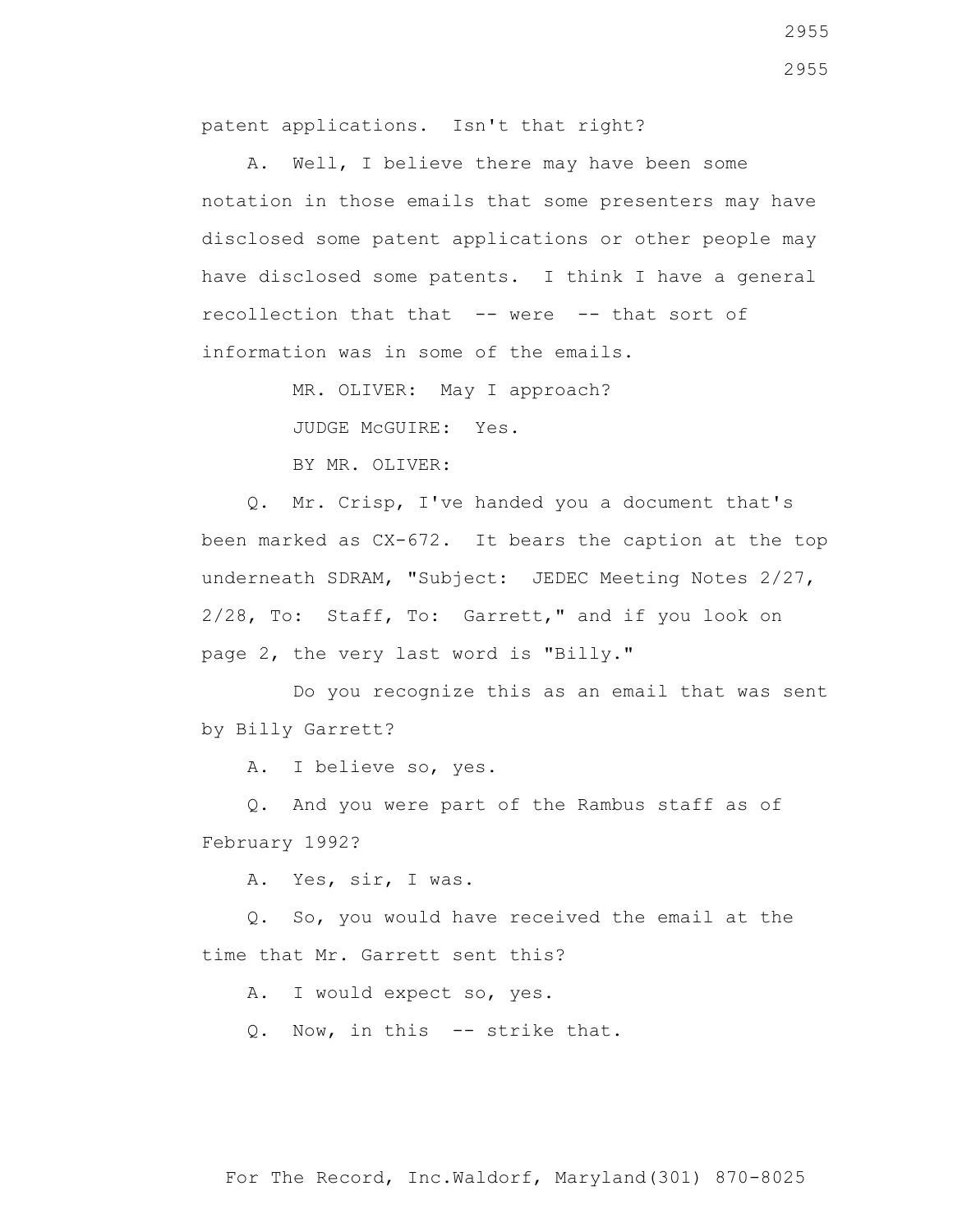patent applications. Isn't that right?

A. Well, I believe there may have been some notation in those emails that some presenters may have disclosed some patent applications or other people may have disclosed some patents. I think I have a general recollection that that -- were -- that sort of information was in some of the emails.

MR. OLIVER: May I approach?

JUDGE McGUIRE: Yes.

BY MR. OLIVER:

Q. Mr. Crisp, I've handed you a document that's been marked as CX-672. It bears the caption at the top underneath SDRAM, "Subject: JEDEC Meeting Notes 2/27, 2/28, To: Staff, To: Garrett," and if you look on page 2, the very last word is "Billy."

Do you recognize this as an email that was sent by Billy Garrett?

A. I believe so, yes.

Q. And you were part of the Rambus staff as of February 1992?

A. Yes, sir, I was.

Q. So, you would have received the email at the time that Mr. Garrett sent this?

A. I would expect so, yes.

Q. Now, in this -- strike that.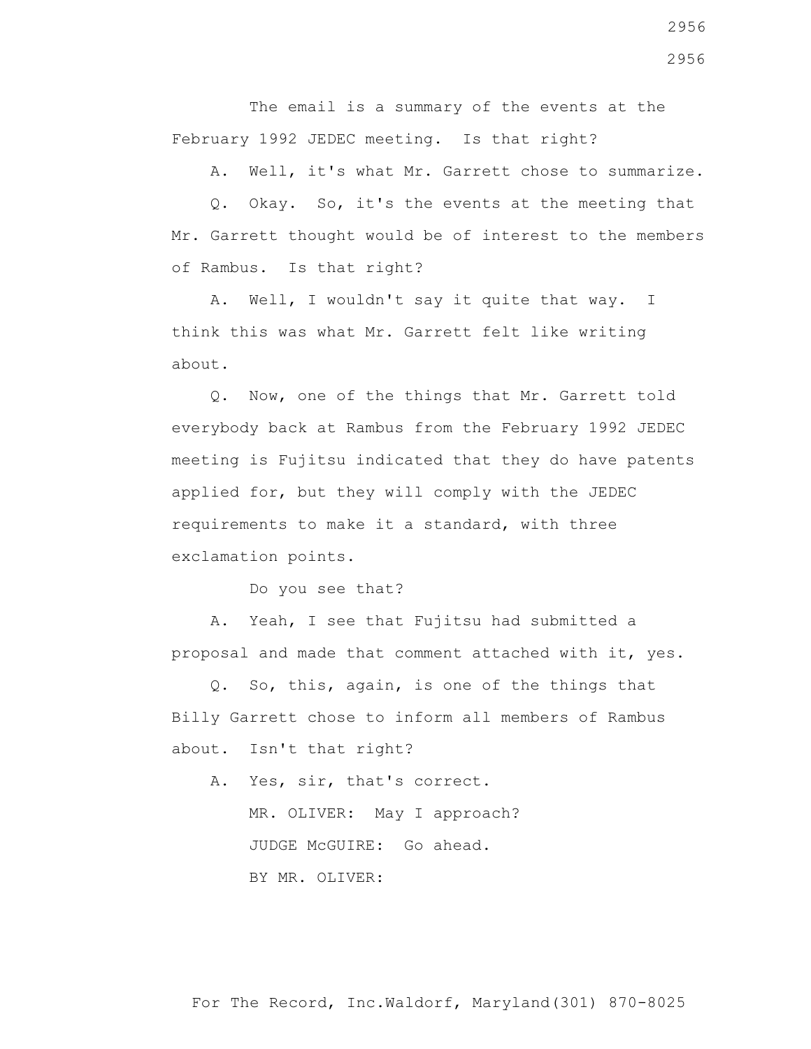The email is a summary of the events at the February 1992 JEDEC meeting. Is that right?

A. Well, it's what Mr. Garrett chose to summarize.

Q. Okay. So, it's the events at the meeting that Mr. Garrett thought would be of interest to the members of Rambus. Is that right?

A. Well, I wouldn't say it quite that way. I think this was what Mr. Garrett felt like writing about.

Q. Now, one of the things that Mr. Garrett told everybody back at Rambus from the February 1992 JEDEC meeting is Fujitsu indicated that they do have patents applied for, but they will comply with the JEDEC requirements to make it a standard, with three exclamation points.

Do you see that?

A. Yeah, I see that Fujitsu had submitted a proposal and made that comment attached with it, yes.

Q. So, this, again, is one of the things that Billy Garrett chose to inform all members of Rambus about. Isn't that right?

A. Yes, sir, that's correct.

MR. OLIVER: May I approach?

JUDGE McGUIRE: Go ahead.

BY MR. OLIVER: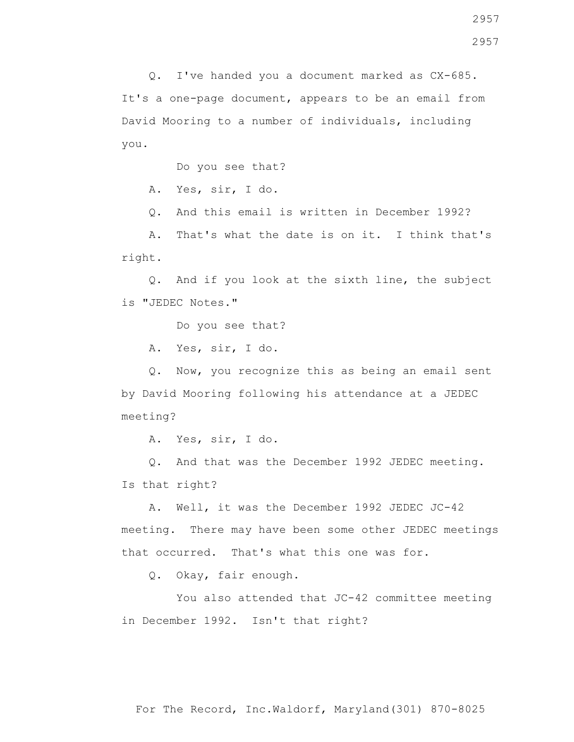Q. I've handed you a document marked as CX-685. It's a one-page document, appears to be an email from David Mooring to a number of individuals, including you.

Do you see that?

A. Yes, sir, I do.

Q. And this email is written in December 1992?

A. That's what the date is on it. I think that's right.

Q. And if you look at the sixth line, the subject is "JEDEC Notes."

Do you see that?

A. Yes, sir, I do.

Q. Now, you recognize this as being an email sent by David Mooring following his attendance at a JEDEC meeting?

A. Yes, sir, I do.

Q. And that was the December 1992 JEDEC meeting. Is that right?

A. Well, it was the December 1992 JEDEC JC-42 meeting. There may have been some other JEDEC meetings that occurred. That's what this one was for.

Q. Okay, fair enough.

You also attended that JC-42 committee meeting in December 1992. Isn't that right?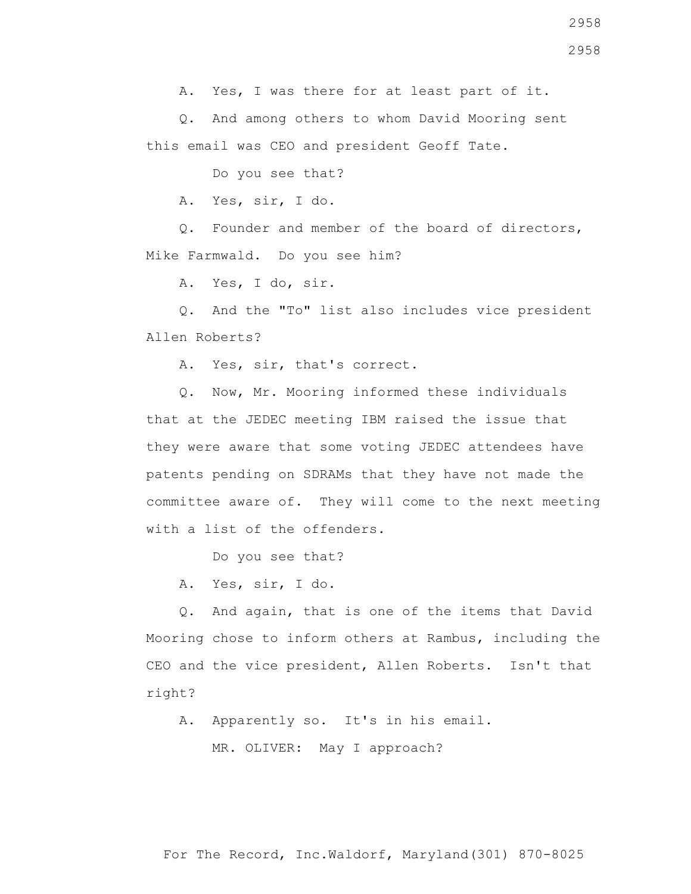A. Yes, I was there for at least part of it.

Q. And among others to whom David Mooring sent this email was CEO and president Geoff Tate.

Do you see that?

A. Yes, sir, I do.

Q. Founder and member of the board of directors, Mike Farmwald. Do you see him?

A. Yes, I do, sir.

Q. And the "To" list also includes vice president Allen Roberts?

A. Yes, sir, that's correct.

Q. Now, Mr. Mooring informed these individuals that at the JEDEC meeting IBM raised the issue that they were aware that some voting JEDEC attendees have patents pending on SDRAMs that they have not made the committee aware of. They will come to the next meeting with a list of the offenders.

Do you see that?

A. Yes, sir, I do.

Q. And again, that is one of the items that David Mooring chose to inform others at Rambus, including the CEO and the vice president, Allen Roberts. Isn't that right?

A. Apparently so. It's in his email.

MR. OLIVER: May I approach?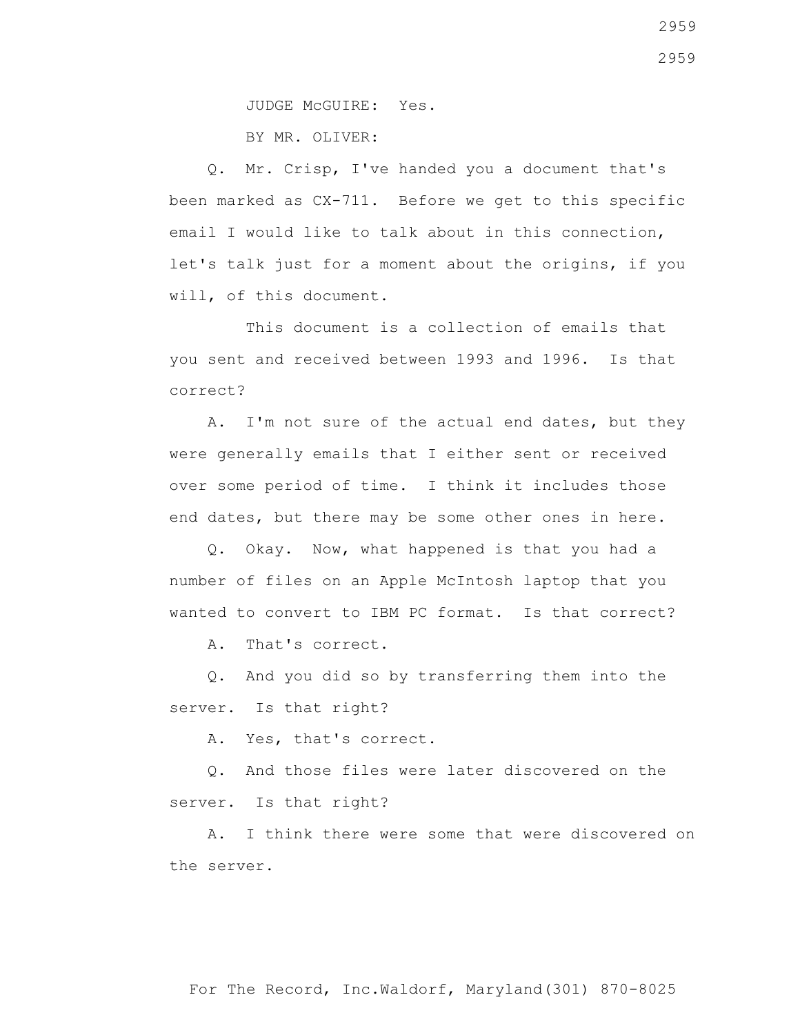JUDGE McGUIRE: Yes.

BY MR. OLIVER:

Q. Mr. Crisp, I've handed you a document that's been marked as CX-711. Before we get to this specific email I would like to talk about in this connection, let's talk just for a moment about the origins, if you will, of this document.

This document is a collection of emails that you sent and received between 1993 and 1996. Is that correct?

A. I'm not sure of the actual end dates, but they were generally emails that I either sent or received over some period of time. I think it includes those end dates, but there may be some other ones in here.

Q. Okay. Now, what happened is that you had a number of files on an Apple McIntosh laptop that you wanted to convert to IBM PC format. Is that correct?

A. That's correct.

Q. And you did so by transferring them into the server. Is that right?

A. Yes, that's correct.

Q. And those files were later discovered on the server. Is that right?

A. I think there were some that were discovered on the server.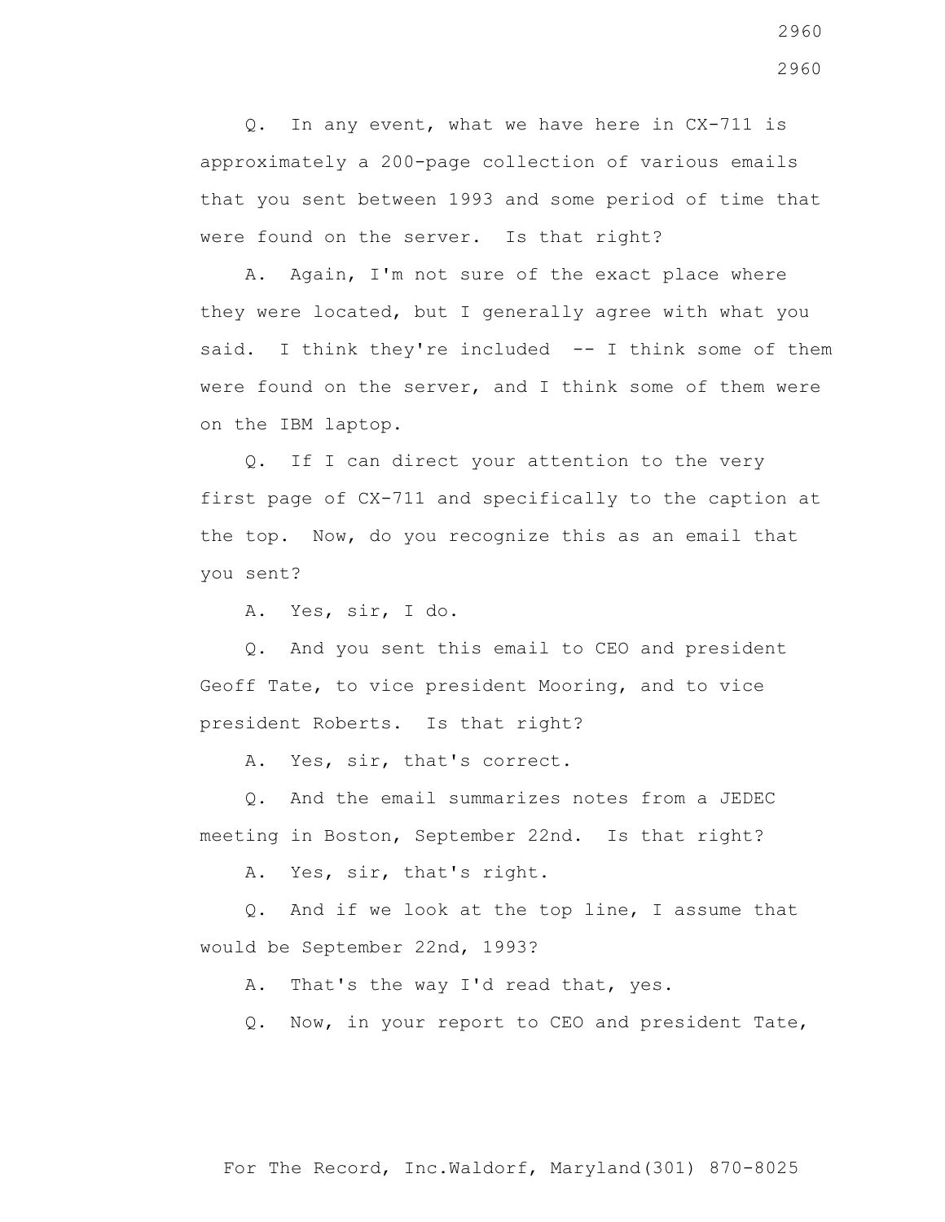Q. In any event, what we have here in CX-711 is approximately a 200-page collection of various emails that you sent between 1993 and some period of time that were found on the server. Is that right?

A. Again, I'm not sure of the exact place where they were located, but I generally agree with what you said. I think they're included -- I think some of them were found on the server, and I think some of them were on the IBM laptop.

Q. If I can direct your attention to the very first page of CX-711 and specifically to the caption at the top. Now, do you recognize this as an email that you sent?

A. Yes, sir, I do.

Q. And you sent this email to CEO and president Geoff Tate, to vice president Mooring, and to vice president Roberts. Is that right?

A. Yes, sir, that's correct.

Q. And the email summarizes notes from a JEDEC meeting in Boston, September 22nd. Is that right?

A. Yes, sir, that's right.

Q. And if we look at the top line, I assume that would be September 22nd, 1993?

A. That's the way I'd read that, yes.

Q. Now, in your report to CEO and president Tate,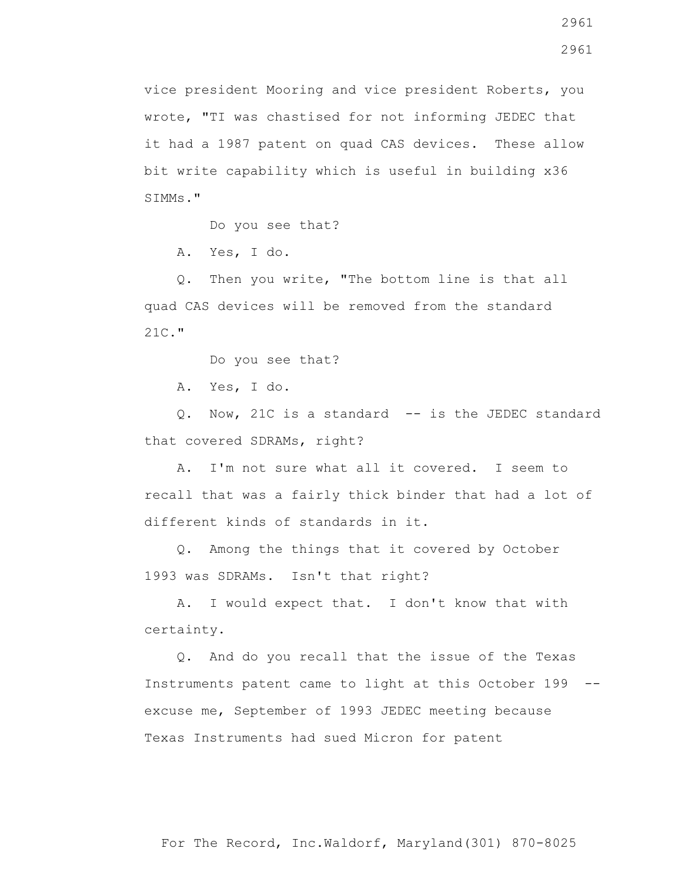vice president Mooring and vice president Roberts, you wrote, "TI was chastised for not informing JEDEC that it had a 1987 patent on quad CAS devices. These allow bit write capability which is useful in building x36 SIMMs."

Do you see that?

A. Yes, I do.

Q. Then you write, "The bottom line is that all quad CAS devices will be removed from the standard 21C."

Do you see that?

A. Yes, I do.

Q. Now, 21C is a standard -- is the JEDEC standard that covered SDRAMs, right?

A. I'm not sure what all it covered. I seem to recall that was a fairly thick binder that had a lot of different kinds of standards in it.

Q. Among the things that it covered by October 1993 was SDRAMs. Isn't that right?

A. I would expect that. I don't know that with certainty.

Q. And do you recall that the issue of the Texas Instruments patent came to light at this October 199 -- excuse me, September of 1993 JEDEC meeting because Texas Instruments had sued Micron for patent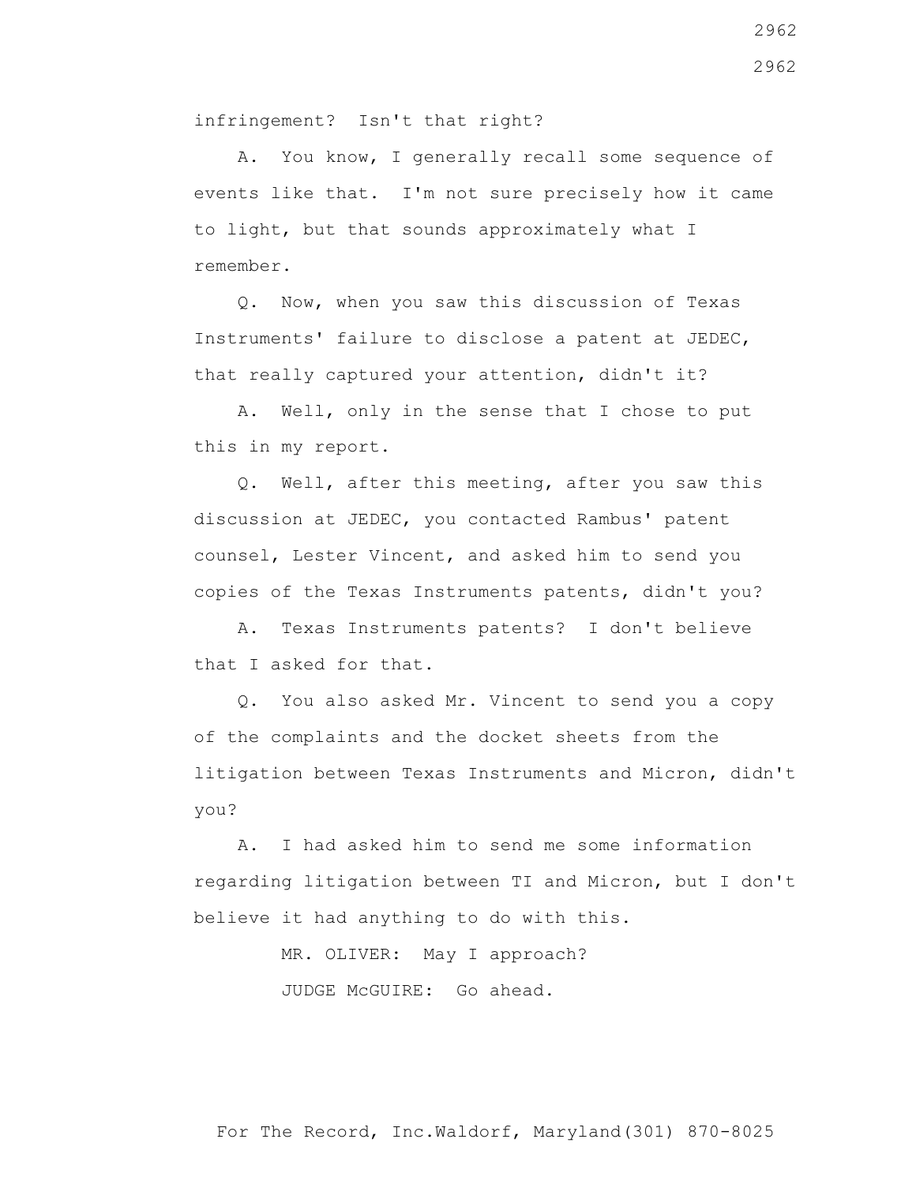infringement? Isn't that right?

A. You know, I generally recall some sequence of events like that. I'm not sure precisely how it came to light, but that sounds approximately what I remember.

Q. Now, when you saw this discussion of Texas Instruments' failure to disclose a patent at JEDEC, that really captured your attention, didn't it?

A. Well, only in the sense that I chose to put this in my report.

Q. Well, after this meeting, after you saw this discussion at JEDEC, you contacted Rambus' patent counsel, Lester Vincent, and asked him to send you copies of the Texas Instruments patents, didn't you?

A. Texas Instruments patents? I don't believe that I asked for that.

Q. You also asked Mr. Vincent to send you a copy of the complaints and the docket sheets from the litigation between Texas Instruments and Micron, didn't you?

A. I had asked him to send me some information regarding litigation between TI and Micron, but I don't believe it had anything to do with this.

MR. OLIVER: May I approach?

JUDGE McGUIRE: Go ahead.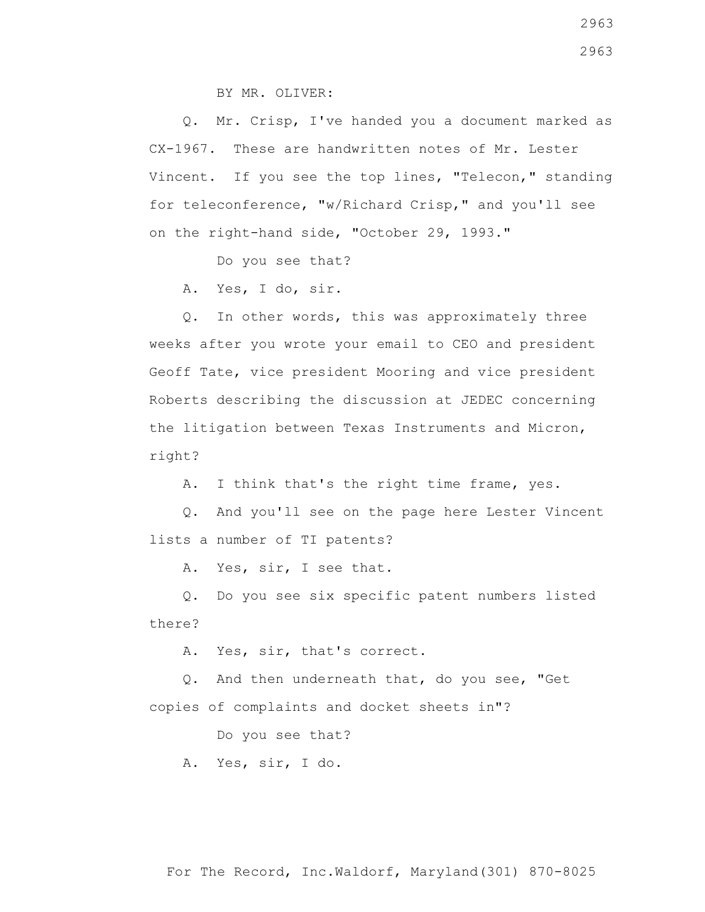BY MR. OLIVER:

Q. Mr. Crisp, I've handed you a document marked as CX-1967. These are handwritten notes of Mr. Lester Vincent. If you see the top lines, "Telecon," standing for teleconference, "w/Richard Crisp," and you'll see on the right-hand side, "October 29, 1993."

Do you see that?

A. Yes, I do, sir.

Q. In other words, this was approximately three weeks after you wrote your email to CEO and president Geoff Tate, vice president Mooring and vice president Roberts describing the discussion at JEDEC concerning the litigation between Texas Instruments and Micron, right?

A. I think that's the right time frame, yes.

Q. And you'll see on the page here Lester Vincent lists a number of TI patents?

A. Yes, sir, I see that.

Q. Do you see six specific patent numbers listed there?

A. Yes, sir, that's correct.

Q. And then underneath that, do you see, "Get copies of complaints and docket sheets in"?

Do you see that?

A. Yes, sir, I do.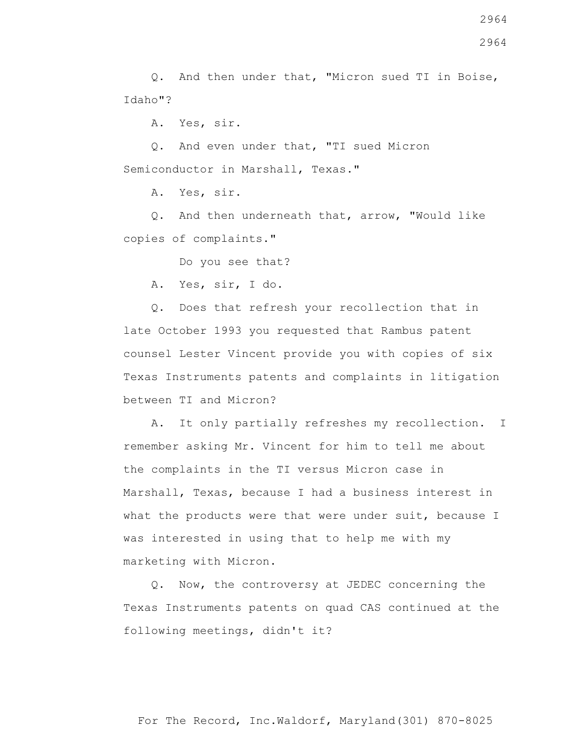Q. And then under that, "Micron sued TI in Boise, Idaho"?

A. Yes, sir.

Q. And even under that, "TI sued Micron Semiconductor in Marshall, Texas."

A. Yes, sir.

Q. And then underneath that, arrow, "Would like copies of complaints."

Do you see that?

A. Yes, sir, I do.

Q. Does that refresh your recollection that in late October 1993 you requested that Rambus patent counsel Lester Vincent provide you with copies of six Texas Instruments patents and complaints in litigation between TI and Micron?

A. It only partially refreshes my recollection. I remember asking Mr. Vincent for him to tell me about the complaints in the TI versus Micron case in Marshall, Texas, because I had a business interest in what the products were that were under suit, because I was interested in using that to help me with my marketing with Micron.

Q. Now, the controversy at JEDEC concerning the Texas Instruments patents on quad CAS continued at the following meetings, didn't it?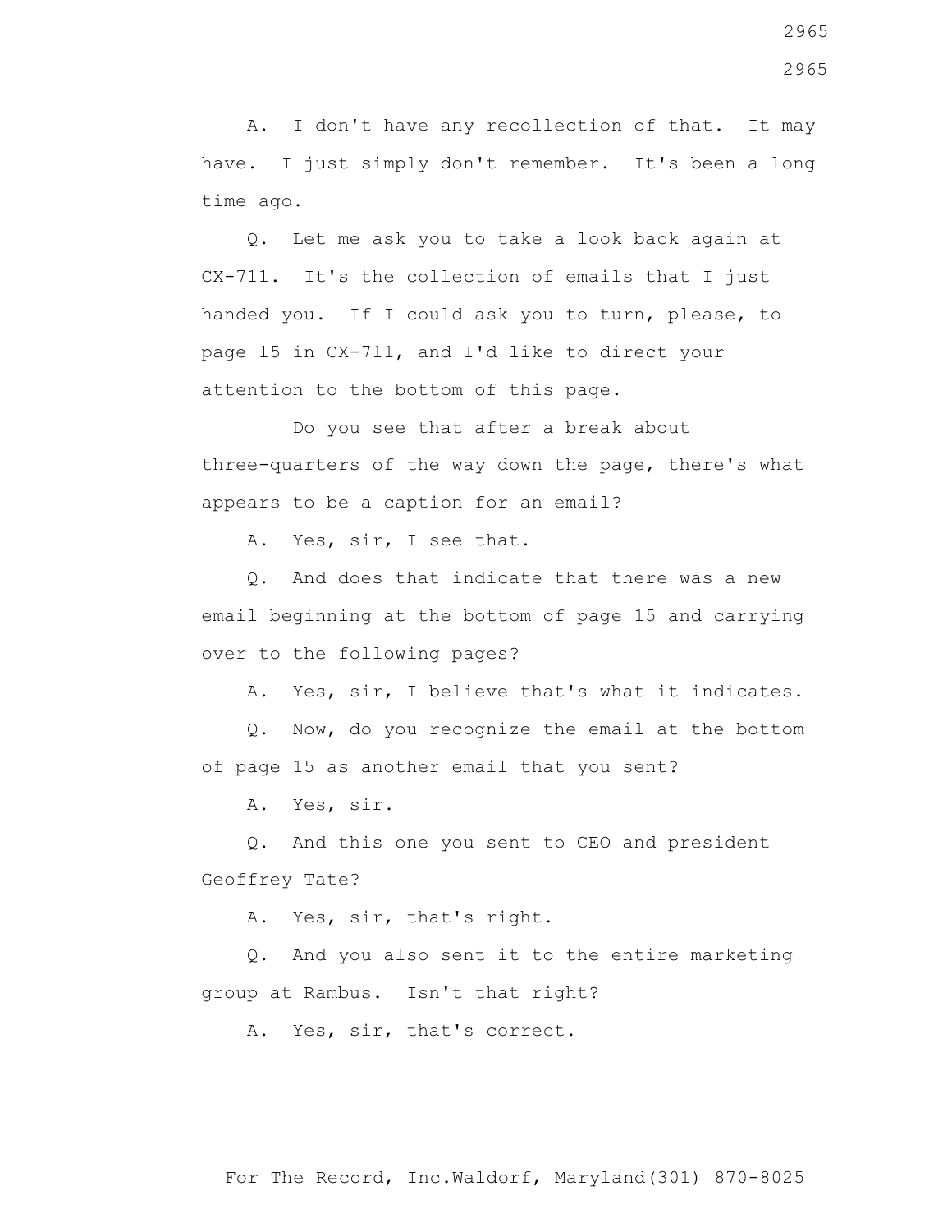A. I don't have any recollection of that. It may have. I just simply don't remember. It's been a long time ago.

Q. Let me ask you to take a look back again at CX-711. It's the collection of emails that I just handed you. If I could ask you to turn, please, to page 15 in CX-711, and I'd like to direct your attention to the bottom of this page.

Do you see that after a break about three-quarters of the way down the page, there's what appears to be a caption for an email?

A. Yes, sir, I see that.

Q. And does that indicate that there was a new email beginning at the bottom of page 15 and carrying over to the following pages?

A. Yes, sir, I believe that's what it indicates.

Q. Now, do you recognize the email at the bottom of page 15 as another email that you sent?

A. Yes, sir.

Q. And this one you sent to CEO and president Geoffrey Tate?

A. Yes, sir, that's right.

Q. And you also sent it to the entire marketing group at Rambus. Isn't that right?

A. Yes, sir, that's correct.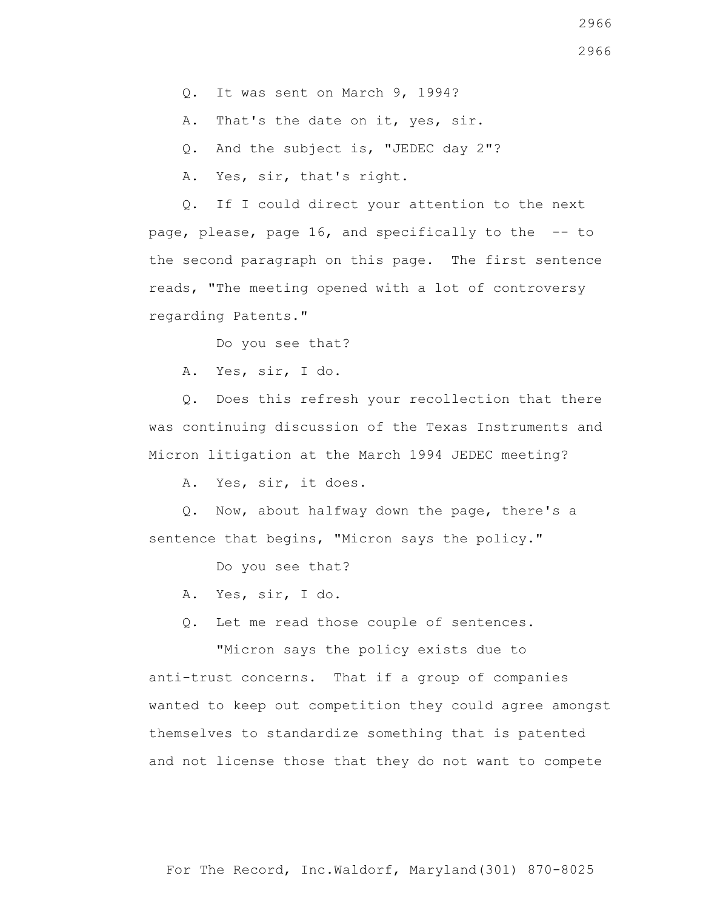Q. It was sent on March 9, 1994?

A. That's the date on it, yes, sir.

Q. And the subject is, "JEDEC day 2"?

A. Yes, sir, that's right.

Q. If I could direct your attention to the next page, please, page 16, and specifically to the -- to the second paragraph on this page. The first sentence reads, "The meeting opened with a lot of controversy regarding Patents."

Do you see that?

A. Yes, sir, I do.

Q. Does this refresh your recollection that there was continuing discussion of the Texas Instruments and Micron litigation at the March 1994 JEDEC meeting?

A. Yes, sir, it does.

Q. Now, about halfway down the page, there's a sentence that begins, "Micron says the policy."

Do you see that?

A. Yes, sir, I do.

Q. Let me read those couple of sentences.

"Micron says the policy exists due to anti-trust concerns. That if a group of companies wanted to keep out competition they could agree amongst themselves to standardize something that is patented and not license those that they do not want to compete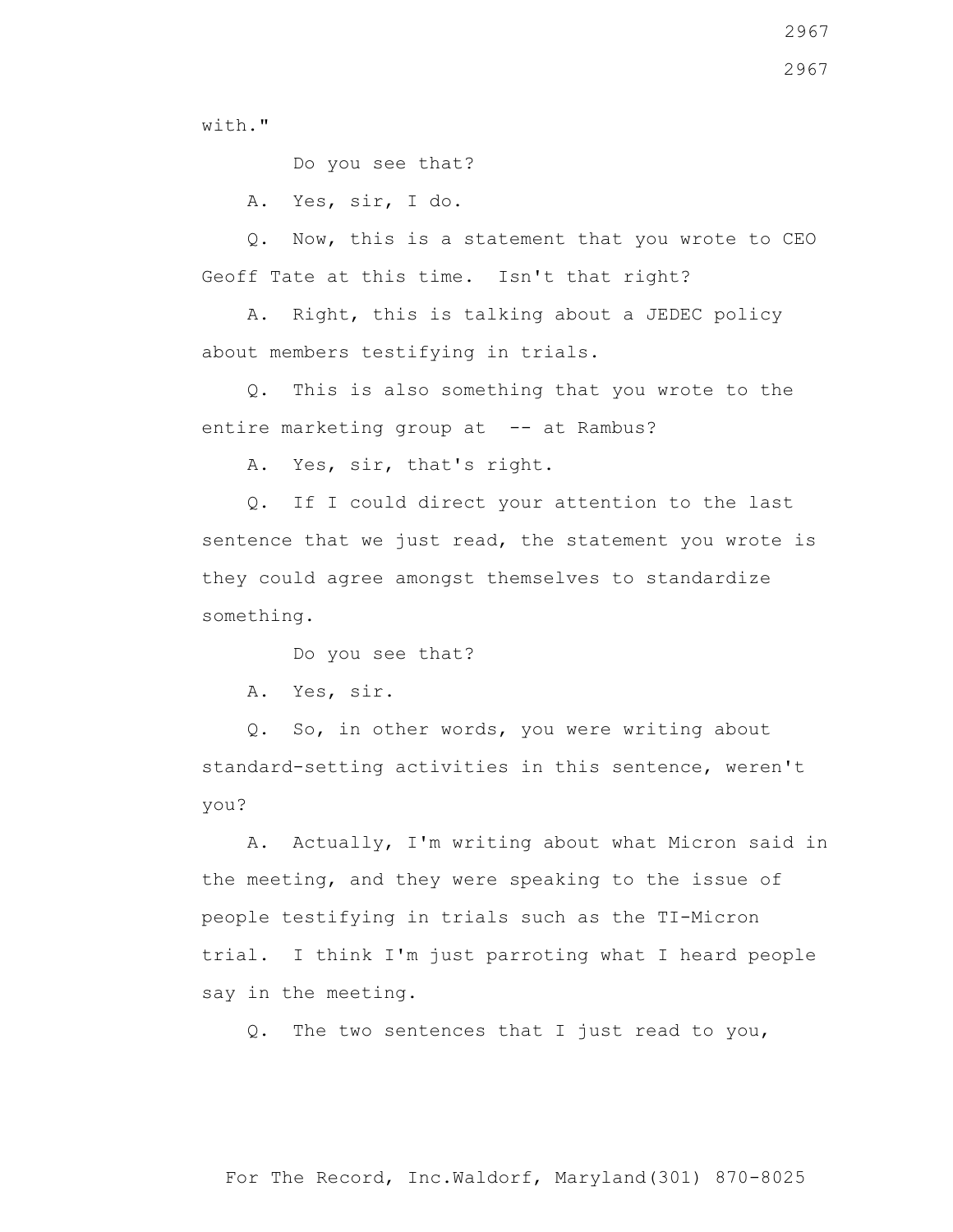with."

Do you see that?

A. Yes, sir, I do.

Q. Now, this is a statement that you wrote to CEO Geoff Tate at this time. Isn't that right?

A. Right, this is talking about a JEDEC policy about members testifying in trials.

Q. This is also something that you wrote to the entire marketing group at -- at Rambus?

A. Yes, sir, that's right.

Q. If I could direct your attention to the last sentence that we just read, the statement you wrote is they could agree amongst themselves to standardize something.

Do you see that?

A. Yes, sir.

Q. So, in other words, you were writing about standard-setting activities in this sentence, weren't you?

A. Actually, I'm writing about what Micron said in the meeting, and they were speaking to the issue of people testifying in trials such as the TI-Micron trial. I think I'm just parroting what I heard people say in the meeting.

Q. The two sentences that I just read to you,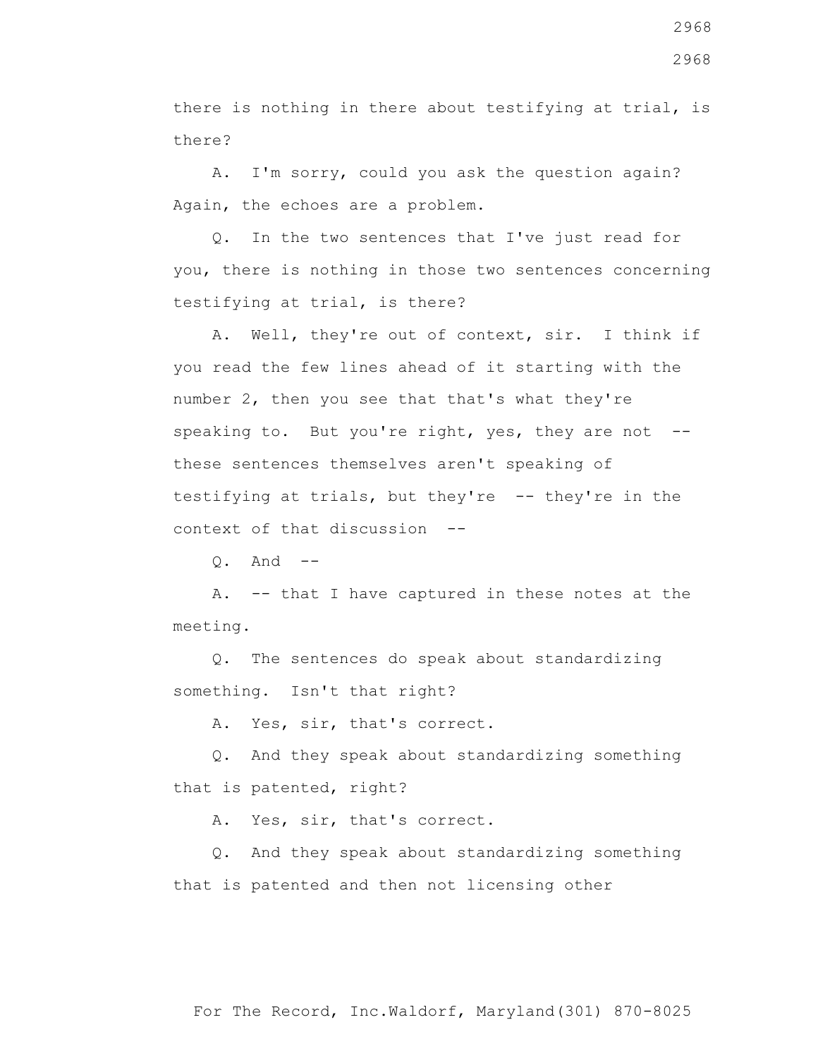there is nothing in there about testifying at trial, is there?

A. I'm sorry, could you ask the question again? Again, the echoes are a problem.

Q. In the two sentences that I've just read for you, there is nothing in those two sentences concerning testifying at trial, is there?

A. Well, they're out of context, sir. I think if you read the few lines ahead of it starting with the number 2, then you see that that's what they're speaking to. But you're right, yes, they are not -- these sentences themselves aren't speaking of testifying at trials, but they're -- they're in the context of that discussion --

Q. And --

A. -- that I have captured in these notes at the meeting.

Q. The sentences do speak about standardizing something. Isn't that right?

A. Yes, sir, that's correct.

Q. And they speak about standardizing something that is patented, right?

A. Yes, sir, that's correct.

Q. And they speak about standardizing something that is patented and then not licensing other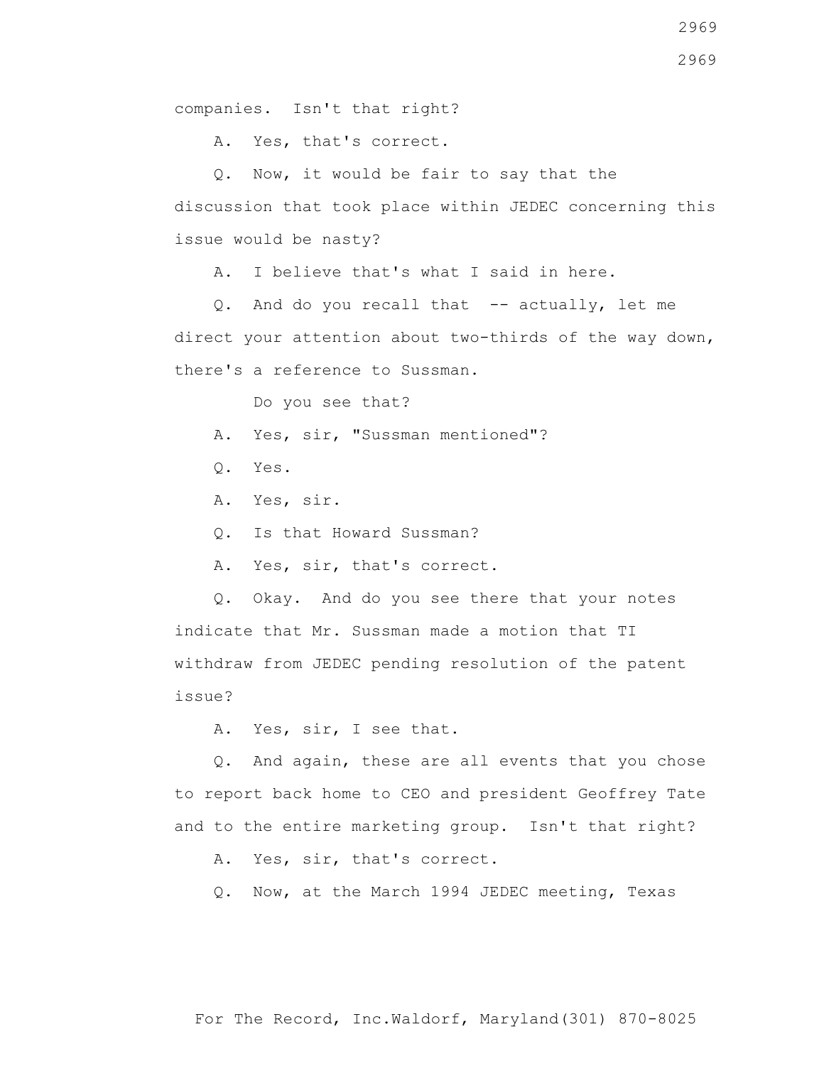companies. Isn't that right?

A. Yes, that's correct.

Q. Now, it would be fair to say that the discussion that took place within JEDEC concerning this issue would be nasty?

A. I believe that's what I said in here.

Q. And do you recall that -- actually, let me direct your attention about two-thirds of the way down, there's a reference to Sussman.

Do you see that?

A. Yes, sir, "Sussman mentioned"?

Q. Yes.

A. Yes, sir.

Q. Is that Howard Sussman?

A. Yes, sir, that's correct.

Q. Okay. And do you see there that your notes indicate that Mr. Sussman made a motion that TI withdraw from JEDEC pending resolution of the patent issue?

A. Yes, sir, I see that.

Q. And again, these are all events that you chose to report back home to CEO and president Geoffrey Tate and to the entire marketing group. Isn't that right?

A. Yes, sir, that's correct.

Q. Now, at the March 1994 JEDEC meeting, Texas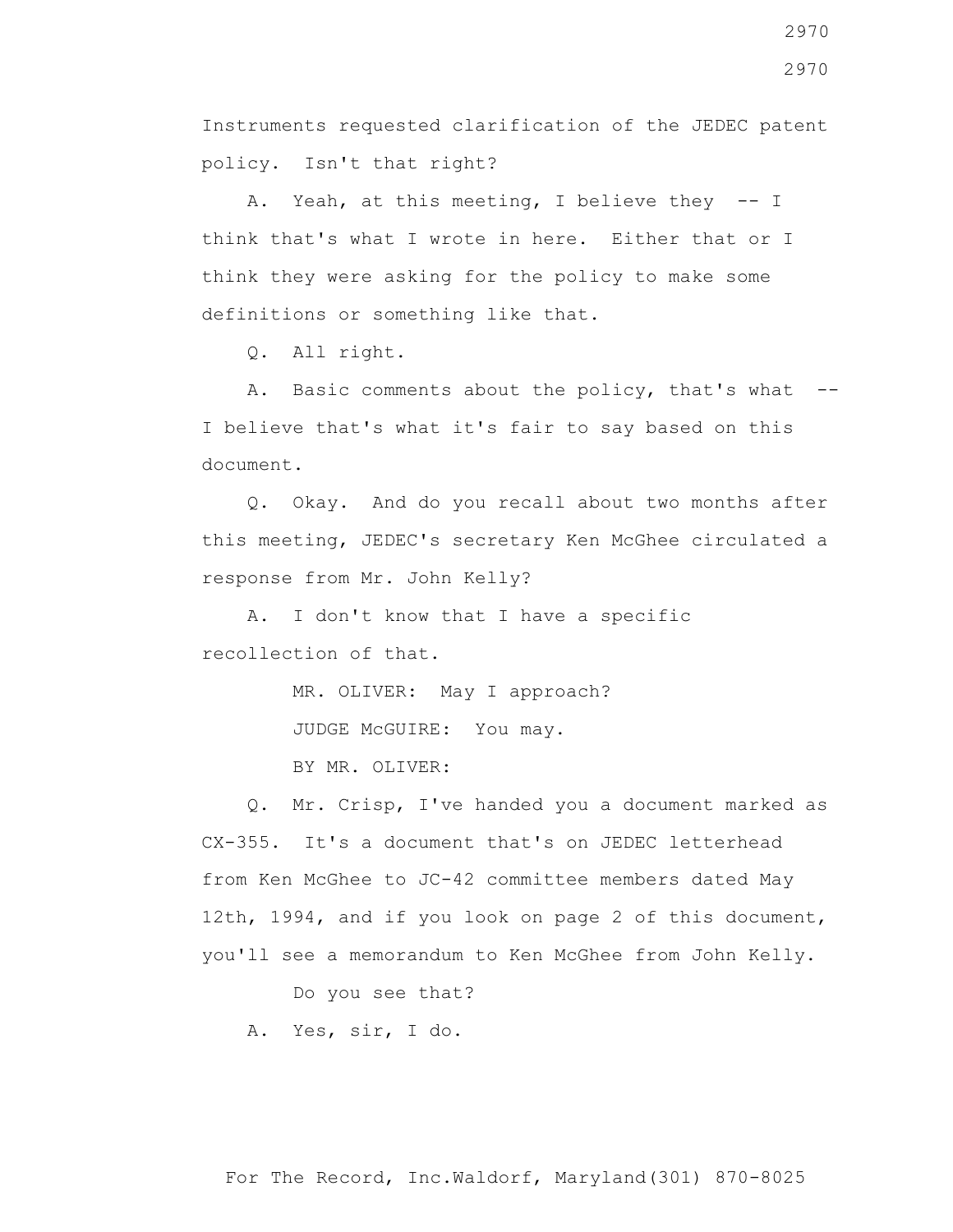Instruments requested clarification of the JEDEC patent policy. Isn't that right?

A. Yeah, at this meeting, I believe they -- I think that's what I wrote in here. Either that or I think they were asking for the policy to make some definitions or something like that.

Q. All right.

A. Basic comments about the policy, that's what -- I believe that's what it's fair to say based on this document.

Q. Okay. And do you recall about two months after this meeting, JEDEC's secretary Ken McGhee circulated a response from Mr. John Kelly?

A. I don't know that I have a specific recollection of that.

MR. OLIVER: May I approach?

JUDGE McGUIRE: You may.

BY MR. OLIVER:

Q. Mr. Crisp, I've handed you a document marked as CX-355. It's a document that's on JEDEC letterhead from Ken McGhee to JC-42 committee members dated May 12th, 1994, and if you look on page 2 of this document, you'll see a memorandum to Ken McGhee from John Kelly.

Do you see that?

A. Yes, sir, I do.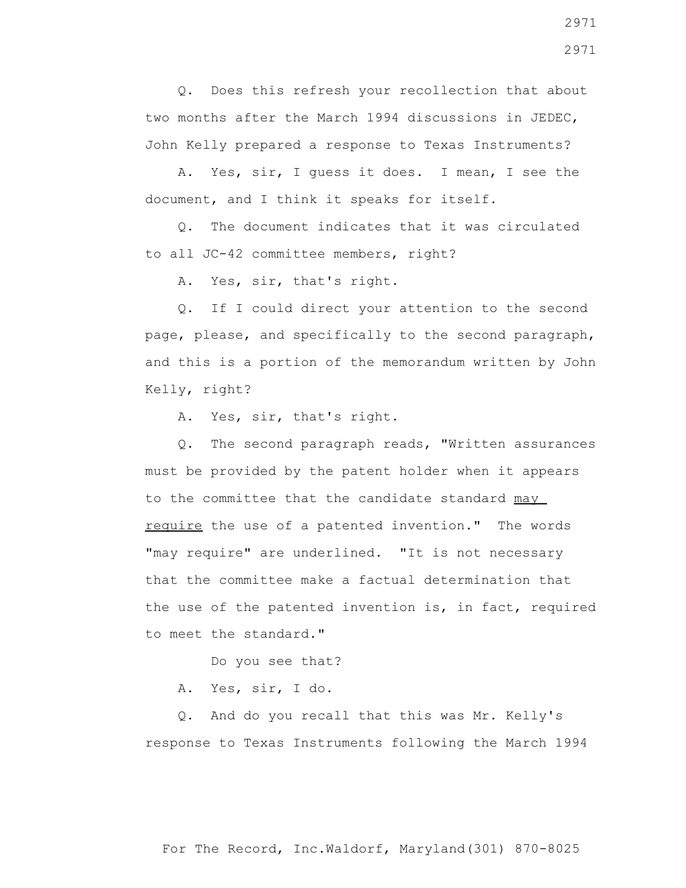Q. Does this refresh your recollection that about two months after the March 1994 discussions in JEDEC, John Kelly prepared a response to Texas Instruments?

A. Yes, sir, I guess it does. I mean, I see the document, and I think it speaks for itself.

Q. The document indicates that it was circulated to all JC-42 committee members, right?

A. Yes, sir, that's right.

Q. If I could direct your attention to the second page, please, and specifically to the second paragraph, and this is a portion of the memorandum written by John Kelly, right?

A. Yes, sir, that's right.

Q. The second paragraph reads, "Written assurances must be provided by the patent holder when it appears to the committee that the candidate standard <u>may require</u> the use of a patented invention." The words "may require" are underlined. "It is not necessary that the committee make a factual determination that the use of the patented invention is, in fact, required to meet the standard."

Do you see that?

A. Yes, sir, I do.

Q. And do you recall that this was Mr. Kelly's response to Texas Instruments following the March 1994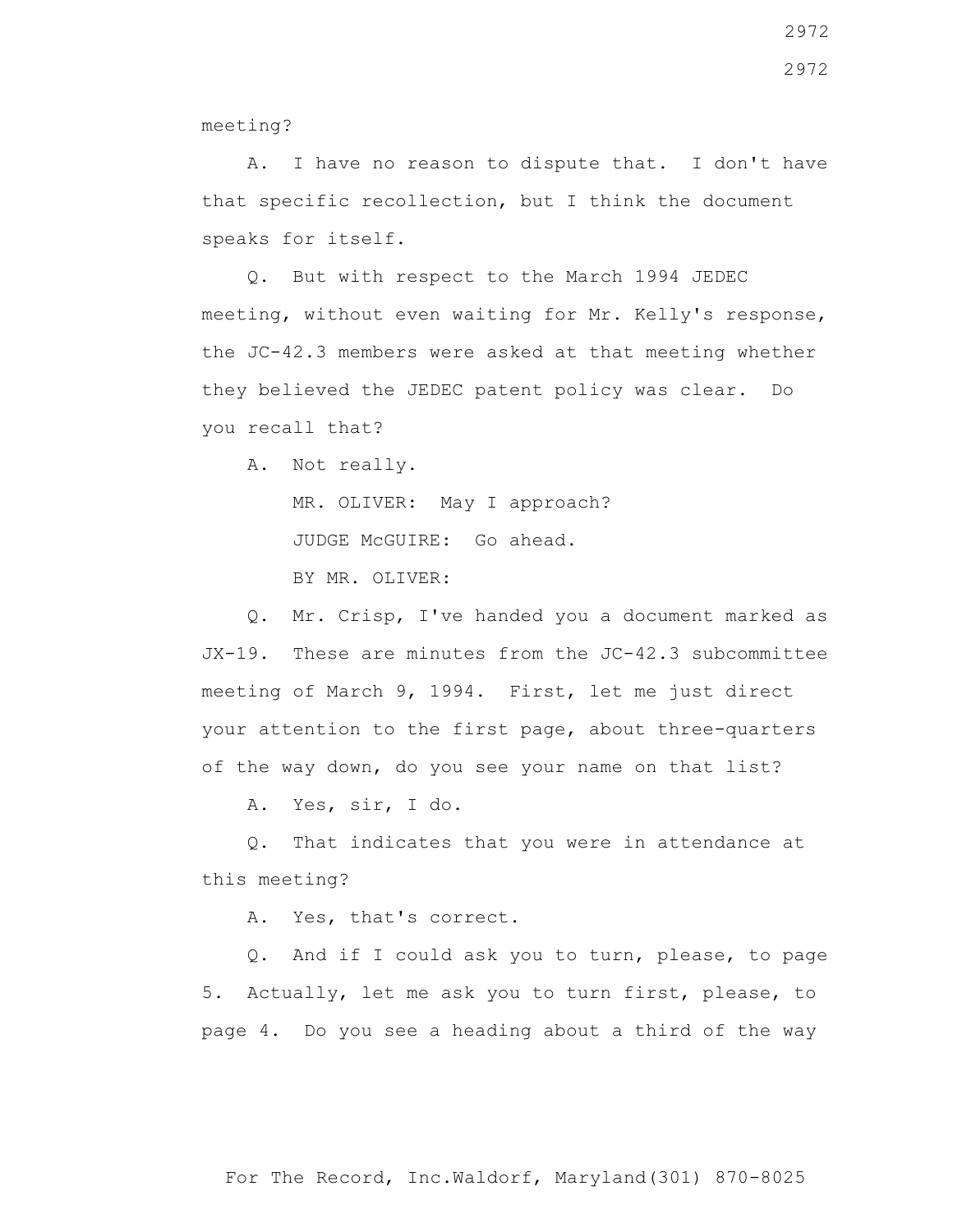meeting?

A. I have no reason to dispute that. I don't have that specific recollection, but I think the document speaks for itself.

Q. But with respect to the March 1994 JEDEC meeting, without even waiting for Mr. Kelly's response, the JC-42.3 members were asked at that meeting whether they believed the JEDEC patent policy was clear. Do you recall that?

A. Not really.

MR. OLIVER: May I approach?

JUDGE McGUIRE: Go ahead.

BY MR. OLIVER:

Q. Mr. Crisp, I've handed you a document marked as JX-19. These are minutes from the JC-42.3 subcommittee meeting of March 9, 1994. First, let me just direct your attention to the first page, about three-quarters of the way down, do you see your name on that list?

A. Yes, sir, I do.

Q. That indicates that you were in attendance at this meeting?

A. Yes, that's correct.

Q. And if I could ask you to turn, please, to page 5. Actually, let me ask you to turn first, please, to page 4. Do you see a heading about a third of the way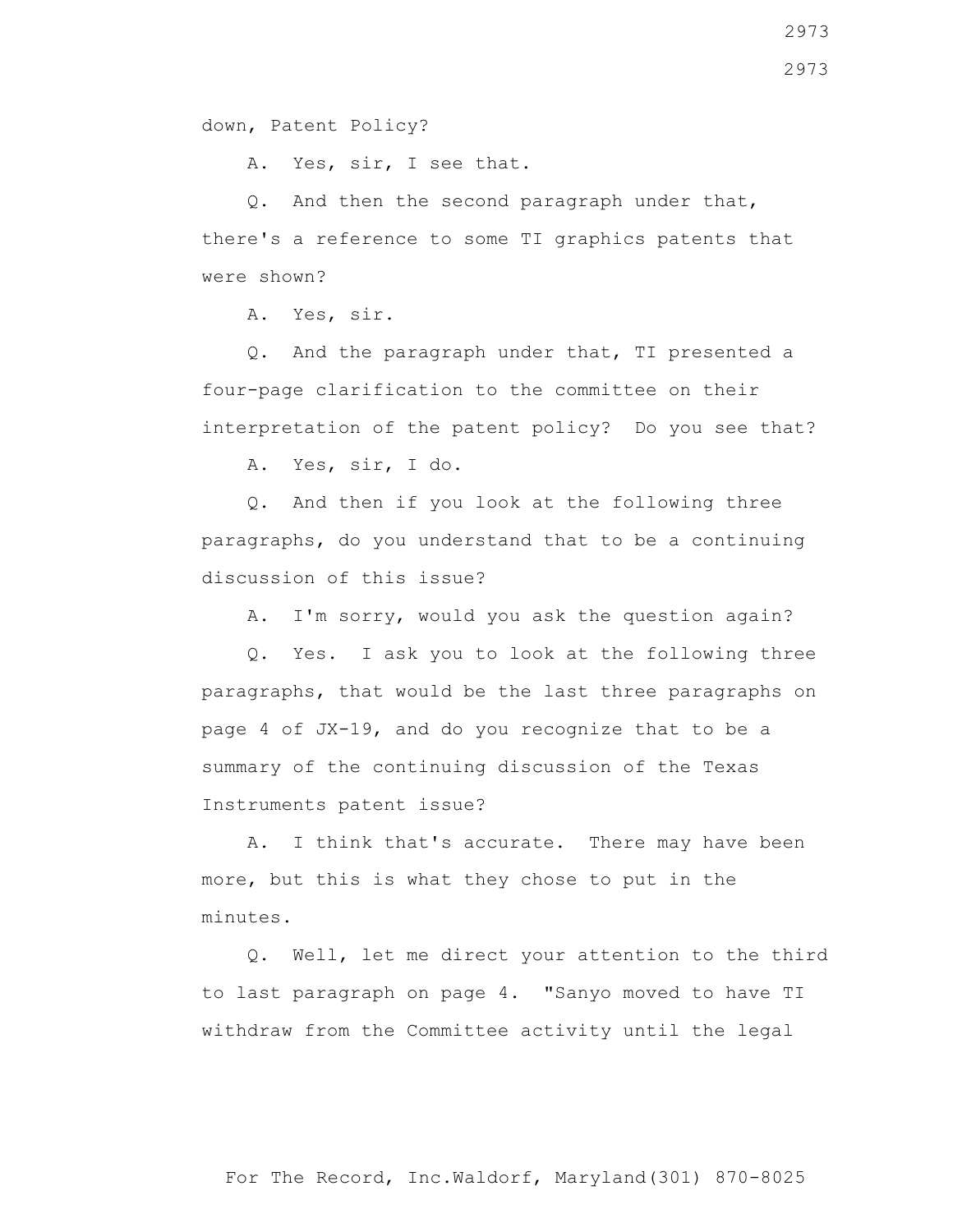down, Patent Policy?

A. Yes, sir, I see that.

Q. And then the second paragraph under that, there's a reference to some TI graphics patents that were shown?

A. Yes, sir.

Q. And the paragraph under that, TI presented a four-page clarification to the committee on their interpretation of the patent policy? Do you see that?

A. Yes, sir, I do.

Q. And then if you look at the following three paragraphs, do you understand that to be a continuing discussion of this issue?

A. I'm sorry, would you ask the question again?

Q. Yes. I ask you to look at the following three paragraphs, that would be the last three paragraphs on page 4 of JX-19, and do you recognize that to be a summary of the continuing discussion of the Texas Instruments patent issue?

A. I think that's accurate. There may have been more, but this is what they chose to put in the minutes.

Q. Well, let me direct your attention to the third to last paragraph on page 4. "Sanyo moved to have TI withdraw from the Committee activity until the legal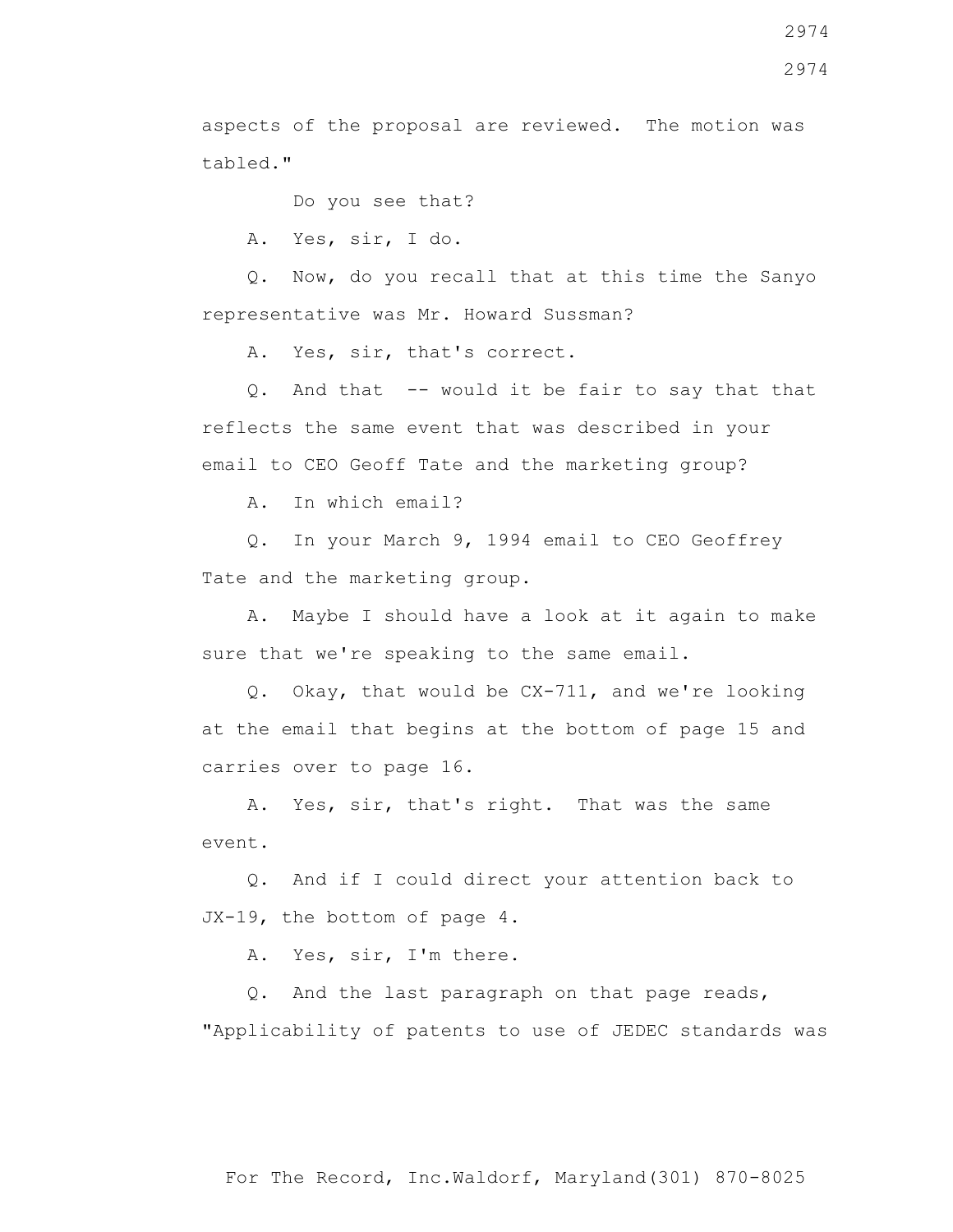aspects of the proposal are reviewed. The motion was tabled."

Do you see that?

A. Yes, sir, I do.

Q. Now, do you recall that at this time the Sanyo representative was Mr. Howard Sussman?

A. Yes, sir, that's correct.

Q. And that -- would it be fair to say that that reflects the same event that was described in your email to CEO Geoff Tate and the marketing group?

A. In which email?

Q. In your March 9, 1994 email to CEO Geoffrey Tate and the marketing group.

A. Maybe I should have a look at it again to make sure that we're speaking to the same email.

Q. Okay, that would be CX-711, and we're looking at the email that begins at the bottom of page 15 and carries over to page 16.

A. Yes, sir, that's right. That was the same event.

Q. And if I could direct your attention back to JX-19, the bottom of page 4.

A. Yes, sir, I'm there.

Q. And the last paragraph on that page reads, "Applicability of patents to use of JEDEC standards was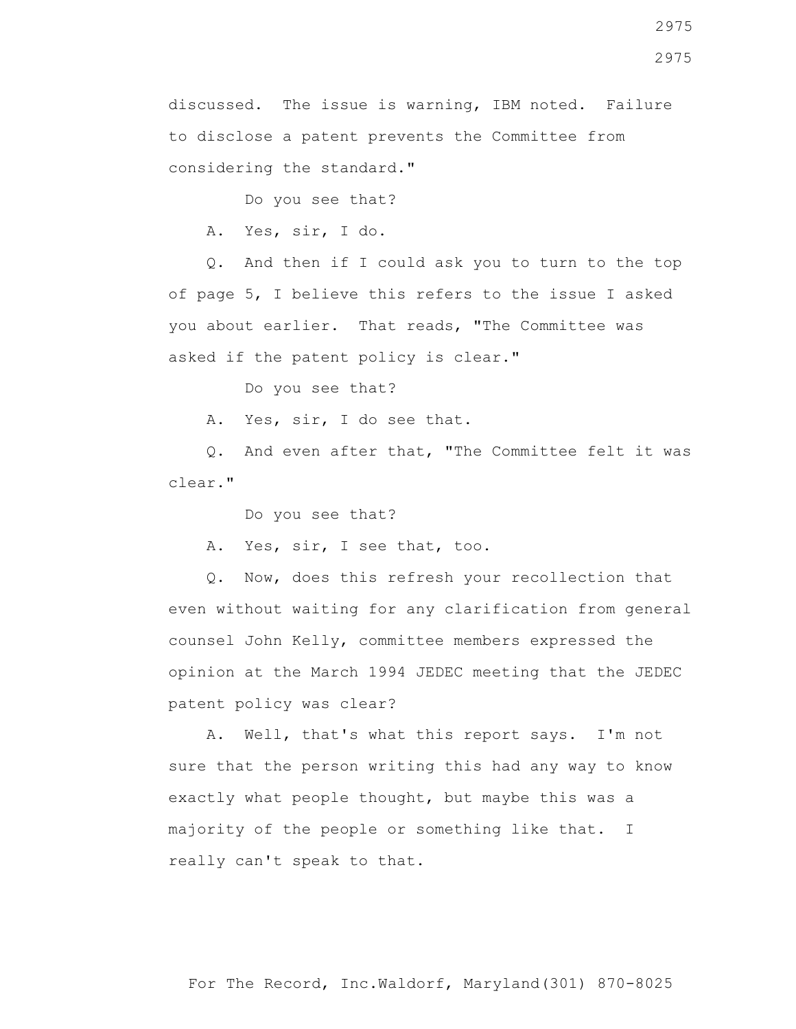discussed. The issue is warning, IBM noted. Failure to disclose a patent prevents the Committee from considering the standard."

Do you see that?

A. Yes, sir, I do.

Q. And then if I could ask you to turn to the top of page 5, I believe this refers to the issue I asked you about earlier. That reads, "The Committee was asked if the patent policy is clear."

Do you see that?

A. Yes, sir, I do see that.

Q. And even after that, "The Committee felt it was clear."

Do you see that?

A. Yes, sir, I see that, too.

Q. Now, does this refresh your recollection that even without waiting for any clarification from general counsel John Kelly, committee members expressed the opinion at the March 1994 JEDEC meeting that the JEDEC patent policy was clear?

A. Well, that's what this report says. I'm not sure that the person writing this had any way to know exactly what people thought, but maybe this was a majority of the people or something like that. I really can't speak to that.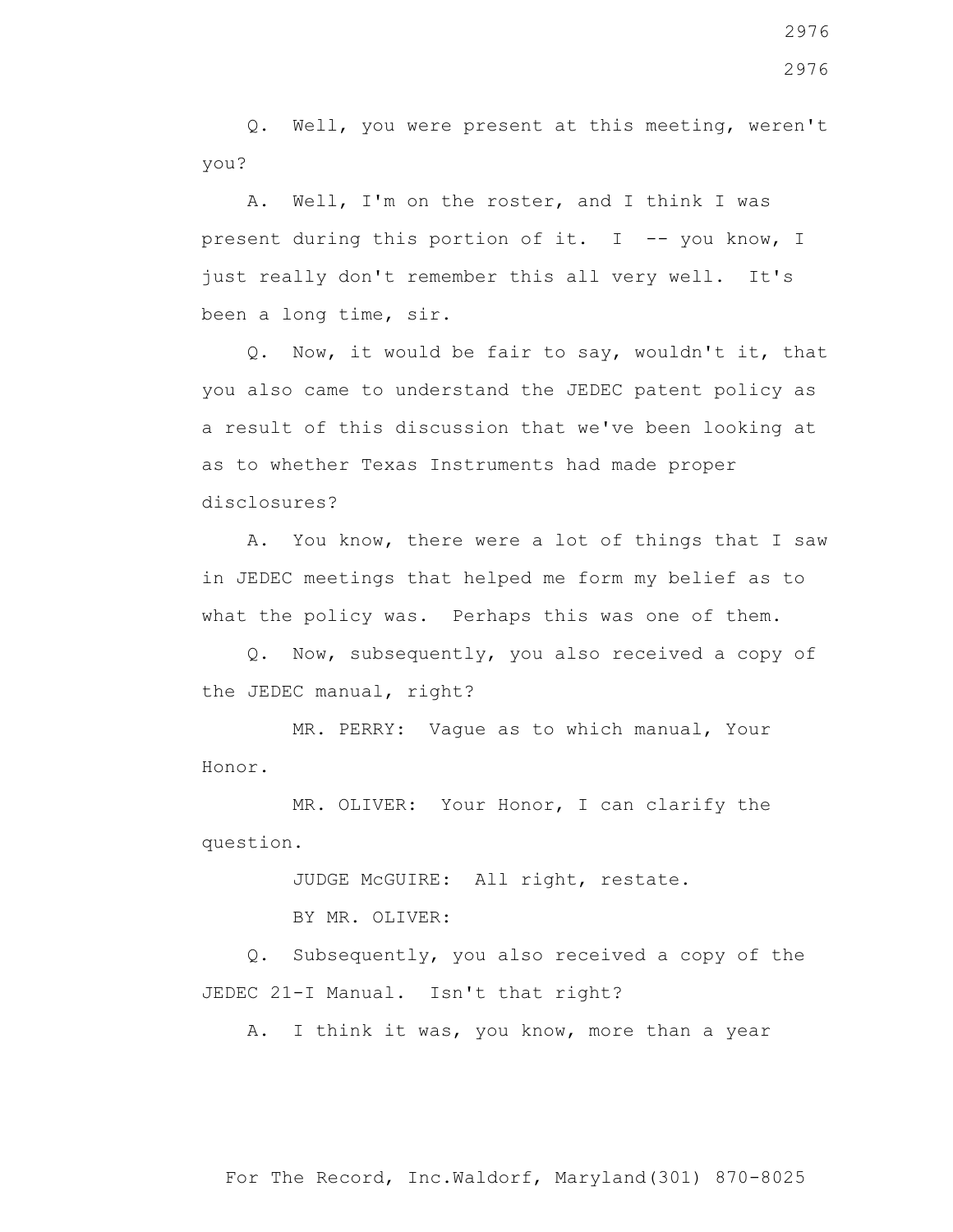Q. Well, you were present at this meeting, weren't you?

A. Well, I'm on the roster, and I think I was present during this portion of it. I -- you know, I just really don't remember this all very well. It's been a long time, sir.

Q. Now, it would be fair to say, wouldn't it, that you also came to understand the JEDEC patent policy as a result of this discussion that we've been looking at as to whether Texas Instruments had made proper disclosures?

A. You know, there were a lot of things that I saw in JEDEC meetings that helped me form my belief as to what the policy was. Perhaps this was one of them.

Q. Now, subsequently, you also received a copy of the JEDEC manual, right?

MR. PERRY: Vague as to which manual, Your Honor.

MR. OLIVER: Your Honor, I can clarify the question.

JUDGE McGUIRE: All right, restate.

BY MR. OLIVER:

Q. Subsequently, you also received a copy of the JEDEC 21-I Manual. Isn't that right?

A. I think it was, you know, more than a year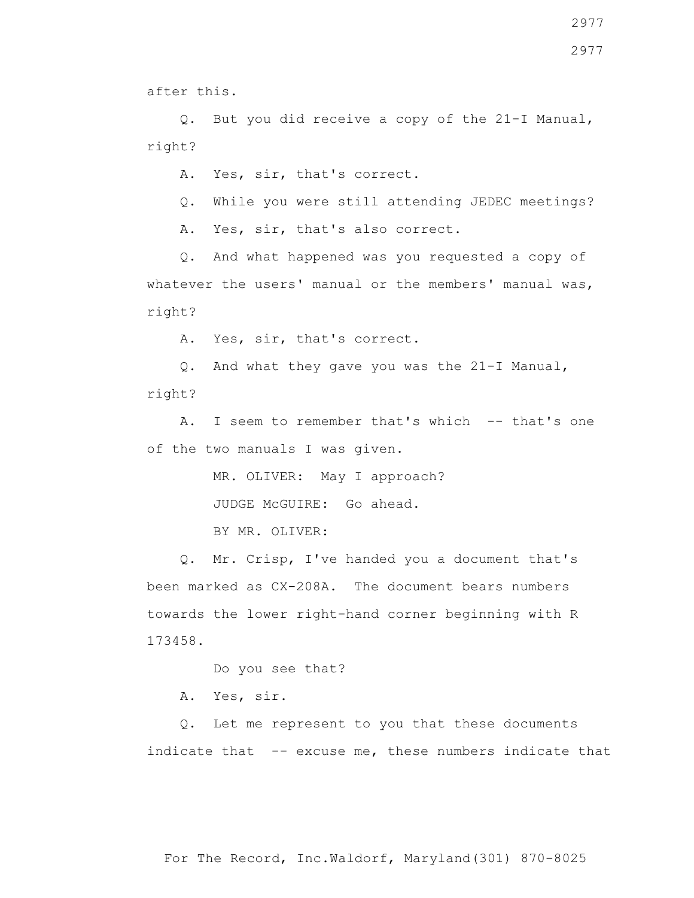after this.

Q. But you did receive a copy of the 21-I Manual, right?

A. Yes, sir, that's correct.

Q. While you were still attending JEDEC meetings?

A. Yes, sir, that's also correct.

Q. And what happened was you requested a copy of whatever the users' manual or the members' manual was, right?

A. Yes, sir, that's correct.

Q. And what they gave you was the 21-I Manual, right?

A. I seem to remember that's which -- that's one of the two manuals I was given.

MR. OLIVER: May I approach?

JUDGE McGUIRE: Go ahead.

BY MR. OLIVER:

Q. Mr. Crisp, I've handed you a document that's been marked as CX-208A. The document bears numbers towards the lower right-hand corner beginning with R 173458.

Do you see that?

A. Yes, sir.

Q. Let me represent to you that these documents indicate that -- excuse me, these numbers indicate that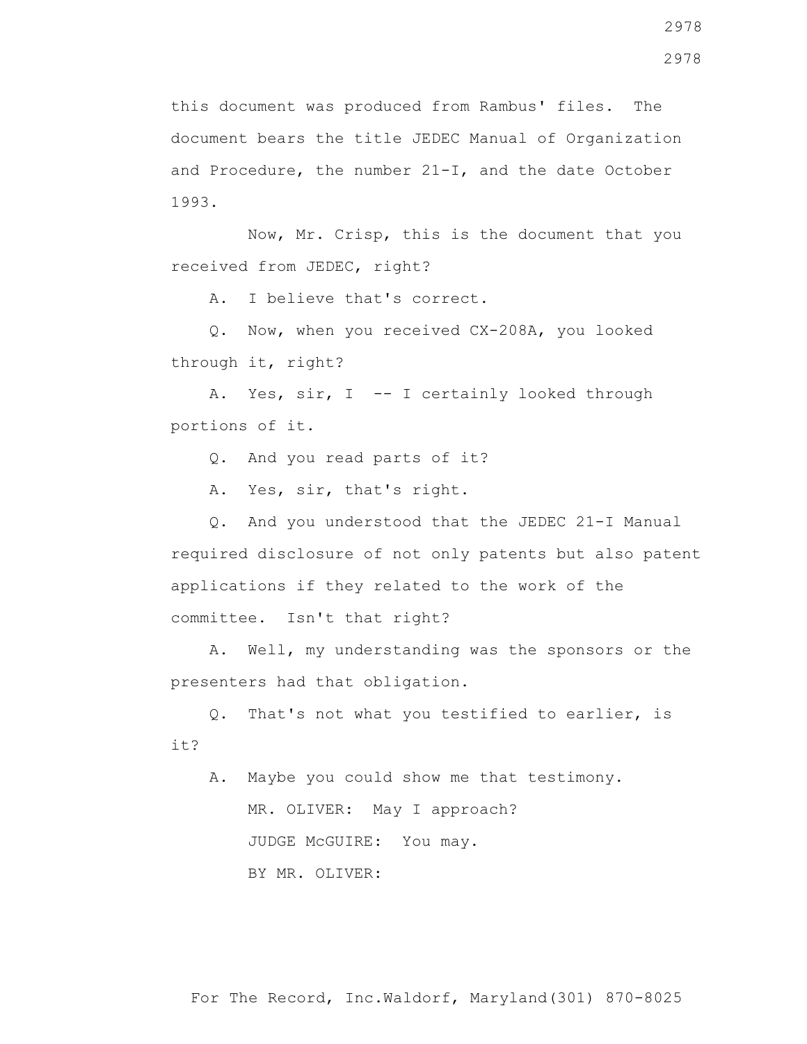this document was produced from Rambus' files. The document bears the title JEDEC Manual of Organization and Procedure, the number 21-I, and the date October 1993.

Now, Mr. Crisp, this is the document that you received from JEDEC, right?

A. I believe that's correct.

Q. Now, when you received CX-208A, you looked through it, right?

A. Yes, sir, I -- I certainly looked through portions of it.

Q. And you read parts of it?

A. Yes, sir, that's right.

Q. And you understood that the JEDEC 21-I Manual required disclosure of not only patents but also patent applications if they related to the work of the committee. Isn't that right?

A. Well, my understanding was the sponsors or the presenters had that obligation.

Q. That's not what you testified to earlier, is it?

A. Maybe you could show me that testimony.

MR. OLIVER: May I approach?

JUDGE McGUIRE: You may.

BY MR. OLIVER: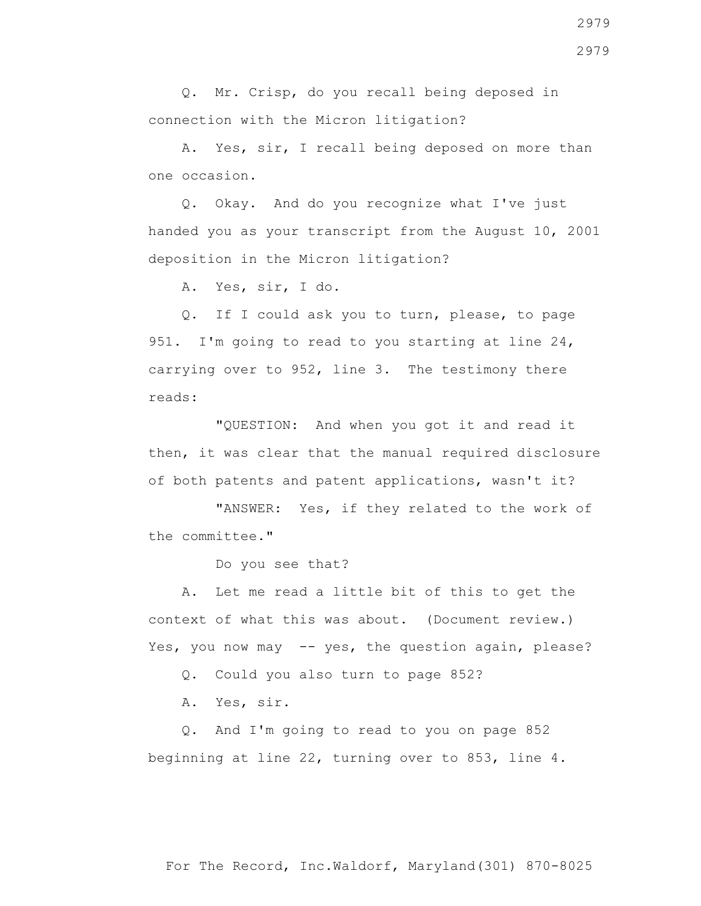Q. Mr. Crisp, do you recall being deposed in connection with the Micron litigation?

A. Yes, sir, I recall being deposed on more than one occasion.

Q. Okay. And do you recognize what I've just handed you as your transcript from the August 10, 2001 deposition in the Micron litigation?

A. Yes, sir, I do.

Q. If I could ask you to turn, please, to page 951. I'm going to read to you starting at line 24, carrying over to 952, line 3. The testimony there reads:

"QUESTION: And when you got it and read it then, it was clear that the manual required disclosure of both patents and patent applications, wasn't it?

"ANSWER: Yes, if they related to the work of the committee."

Do you see that?

A. Let me read a little bit of this to get the context of what this was about. (Document review.) Yes, you now may -- yes, the question again, please?

Q. Could you also turn to page 852?

A. Yes, sir.

Q. And I'm going to read to you on page 852 beginning at line 22, turning over to 853, line 4.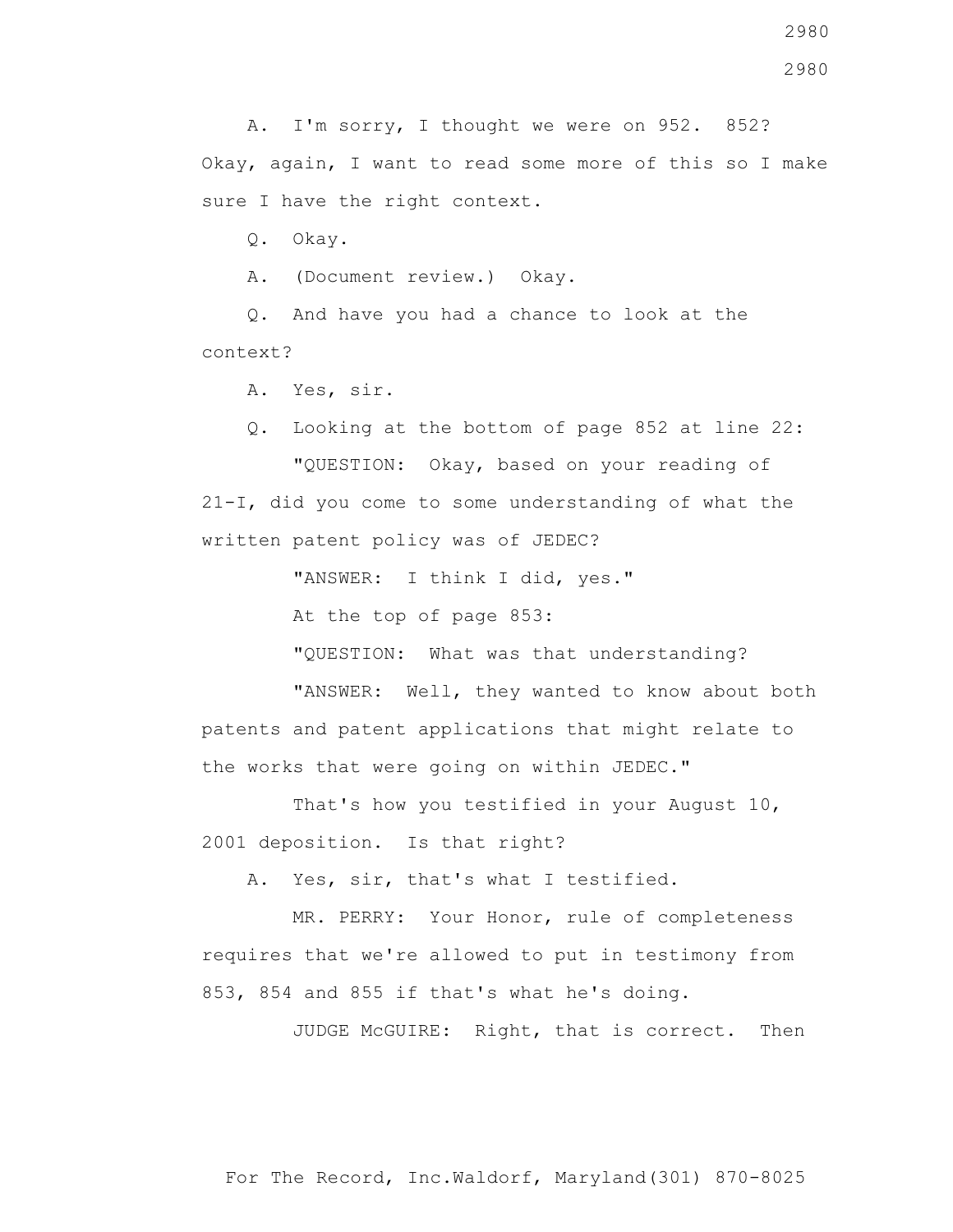A. I'm sorry, I thought we were on 952. 852? Okay, again, I want to read some more of this so I make sure I have the right context.

Q. Okay.

A. (Document review.) Okay.

Q. And have you had a chance to look at the context?

A. Yes, sir.

Q. Looking at the bottom of page 852 at line 22:

"QUESTION: Okay, based on your reading of 21-I, did you come to some understanding of what the written patent policy was of JEDEC?

"ANSWER: I think I did, yes."

At the top of page 853:

"QUESTION: What was that understanding?

"ANSWER: Well, they wanted to know about both patents and patent applications that might relate to the works that were going on within JEDEC."

That's how you testified in your August 10, 2001 deposition. Is that right?

A. Yes, sir, that's what I testified.

MR. PERRY: Your Honor, rule of completeness requires that we're allowed to put in testimony from 853, 854 and 855 if that's what he's doing.

JUDGE McGUIRE: Right, that is correct. Then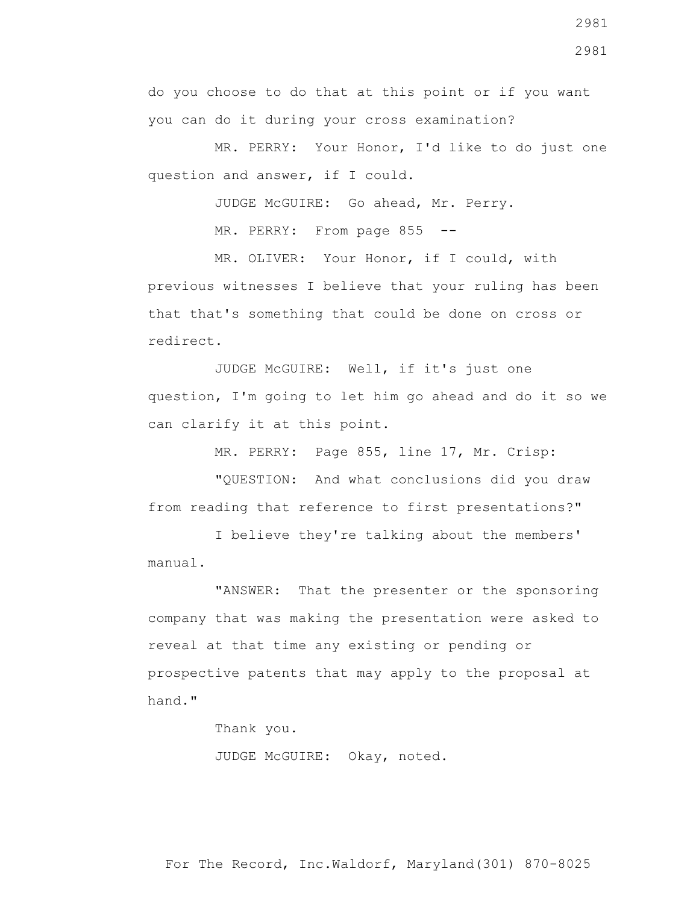do you choose to do that at this point or if you want you can do it during your cross examination?

MR. PERRY: Your Honor, I'd like to do just one question and answer, if I could.

JUDGE McGUIRE: Go ahead, Mr. Perry.

MR. PERRY: From page 855 --

MR. OLIVER: Your Honor, if I could, with previous witnesses I believe that your ruling has been that that's something that could be done on cross or redirect.

JUDGE McGUIRE: Well, if it's just one question, I'm going to let him go ahead and do it so we can clarify it at this point.

MR. PERRY: Page 855, line 17, Mr. Crisp:

"QUESTION: And what conclusions did you draw from reading that reference to first presentations?"

I believe they're talking about the members' manual.

"ANSWER: That the presenter or the sponsoring company that was making the presentation were asked to reveal at that time any existing or pending or prospective patents that may apply to the proposal at hand."

Thank you.

JUDGE McGUIRE: Okay, noted.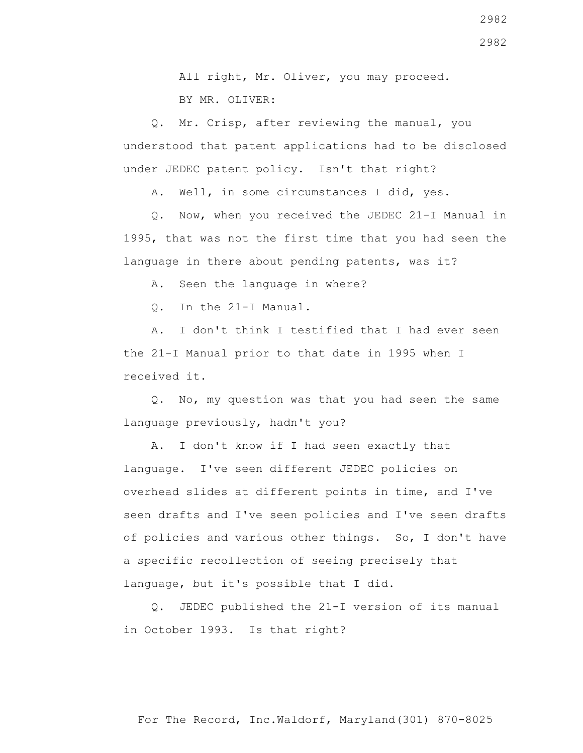All right, Mr. Oliver, you may proceed.

BY MR. OLIVER:

Q. Mr. Crisp, after reviewing the manual, you understood that patent applications had to be disclosed under JEDEC patent policy. Isn't that right?

A. Well, in some circumstances I did, yes.

Q. Now, when you received the JEDEC 21-I Manual in 1995, that was not the first time that you had seen the language in there about pending patents, was it?

A. Seen the language in where?

Q. In the 21-I Manual.

A. I don't think I testified that I had ever seen the 21-I Manual prior to that date in 1995 when I received it.

Q. No, my question was that you had seen the same language previously, hadn't you?

A. I don't know if I had seen exactly that language. I've seen different JEDEC policies on overhead slides at different points in time, and I've seen drafts and I've seen policies and I've seen drafts of policies and various other things. So, I don't have a specific recollection of seeing precisely that language, but it's possible that I did.

Q. JEDEC published the 21-I version of its manual in October 1993. Is that right?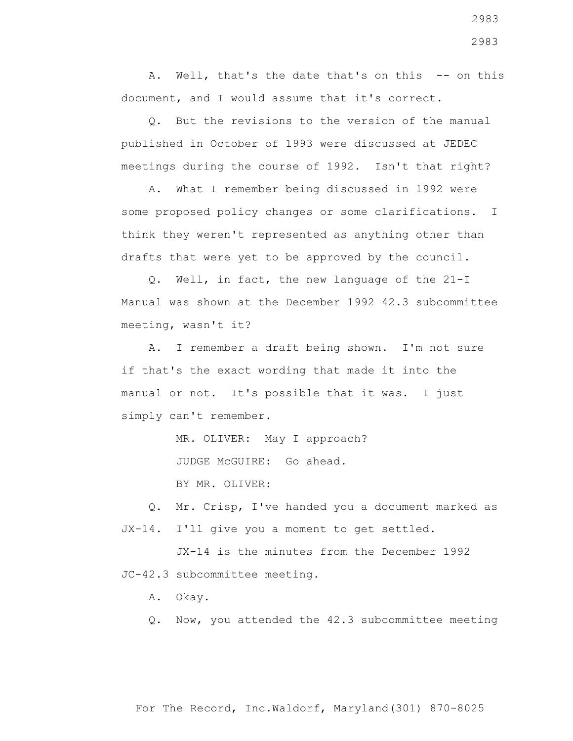A. Well, that's the date that's on this -- on this document, and I would assume that it's correct.

Q. But the revisions to the version of the manual published in October of 1993 were discussed at JEDEC meetings during the course of 1992. Isn't that right?

A. What I remember being discussed in 1992 were some proposed policy changes or some clarifications. I think they weren't represented as anything other than drafts that were yet to be approved by the council.

Q. Well, in fact, the new language of the 21-I Manual was shown at the December 1992 42.3 subcommittee meeting, wasn't it?

A. I remember a draft being shown. I'm not sure if that's the exact wording that made it into the manual or not. It's possible that it was. I just simply can't remember.

MR. OLIVER: May I approach?

JUDGE McGUIRE: Go ahead.

BY MR. OLIVER:

Q. Mr. Crisp, I've handed you a document marked as JX-14. I'll give you a moment to get settled.

JX-14 is the minutes from the December 1992 JC-42.3 subcommittee meeting.

A. Okay.

Q. Now, you attended the 42.3 subcommittee meeting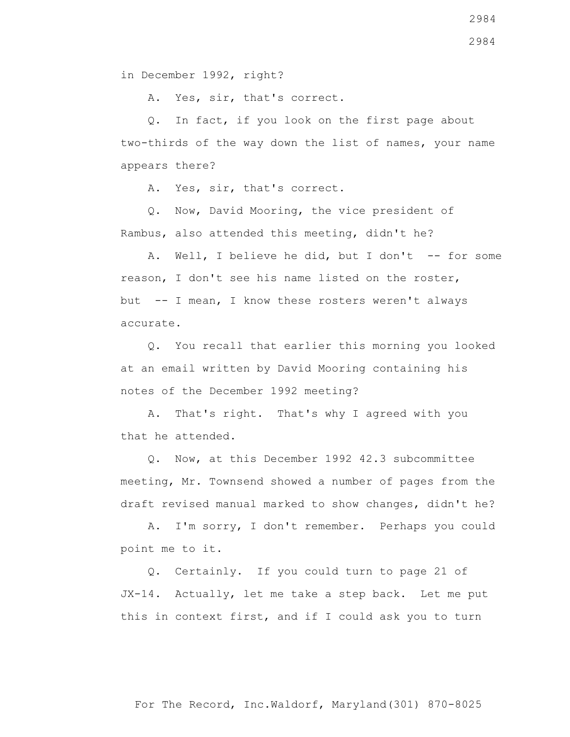in December 1992, right?

A. Yes, sir, that's correct.

Q. In fact, if you look on the first page about two-thirds of the way down the list of names, your name appears there?

A. Yes, sir, that's correct.

Q. Now, David Mooring, the vice president of Rambus, also attended this meeting, didn't he?

A. Well, I believe he did, but I don't -- for some reason, I don't see his name listed on the roster, but -- I mean, I know these rosters weren't always accurate.

Q. You recall that earlier this morning you looked at an email written by David Mooring containing his notes of the December 1992 meeting?

A. That's right. That's why I agreed with you that he attended.

Q. Now, at this December 1992 42.3 subcommittee meeting, Mr. Townsend showed a number of pages from the draft revised manual marked to show changes, didn't he?

A. I'm sorry, I don't remember. Perhaps you could point me to it.

Q. Certainly. If you could turn to page 21 of JX-14. Actually, let me take a step back. Let me put this in context first, and if I could ask you to turn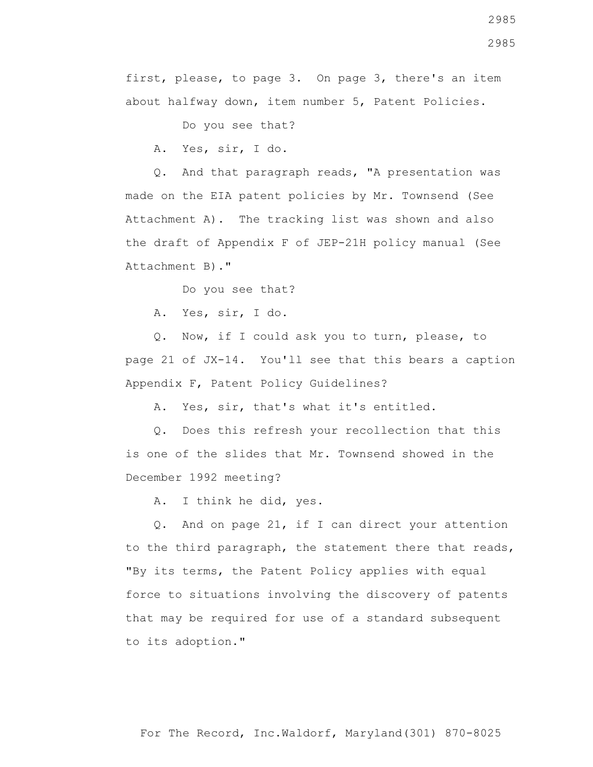first, please, to page 3. On page 3, there's an item about halfway down, item number 5, Patent Policies.

Do you see that?

A. Yes, sir, I do.

Q. And that paragraph reads, "A presentation was made on the EIA patent policies by Mr. Townsend (See Attachment A). The tracking list was shown and also the draft of Appendix F of JEP-21H policy manual (See Attachment B)."

Do you see that?

A. Yes, sir, I do.

Q. Now, if I could ask you to turn, please, to page 21 of JX-14. You'll see that this bears a caption Appendix F, Patent Policy Guidelines?

A. Yes, sir, that's what it's entitled.

Q. Does this refresh your recollection that this is one of the slides that Mr. Townsend showed in the December 1992 meeting?

A. I think he did, yes.

Q. And on page 21, if I can direct your attention to the third paragraph, the statement there that reads, "By its terms, the Patent Policy applies with equal force to situations involving the discovery of patents that may be required for use of a standard subsequent to its adoption."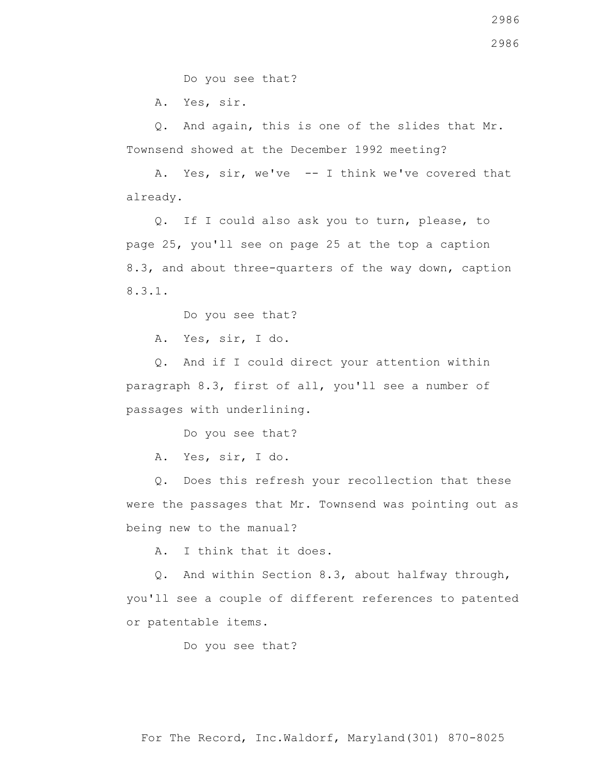Do you see that?

A. Yes, sir.

Q. And again, this is one of the slides that Mr. Townsend showed at the December 1992 meeting?

A. Yes, sir, we've -- I think we've covered that already.

Q. If I could also ask you to turn, please, to page 25, you'll see on page 25 at the top a caption 8.3, and about three-quarters of the way down, caption 8.3.1.

Do you see that?

A. Yes, sir, I do.

Q. And if I could direct your attention within paragraph 8.3, first of all, you'll see a number of passages with underlining.

Do you see that?

A. Yes, sir, I do.

Q. Does this refresh your recollection that these were the passages that Mr. Townsend was pointing out as being new to the manual?

A. I think that it does.

Q. And within Section 8.3, about halfway through, you'll see a couple of different references to patented or patentable items.

Do you see that?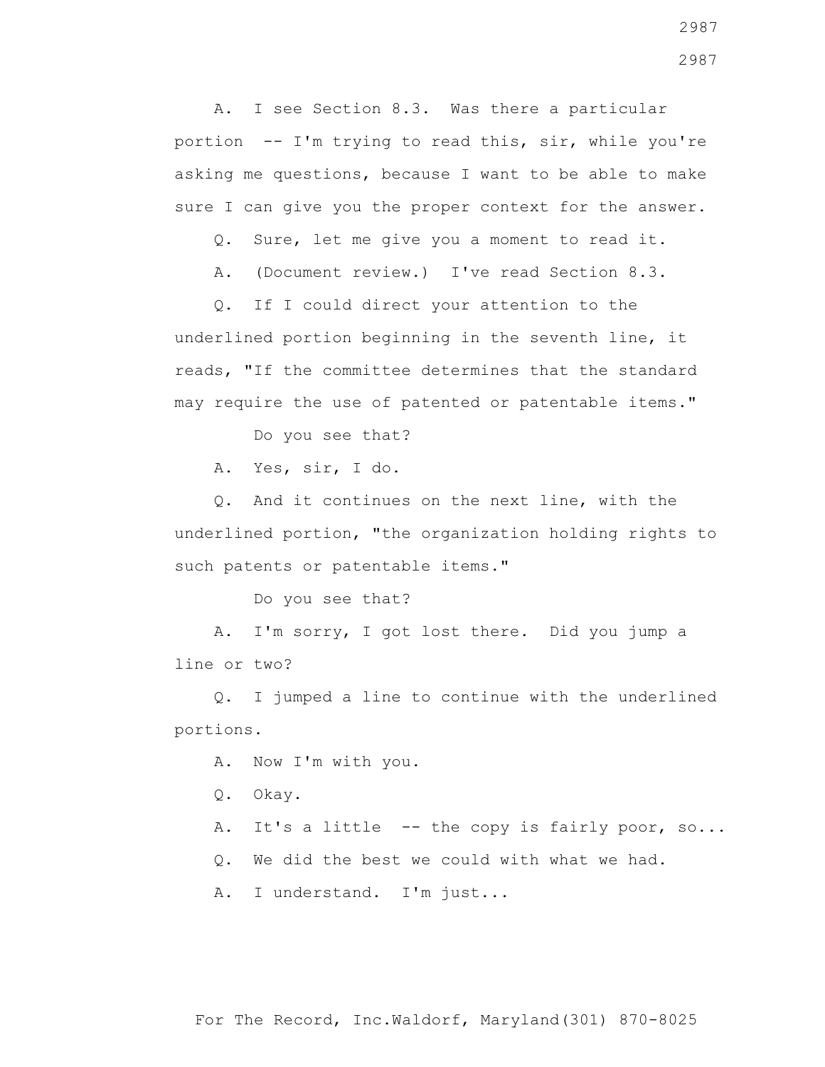A. I see Section 8.3. Was there a particular portion -- I'm trying to read this, sir, while you're asking me questions, because I want to be able to make sure I can give you the proper context for the answer.

Q. Sure, let me give you a moment to read it.

A. (Document review.) I've read Section 8.3.

Q. If I could direct your attention to the underlined portion beginning in the seventh line, it reads, "If the committee determines that the standard may require the use of patented or patentable items."

Do you see that?

A. Yes, sir, I do.

Q. And it continues on the next line, with the underlined portion, "the organization holding rights to such patents or patentable items."

Do you see that?

A. I'm sorry, I got lost there. Did you jump a line or two?

Q. I jumped a line to continue with the underlined portions.

A. Now I'm with you.

Q. Okay.

A. It's a little -- the copy is fairly poor, so...

Q. We did the best we could with what we had.

A. I understand. I'm just...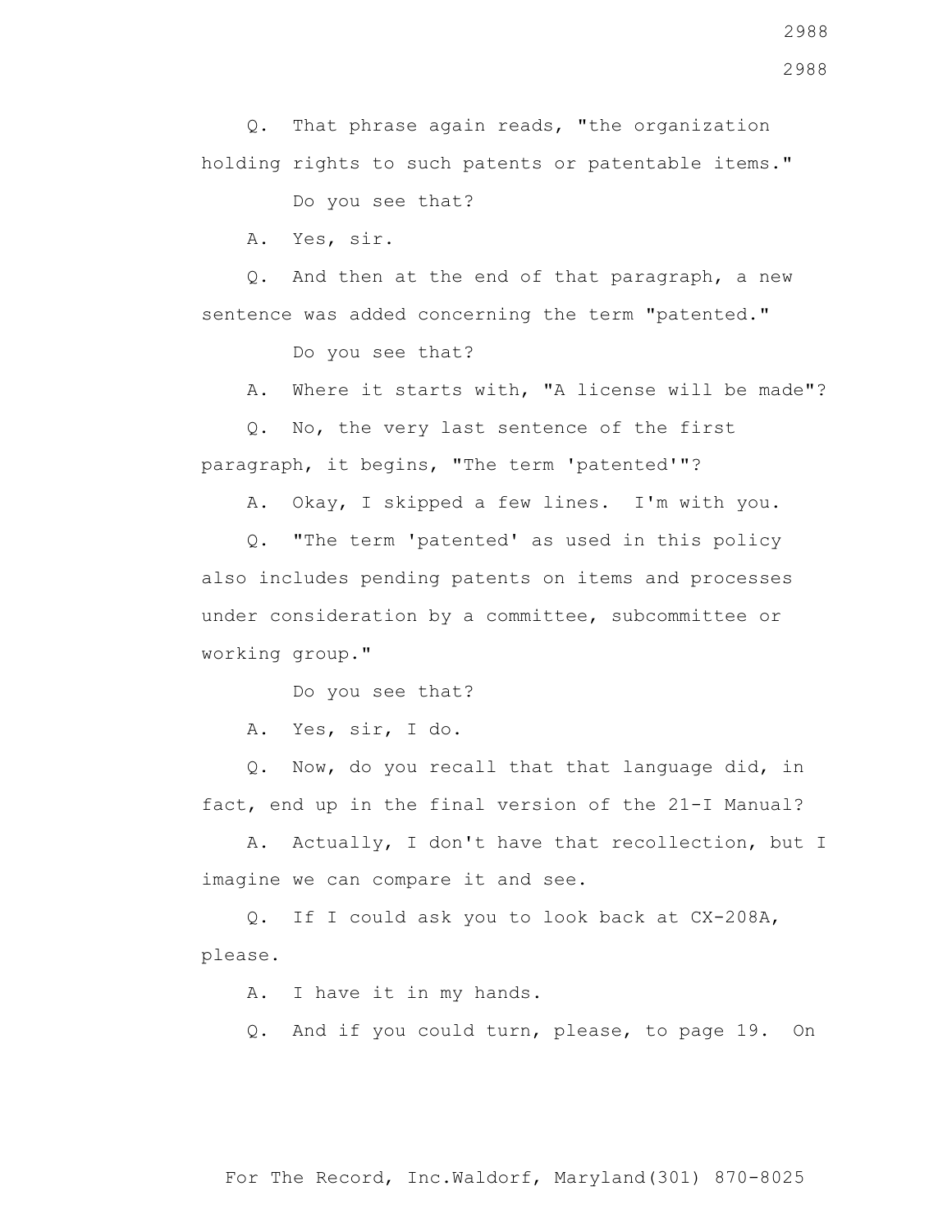Q. That phrase again reads, "the organization holding rights to such patents or patentable items."

Do you see that?

A. Yes, sir.

Q. And then at the end of that paragraph, a new sentence was added concerning the term "patented."

Do you see that?

A. Where it starts with, "A license will be made"?

Q. No, the very last sentence of the first paragraph, it begins, "The term 'patented'"?

A. Okay, I skipped a few lines. I'm with you.

Q. "The term 'patented' as used in this policy also includes pending patents on items and processes under consideration by a committee, subcommittee or working group."

Do you see that?

A. Yes, sir, I do.

Q. Now, do you recall that that language did, in fact, end up in the final version of the 21-I Manual?

A. Actually, I don't have that recollection, but I imagine we can compare it and see.

Q. If I could ask you to look back at CX-208A, please.

A. I have it in my hands.

Q. And if you could turn, please, to page 19. On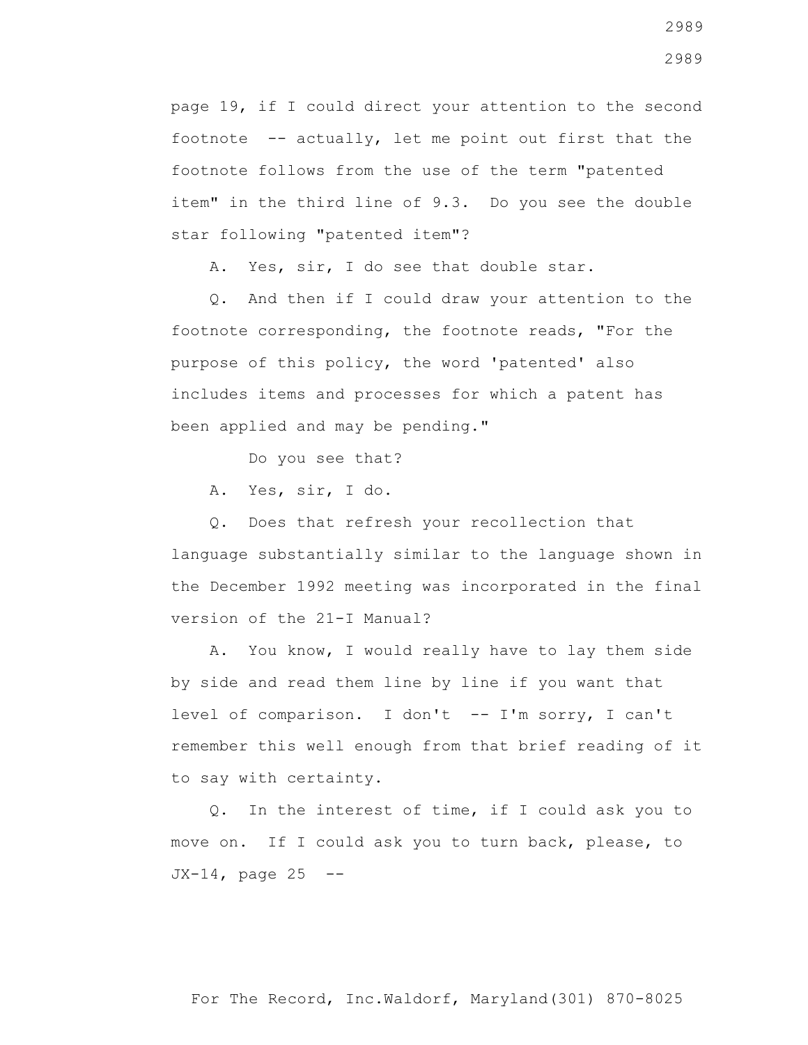page 19, if I could direct your attention to the second footnote -- actually, let me point out first that the footnote follows from the use of the term "patented item" in the third line of 9.3. Do you see the double star following "patented item"?

A. Yes, sir, I do see that double star.

Q. And then if I could draw your attention to the footnote corresponding, the footnote reads, "For the purpose of this policy, the word 'patented' also includes items and processes for which a patent has been applied and may be pending."

Do you see that?

A. Yes, sir, I do.

Q. Does that refresh your recollection that language substantially similar to the language shown in the December 1992 meeting was incorporated in the final version of the 21-I Manual?

A. You know, I would really have to lay them side by side and read them line by line if you want that level of comparison. I don't -- I'm sorry, I can't remember this well enough from that brief reading of it to say with certainty.

Q. In the interest of time, if I could ask you to move on. If I could ask you to turn back, please, to JX-14, page 25 --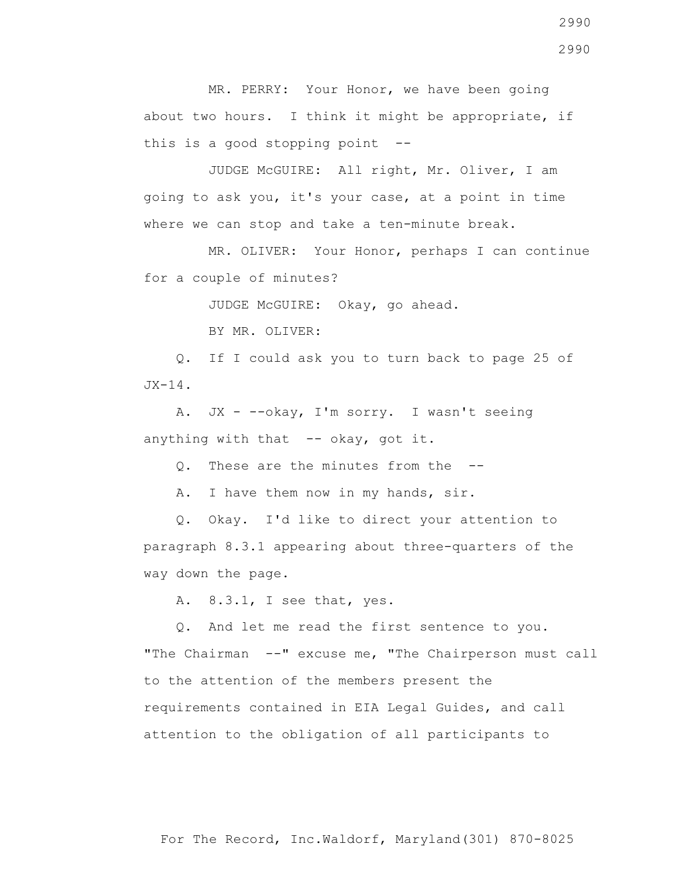MR. PERRY: Your Honor, we have been going about two hours. I think it might be appropriate, if this is a good stopping point --

JUDGE McGUIRE: All right, Mr. Oliver, I am going to ask you, it's your case, at a point in time where we can stop and take a ten-minute break.

MR. OLIVER: Your Honor, perhaps I can continue for a couple of minutes?

JUDGE McGUIRE: Okay, go ahead.

BY MR. OLIVER:

Q. If I could ask you to turn back to page 25 of JX-14.

A. JX - --okay, I'm sorry. I wasn't seeing anything with that -- okay, got it.

Q. These are the minutes from the --

A. I have them now in my hands, sir.

Q. Okay. I'd like to direct your attention to paragraph 8.3.1 appearing about three-quarters of the way down the page.

A. 8.3.1, I see that, yes.

Q. And let me read the first sentence to you. "The Chairman --" excuse me, "The Chairperson must call to the attention of the members present the requirements contained in EIA Legal Guides, and call attention to the obligation of all participants to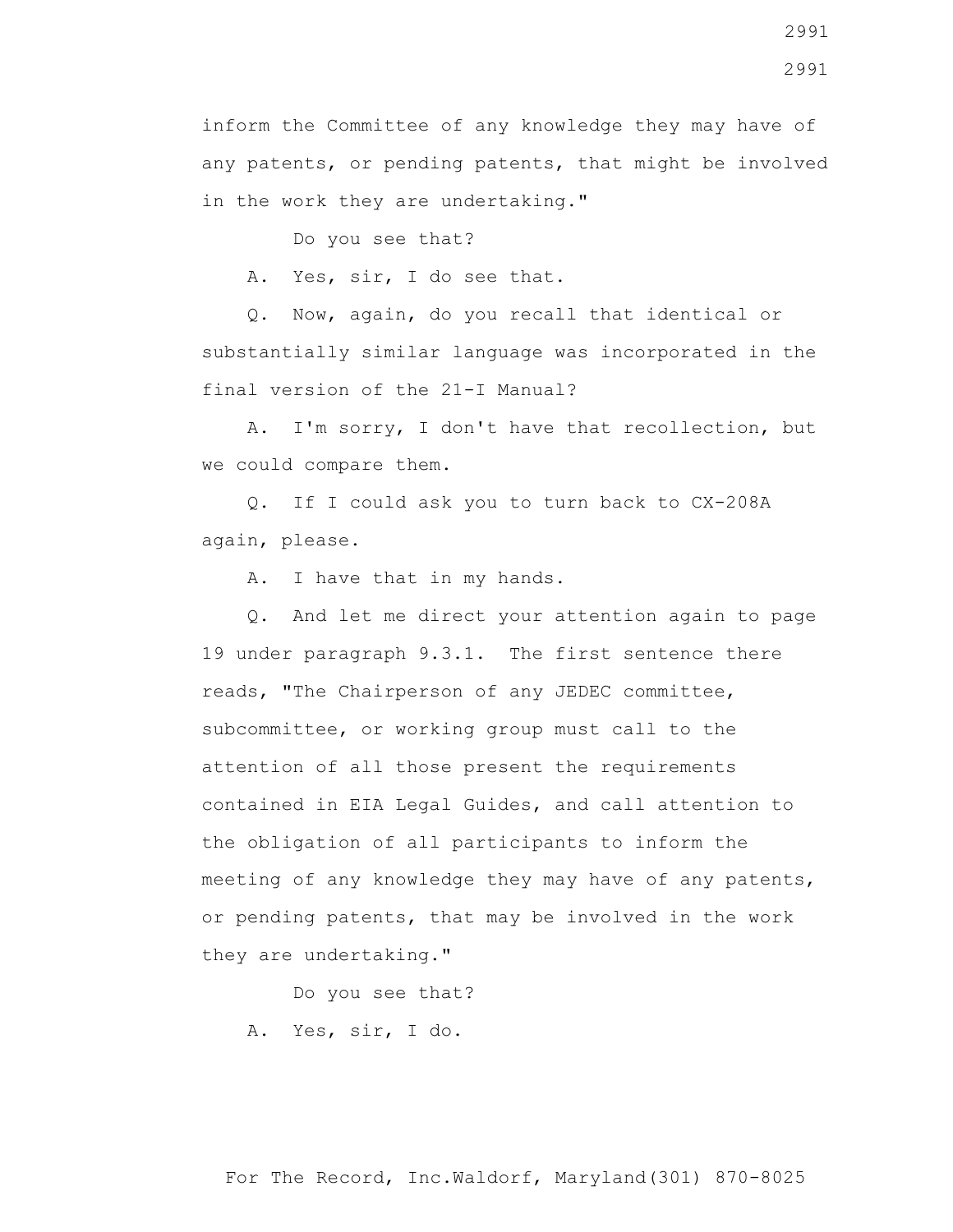inform the Committee of any knowledge they may have of any patents, or pending patents, that might be involved in the work they are undertaking."

Do you see that?

A. Yes, sir, I do see that.

Q. Now, again, do you recall that identical or substantially similar language was incorporated in the final version of the 21-I Manual?

A. I'm sorry, I don't have that recollection, but we could compare them.

Q. If I could ask you to turn back to CX-208A again, please.

A. I have that in my hands.

Q. And let me direct your attention again to page 19 under paragraph 9.3.1. The first sentence there reads, "The Chairperson of any JEDEC committee, subcommittee, or working group must call to the attention of all those present the requirements contained in EIA Legal Guides, and call attention to the obligation of all participants to inform the meeting of any knowledge they may have of any patents, or pending patents, that may be involved in the work they are undertaking."

Do you see that?

A. Yes, sir, I do.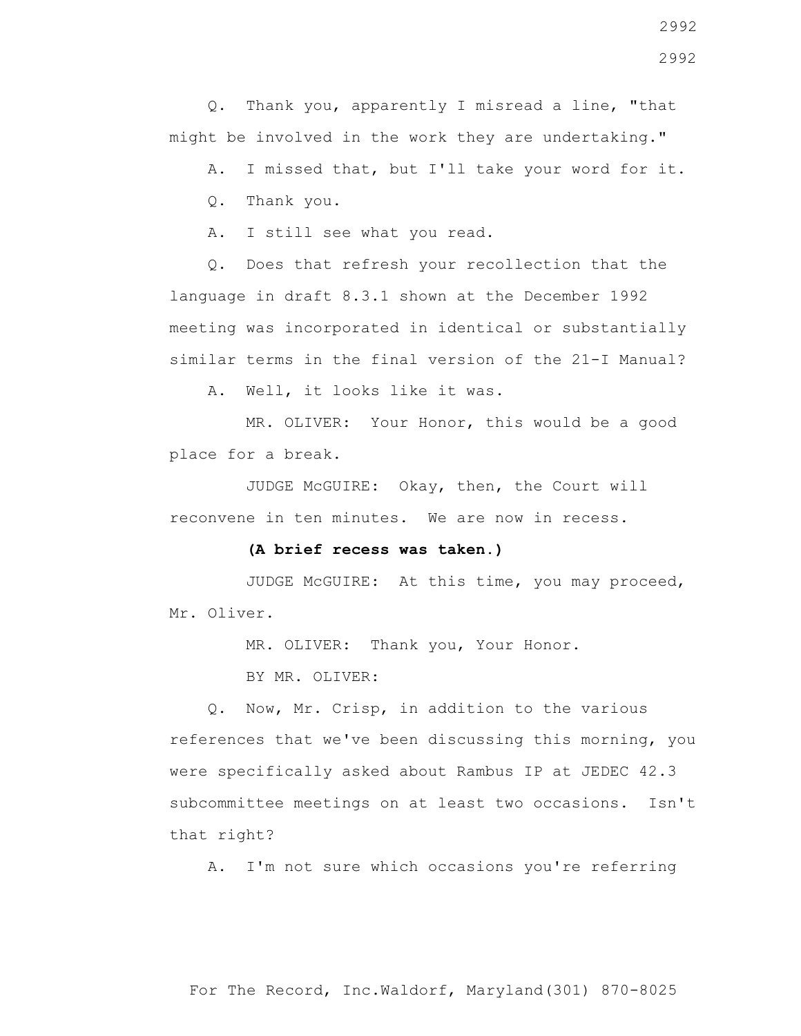Q. Thank you, apparently I misread a line, "that might be involved in the work they are undertaking."

A. I missed that, but I'll take your word for it.

Q. Thank you.

A. I still see what you read.

Q. Does that refresh your recollection that the language in draft 8.3.1 shown at the December 1992 meeting was incorporated in identical or substantially similar terms in the final version of the 21-I Manual?

A. Well, it looks like it was.

MR. OLIVER: Your Honor, this would be a good place for a break.

JUDGE McGUIRE: Okay, then, the Court will reconvene in ten minutes. We are now in recess.

**(A brief recess was taken.)**

JUDGE McGUIRE: At this time, you may proceed, Mr. Oliver.

MR. OLIVER: Thank you, Your Honor.

BY MR. OLIVER:

Q. Now, Mr. Crisp, in addition to the various references that we've been discussing this morning, you were specifically asked about Rambus IP at JEDEC 42.3 subcommittee meetings on at least two occasions. Isn't that right?

A. I'm not sure which occasions you're referring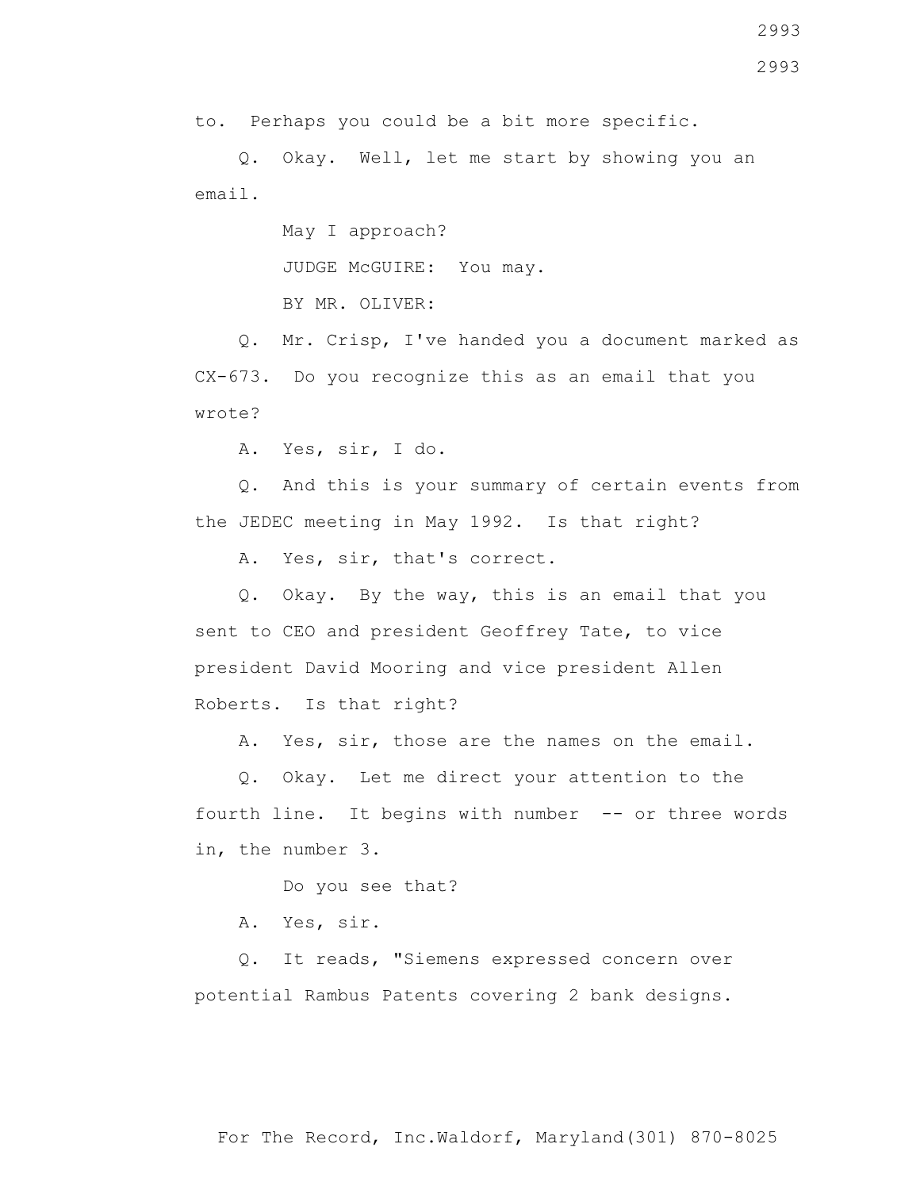to. Perhaps you could be a bit more specific.

Q. Okay. Well, let me start by showing you an email.

May I approach?

JUDGE McGUIRE: You may.

BY MR. OLIVER:

Q. Mr. Crisp, I've handed you a document marked as CX-673. Do you recognize this as an email that you wrote?

A. Yes, sir, I do.

Q. And this is your summary of certain events from the JEDEC meeting in May 1992. Is that right?

A. Yes, sir, that's correct.

Q. Okay. By the way, this is an email that you sent to CEO and president Geoffrey Tate, to vice president David Mooring and vice president Allen Roberts. Is that right?

A. Yes, sir, those are the names on the email.

Q. Okay. Let me direct your attention to the fourth line. It begins with number -- or three words in, the number 3.

Do you see that?

A. Yes, sir.

Q. It reads, "Siemens expressed concern over potential Rambus Patents covering 2 bank designs.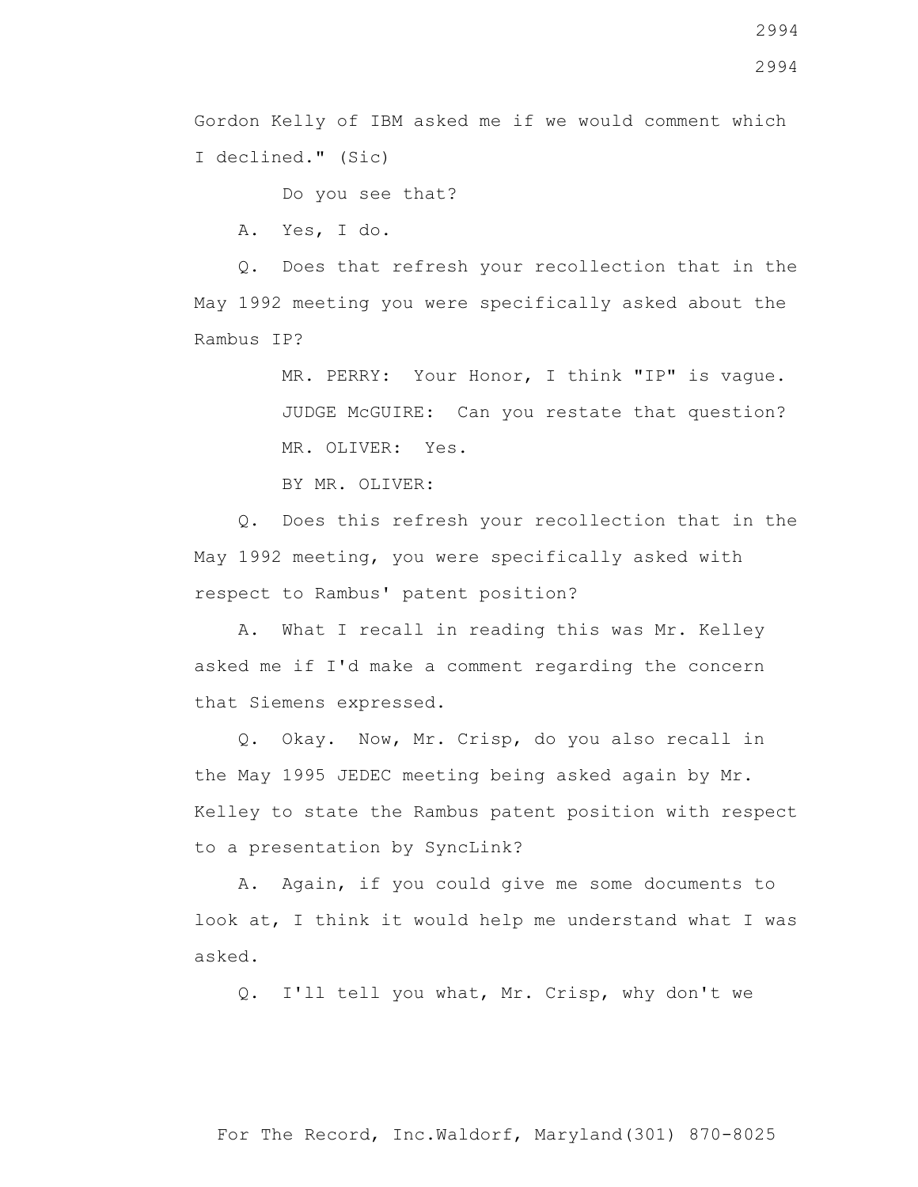Gordon Kelly of IBM asked me if we would comment which I declined." (Sic)

Do you see that?

A. Yes, I do.

Q. Does that refresh your recollection that in the May 1992 meeting you were specifically asked about the Rambus IP?

MR. PERRY: Your Honor, I think "IP" is vague.

JUDGE McGUIRE: Can you restate that question?

MR. OLIVER: Yes.

BY MR. OLIVER:

Q. Does this refresh your recollection that in the May 1992 meeting, you were specifically asked with respect to Rambus' patent position?

A. What I recall in reading this was Mr. Kelley asked me if I'd make a comment regarding the concern that Siemens expressed.

Q. Okay. Now, Mr. Crisp, do you also recall in the May 1995 JEDEC meeting being asked again by Mr. Kelley to state the Rambus patent position with respect to a presentation by SyncLink?

A. Again, if you could give me some documents to look at, I think it would help me understand what I was asked.

Q. I'll tell you what, Mr. Crisp, why don't we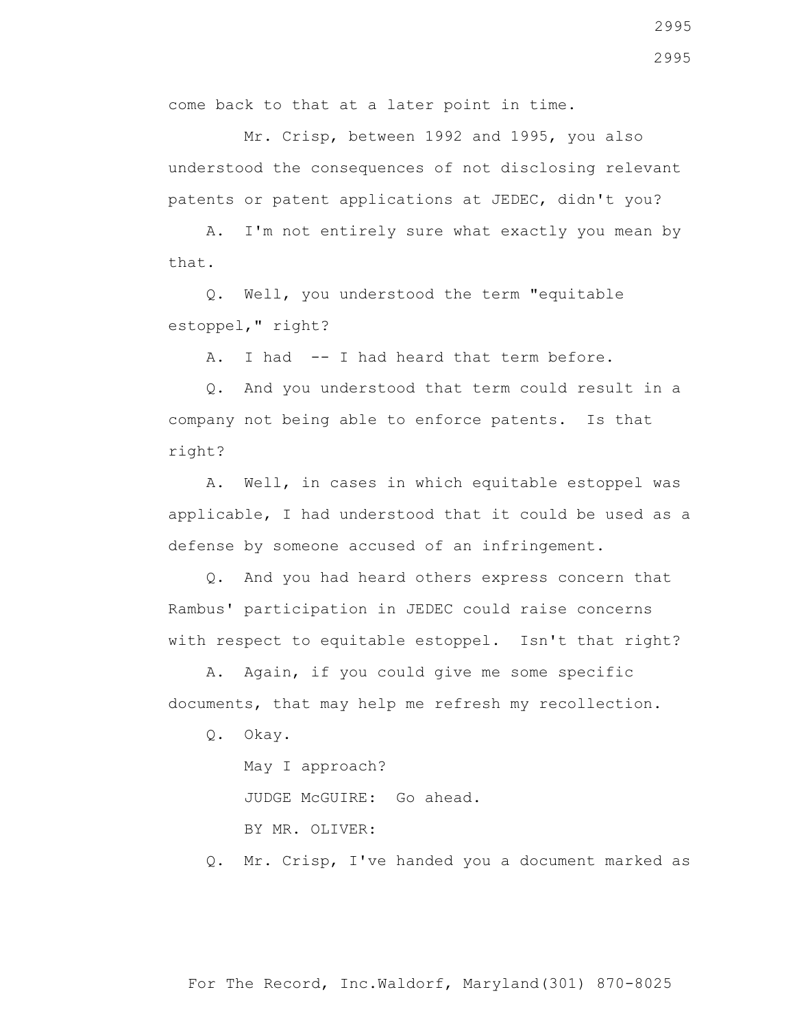come back to that at a later point in time.

Mr. Crisp, between 1992 and 1995, you also understood the consequences of not disclosing relevant patents or patent applications at JEDEC, didn't you?

A. I'm not entirely sure what exactly you mean by that.

Q. Well, you understood the term "equitable estoppel," right?

A. I had -- I had heard that term before.

Q. And you understood that term could result in a company not being able to enforce patents. Is that right?

A. Well, in cases in which equitable estoppel was applicable, I had understood that it could be used as a defense by someone accused of an infringement.

Q. And you had heard others express concern that Rambus' participation in JEDEC could raise concerns with respect to equitable estoppel. Isn't that right?

A. Again, if you could give me some specific documents, that may help me refresh my recollection.

Q. Okay.

May I approach?

JUDGE McGUIRE: Go ahead.

BY MR. OLIVER:

Q. Mr. Crisp, I've handed you a document marked as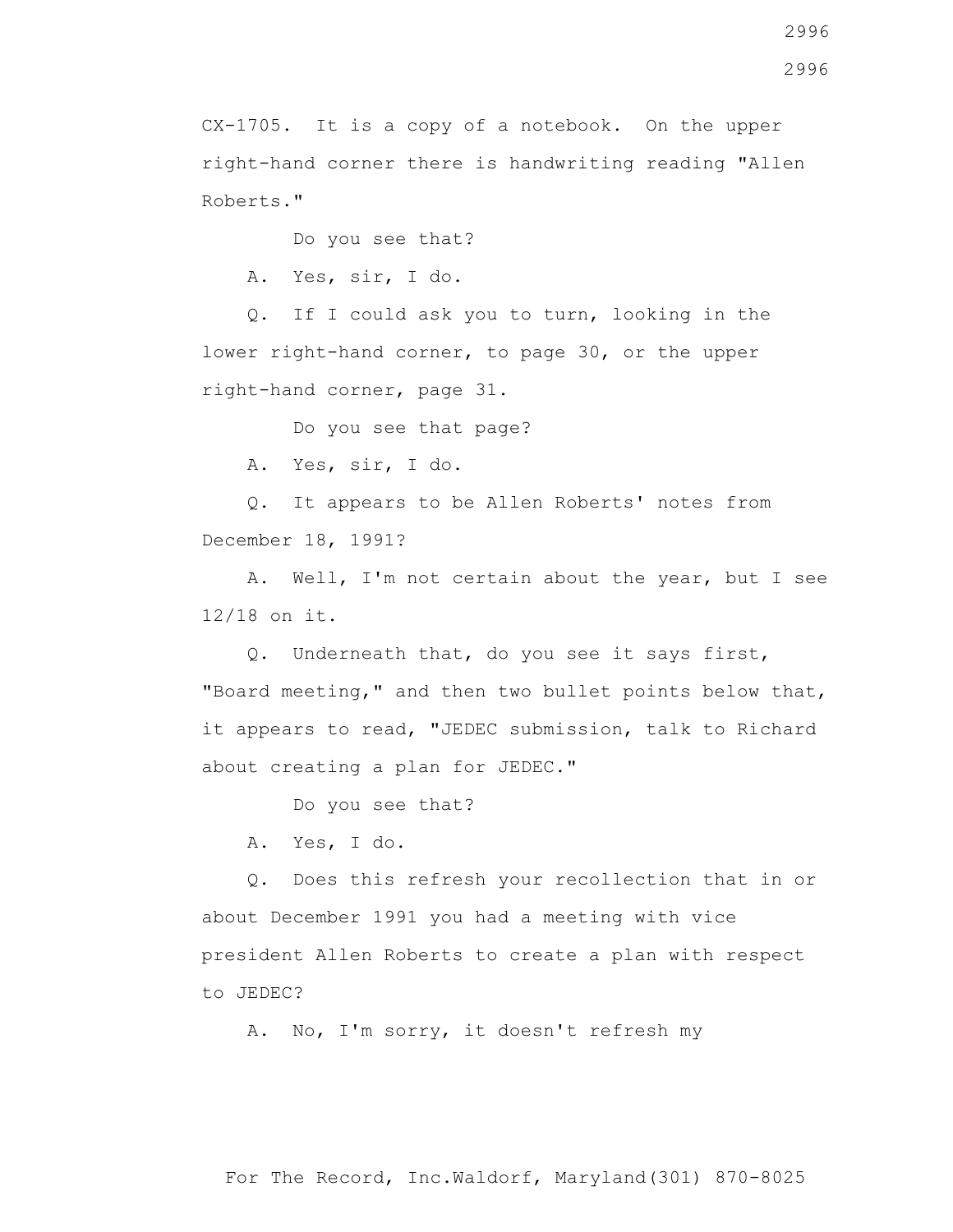CX-1705. It is a copy of a notebook. On the upper right-hand corner there is handwriting reading "Allen Roberts."

Do you see that?

A. Yes, sir, I do.

Q. If I could ask you to turn, looking in the lower right-hand corner, to page 30, or the upper right-hand corner, page 31.

Do you see that page?

A. Yes, sir, I do.

Q. It appears to be Allen Roberts' notes from December 18, 1991?

A. Well, I'm not certain about the year, but I see 12/18 on it.

Q. Underneath that, do you see it says first, "Board meeting," and then two bullet points below that, it appears to read, "JEDEC submission, talk to Richard about creating a plan for JEDEC."

Do you see that?

A. Yes, I do.

Q. Does this refresh your recollection that in or about December 1991 you had a meeting with vice president Allen Roberts to create a plan with respect to JEDEC?

A. No, I'm sorry, it doesn't refresh my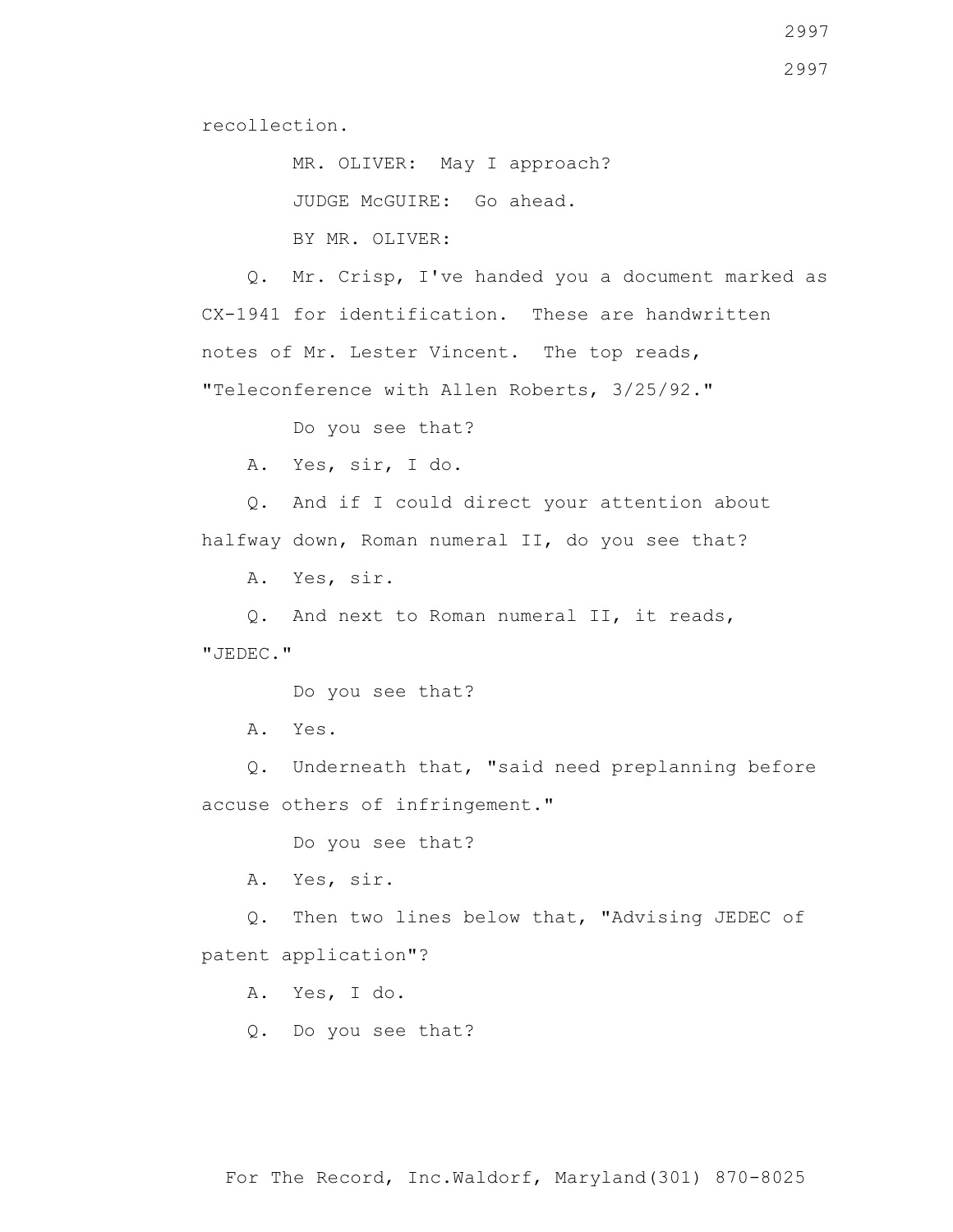recollection.

MR. OLIVER: May I approach?

JUDGE McGUIRE: Go ahead.

BY MR. OLIVER:

Q. Mr. Crisp, I've handed you a document marked as CX-1941 for identification. These are handwritten notes of Mr. Lester Vincent. The top reads, "Teleconference with Allen Roberts, 3/25/92."

Do you see that?

A. Yes, sir, I do.

Q. And if I could direct your attention about halfway down, Roman numeral II, do you see that?

A. Yes, sir.

Q. And next to Roman numeral II, it reads, "JEDEC."

Do you see that?

A. Yes.

Q. Underneath that, "said need preplanning before accuse others of infringement."

Do you see that?

A. Yes, sir.

Q. Then two lines below that, "Advising JEDEC of patent application"?

A. Yes, I do.

Q. Do you see that?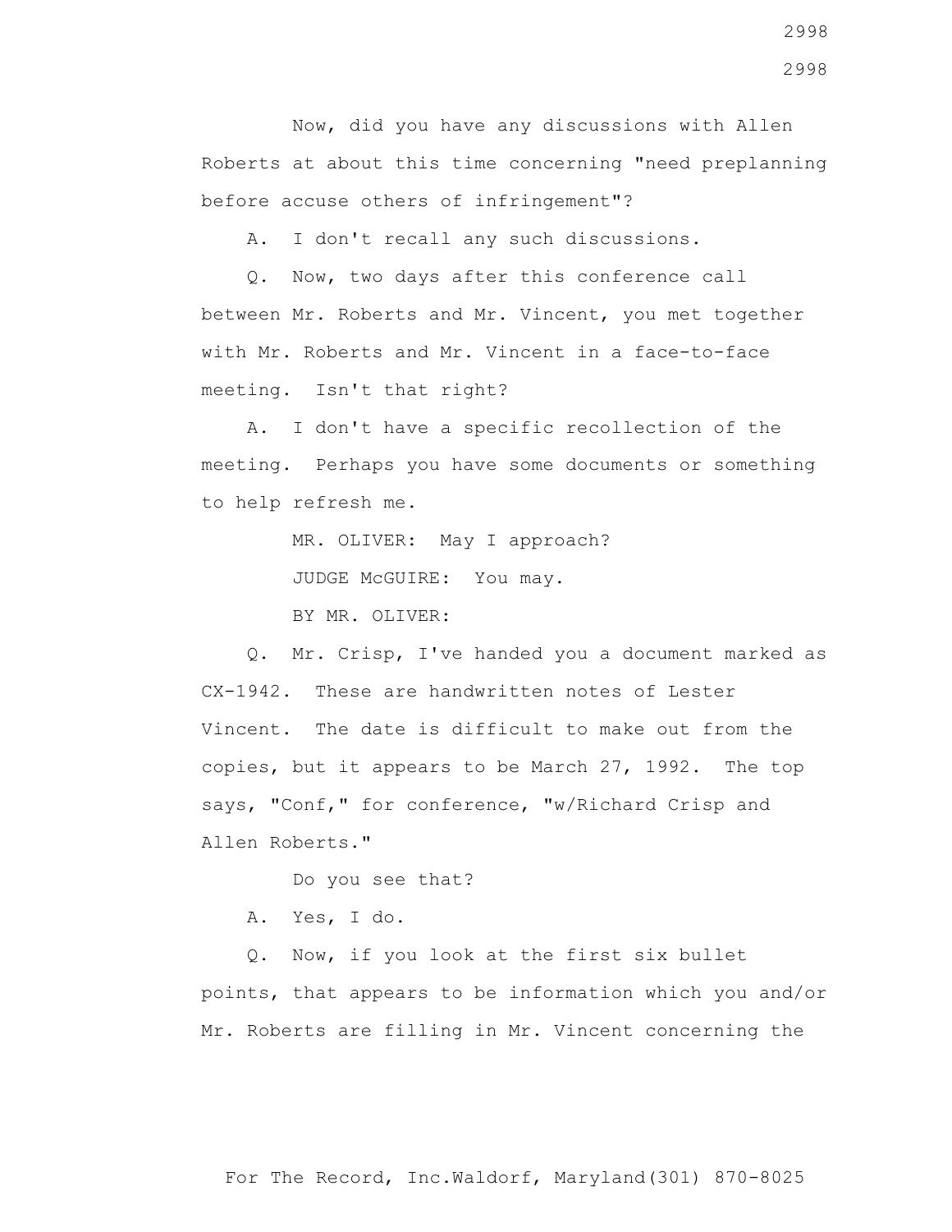Now, did you have any discussions with Allen Roberts at about this time concerning "need preplanning before accuse others of infringement"?

A. I don't recall any such discussions.

Q. Now, two days after this conference call between Mr. Roberts and Mr. Vincent, you met together with Mr. Roberts and Mr. Vincent in a face-to-face meeting. Isn't that right?

A. I don't have a specific recollection of the meeting. Perhaps you have some documents or something to help refresh me.

MR. OLIVER: May I approach?

JUDGE McGUIRE: You may.

BY MR. OLIVER:

Q. Mr. Crisp, I've handed you a document marked as CX-1942. These are handwritten notes of Lester Vincent. The date is difficult to make out from the copies, but it appears to be March 27, 1992. The top says, "Conf," for conference, "w/Richard Crisp and Allen Roberts."

Do you see that?

A. Yes, I do.

Q. Now, if you look at the first six bullet points, that appears to be information which you and/or Mr. Roberts are filling in Mr. Vincent concerning the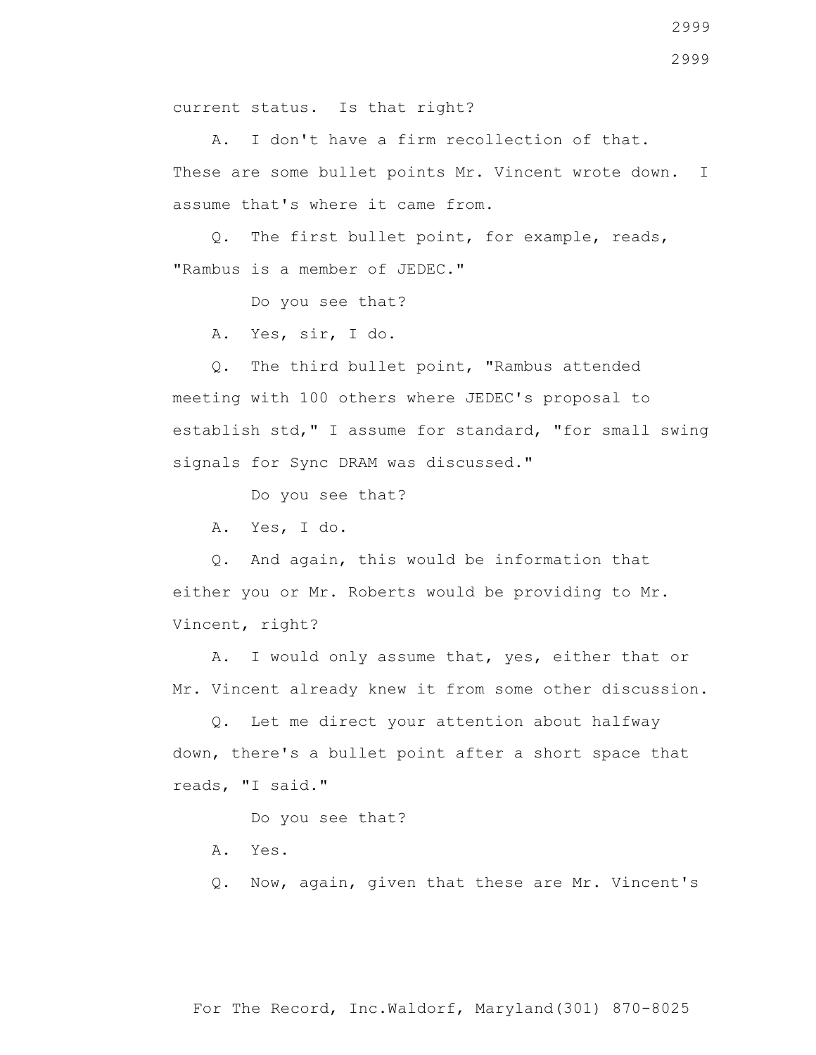current status. Is that right?

A. I don't have a firm recollection of that. These are some bullet points Mr. Vincent wrote down. I assume that's where it came from.

Q. The first bullet point, for example, reads, "Rambus is a member of JEDEC."

Do you see that?

A. Yes, sir, I do.

Q. The third bullet point, "Rambus attended meeting with 100 others where JEDEC's proposal to establish std," I assume for standard, "for small swing signals for Sync DRAM was discussed."

Do you see that?

A. Yes, I do.

Q. And again, this would be information that either you or Mr. Roberts would be providing to Mr. Vincent, right?

A. I would only assume that, yes, either that or Mr. Vincent already knew it from some other discussion.

Q. Let me direct your attention about halfway down, there's a bullet point after a short space that reads, "I said."

Do you see that?

A. Yes.

Q. Now, again, given that these are Mr. Vincent's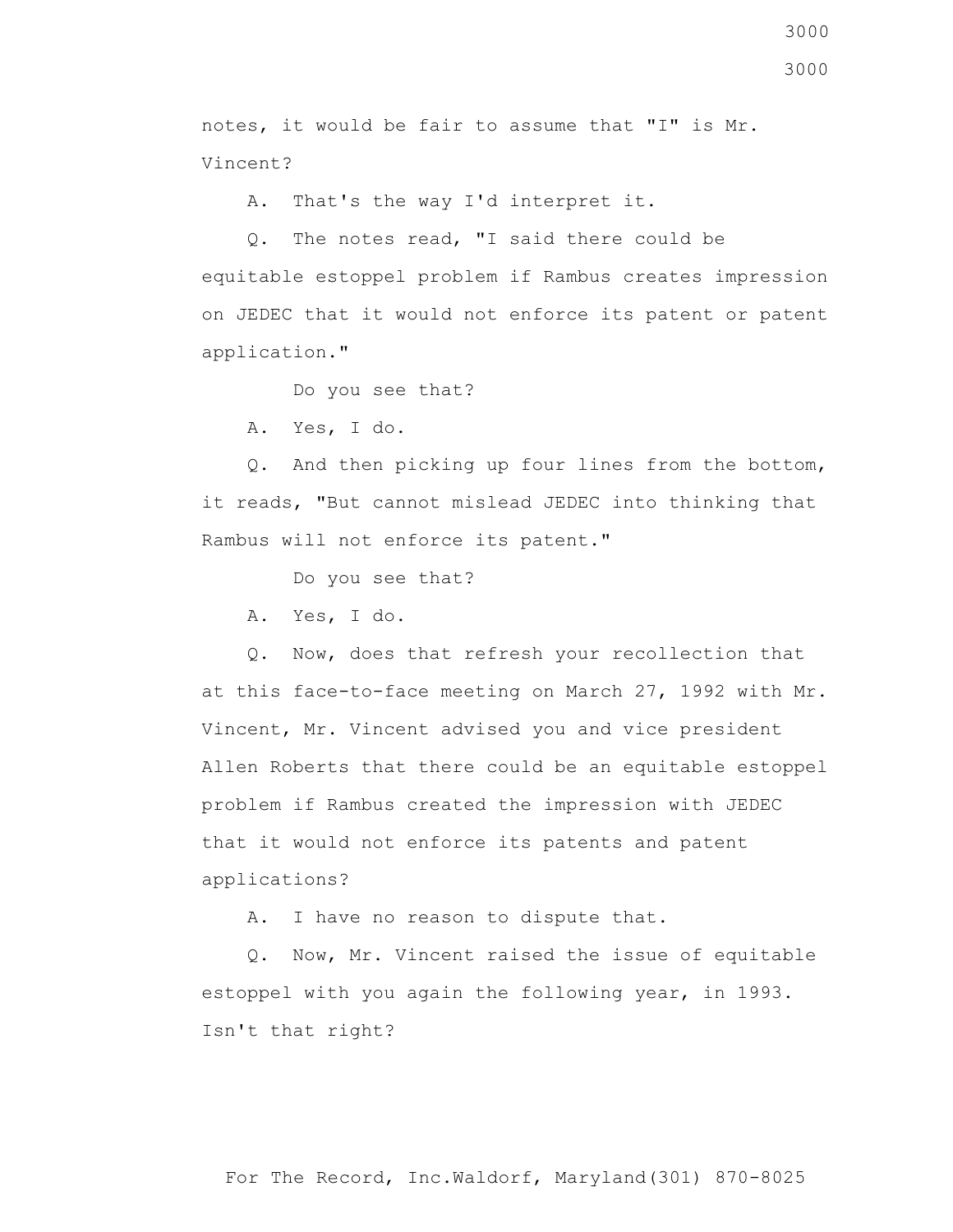notes, it would be fair to assume that "I" is Mr. Vincent?

A. That's the way I'd interpret it.

Q. The notes read, "I said there could be equitable estoppel problem if Rambus creates impression on JEDEC that it would not enforce its patent or patent application."

Do you see that?

A. Yes, I do.

Q. And then picking up four lines from the bottom, it reads, "But cannot mislead JEDEC into thinking that Rambus will not enforce its patent."

Do you see that?

A. Yes, I do.

Q. Now, does that refresh your recollection that at this face-to-face meeting on March 27, 1992 with Mr. Vincent, Mr. Vincent advised you and vice president Allen Roberts that there could be an equitable estoppel problem if Rambus created the impression with JEDEC that it would not enforce its patents and patent applications?

A. I have no reason to dispute that.

Q. Now, Mr. Vincent raised the issue of equitable estoppel with you again the following year, in 1993. Isn't that right?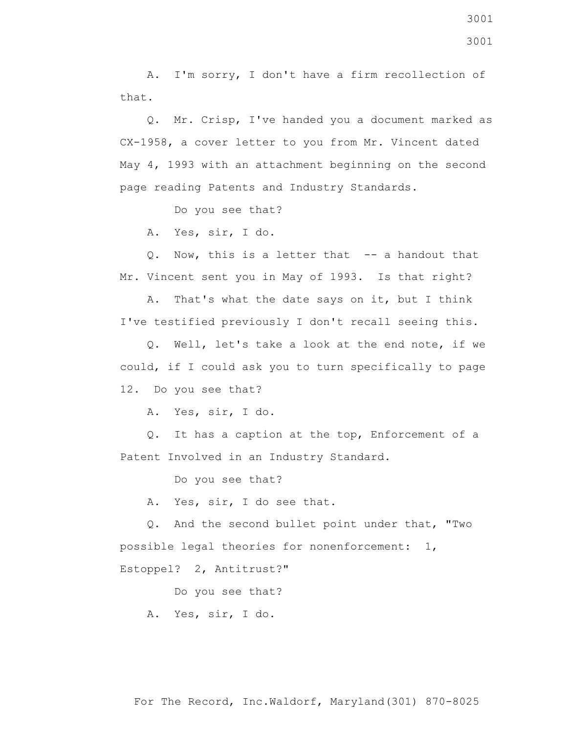A. I'm sorry, I don't have a firm recollection of that.

Q. Mr. Crisp, I've handed you a document marked as CX-1958, a cover letter to you from Mr. Vincent dated May 4, 1993 with an attachment beginning on the second page reading Patents and Industry Standards.

Do you see that?

A. Yes, sir, I do.

Q. Now, this is a letter that -- a handout that Mr. Vincent sent you in May of 1993. Is that right?

A. That's what the date says on it, but I think I've testified previously I don't recall seeing this.

Q. Well, let's take a look at the end note, if we could, if I could ask you to turn specifically to page 12. Do you see that?

A. Yes, sir, I do.

Q. It has a caption at the top, Enforcement of a Patent Involved in an Industry Standard.

Do you see that?

A. Yes, sir, I do see that.

Q. And the second bullet point under that, "Two possible legal theories for nonenforcement: 1, Estoppel? 2, Antitrust?"

Do you see that?

A. Yes, sir, I do.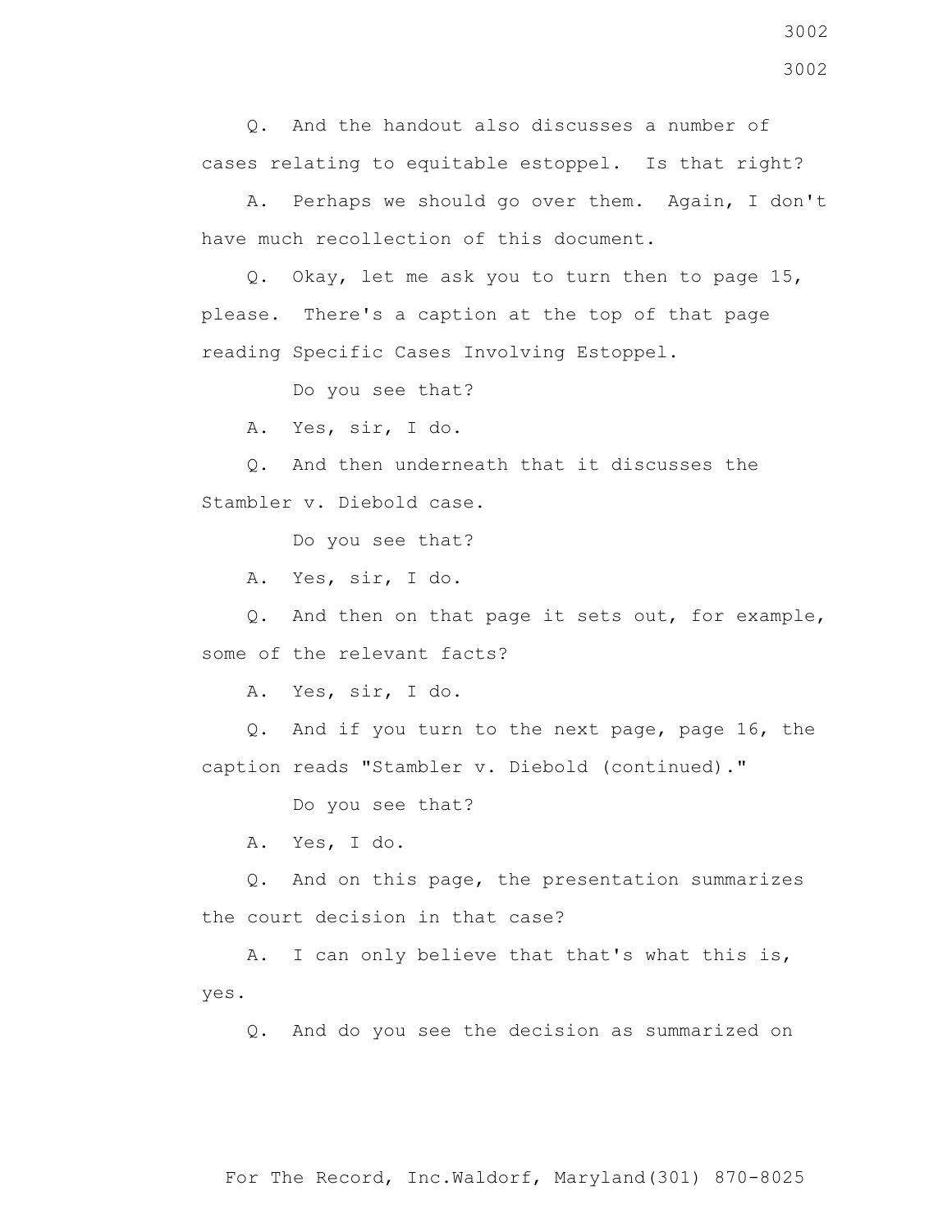Q. And the handout also discusses a number of cases relating to equitable estoppel. Is that right?

A. Perhaps we should go over them. Again, I don't have much recollection of this document.

Q. Okay, let me ask you to turn then to page 15, please. There's a caption at the top of that page reading Specific Cases Involving Estoppel.

Do you see that?

A. Yes, sir, I do.

Q. And then underneath that it discusses the Stambler v. Diebold case.

Do you see that?

A. Yes, sir, I do.

Q. And then on that page it sets out, for example, some of the relevant facts?

A. Yes, sir, I do.

Q. And if you turn to the next page, page 16, the caption reads "Stambler v. Diebold (continued)."

Do you see that?

A. Yes, I do.

Q. And on this page, the presentation summarizes the court decision in that case?

A. I can only believe that that's what this is, yes.

Q. And do you see the decision as summarized on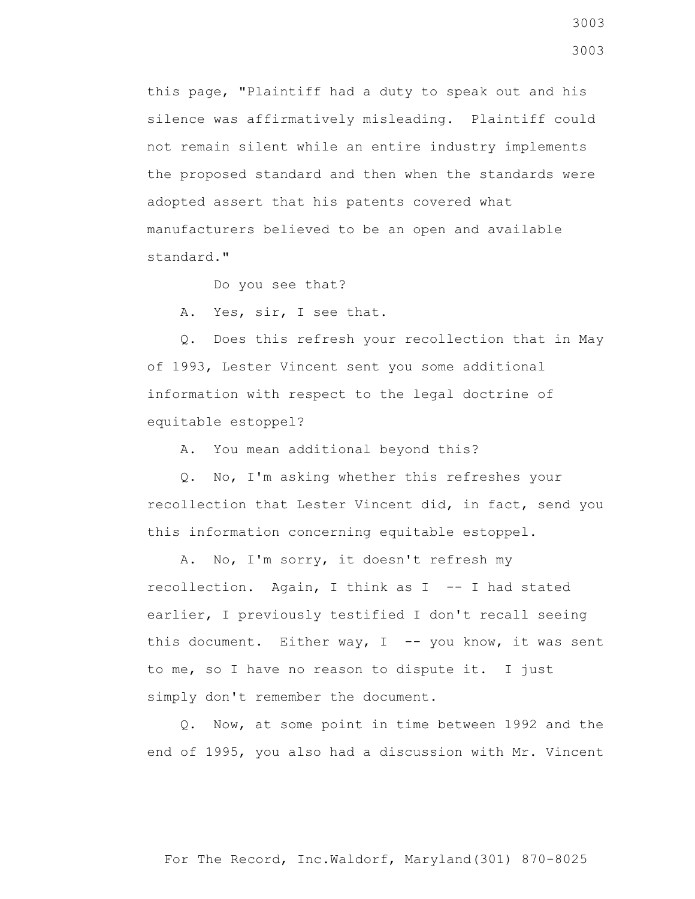this page, "Plaintiff had a duty to speak out and his silence was affirmatively misleading. Plaintiff could not remain silent while an entire industry implements the proposed standard and then when the standards were adopted assert that his patents covered what manufacturers believed to be an open and available standard."

Do you see that?

A. Yes, sir, I see that.

Q. Does this refresh your recollection that in May of 1993, Lester Vincent sent you some additional information with respect to the legal doctrine of equitable estoppel?

A. You mean additional beyond this?

Q. No, I'm asking whether this refreshes your recollection that Lester Vincent did, in fact, send you this information concerning equitable estoppel.

A. No, I'm sorry, it doesn't refresh my recollection. Again, I think as I -- I had stated earlier, I previously testified I don't recall seeing this document. Either way, I -- you know, it was sent to me, so I have no reason to dispute it. I just simply don't remember the document.

Q. Now, at some point in time between 1992 and the end of 1995, you also had a discussion with Mr. Vincent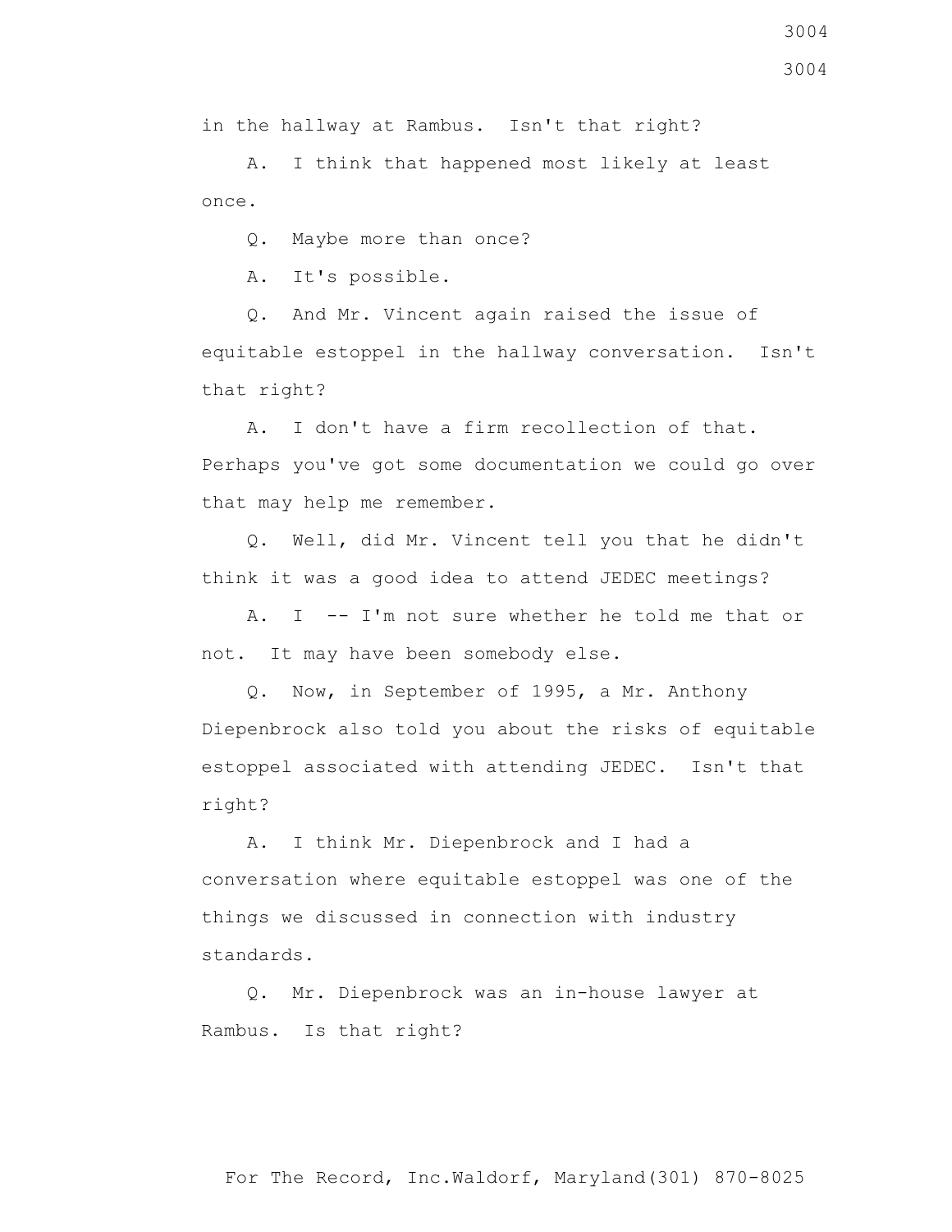in the hallway at Rambus. Isn't that right?

A. I think that happened most likely at least once.

Q. Maybe more than once?

A. It's possible.

Q. And Mr. Vincent again raised the issue of equitable estoppel in the hallway conversation. Isn't that right?

A. I don't have a firm recollection of that. Perhaps you've got some documentation we could go over that may help me remember.

Q. Well, did Mr. Vincent tell you that he didn't think it was a good idea to attend JEDEC meetings?

A. I -- I'm not sure whether he told me that or not. It may have been somebody else.

Q. Now, in September of 1995, a Mr. Anthony Diepenbrock also told you about the risks of equitable estoppel associated with attending JEDEC. Isn't that right?

A. I think Mr. Diepenbrock and I had a conversation where equitable estoppel was one of the things we discussed in connection with industry standards.

Q. Mr. Diepenbrock was an in-house lawyer at Rambus. Is that right?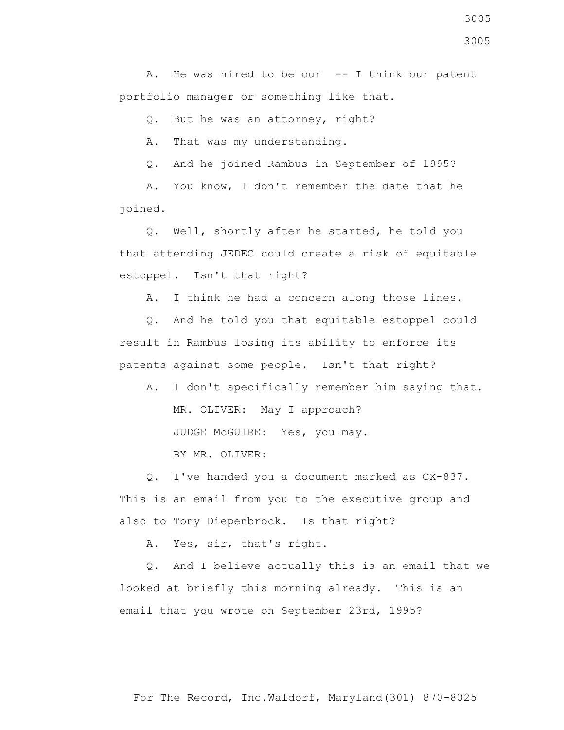A. He was hired to be our -- I think our patent portfolio manager or something like that.

Q. But he was an attorney, right?

A. That was my understanding.

Q. And he joined Rambus in September of 1995?

A. You know, I don't remember the date that he joined.

Q. Well, shortly after he started, he told you that attending JEDEC could create a risk of equitable estoppel. Isn't that right?

A. I think he had a concern along those lines.

Q. And he told you that equitable estoppel could result in Rambus losing its ability to enforce its patents against some people. Isn't that right?

A. I don't specifically remember him saying that.

MR. OLIVER: May I approach?

JUDGE McGUIRE: Yes, you may.

BY MR. OLIVER:

Q. I've handed you a document marked as CX-837. This is an email from you to the executive group and also to Tony Diepenbrock. Is that right?

A. Yes, sir, that's right.

Q. And I believe actually this is an email that we looked at briefly this morning already. This is an email that you wrote on September 23rd, 1995?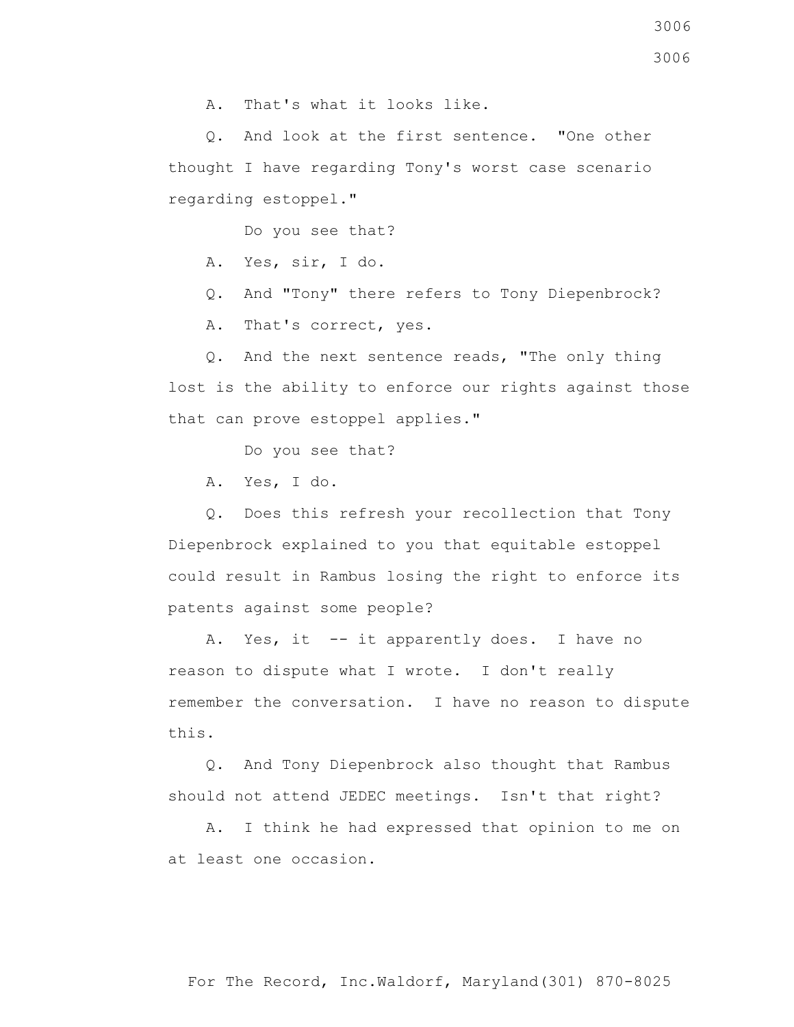A. That's what it looks like.

Q. And look at the first sentence. "One other thought I have regarding Tony's worst case scenario regarding estoppel."

Do you see that?

A. Yes, sir, I do.

Q. And "Tony" there refers to Tony Diepenbrock?

A. That's correct, yes.

Q. And the next sentence reads, "The only thing lost is the ability to enforce our rights against those that can prove estoppel applies."

Do you see that?

A. Yes, I do.

Q. Does this refresh your recollection that Tony Diepenbrock explained to you that equitable estoppel could result in Rambus losing the right to enforce its patents against some people?

A. Yes, it -- it apparently does. I have no reason to dispute what I wrote. I don't really remember the conversation. I have no reason to dispute this.

Q. And Tony Diepenbrock also thought that Rambus should not attend JEDEC meetings. Isn't that right?

A. I think he had expressed that opinion to me on at least one occasion.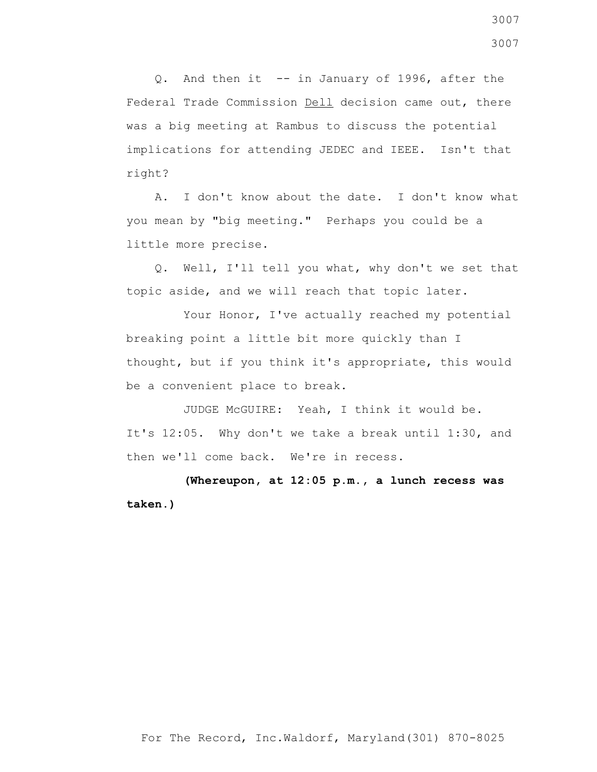Q. And then it -- in January of 1996, after the Federal Trade Commission Dell decision came out, there was a big meeting at Rambus to discuss the potential implications for attending JEDEC and IEEE. Isn't that right?

A. I don't know about the date. I don't know what you mean by "big meeting." Perhaps you could be a little more precise.

Q. Well, I'll tell you what, why don't we set that topic aside, and we will reach that topic later.

Your Honor, I've actually reached my potential breaking point a little bit more quickly than I thought, but if you think it's appropriate, this would be a convenient place to break.

JUDGE McGUIRE: Yeah, I think it would be. It's 12:05. Why don't we take a break until 1:30, and then we'll come back. We're in recess.

**(Whereupon, at 12:05 p.m., a lunch recess was taken.)**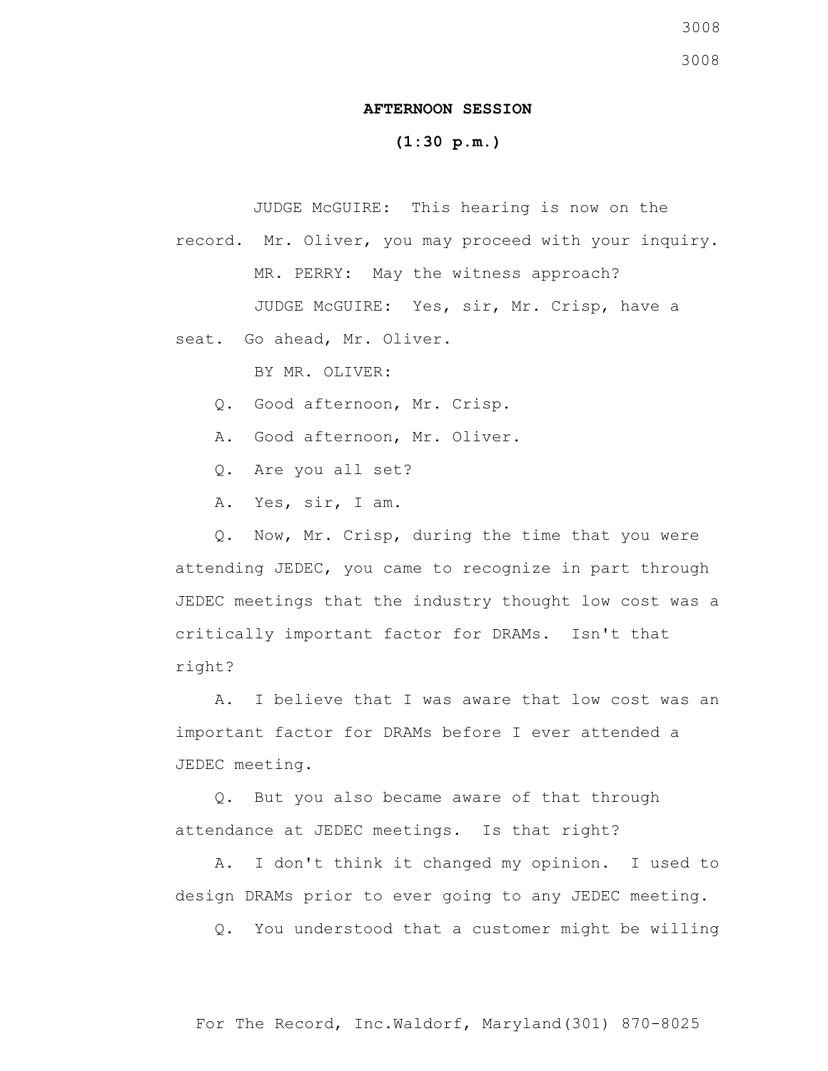**AFTERNOON SESSION**

**(1:30 p.m.)**

JUDGE McGUIRE: This hearing is now on the record. Mr. Oliver, you may proceed with your inquiry.

MR. PERRY: May the witness approach?

JUDGE McGUIRE: Yes, sir, Mr. Crisp, have a seat. Go ahead, Mr. Oliver.

BY MR. OLIVER:

Q. Good afternoon, Mr. Crisp.

A. Good afternoon, Mr. Oliver.

Q. Are you all set?

A. Yes, sir, I am.

Q. Now, Mr. Crisp, during the time that you were attending JEDEC, you came to recognize in part through JEDEC meetings that the industry thought low cost was a critically important factor for DRAMs. Isn't that right?

A. I believe that I was aware that low cost was an important factor for DRAMs before I ever attended a JEDEC meeting.

Q. But you also became aware of that through attendance at JEDEC meetings. Is that right?

A. I don't think it changed my opinion. I used to design DRAMs prior to ever going to any JEDEC meeting.

Q. You understood that a customer might be willing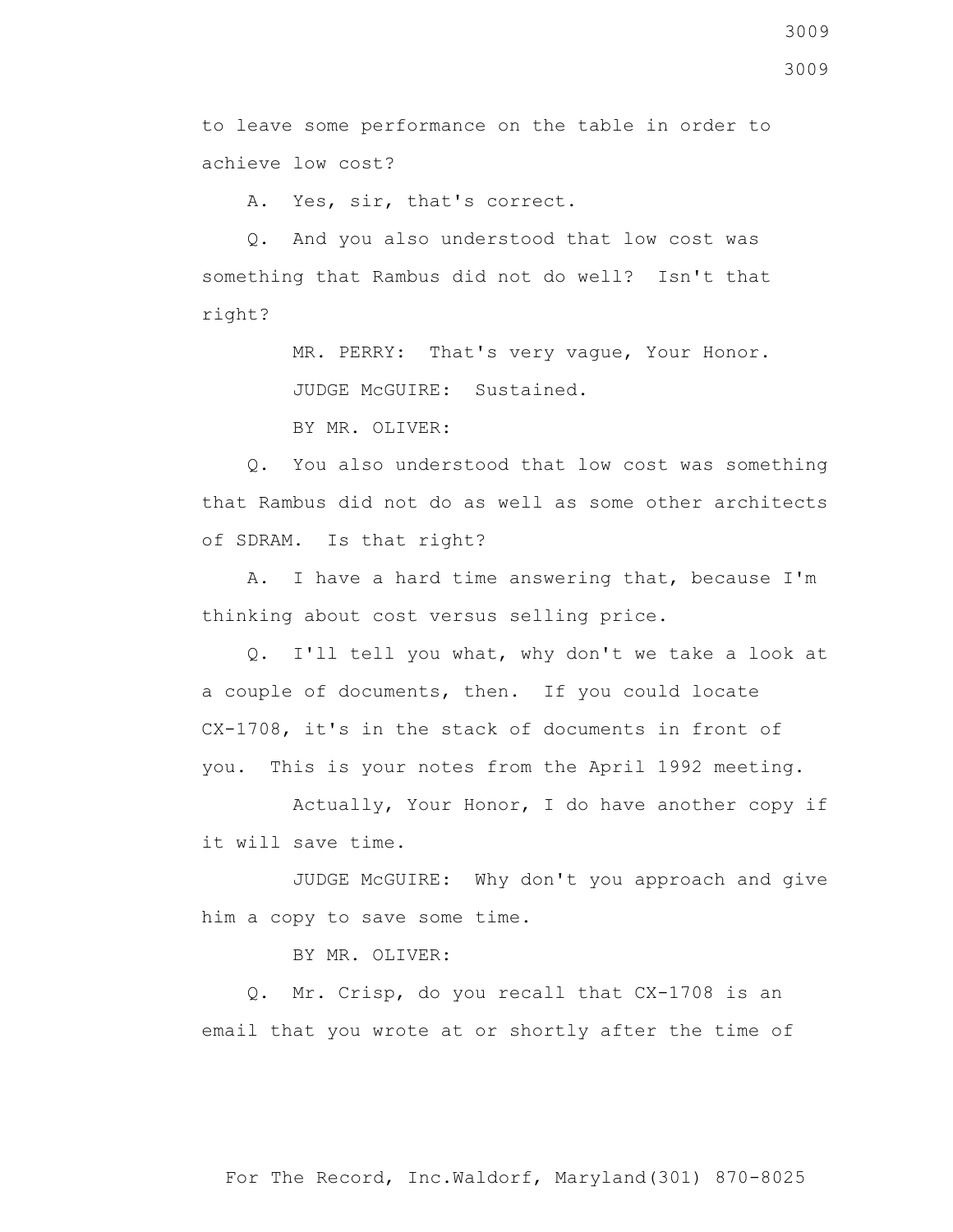to leave some performance on the table in order to achieve low cost?

A. Yes, sir, that's correct.

Q. And you also understood that low cost was something that Rambus did not do well? Isn't that right?

MR. PERRY: That's very vague, Your Honor.

JUDGE McGUIRE: Sustained.

BY MR. OLIVER:

Q. You also understood that low cost was something that Rambus did not do as well as some other architects of SDRAM. Is that right?

A. I have a hard time answering that, because I'm thinking about cost versus selling price.

Q. I'll tell you what, why don't we take a look at a couple of documents, then. If you could locate CX-1708, it's in the stack of documents in front of you. This is your notes from the April 1992 meeting.

Actually, Your Honor, I do have another copy if it will save time.

JUDGE McGUIRE: Why don't you approach and give him a copy to save some time.

BY MR. OLIVER:

Q. Mr. Crisp, do you recall that CX-1708 is an email that you wrote at or shortly after the time of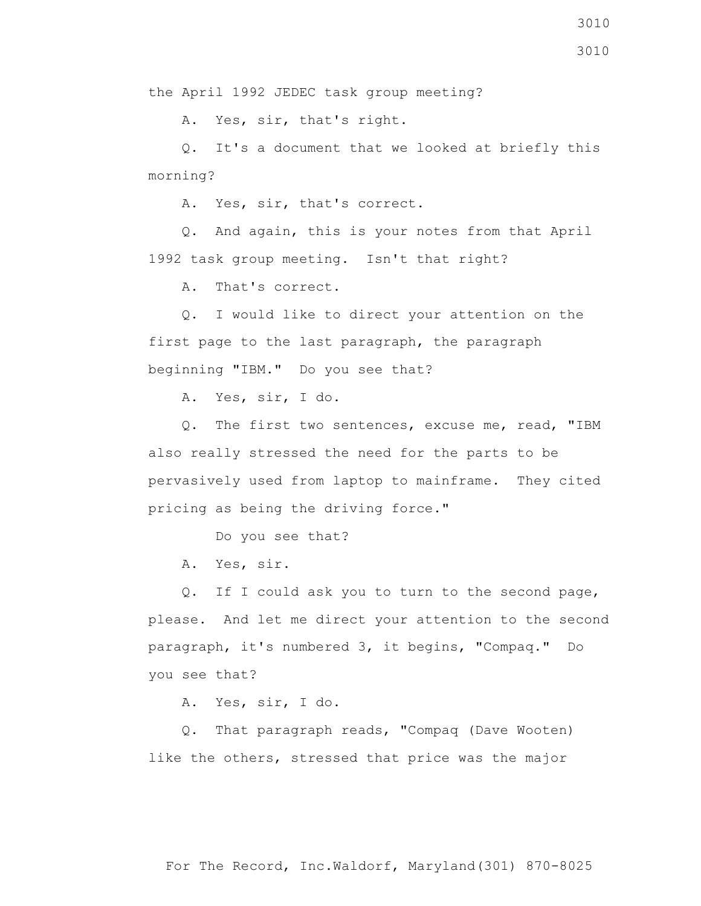the April 1992 JEDEC task group meeting?

A. Yes, sir, that's right.

Q. It's a document that we looked at briefly this morning?

A. Yes, sir, that's correct.

Q. And again, this is your notes from that April 1992 task group meeting. Isn't that right?

A. That's correct.

Q. I would like to direct your attention on the first page to the last paragraph, the paragraph beginning "IBM." Do you see that?

A. Yes, sir, I do.

Q. The first two sentences, excuse me, read, "IBM also really stressed the need for the parts to be pervasively used from laptop to mainframe. They cited pricing as being the driving force."

Do you see that?

A. Yes, sir.

Q. If I could ask you to turn to the second page, please. And let me direct your attention to the second paragraph, it's numbered 3, it begins, "Compaq." Do you see that?

A. Yes, sir, I do.

Q. That paragraph reads, "Compaq (Dave Wooten) like the others, stressed that price was the major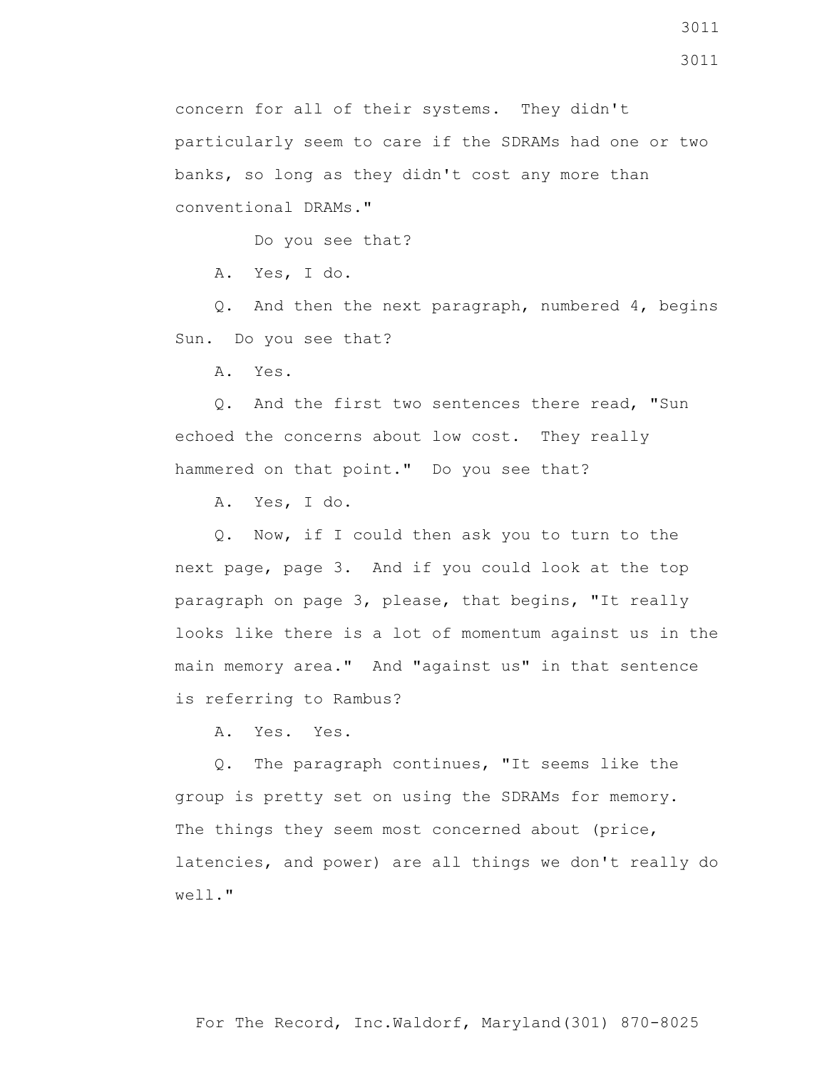concern for all of their systems. They didn't particularly seem to care if the SDRAMs had one or two banks, so long as they didn't cost any more than conventional DRAMs."

Do you see that?

A. Yes, I do.

Q. And then the next paragraph, numbered 4, begins Sun. Do you see that?

A. Yes.

Q. And the first two sentences there read, "Sun echoed the concerns about low cost. They really hammered on that point." Do you see that?

A. Yes, I do.

Q. Now, if I could then ask you to turn to the next page, page 3. And if you could look at the top paragraph on page 3, please, that begins, "It really looks like there is a lot of momentum against us in the main memory area." And "against us" in that sentence is referring to Rambus?

A. Yes. Yes.

Q. The paragraph continues, "It seems like the group is pretty set on using the SDRAMs for memory. The things they seem most concerned about (price, latencies, and power) are all things we don't really do well."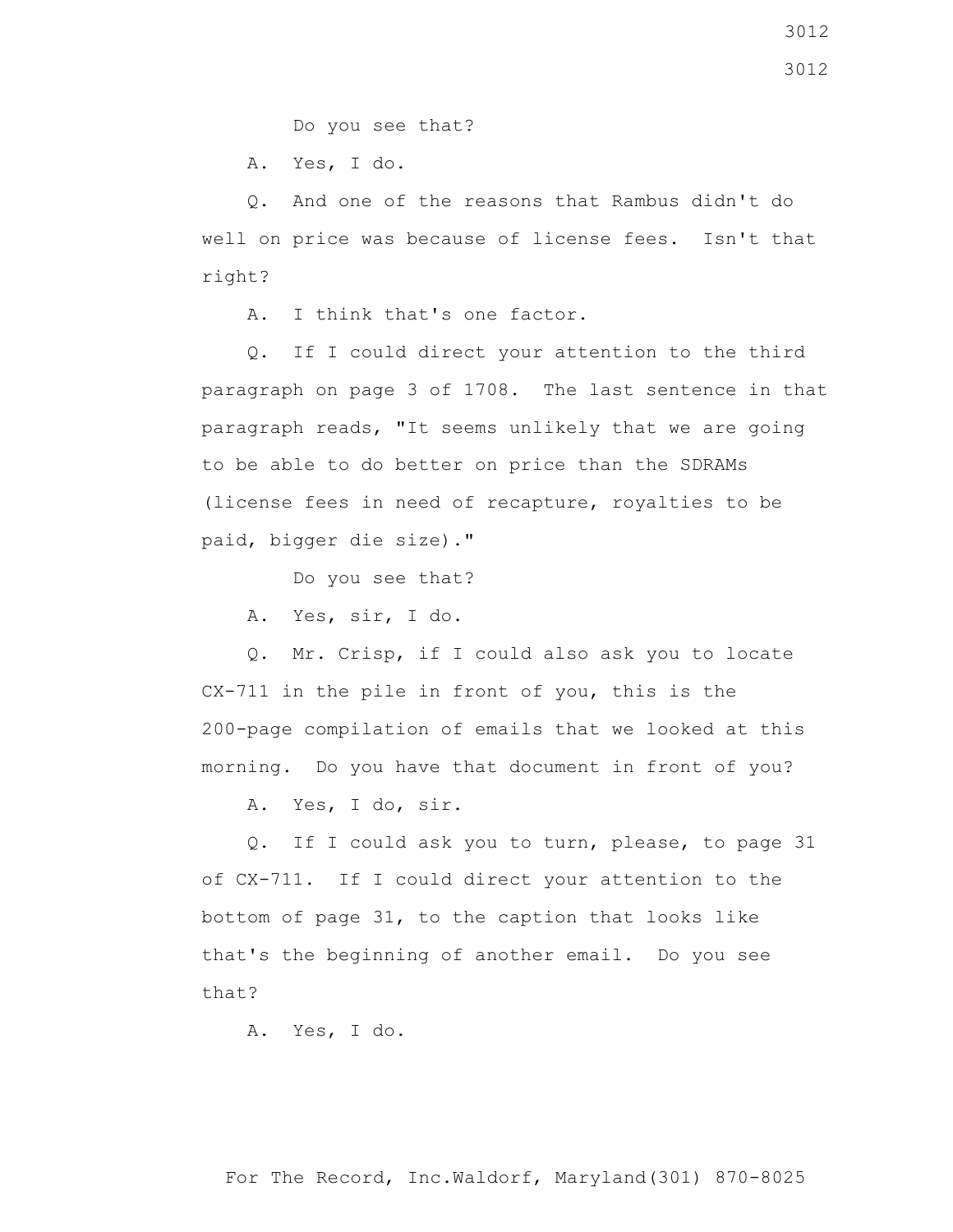Do you see that?

A. Yes, I do.

Q. And one of the reasons that Rambus didn't do well on price was because of license fees. Isn't that right?

A. I think that's one factor.

Q. If I could direct your attention to the third paragraph on page 3 of 1708. The last sentence in that paragraph reads, "It seems unlikely that we are going to be able to do better on price than the SDRAMs (license fees in need of recapture, royalties to be paid, bigger die size)."

Do you see that?

A. Yes, sir, I do.

Q. Mr. Crisp, if I could also ask you to locate CX-711 in the pile in front of you, this is the 200-page compilation of emails that we looked at this morning. Do you have that document in front of you?

A. Yes, I do, sir.

Q. If I could ask you to turn, please, to page 31 of CX-711. If I could direct your attention to the bottom of page 31, to the caption that looks like that's the beginning of another email. Do you see that?

A. Yes, I do.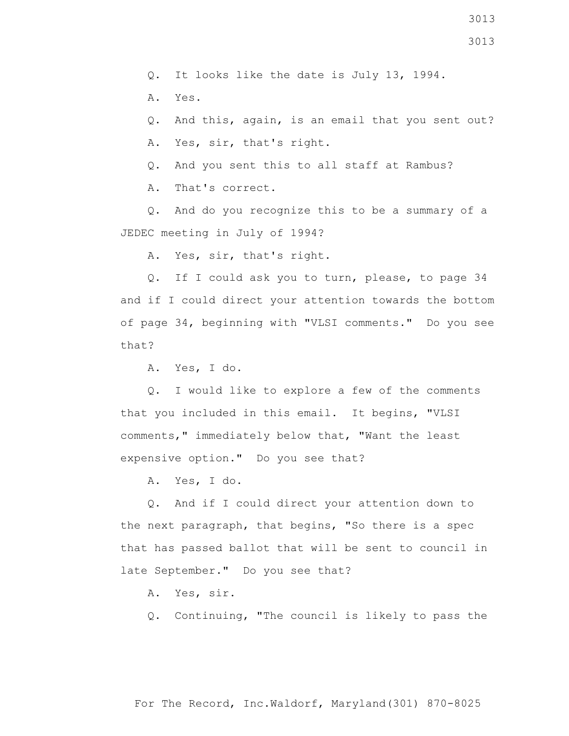Q. It looks like the date is July 13, 1994.

A. Yes.

Q. And this, again, is an email that you sent out?

A. Yes, sir, that's right.

Q. And you sent this to all staff at Rambus?

A. That's correct.

Q. And do you recognize this to be a summary of a JEDEC meeting in July of 1994?

A. Yes, sir, that's right.

Q. If I could ask you to turn, please, to page 34 and if I could direct your attention towards the bottom of page 34, beginning with "VLSI comments." Do you see that?

A. Yes, I do.

Q. I would like to explore a few of the comments that you included in this email. It begins, "VLSI comments," immediately below that, "Want the least expensive option." Do you see that?

A. Yes, I do.

Q. And if I could direct your attention down to the next paragraph, that begins, "So there is a spec that has passed ballot that will be sent to council in late September." Do you see that?

A. Yes, sir.

Q. Continuing, "The council is likely to pass the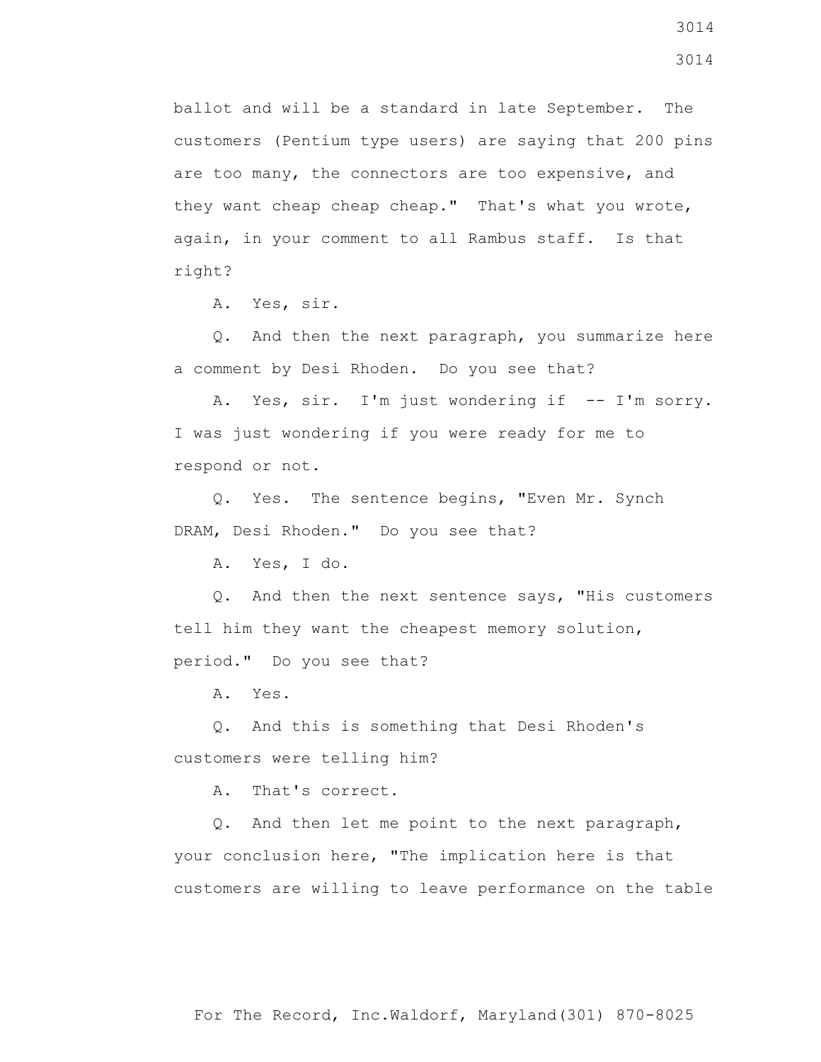ballot and will be a standard in late September. The customers (Pentium type users) are saying that 200 pins are too many, the connectors are too expensive, and they want cheap cheap cheap." That's what you wrote, again, in your comment to all Rambus staff. Is that right?

A. Yes, sir.

Q. And then the next paragraph, you summarize here a comment by Desi Rhoden. Do you see that?

A. Yes, sir. I'm just wondering if -- I'm sorry. I was just wondering if you were ready for me to respond or not.

Q. Yes. The sentence begins, "Even Mr. Synch DRAM, Desi Rhoden." Do you see that?

A. Yes, I do.

Q. And then the next sentence says, "His customers tell him they want the cheapest memory solution, period." Do you see that?

A. Yes.

Q. And this is something that Desi Rhoden's customers were telling him?

A. That's correct.

Q. And then let me point to the next paragraph, your conclusion here, "The implication here is that customers are willing to leave performance on the table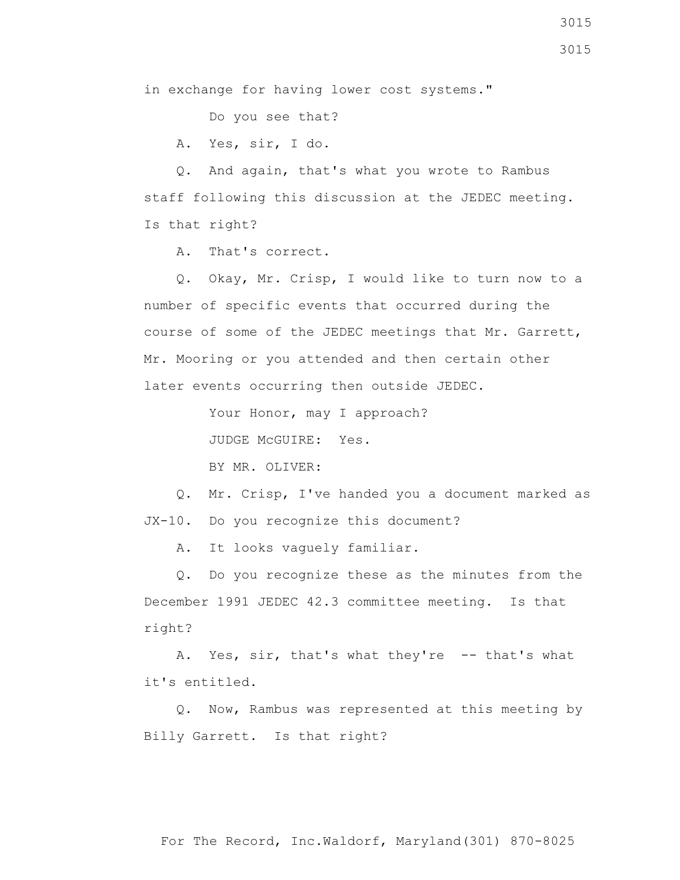in exchange for having lower cost systems."

Do you see that?

A. Yes, sir, I do.

Q. And again, that's what you wrote to Rambus staff following this discussion at the JEDEC meeting. Is that right?

A. That's correct.

Q. Okay, Mr. Crisp, I would like to turn now to a number of specific events that occurred during the course of some of the JEDEC meetings that Mr. Garrett, Mr. Mooring or you attended and then certain other later events occurring then outside JEDEC.

Your Honor, may I approach?

JUDGE McGUIRE: Yes.

BY MR. OLIVER:

Q. Mr. Crisp, I've handed you a document marked as JX-10. Do you recognize this document?

A. It looks vaguely familiar.

Q. Do you recognize these as the minutes from the December 1991 JEDEC 42.3 committee meeting. Is that right?

A. Yes, sir, that's what they're -- that's what it's entitled.

Q. Now, Rambus was represented at this meeting by Billy Garrett. Is that right?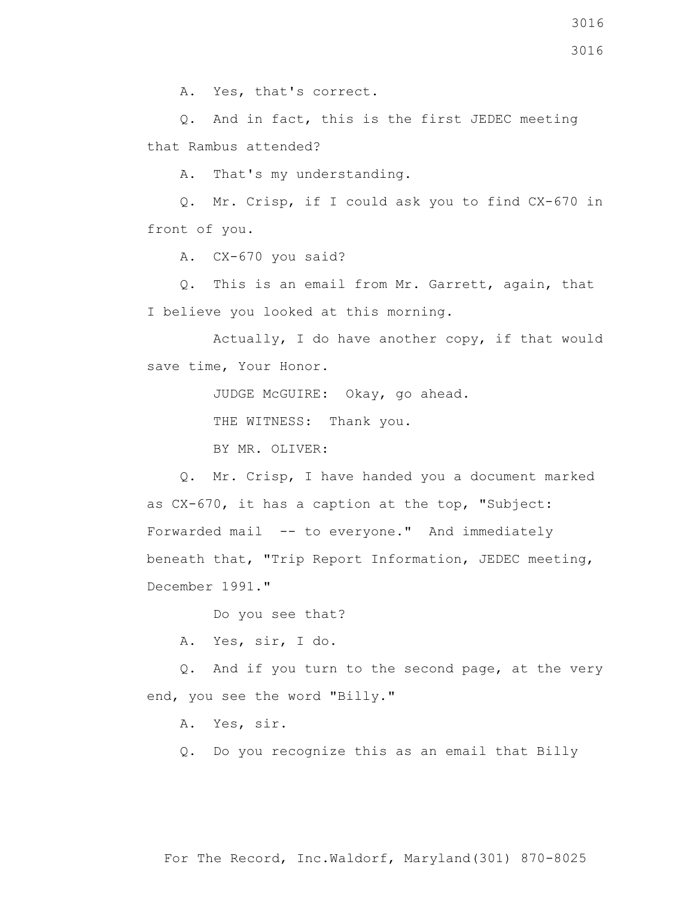A. Yes, that's correct.

Q. And in fact, this is the first JEDEC meeting that Rambus attended?

A. That's my understanding.

Q. Mr. Crisp, if I could ask you to find CX-670 in front of you.

A. CX-670 you said?

Q. This is an email from Mr. Garrett, again, that I believe you looked at this morning.

Actually, I do have another copy, if that would save time, Your Honor.

JUDGE McGUIRE: Okay, go ahead.

THE WITNESS: Thank you.

BY MR. OLIVER:

Q. Mr. Crisp, I have handed you a document marked as CX-670, it has a caption at the top, "Subject: Forwarded mail -- to everyone." And immediately beneath that, "Trip Report Information, JEDEC meeting, December 1991."

Do you see that?

A. Yes, sir, I do.

Q. And if you turn to the second page, at the very end, you see the word "Billy."

A. Yes, sir.

Q. Do you recognize this as an email that Billy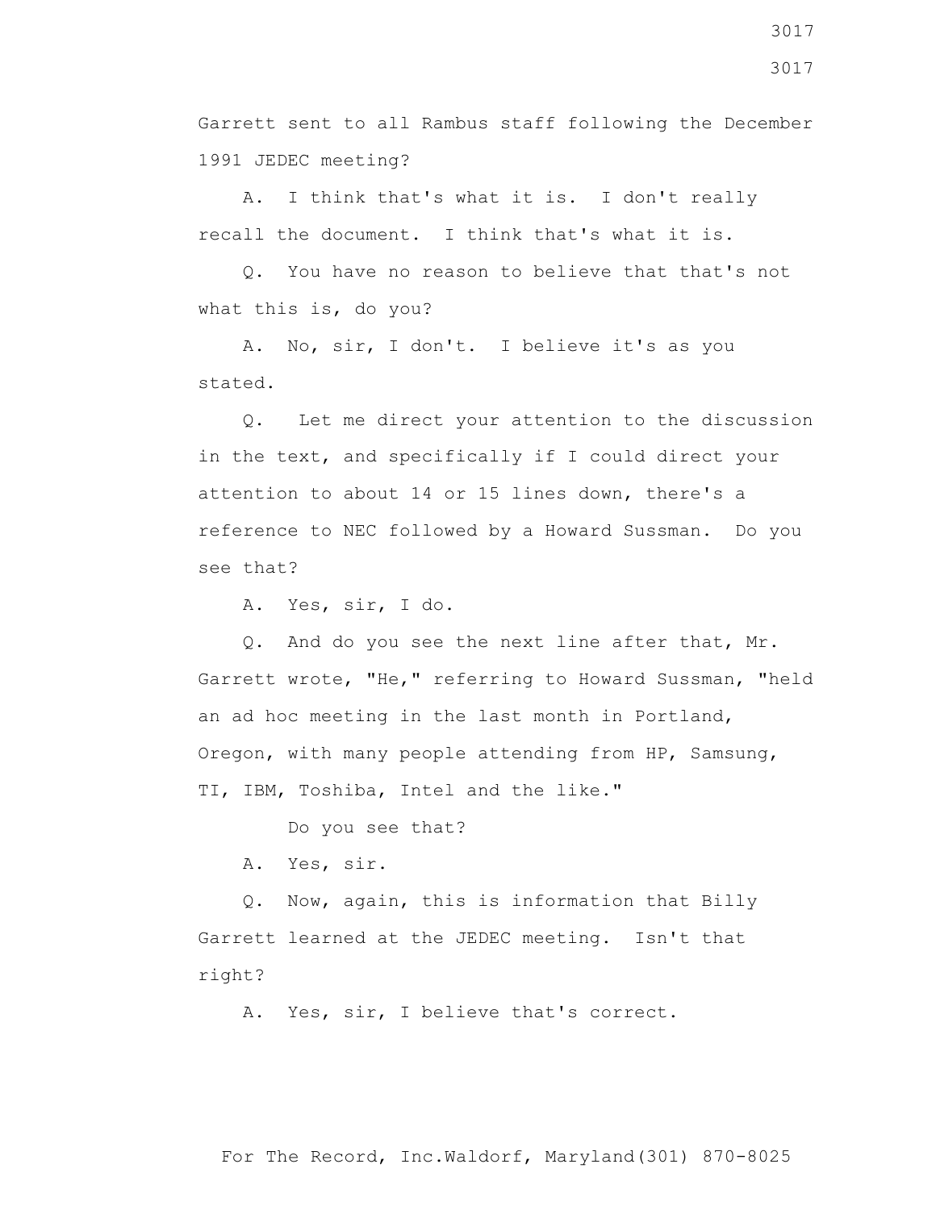Garrett sent to all Rambus staff following the December 1991 JEDEC meeting?

A. I think that's what it is. I don't really recall the document. I think that's what it is.

Q. You have no reason to believe that that's not what this is, do you?

A. No, sir, I don't. I believe it's as you stated.

Q. Let me direct your attention to the discussion in the text, and specifically if I could direct your attention to about 14 or 15 lines down, there's a reference to NEC followed by a Howard Sussman. Do you see that?

A. Yes, sir, I do.

Q. And do you see the next line after that, Mr. Garrett wrote, "He," referring to Howard Sussman, "held an ad hoc meeting in the last month in Portland, Oregon, with many people attending from HP, Samsung, TI, IBM, Toshiba, Intel and the like."

Do you see that?

A. Yes, sir.

Q. Now, again, this is information that Billy Garrett learned at the JEDEC meeting. Isn't that right?

A. Yes, sir, I believe that's correct.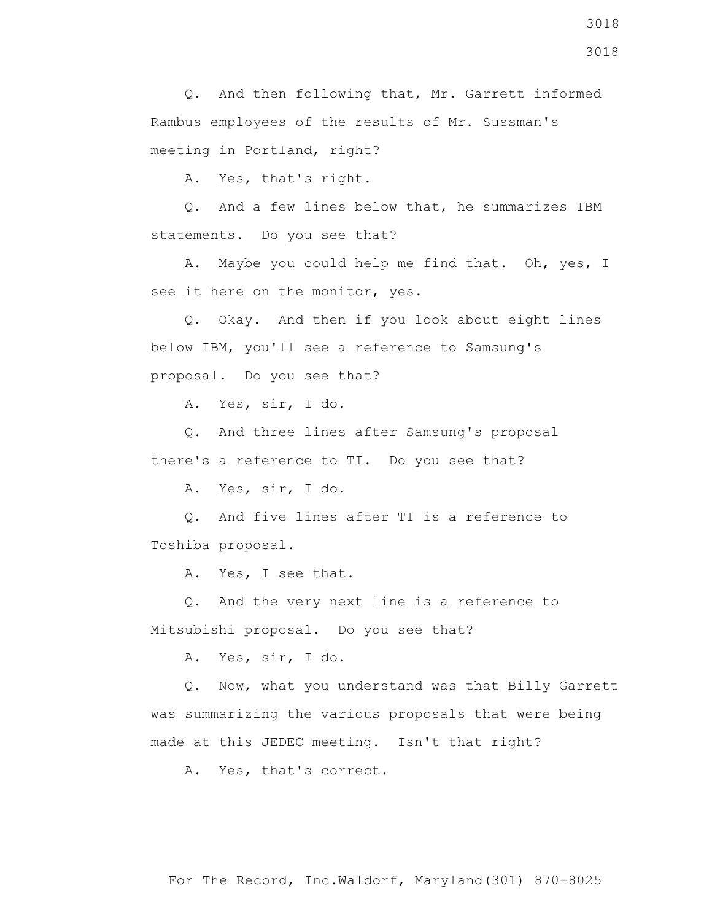Q. And then following that, Mr. Garrett informed Rambus employees of the results of Mr. Sussman's meeting in Portland, right?

A. Yes, that's right.

Q. And a few lines below that, he summarizes IBM statements. Do you see that?

A. Maybe you could help me find that. Oh, yes, I see it here on the monitor, yes.

Q. Okay. And then if you look about eight lines below IBM, you'll see a reference to Samsung's proposal. Do you see that?

A. Yes, sir, I do.

Q. And three lines after Samsung's proposal there's a reference to TI. Do you see that?

A. Yes, sir, I do.

Q. And five lines after TI is a reference to Toshiba proposal.

A. Yes, I see that.

Q. And the very next line is a reference to Mitsubishi proposal. Do you see that?

A. Yes, sir, I do.

Q. Now, what you understand was that Billy Garrett was summarizing the various proposals that were being made at this JEDEC meeting. Isn't that right?

A. Yes, that's correct.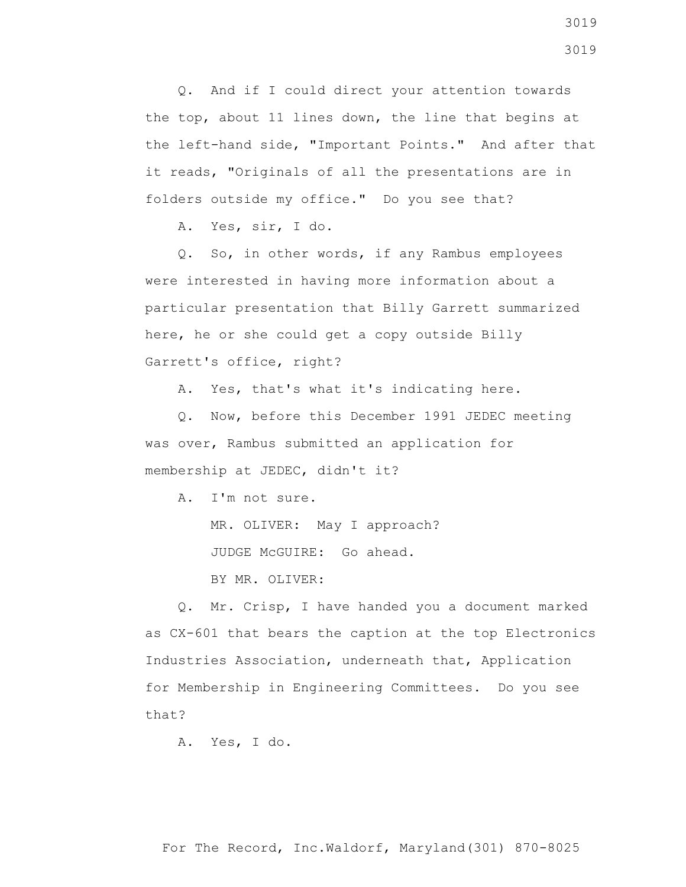Q. And if I could direct your attention towards the top, about 11 lines down, the line that begins at the left-hand side, "Important Points." And after that it reads, "Originals of all the presentations are in folders outside my office." Do you see that?

A. Yes, sir, I do.

Q. So, in other words, if any Rambus employees were interested in having more information about a particular presentation that Billy Garrett summarized here, he or she could get a copy outside Billy Garrett's office, right?

A. Yes, that's what it's indicating here.

Q. Now, before this December 1991 JEDEC meeting was over, Rambus submitted an application for membership at JEDEC, didn't it?

A. I'm not sure.

MR. OLIVER: May I approach?

JUDGE McGUIRE: Go ahead.

BY MR. OLIVER:

Q. Mr. Crisp, I have handed you a document marked as CX-601 that bears the caption at the top Electronics Industries Association, underneath that, Application for Membership in Engineering Committees. Do you see that?

A. Yes, I do.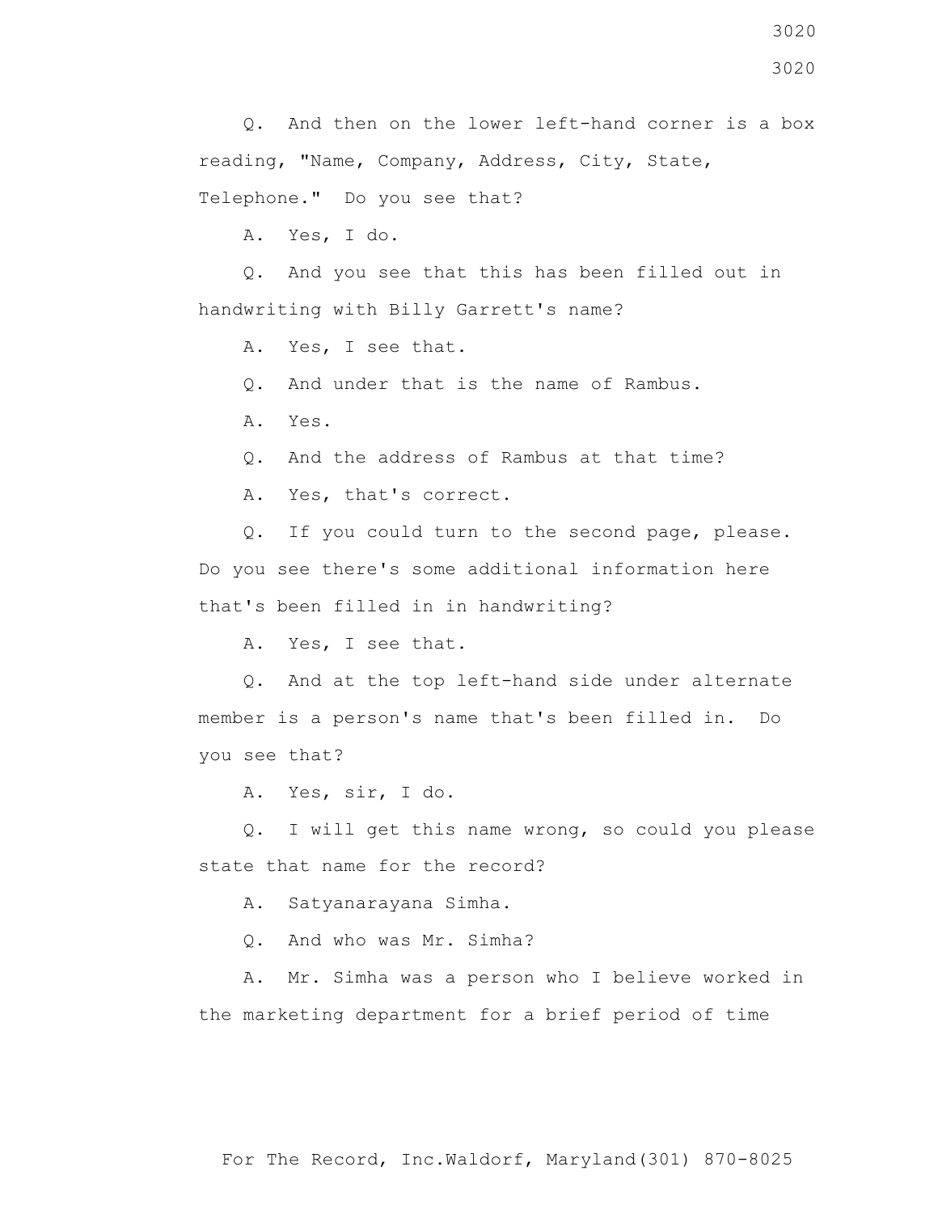Q. And then on the lower left-hand corner is a box reading, "Name, Company, Address, City, State, Telephone." Do you see that?

A. Yes, I do.

Q. And you see that this has been filled out in handwriting with Billy Garrett's name?

A. Yes, I see that.

Q. And under that is the name of Rambus.

A. Yes.

Q. And the address of Rambus at that time?

A. Yes, that's correct.

Q. If you could turn to the second page, please. Do you see there's some additional information here that's been filled in in handwriting?

A. Yes, I see that.

Q. And at the top left-hand side under alternate member is a person's name that's been filled in. Do you see that?

A. Yes, sir, I do.

Q. I will get this name wrong, so could you please state that name for the record?

A. Satyanarayana Simha.

Q. And who was Mr. Simha?

A. Mr. Simha was a person who I believe worked in the marketing department for a brief period of time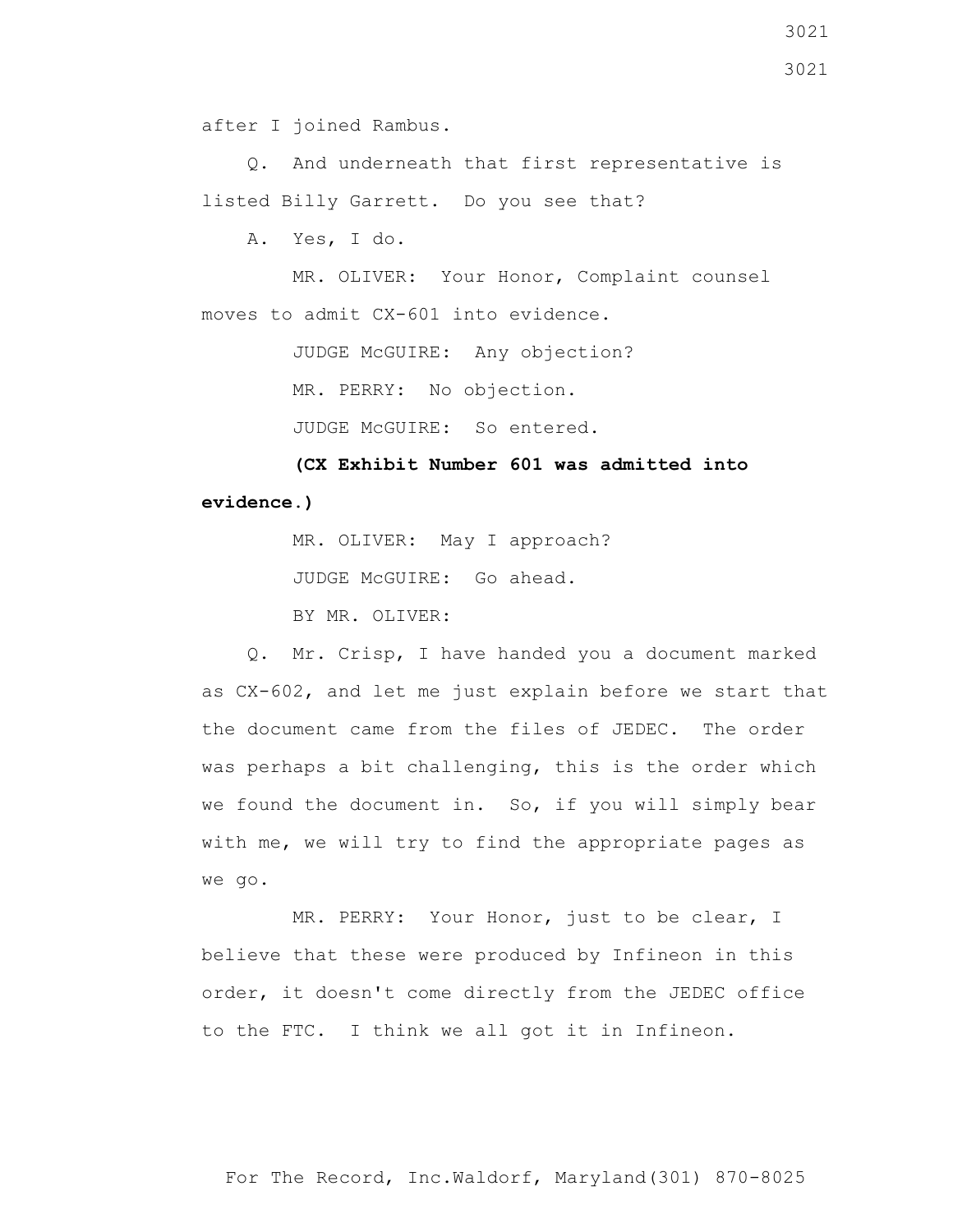after I joined Rambus.

Q. And underneath that first representative is listed Billy Garrett. Do you see that?

A. Yes, I do.

MR. OLIVER: Your Honor, Complaint counsel moves to admit CX-601 into evidence.

JUDGE McGUIRE: Any objection?

MR. PERRY: No objection.

JUDGE McGUIRE: So entered.

**(CX Exhibit Number 601 was admitted into evidence.)**

MR. OLIVER: May I approach?

JUDGE McGUIRE: Go ahead.

BY MR. OLIVER:

Q. Mr. Crisp, I have handed you a document marked as CX-602, and let me just explain before we start that the document came from the files of JEDEC. The order was perhaps a bit challenging, this is the order which we found the document in. So, if you will simply bear with me, we will try to find the appropriate pages as we go.

MR. PERRY: Your Honor, just to be clear, I believe that these were produced by Infineon in this order, it doesn't come directly from the JEDEC office to the FTC. I think we all got it in Infineon.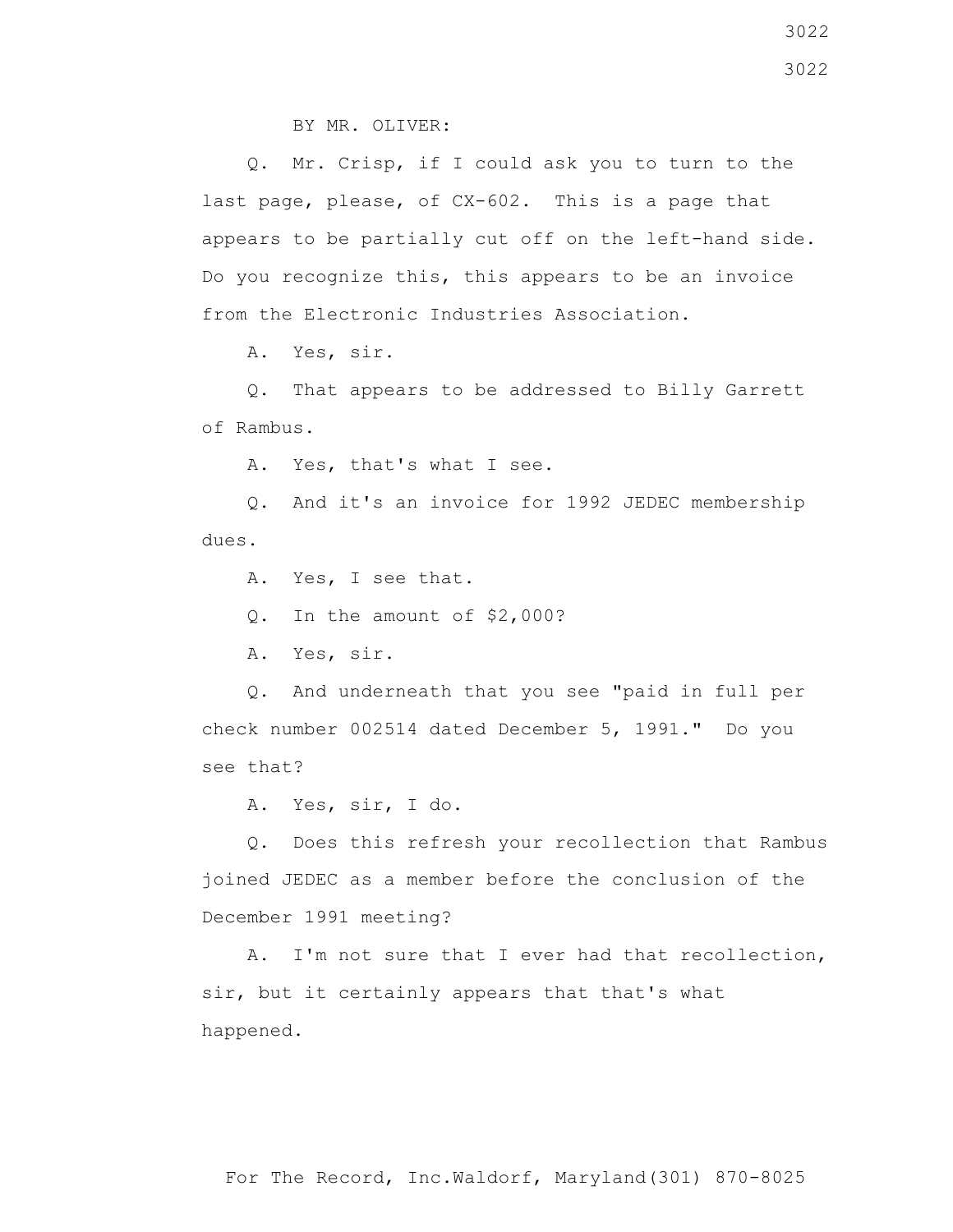BY MR. OLIVER:

Q. Mr. Crisp, if I could ask you to turn to the last page, please, of CX-602. This is a page that appears to be partially cut off on the left-hand side. Do you recognize this, this appears to be an invoice from the Electronic Industries Association.

A. Yes, sir.

Q. That appears to be addressed to Billy Garrett of Rambus.

A. Yes, that's what I see.

Q. And it's an invoice for 1992 JEDEC membership dues.

A. Yes, I see that.

Q. In the amount of $2,000?

A. Yes, sir.

Q. And underneath that you see "paid in full per check number 002514 dated December 5, 1991." Do you see that?

A. Yes, sir, I do.

Q. Does this refresh your recollection that Rambus joined JEDEC as a member before the conclusion of the December 1991 meeting?

A. I'm not sure that I ever had that recollection, sir, but it certainly appears that that's what happened.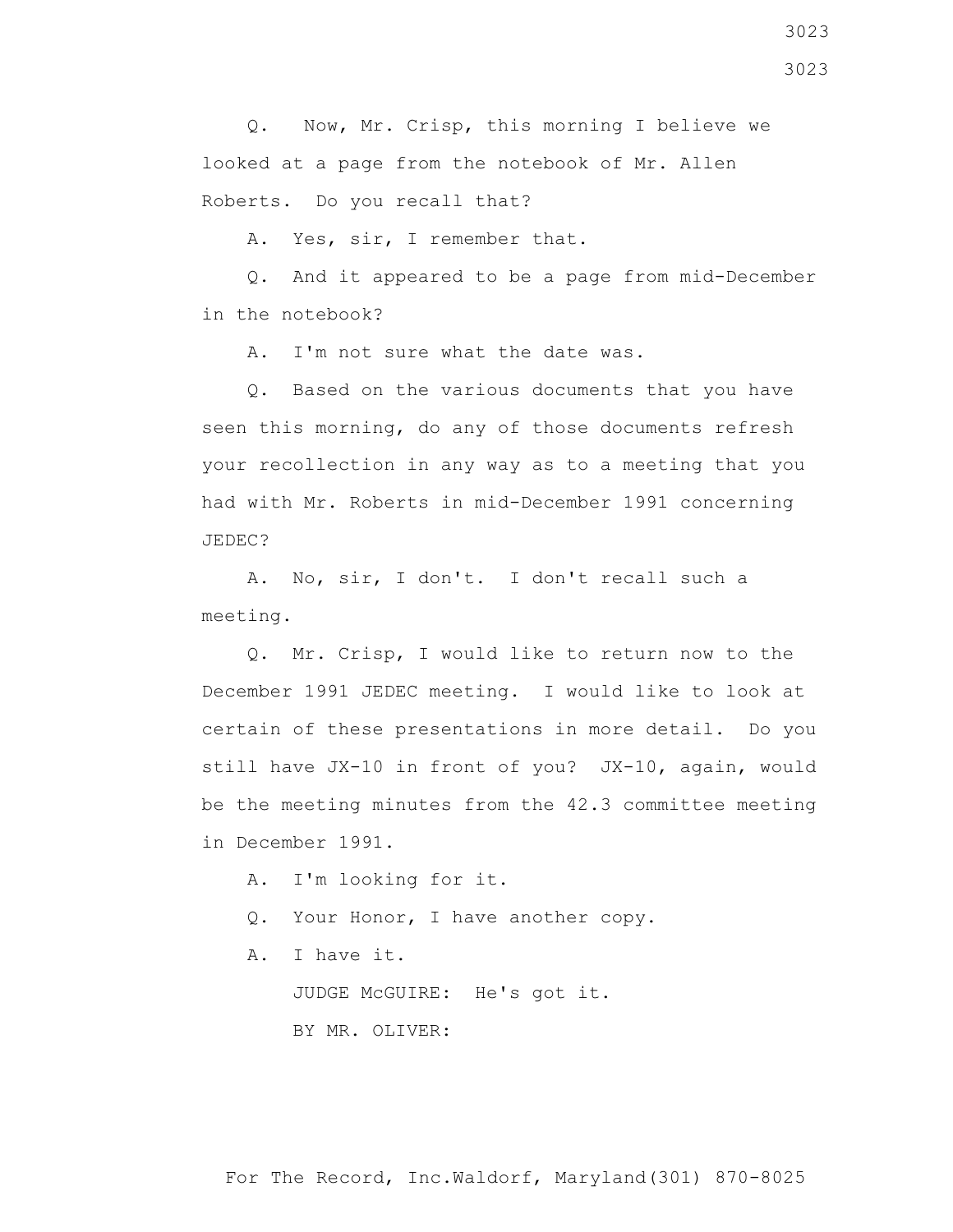Q. Now, Mr. Crisp, this morning I believe we looked at a page from the notebook of Mr. Allen Roberts. Do you recall that?

A. Yes, sir, I remember that.

Q. And it appeared to be a page from mid-December in the notebook?

A. I'm not sure what the date was.

Q. Based on the various documents that you have seen this morning, do any of those documents refresh your recollection in any way as to a meeting that you had with Mr. Roberts in mid-December 1991 concerning JEDEC?

A. No, sir, I don't. I don't recall such a meeting.

Q. Mr. Crisp, I would like to return now to the December 1991 JEDEC meeting. I would like to look at certain of these presentations in more detail. Do you still have JX-10 in front of you? JX-10, again, would be the meeting minutes from the 42.3 committee meeting in December 1991.

A. I'm looking for it.

Q. Your Honor, I have another copy.

A. I have it.

JUDGE McGUIRE: He's got it.

BY MR. OLIVER: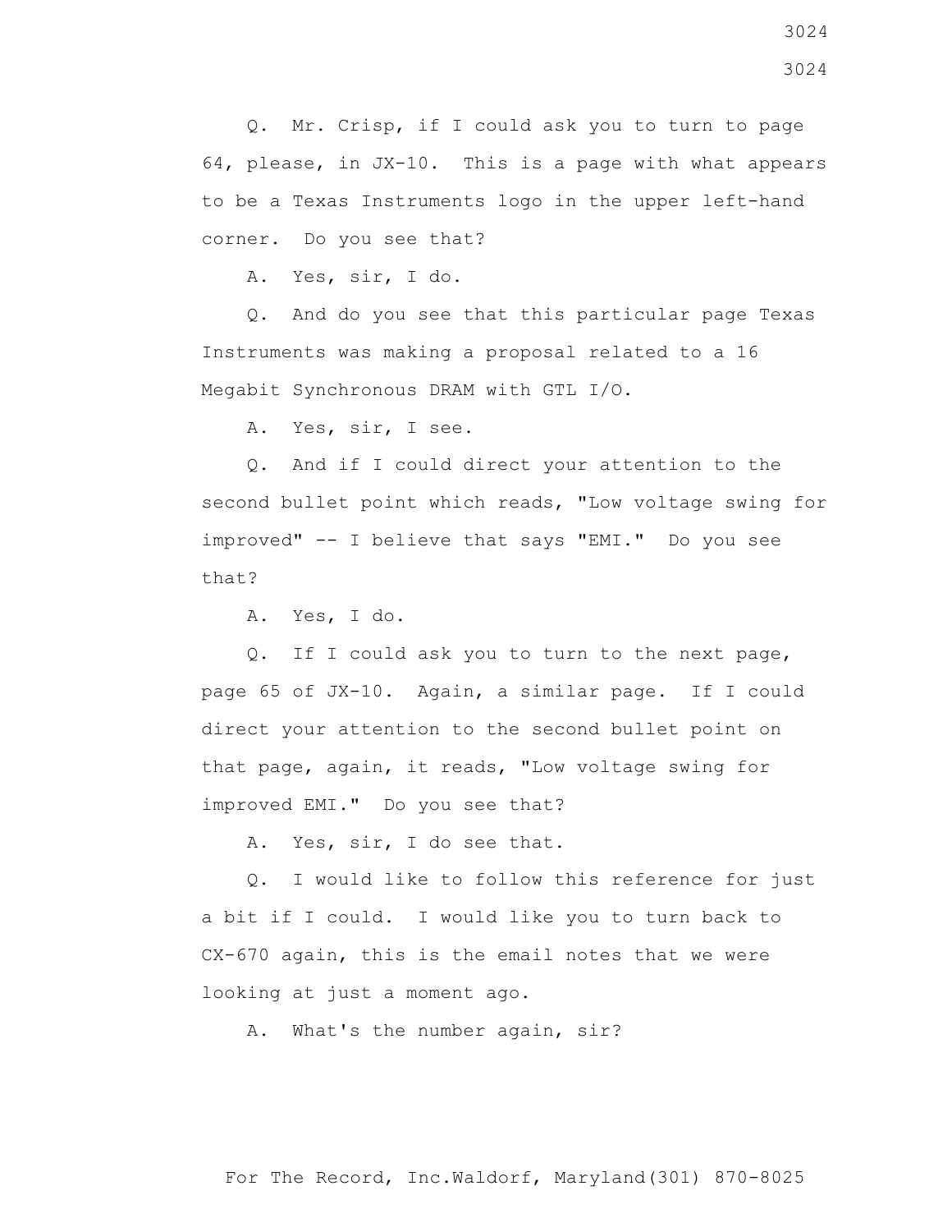Q. Mr. Crisp, if I could ask you to turn to page 64, please, in JX-10. This is a page with what appears to be a Texas Instruments logo in the upper left-hand corner. Do you see that?

A. Yes, sir, I do.

Q. And do you see that this particular page Texas Instruments was making a proposal related to a 16 Megabit Synchronous DRAM with GTL I/O.

A. Yes, sir, I see.

Q. And if I could direct your attention to the second bullet point which reads, "Low voltage swing for improved" -- I believe that says "EMI." Do you see that?

A. Yes, I do.

Q. If I could ask you to turn to the next page, page 65 of JX-10. Again, a similar page. If I could direct your attention to the second bullet point on that page, again, it reads, "Low voltage swing for improved EMI." Do you see that?

A. Yes, sir, I do see that.

Q. I would like to follow this reference for just a bit if I could. I would like you to turn back to CX-670 again, this is the email notes that we were looking at just a moment ago.

A. What's the number again, sir?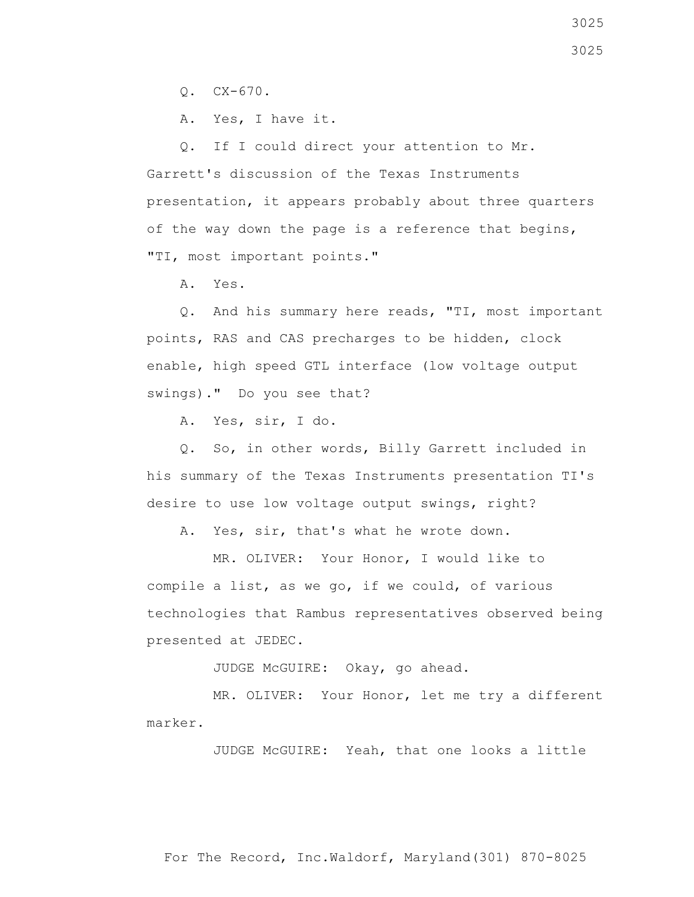Q. CX-670.

A. Yes, I have it.

Q. If I could direct your attention to Mr. Garrett's discussion of the Texas Instruments presentation, it appears probably about three quarters of the way down the page is a reference that begins, "TI, most important points."

A. Yes.

Q. And his summary here reads, "TI, most important points, RAS and CAS precharges to be hidden, clock enable, high speed GTL interface (low voltage output swings)." Do you see that?

A. Yes, sir, I do.

Q. So, in other words, Billy Garrett included in his summary of the Texas Instruments presentation TI's desire to use low voltage output swings, right?

A. Yes, sir, that's what he wrote down.

MR. OLIVER: Your Honor, I would like to compile a list, as we go, if we could, of various technologies that Rambus representatives observed being presented at JEDEC.

JUDGE McGUIRE: Okay, go ahead.

MR. OLIVER: Your Honor, let me try a different marker.

JUDGE McGUIRE: Yeah, that one looks a little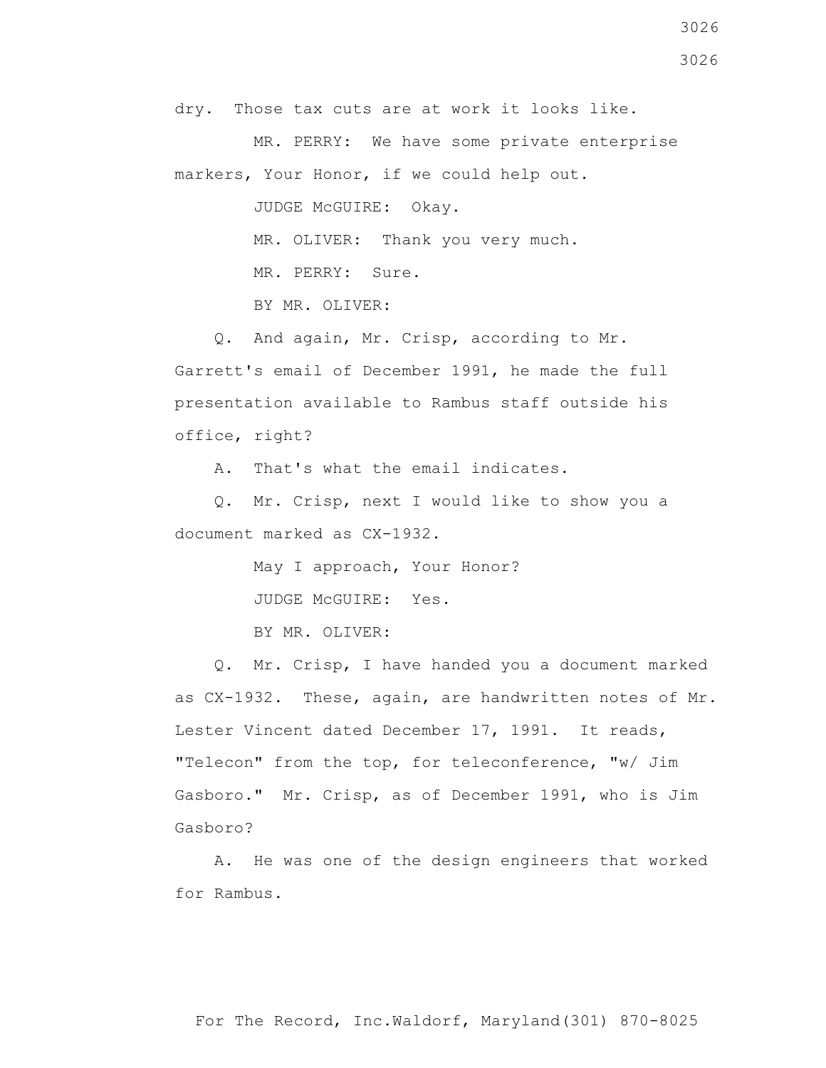dry. Those tax cuts are at work it looks like.

MR. PERRY: We have some private enterprise markers, Your Honor, if we could help out.

JUDGE McGUIRE: Okay.

MR. OLIVER: Thank you very much.

MR. PERRY: Sure.

BY MR. OLIVER:

Q. And again, Mr. Crisp, according to Mr. Garrett's email of December 1991, he made the full presentation available to Rambus staff outside his office, right?

A. That's what the email indicates.

Q. Mr. Crisp, next I would like to show you a document marked as CX-1932.

May I approach, Your Honor?

JUDGE McGUIRE: Yes.

BY MR. OLIVER:

Q. Mr. Crisp, I have handed you a document marked as CX-1932. These, again, are handwritten notes of Mr. Lester Vincent dated December 17, 1991. It reads, "Telecon" from the top, for teleconference, "w/ Jim Gasboro." Mr. Crisp, as of December 1991, who is Jim Gasboro?

A. He was one of the design engineers that worked for Rambus.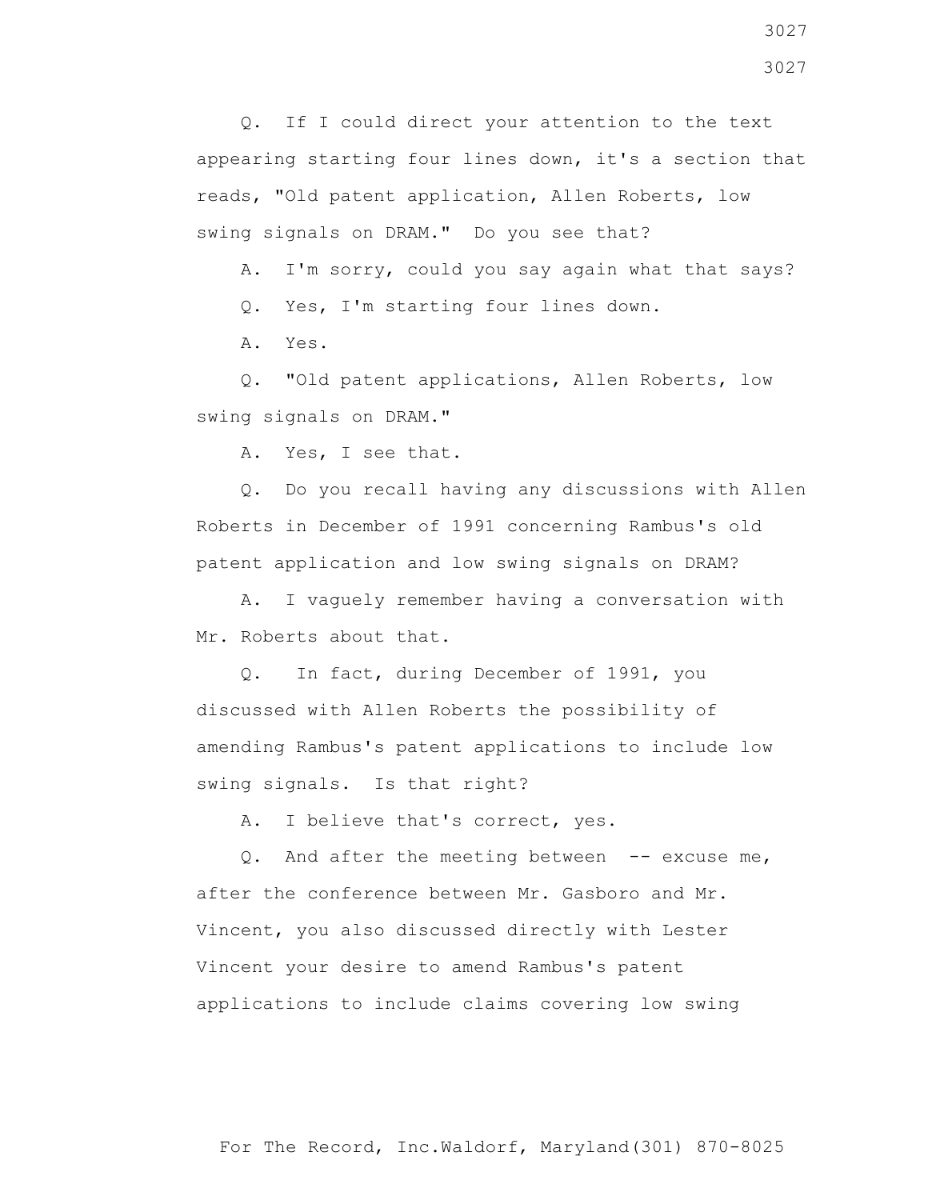Q. If I could direct your attention to the text appearing starting four lines down, it's a section that reads, "Old patent application, Allen Roberts, low swing signals on DRAM." Do you see that?

A. I'm sorry, could you say again what that says?

Q. Yes, I'm starting four lines down.

A. Yes.

Q. "Old patent applications, Allen Roberts, low swing signals on DRAM."

A. Yes, I see that.

Q. Do you recall having any discussions with Allen Roberts in December of 1991 concerning Rambus's old patent application and low swing signals on DRAM?

A. I vaguely remember having a conversation with Mr. Roberts about that.

Q. In fact, during December of 1991, you discussed with Allen Roberts the possibility of amending Rambus's patent applications to include low swing signals. Is that right?

A. I believe that's correct, yes.

Q. And after the meeting between -- excuse me, after the conference between Mr. Gasboro and Mr. Vincent, you also discussed directly with Lester Vincent your desire to amend Rambus's patent applications to include claims covering low swing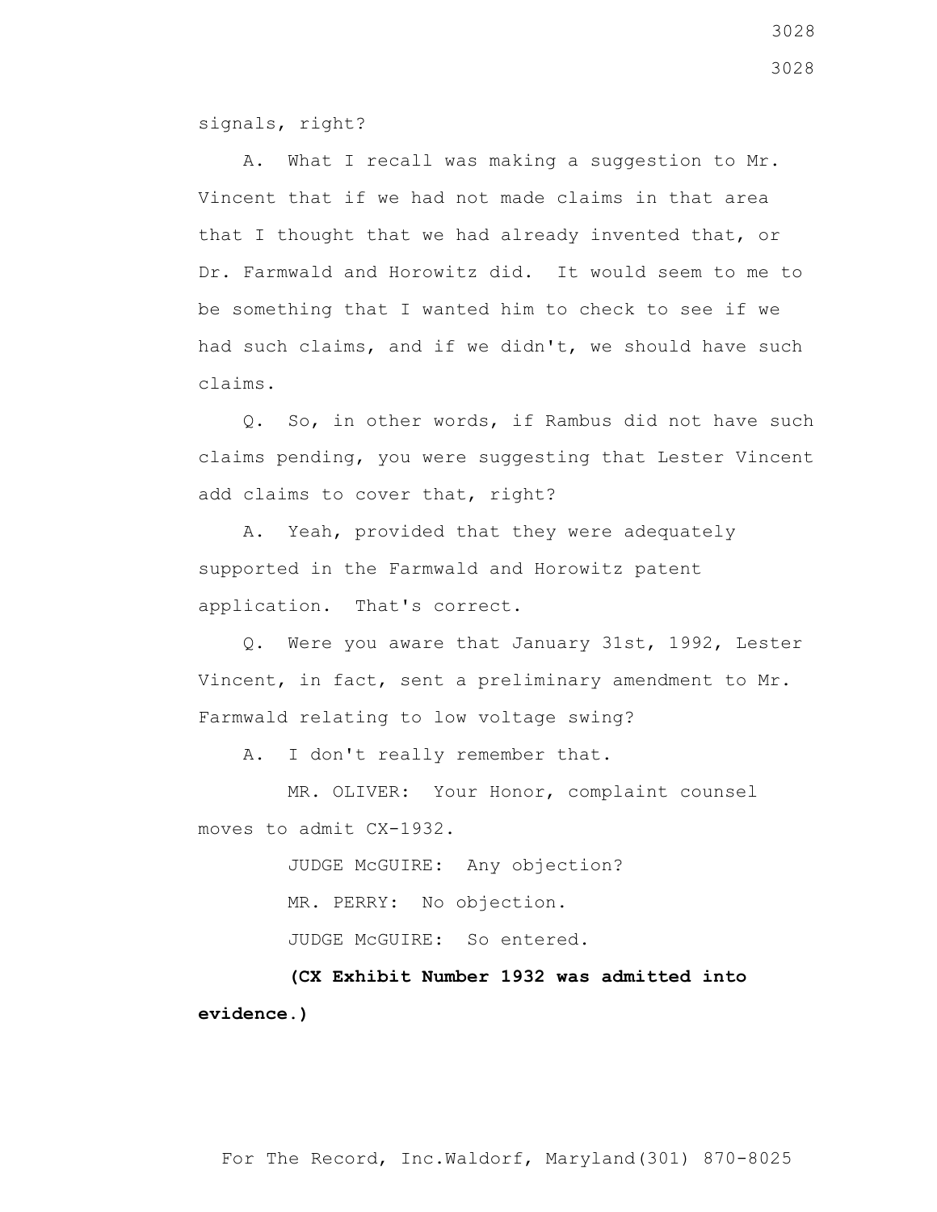signals, right?

A. What I recall was making a suggestion to Mr. Vincent that if we had not made claims in that area that I thought that we had already invented that, or Dr. Farmwald and Horowitz did. It would seem to me to be something that I wanted him to check to see if we had such claims, and if we didn't, we should have such claims.

Q. So, in other words, if Rambus did not have such claims pending, you were suggesting that Lester Vincent add claims to cover that, right?

A. Yeah, provided that they were adequately supported in the Farmwald and Horowitz patent application. That's correct.

Q. Were you aware that January 31st, 1992, Lester Vincent, in fact, sent a preliminary amendment to Mr. Farmwald relating to low voltage swing?

A. I don't really remember that.

MR. OLIVER: Your Honor, complaint counsel moves to admit CX-1932.

JUDGE McGUIRE: Any objection?

MR. PERRY: No objection.

JUDGE McGUIRE: So entered.

**(CX Exhibit Number 1932 was admitted into evidence.)**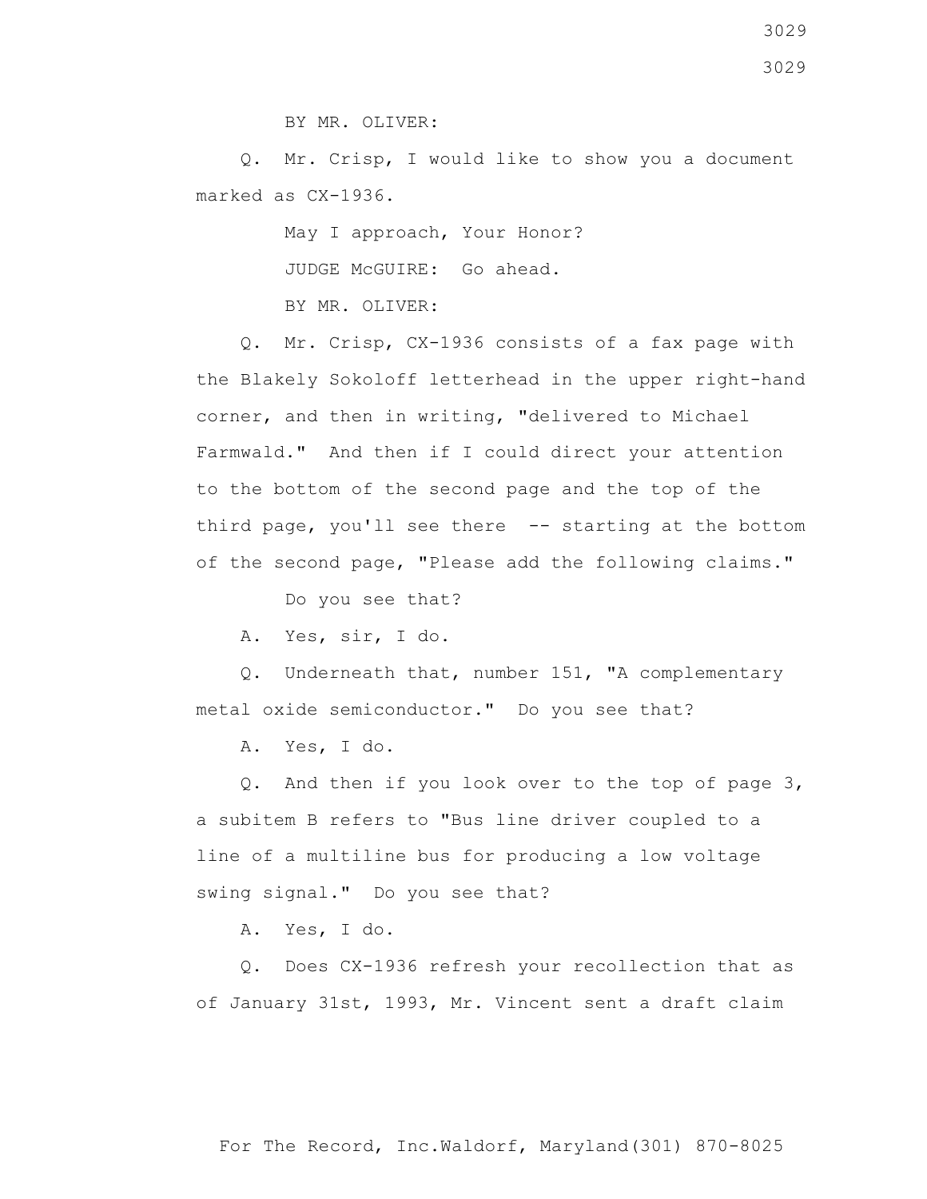BY MR. OLIVER:

Q. Mr. Crisp, I would like to show you a document marked as CX-1936.

May I approach, Your Honor?

JUDGE McGUIRE: Go ahead.

BY MR. OLIVER:

Q. Mr. Crisp, CX-1936 consists of a fax page with the Blakely Sokoloff letterhead in the upper right-hand corner, and then in writing, "delivered to Michael Farmwald." And then if I could direct your attention to the bottom of the second page and the top of the third page, you'll see there -- starting at the bottom of the second page, "Please add the following claims."

Do you see that?

A. Yes, sir, I do.

Q. Underneath that, number 151, "A complementary metal oxide semiconductor." Do you see that?

A. Yes, I do.

Q. And then if you look over to the top of page 3, a subitem B refers to "Bus line driver coupled to a line of a multiline bus for producing a low voltage swing signal." Do you see that?

A. Yes, I do.

Q. Does CX-1936 refresh your recollection that as of January 31st, 1993, Mr. Vincent sent a draft claim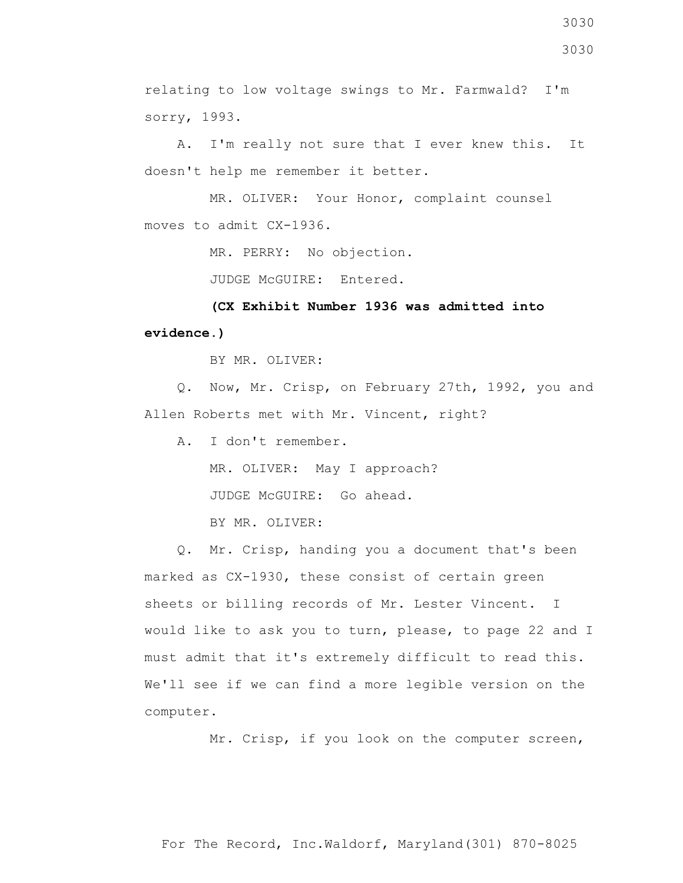relating to low voltage swings to Mr. Farmwald? I'm sorry, 1993.

A. I'm really not sure that I ever knew this. It doesn't help me remember it better.

MR. OLIVER: Your Honor, complaint counsel moves to admit CX-1936.

MR. PERRY: No objection.

JUDGE McGUIRE: Entered.

**(CX Exhibit Number 1936 was admitted into evidence.)**

BY MR. OLIVER:

Q. Now, Mr. Crisp, on February 27th, 1992, you and Allen Roberts met with Mr. Vincent, right?

A. I don't remember.

MR. OLIVER: May I approach?

JUDGE McGUIRE: Go ahead.

BY MR. OLIVER:

Q. Mr. Crisp, handing you a document that's been marked as CX-1930, these consist of certain green sheets or billing records of Mr. Lester Vincent. I would like to ask you to turn, please, to page 22 and I must admit that it's extremely difficult to read this. We'll see if we can find a more legible version on the computer.

Mr. Crisp, if you look on the computer screen,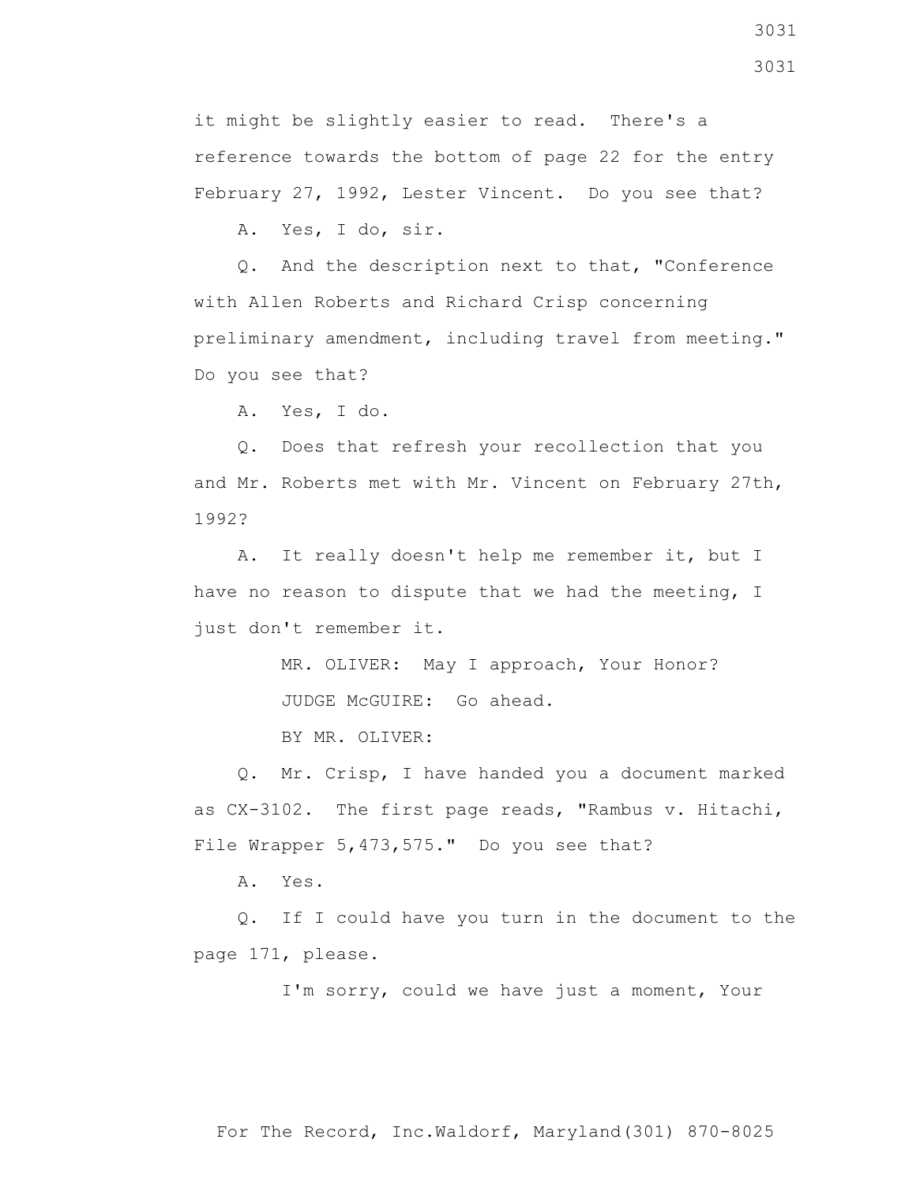it might be slightly easier to read. There's a reference towards the bottom of page 22 for the entry February 27, 1992, Lester Vincent. Do you see that?

A. Yes, I do, sir.

Q. And the description next to that, "Conference with Allen Roberts and Richard Crisp concerning preliminary amendment, including travel from meeting." Do you see that?

A. Yes, I do.

Q. Does that refresh your recollection that you and Mr. Roberts met with Mr. Vincent on February 27th, 1992?

A. It really doesn't help me remember it, but I have no reason to dispute that we had the meeting, I just don't remember it.

MR. OLIVER: May I approach, Your Honor?

JUDGE McGUIRE: Go ahead.

BY MR. OLIVER:

Q. Mr. Crisp, I have handed you a document marked as CX-3102. The first page reads, "Rambus v. Hitachi, File Wrapper 5,473,575." Do you see that?

A. Yes.

Q. If I could have you turn in the document to the page 171, please.

I'm sorry, could we have just a moment, Your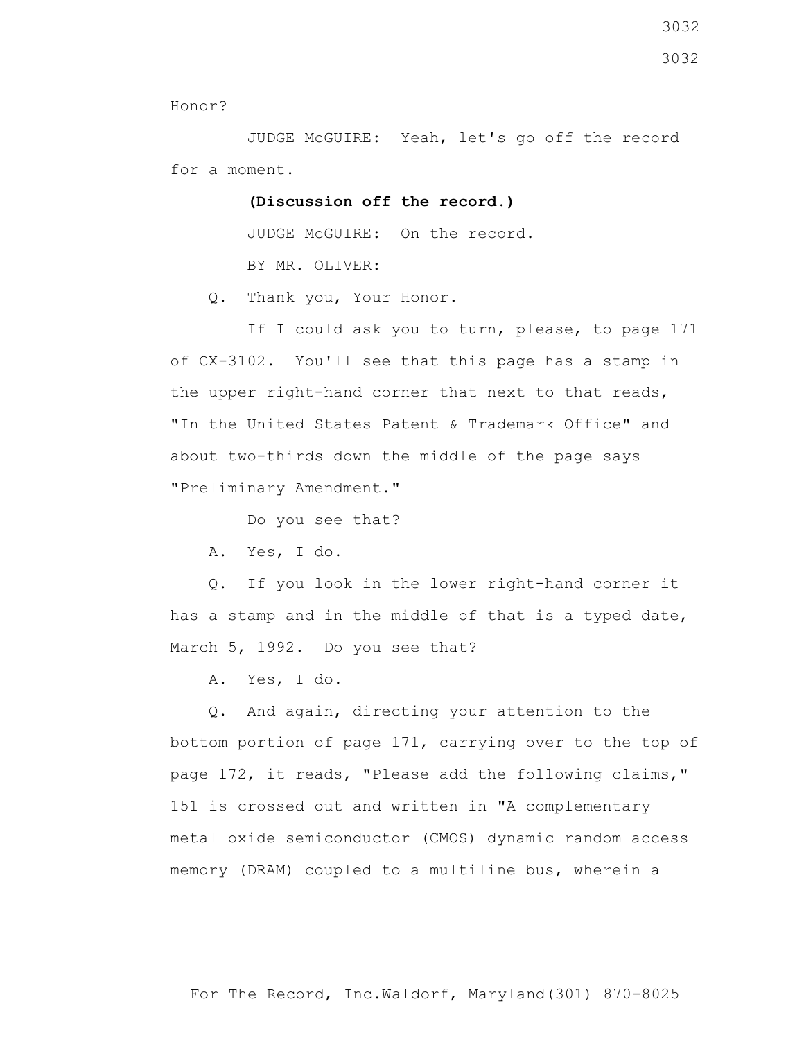Honor?

JUDGE McGUIRE: Yeah, let's go off the record for a moment.

**(Discussion off the record.)**

JUDGE McGUIRE: On the record.

BY MR. OLIVER:

Q. Thank you, Your Honor.

If I could ask you to turn, please, to page 171 of CX-3102. You'll see that this page has a stamp in the upper right-hand corner that next to that reads, "In the United States Patent & Trademark Office" and about two-thirds down the middle of the page says "Preliminary Amendment."

Do you see that?

A. Yes, I do.

Q. If you look in the lower right-hand corner it has a stamp and in the middle of that is a typed date, March 5, 1992. Do you see that?

A. Yes, I do.

Q. And again, directing your attention to the bottom portion of page 171, carrying over to the top of page 172, it reads, "Please add the following claims," 151 is crossed out and written in "A complementary metal oxide semiconductor (CMOS) dynamic random access memory (DRAM) coupled to a multiline bus, wherein a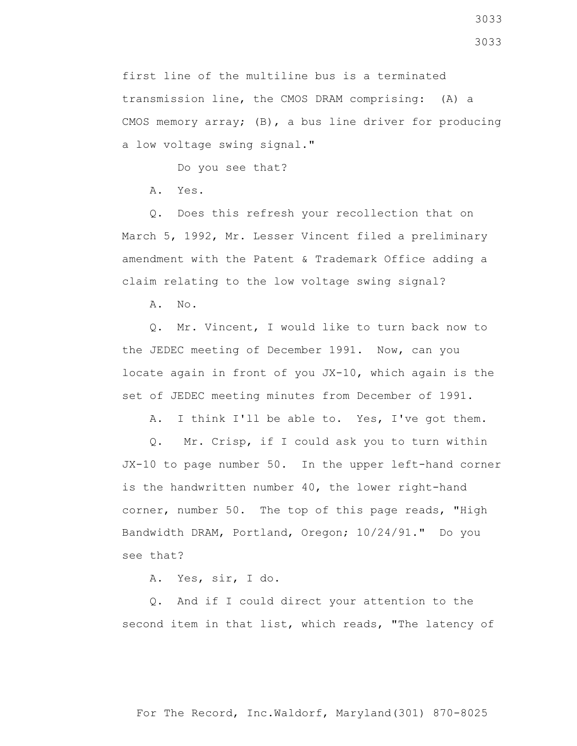first line of the multiline bus is a terminated transmission line, the CMOS DRAM comprising: (A) a CMOS memory array; (B), a bus line driver for producing a low voltage swing signal."

Do you see that?

A. Yes.

Q. Does this refresh your recollection that on March 5, 1992, Mr. Lesser Vincent filed a preliminary amendment with the Patent & Trademark Office adding a claim relating to the low voltage swing signal?

A. No.

Q. Mr. Vincent, I would like to turn back now to the JEDEC meeting of December 1991. Now, can you locate again in front of you JX-10, which again is the set of JEDEC meeting minutes from December of 1991.

A. I think I'll be able to. Yes, I've got them.

Q. Mr. Crisp, if I could ask you to turn within JX-10 to page number 50. In the upper left-hand corner is the handwritten number 40, the lower right-hand corner, number 50. The top of this page reads, "High Bandwidth DRAM, Portland, Oregon; 10/24/91." Do you see that?

A. Yes, sir, I do.

Q. And if I could direct your attention to the second item in that list, which reads, "The latency of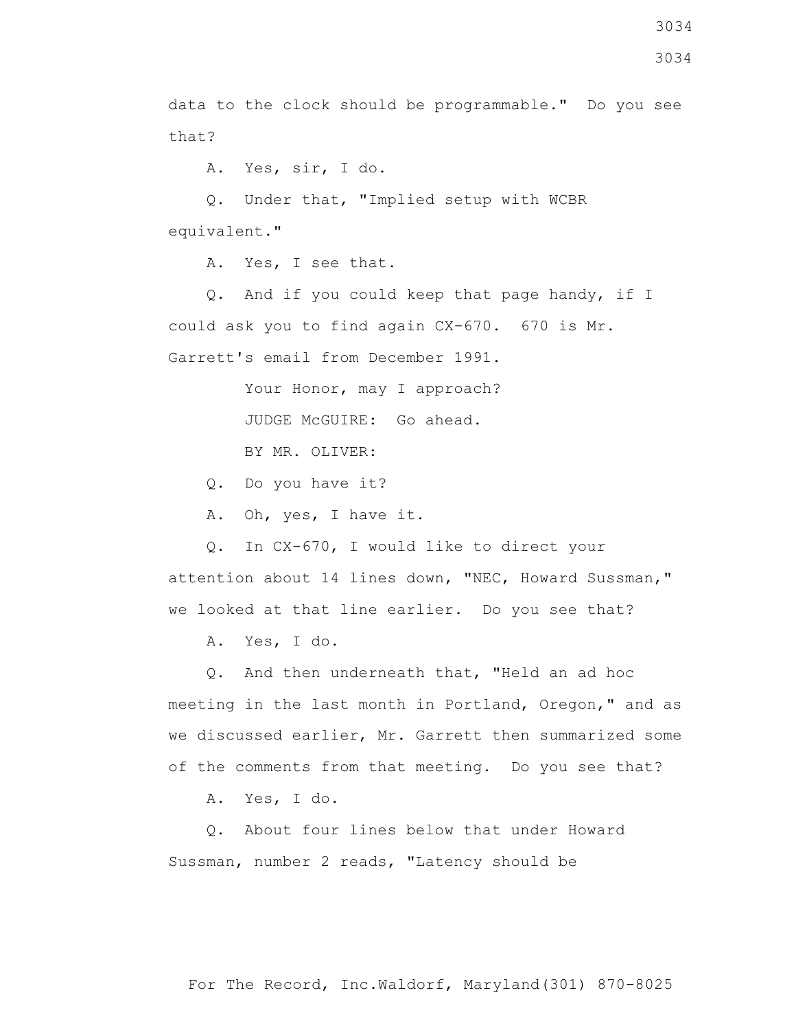data to the clock should be programmable." Do you see that?

A. Yes, sir, I do.

Q. Under that, "Implied setup with WCBR equivalent."

A. Yes, I see that.

Q. And if you could keep that page handy, if I could ask you to find again CX-670. 670 is Mr. Garrett's email from December 1991.

Your Honor, may I approach?

JUDGE McGUIRE: Go ahead.

BY MR. OLIVER:

Q. Do you have it?

A. Oh, yes, I have it.

Q. In CX-670, I would like to direct your attention about 14 lines down, "NEC, Howard Sussman," we looked at that line earlier. Do you see that?

A. Yes, I do.

Q. And then underneath that, "Held an ad hoc meeting in the last month in Portland, Oregon," and as we discussed earlier, Mr. Garrett then summarized some of the comments from that meeting. Do you see that?

A. Yes, I do.

Q. About four lines below that under Howard Sussman, number 2 reads, "Latency should be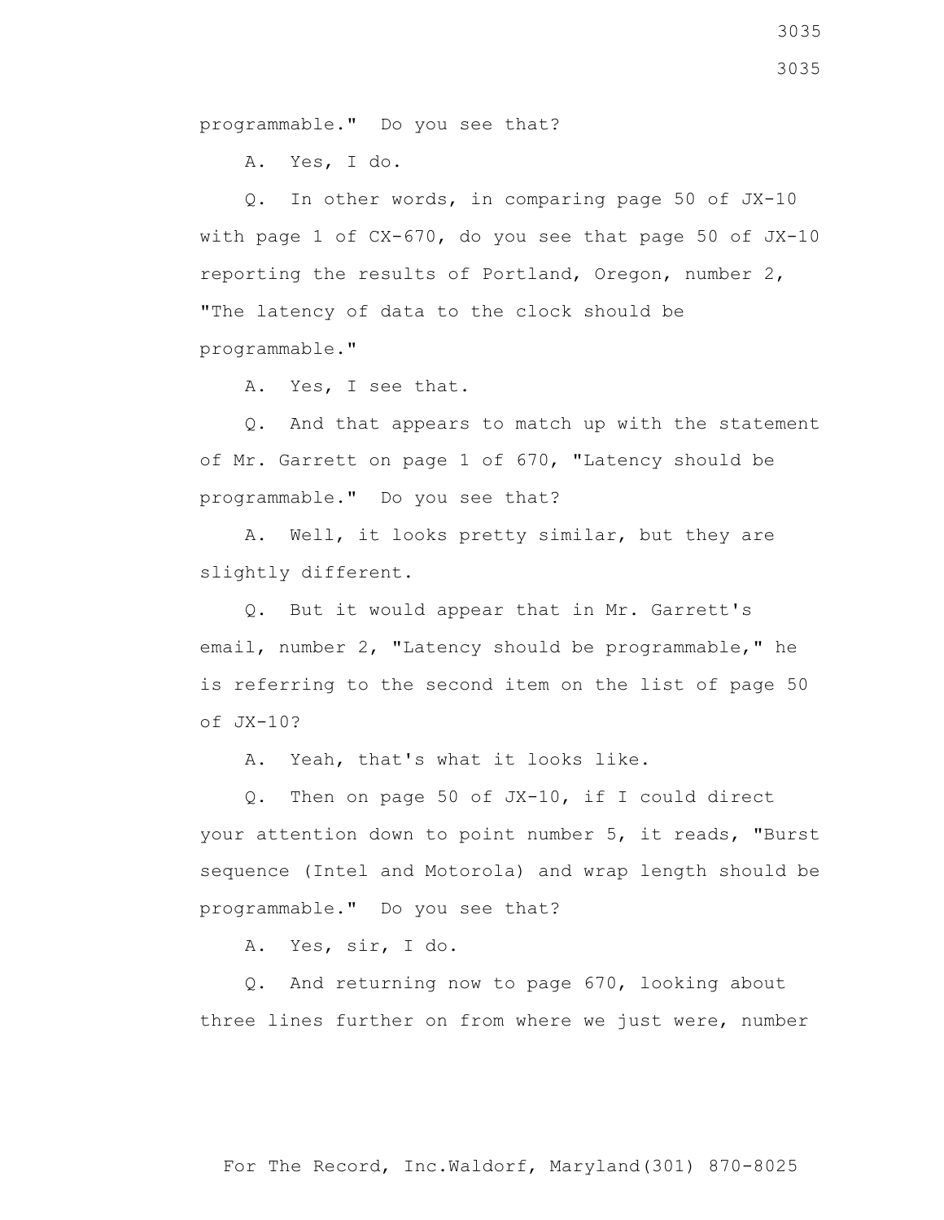programmable." Do you see that?

A. Yes, I do.

Q. In other words, in comparing page 50 of JX-10 with page 1 of CX-670, do you see that page 50 of JX-10 reporting the results of Portland, Oregon, number 2, "The latency of data to the clock should be programmable."

A. Yes, I see that.

Q. And that appears to match up with the statement of Mr. Garrett on page 1 of 670, "Latency should be programmable." Do you see that?

A. Well, it looks pretty similar, but they are slightly different.

Q. But it would appear that in Mr. Garrett's email, number 2, "Latency should be programmable," he is referring to the second item on the list of page 50 of JX-10?

A. Yeah, that's what it looks like.

Q. Then on page 50 of JX-10, if I could direct your attention down to point number 5, it reads, "Burst sequence (Intel and Motorola) and wrap length should be programmable." Do you see that?

A. Yes, sir, I do.

Q. And returning now to page 670, looking about three lines further on from where we just were, number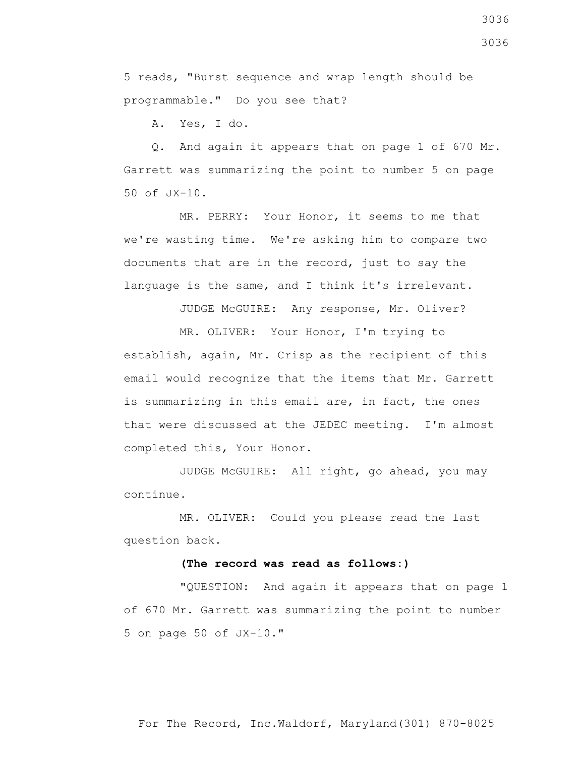5 reads, "Burst sequence and wrap length should be programmable." Do you see that?

A. Yes, I do.

Q. And again it appears that on page 1 of 670 Mr. Garrett was summarizing the point to number 5 on page 50 of JX-10.

MR. PERRY: Your Honor, it seems to me that we're wasting time. We're asking him to compare two documents that are in the record, just to say the language is the same, and I think it's irrelevant.

JUDGE McGUIRE: Any response, Mr. Oliver?

MR. OLIVER: Your Honor, I'm trying to establish, again, Mr. Crisp as the recipient of this email would recognize that the items that Mr. Garrett is summarizing in this email are, in fact, the ones that were discussed at the JEDEC meeting. I'm almost completed this, Your Honor.

JUDGE McGUIRE: All right, go ahead, you may continue.

MR. OLIVER: Could you please read the last question back.

**(The record was read as follows:)**

"QUESTION: And again it appears that on page 1 of 670 Mr. Garrett was summarizing the point to number 5 on page 50 of JX-10."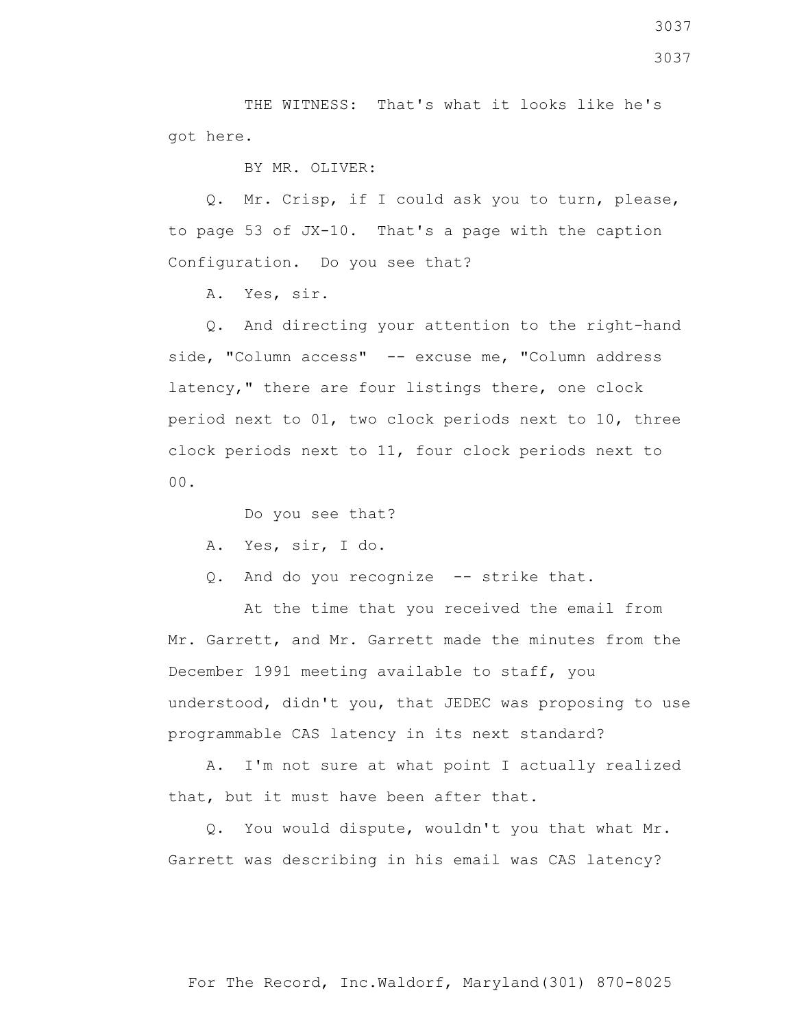THE WITNESS: That's what it looks like he's got here.

BY MR. OLIVER:

Q. Mr. Crisp, if I could ask you to turn, please, to page 53 of JX-10. That's a page with the caption Configuration. Do you see that?

A. Yes, sir.

Q. And directing your attention to the right-hand side, "Column access" -- excuse me, "Column address latency," there are four listings there, one clock period next to 01, two clock periods next to 10, three clock periods next to 11, four clock periods next to 00.

Do you see that?

A. Yes, sir, I do.

Q. And do you recognize -- strike that.

At the time that you received the email from Mr. Garrett, and Mr. Garrett made the minutes from the December 1991 meeting available to staff, you understood, didn't you, that JEDEC was proposing to use programmable CAS latency in its next standard?

A. I'm not sure at what point I actually realized that, but it must have been after that.

Q. You would dispute, wouldn't you that what Mr. Garrett was describing in his email was CAS latency?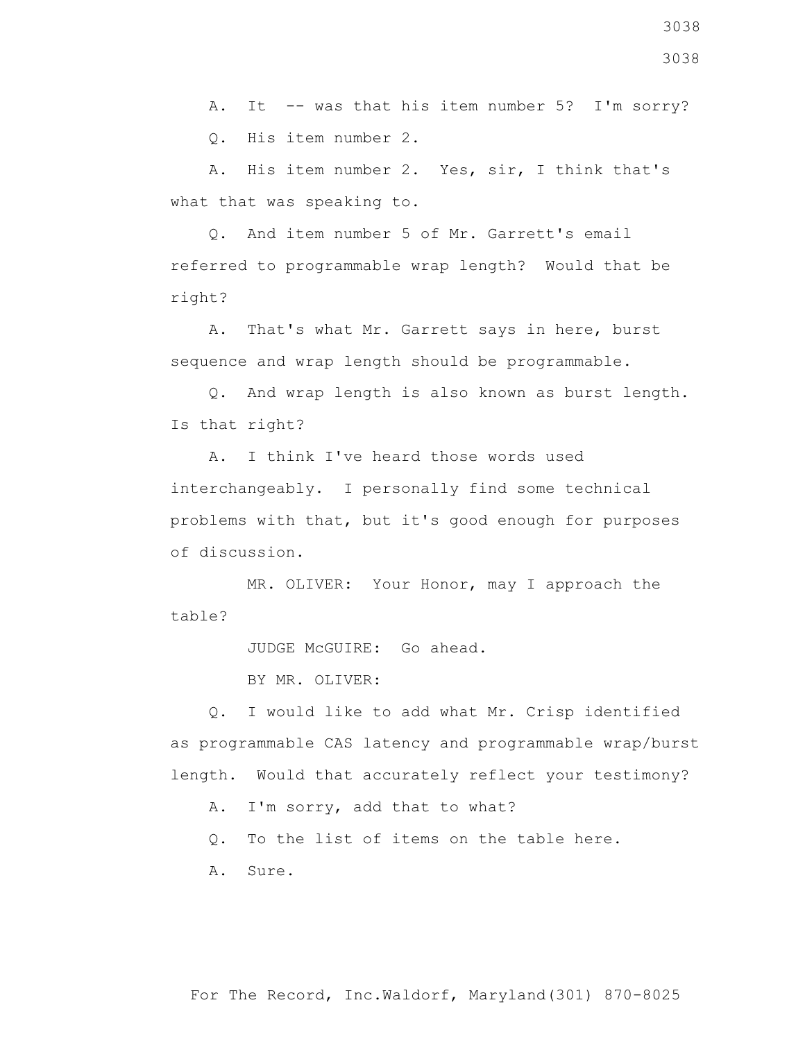A. It -- was that his item number 5? I'm sorry?

Q. His item number 2.

A. His item number 2. Yes, sir, I think that's what that was speaking to.

Q. And item number 5 of Mr. Garrett's email referred to programmable wrap length? Would that be right?

A. That's what Mr. Garrett says in here, burst sequence and wrap length should be programmable.

Q. And wrap length is also known as burst length. Is that right?

A. I think I've heard those words used interchangeably. I personally find some technical problems with that, but it's good enough for purposes of discussion.

MR. OLIVER: Your Honor, may I approach the table?

JUDGE McGUIRE: Go ahead.

BY MR. OLIVER:

Q. I would like to add what Mr. Crisp identified as programmable CAS latency and programmable wrap/burst length. Would that accurately reflect your testimony?

A. I'm sorry, add that to what?

Q. To the list of items on the table here.

A. Sure.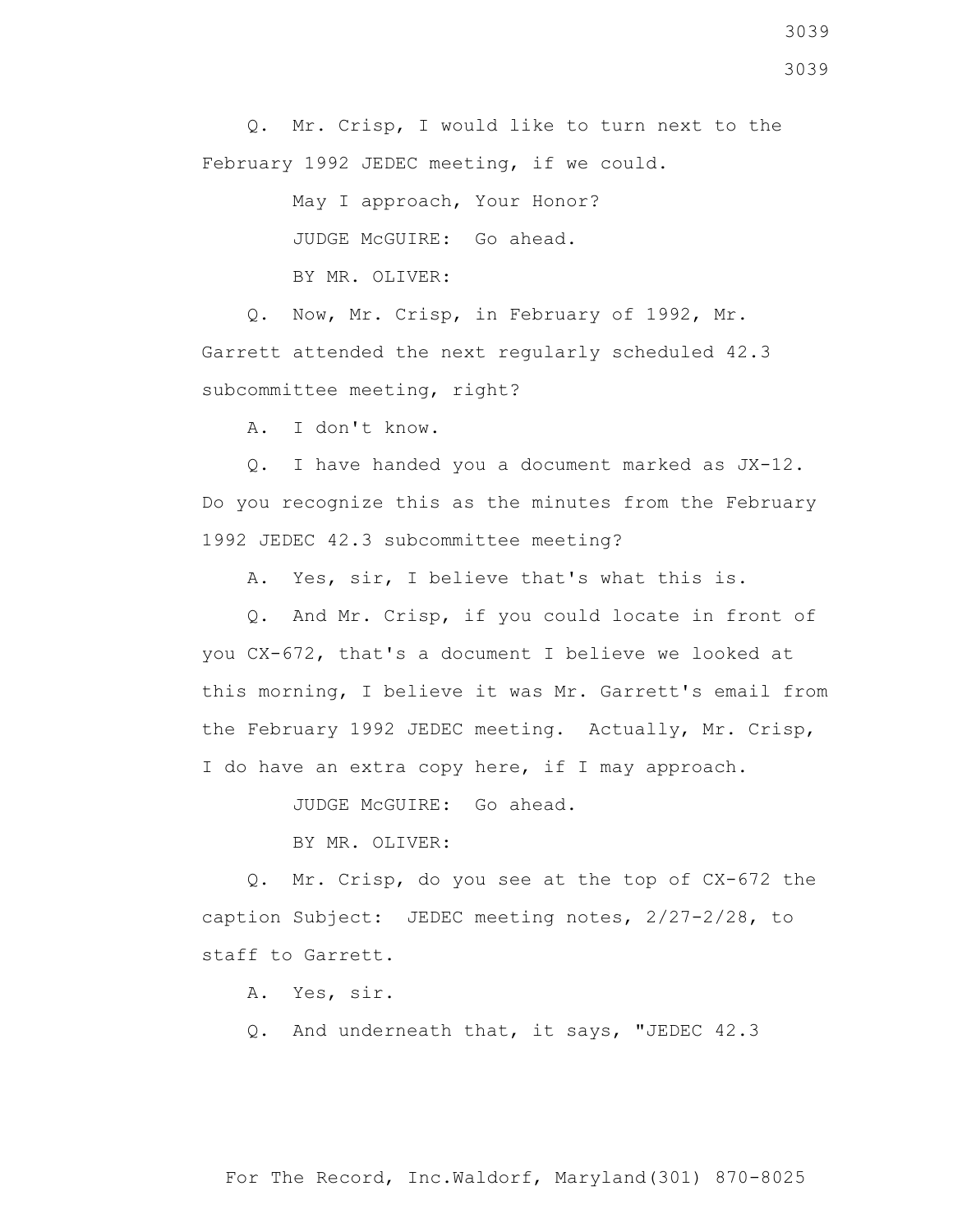Q. Mr. Crisp, I would like to turn next to the February 1992 JEDEC meeting, if we could.

May I approach, Your Honor?

JUDGE McGUIRE: Go ahead.

BY MR. OLIVER:

Q. Now, Mr. Crisp, in February of 1992, Mr. Garrett attended the next regularly scheduled 42.3 subcommittee meeting, right?

A. I don't know.

Q. I have handed you a document marked as JX-12. Do you recognize this as the minutes from the February 1992 JEDEC 42.3 subcommittee meeting?

A. Yes, sir, I believe that's what this is.

Q. And Mr. Crisp, if you could locate in front of you CX-672, that's a document I believe we looked at this morning, I believe it was Mr. Garrett's email from the February 1992 JEDEC meeting. Actually, Mr. Crisp, I do have an extra copy here, if I may approach.

JUDGE McGUIRE: Go ahead.

BY MR. OLIVER:

Q. Mr. Crisp, do you see at the top of CX-672 the caption Subject: JEDEC meeting notes, 2/27-2/28, to staff to Garrett.

A. Yes, sir.

Q. And underneath that, it says, "JEDEC 42.3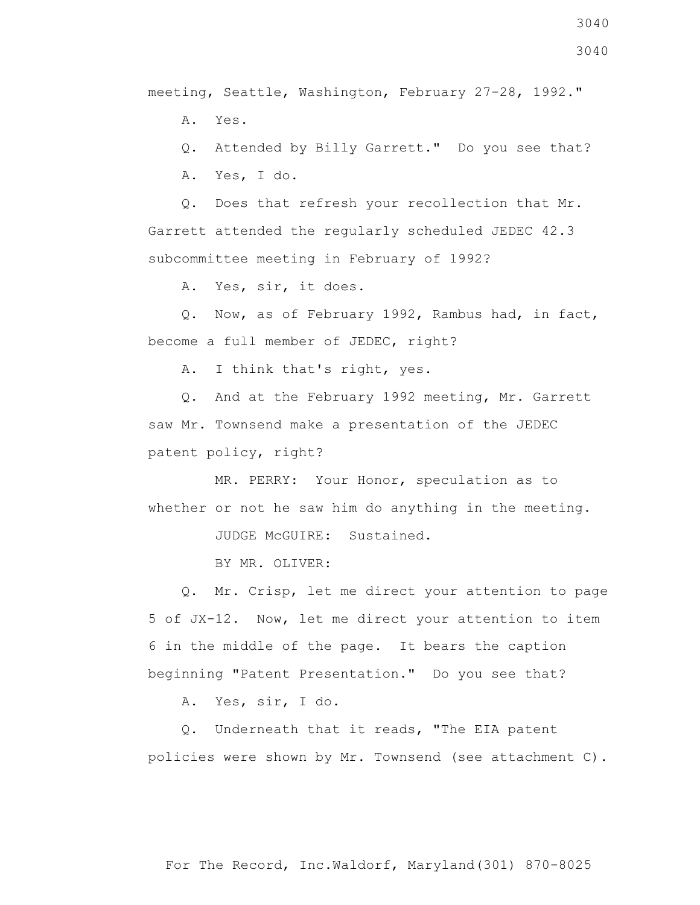meeting, Seattle, Washington, February 27-28, 1992."

A. Yes.

Q. Attended by Billy Garrett." Do you see that?

A. Yes, I do.

Q. Does that refresh your recollection that Mr. Garrett attended the regularly scheduled JEDEC 42.3 subcommittee meeting in February of 1992?

A. Yes, sir, it does.

Q. Now, as of February 1992, Rambus had, in fact, become a full member of JEDEC, right?

A. I think that's right, yes.

Q. And at the February 1992 meeting, Mr. Garrett saw Mr. Townsend make a presentation of the JEDEC patent policy, right?

MR. PERRY: Your Honor, speculation as to whether or not he saw him do anything in the meeting.

JUDGE McGUIRE: Sustained.

BY MR. OLIVER:

Q. Mr. Crisp, let me direct your attention to page 5 of JX-12. Now, let me direct your attention to item 6 in the middle of the page. It bears the caption beginning "Patent Presentation." Do you see that?

A. Yes, sir, I do.

Q. Underneath that it reads, "The EIA patent policies were shown by Mr. Townsend (see attachment C).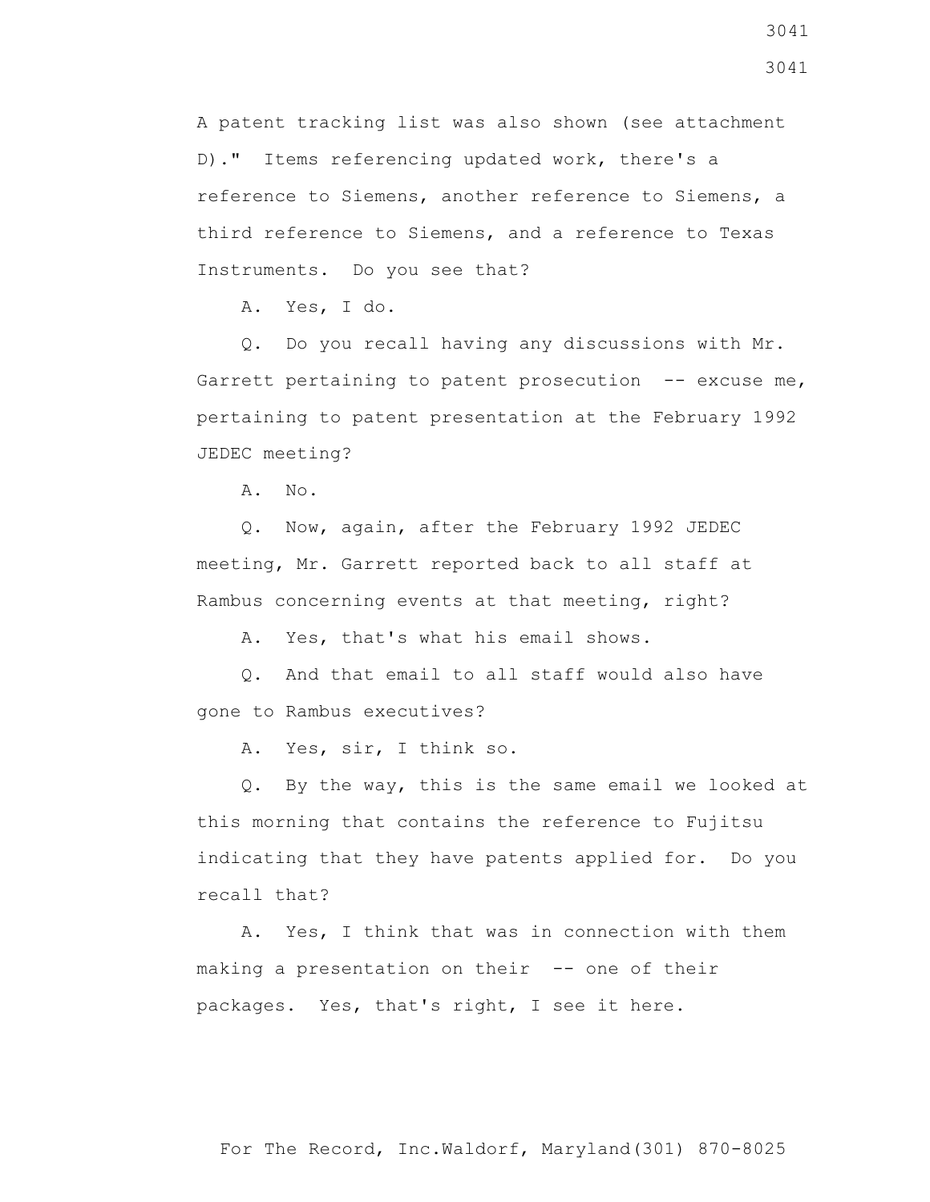A patent tracking list was also shown (see attachment D)." Items referencing updated work, there's a reference to Siemens, another reference to Siemens, a third reference to Siemens, and a reference to Texas Instruments. Do you see that?

A. Yes, I do.

Q. Do you recall having any discussions with Mr. Garrett pertaining to patent prosecution -- excuse me, pertaining to patent presentation at the February 1992 JEDEC meeting?

A. No.

Q. Now, again, after the February 1992 JEDEC meeting, Mr. Garrett reported back to all staff at Rambus concerning events at that meeting, right?

A. Yes, that's what his email shows.

Q. And that email to all staff would also have gone to Rambus executives?

A. Yes, sir, I think so.

Q. By the way, this is the same email we looked at this morning that contains the reference to Fujitsu indicating that they have patents applied for. Do you recall that?

A. Yes, I think that was in connection with them making a presentation on their -- one of their packages. Yes, that's right, I see it here.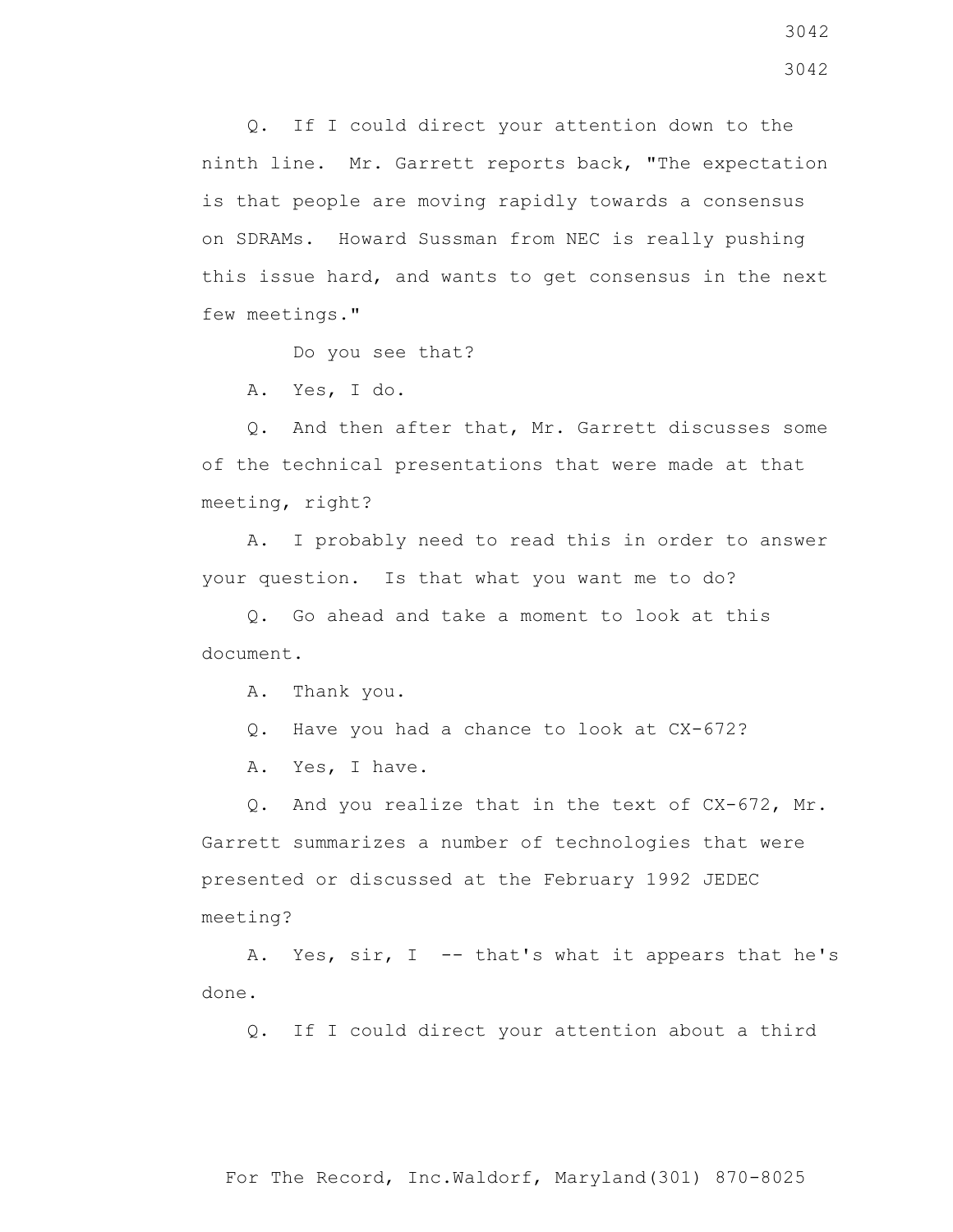Q. If I could direct your attention down to the ninth line. Mr. Garrett reports back, "The expectation is that people are moving rapidly towards a consensus on SDRAMs. Howard Sussman from NEC is really pushing this issue hard, and wants to get consensus in the next few meetings."

Do you see that?

A. Yes, I do.

Q. And then after that, Mr. Garrett discusses some of the technical presentations that were made at that meeting, right?

A. I probably need to read this in order to answer your question. Is that what you want me to do?

Q. Go ahead and take a moment to look at this document.

A. Thank you.

Q. Have you had a chance to look at CX-672?

A. Yes, I have.

Q. And you realize that in the text of CX-672, Mr. Garrett summarizes a number of technologies that were presented or discussed at the February 1992 JEDEC meeting?

A. Yes, sir, I -- that's what it appears that he's done.

Q. If I could direct your attention about a third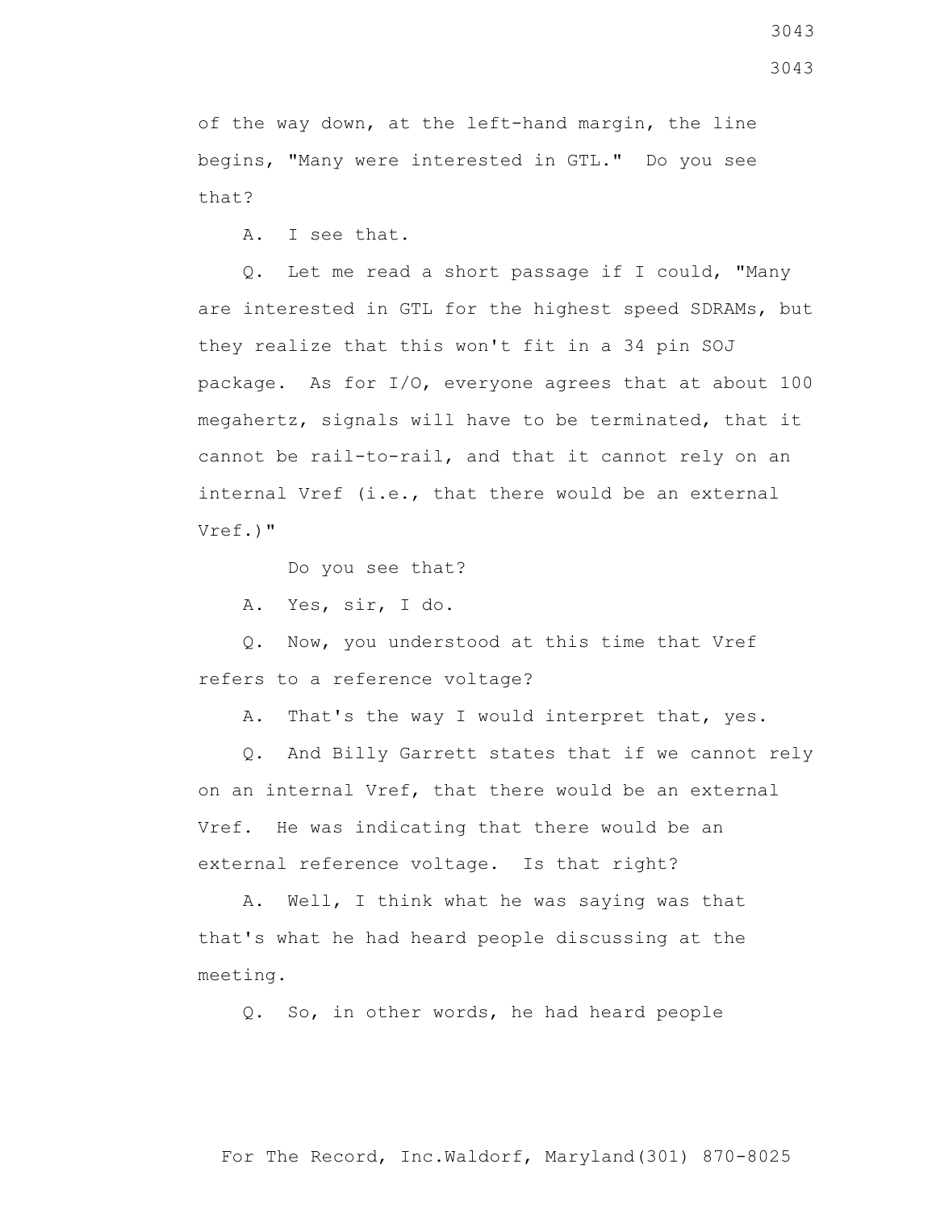of the way down, at the left-hand margin, the line begins, "Many were interested in GTL." Do you see that?

A. I see that.

Q. Let me read a short passage if I could, "Many are interested in GTL for the highest speed SDRAMs, but they realize that this won't fit in a 34 pin SOJ package. As for I/O, everyone agrees that at about 100 megahertz, signals will have to be terminated, that it cannot be rail-to-rail, and that it cannot rely on an internal Vref (i.e., that there would be an external Vref.)"

Do you see that?

A. Yes, sir, I do.

Q. Now, you understood at this time that Vref refers to a reference voltage?

A. That's the way I would interpret that, yes.

Q. And Billy Garrett states that if we cannot rely on an internal Vref, that there would be an external Vref. He was indicating that there would be an external reference voltage. Is that right?

A. Well, I think what he was saying was that that's what he had heard people discussing at the meeting.

Q. So, in other words, he had heard people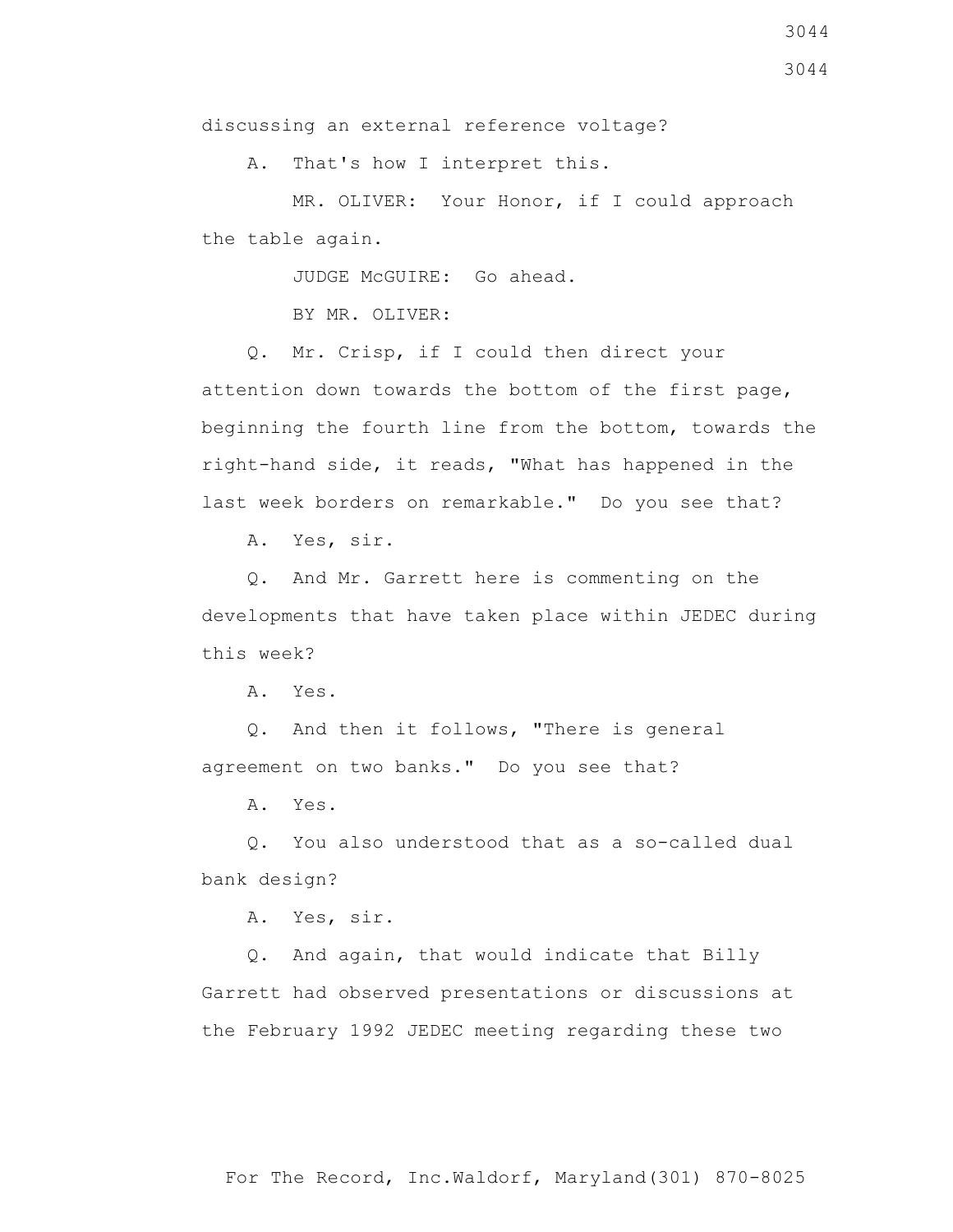discussing an external reference voltage?

A. That's how I interpret this.

MR. OLIVER: Your Honor, if I could approach the table again.

JUDGE McGUIRE: Go ahead.

BY MR. OLIVER:

Q. Mr. Crisp, if I could then direct your attention down towards the bottom of the first page, beginning the fourth line from the bottom, towards the right-hand side, it reads, "What has happened in the last week borders on remarkable." Do you see that?

A. Yes, sir.

Q. And Mr. Garrett here is commenting on the developments that have taken place within JEDEC during this week?

A. Yes.

Q. And then it follows, "There is general agreement on two banks." Do you see that?

A. Yes.

Q. You also understood that as a so-called dual bank design?

A. Yes, sir.

Q. And again, that would indicate that Billy Garrett had observed presentations or discussions at the February 1992 JEDEC meeting regarding these two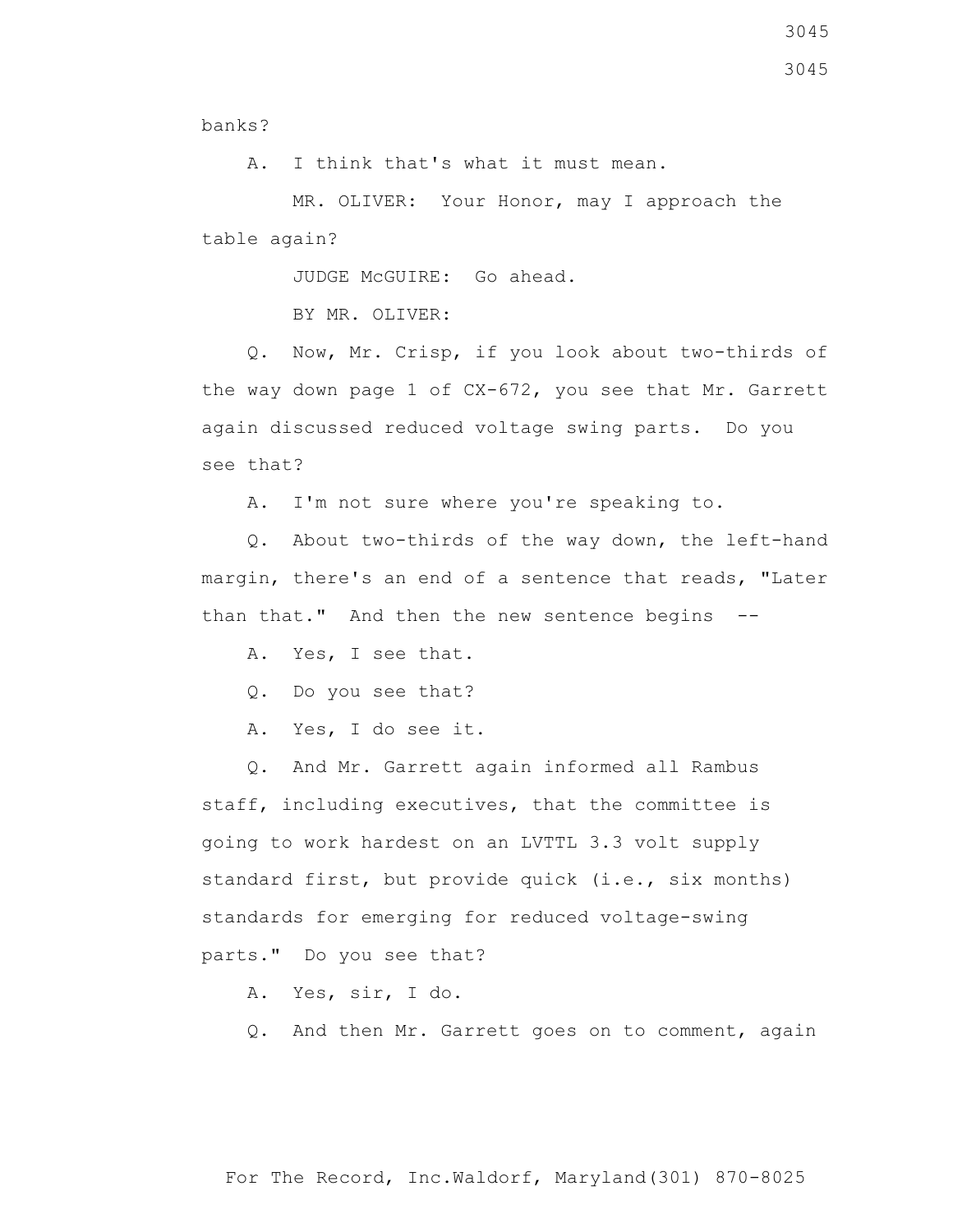banks?

A. I think that's what it must mean.

MR. OLIVER: Your Honor, may I approach the table again?

JUDGE McGUIRE: Go ahead.

BY MR. OLIVER:

Q. Now, Mr. Crisp, if you look about two-thirds of the way down page 1 of CX-672, you see that Mr. Garrett again discussed reduced voltage swing parts. Do you see that?

A. I'm not sure where you're speaking to.

Q. About two-thirds of the way down, the left-hand margin, there's an end of a sentence that reads, "Later than that." And then the new sentence begins --

A. Yes, I see that.

Q. Do you see that?

A. Yes, I do see it.

Q. And Mr. Garrett again informed all Rambus staff, including executives, that the committee is going to work hardest on an LVTTL 3.3 volt supply standard first, but provide quick (i.e., six months) standards for emerging for reduced voltage-swing parts." Do you see that?

A. Yes, sir, I do.

Q. And then Mr. Garrett goes on to comment, again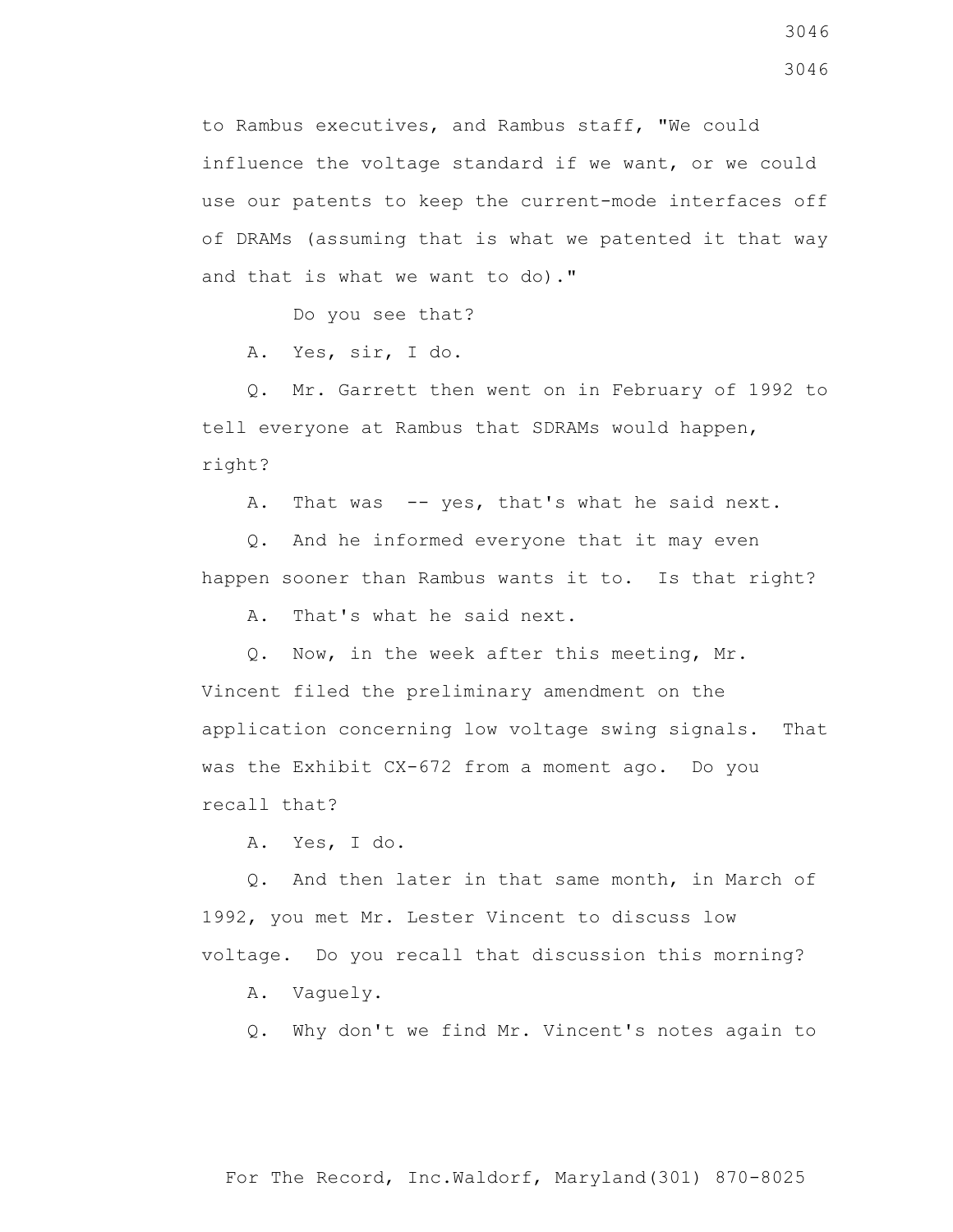to Rambus executives, and Rambus staff, "We could influence the voltage standard if we want, or we could use our patents to keep the current-mode interfaces off of DRAMs (assuming that is what we patented it that way and that is what we want to do)."

Do you see that?

A. Yes, sir, I do.

Q. Mr. Garrett then went on in February of 1992 to tell everyone at Rambus that SDRAMs would happen, right?

A. That was -- yes, that's what he said next.

Q. And he informed everyone that it may even happen sooner than Rambus wants it to. Is that right?

A. That's what he said next.

Q. Now, in the week after this meeting, Mr. Vincent filed the preliminary amendment on the application concerning low voltage swing signals. That was the Exhibit CX-672 from a moment ago. Do you recall that?

A. Yes, I do.

Q. And then later in that same month, in March of 1992, you met Mr. Lester Vincent to discuss low voltage. Do you recall that discussion this morning?

A. Vaguely.

Q. Why don't we find Mr. Vincent's notes again to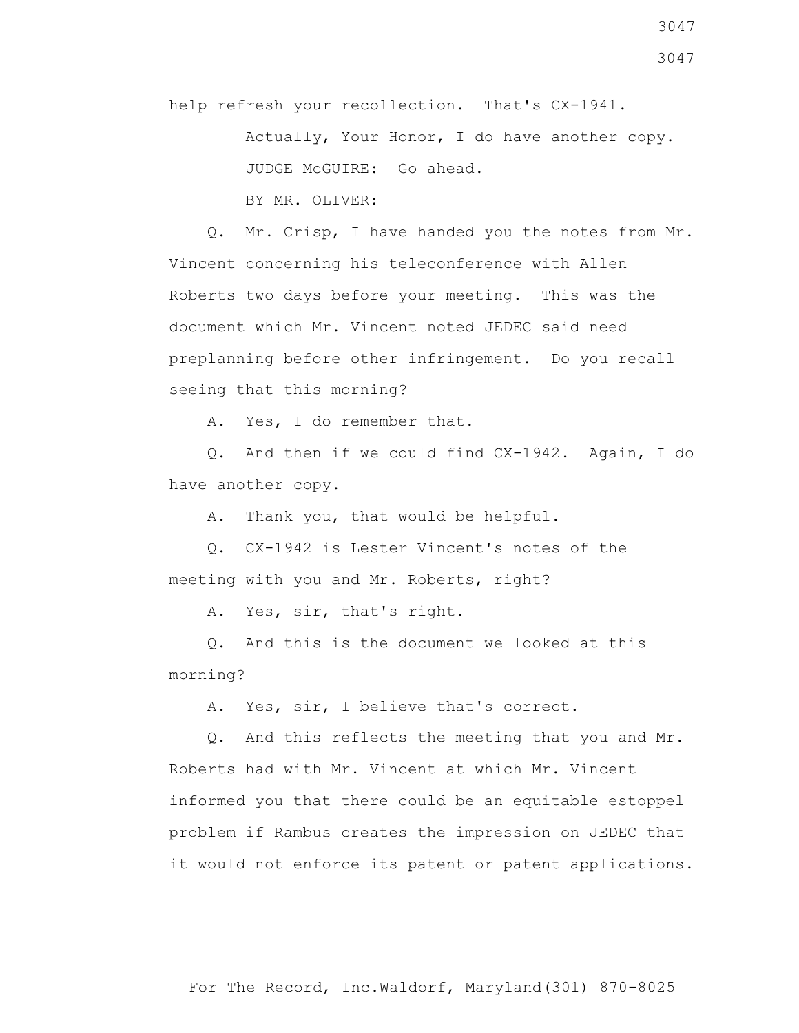help refresh your recollection. That's CX-1941.

Actually, Your Honor, I do have another copy.

JUDGE McGUIRE: Go ahead.

BY MR. OLIVER:

Q. Mr. Crisp, I have handed you the notes from Mr. Vincent concerning his teleconference with Allen Roberts two days before your meeting. This was the document which Mr. Vincent noted JEDEC said need preplanning before other infringement. Do you recall seeing that this morning?

A. Yes, I do remember that.

Q. And then if we could find CX-1942. Again, I do have another copy.

A. Thank you, that would be helpful.

Q. CX-1942 is Lester Vincent's notes of the meeting with you and Mr. Roberts, right?

A. Yes, sir, that's right.

Q. And this is the document we looked at this morning?

A. Yes, sir, I believe that's correct.

Q. And this reflects the meeting that you and Mr. Roberts had with Mr. Vincent at which Mr. Vincent informed you that there could be an equitable estoppel problem if Rambus creates the impression on JEDEC that it would not enforce its patent or patent applications.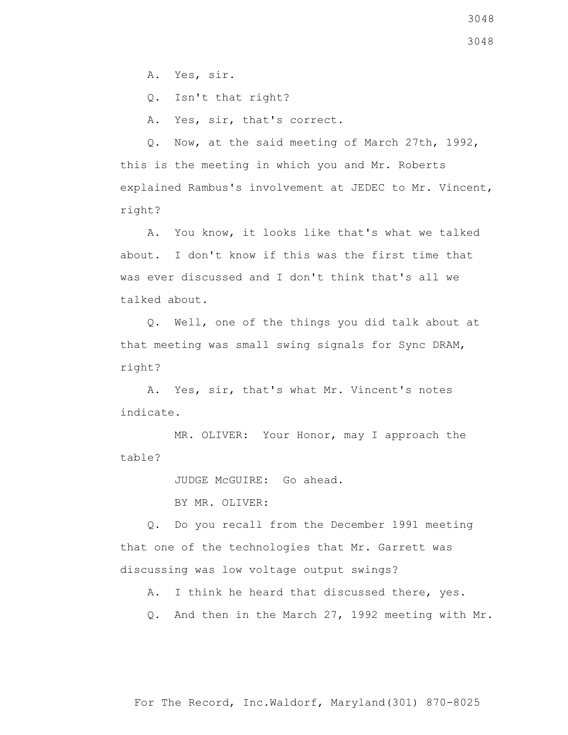A. Yes, sir.

Q. Isn't that right?

A. Yes, sir, that's correct.

Q. Now, at the said meeting of March 27th, 1992, this is the meeting in which you and Mr. Roberts explained Rambus's involvement at JEDEC to Mr. Vincent, right?

A. You know, it looks like that's what we talked about. I don't know if this was the first time that was ever discussed and I don't think that's all we talked about.

Q. Well, one of the things you did talk about at that meeting was small swing signals for Sync DRAM, right?

A. Yes, sir, that's what Mr. Vincent's notes indicate.

MR. OLIVER: Your Honor, may I approach the table?

JUDGE McGUIRE: Go ahead.

BY MR. OLIVER:

Q. Do you recall from the December 1991 meeting that one of the technologies that Mr. Garrett was discussing was low voltage output swings?

A. I think he heard that discussed there, yes.

Q. And then in the March 27, 1992 meeting with Mr.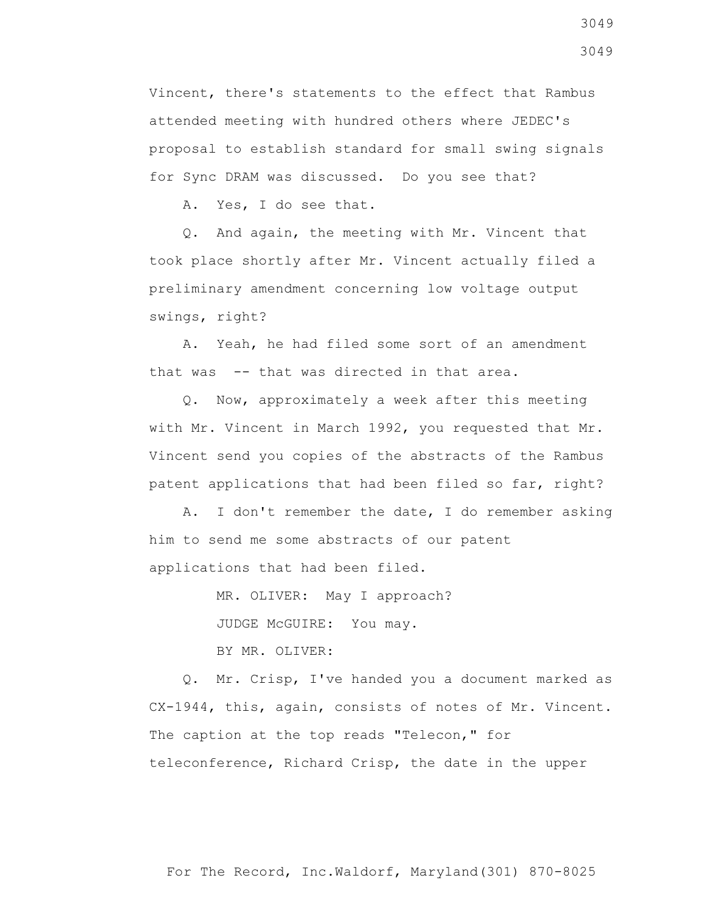Vincent, there's statements to the effect that Rambus attended meeting with hundred others where JEDEC's proposal to establish standard for small swing signals for Sync DRAM was discussed. Do you see that?

A. Yes, I do see that.

Q. And again, the meeting with Mr. Vincent that took place shortly after Mr. Vincent actually filed a preliminary amendment concerning low voltage output swings, right?

A. Yeah, he had filed some sort of an amendment that was -- that was directed in that area.

Q. Now, approximately a week after this meeting with Mr. Vincent in March 1992, you requested that Mr. Vincent send you copies of the abstracts of the Rambus patent applications that had been filed so far, right?

A. I don't remember the date, I do remember asking him to send me some abstracts of our patent applications that had been filed.

MR. OLIVER: May I approach?

JUDGE McGUIRE: You may.

BY MR. OLIVER:

Q. Mr. Crisp, I've handed you a document marked as CX-1944, this, again, consists of notes of Mr. Vincent. The caption at the top reads "Telecon," for teleconference, Richard Crisp, the date in the upper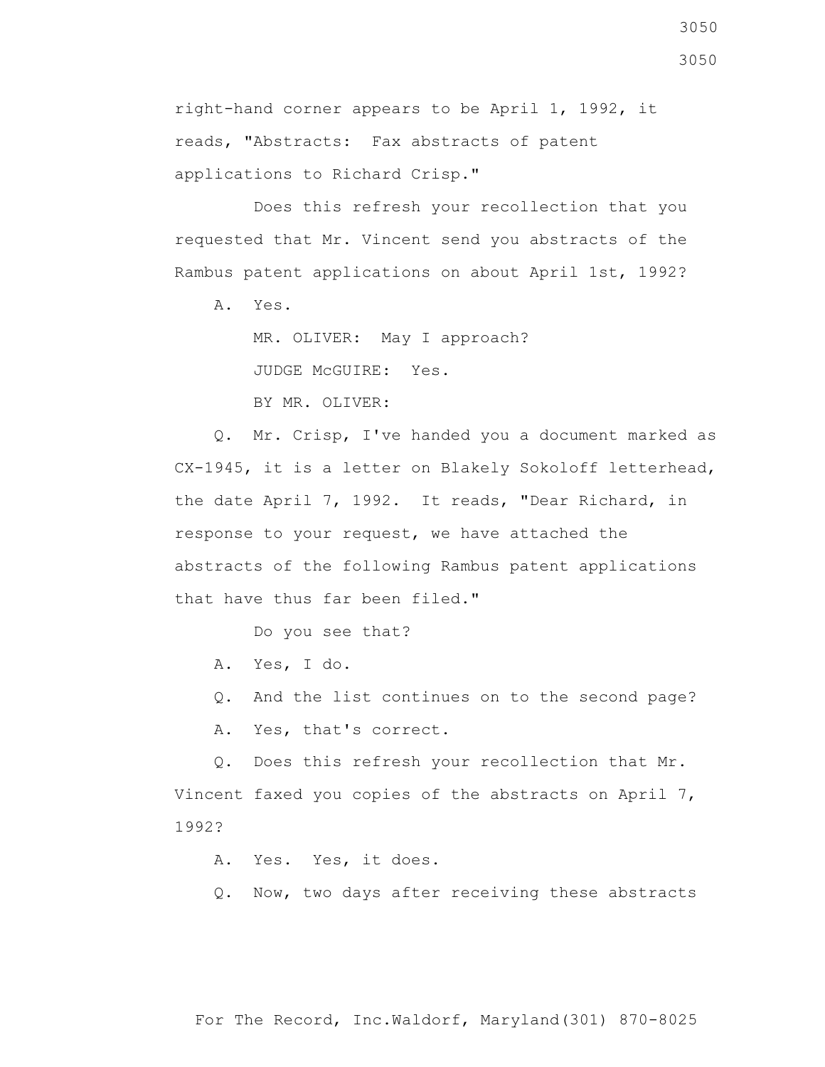right-hand corner appears to be April 1, 1992, it reads, "Abstracts: Fax abstracts of patent applications to Richard Crisp."

Does this refresh your recollection that you requested that Mr. Vincent send you abstracts of the Rambus patent applications on about April 1st, 1992?

A. Yes.

MR. OLIVER: May I approach?

JUDGE McGUIRE: Yes.

BY MR. OLIVER:

Q. Mr. Crisp, I've handed you a document marked as CX-1945, it is a letter on Blakely Sokoloff letterhead, the date April 7, 1992. It reads, "Dear Richard, in response to your request, we have attached the abstracts of the following Rambus patent applications that have thus far been filed."

Do you see that?

A. Yes, I do.

Q. And the list continues on to the second page?

A. Yes, that's correct.

Q. Does this refresh your recollection that Mr. Vincent faxed you copies of the abstracts on April 7, 1992?

A. Yes. Yes, it does.

Q. Now, two days after receiving these abstracts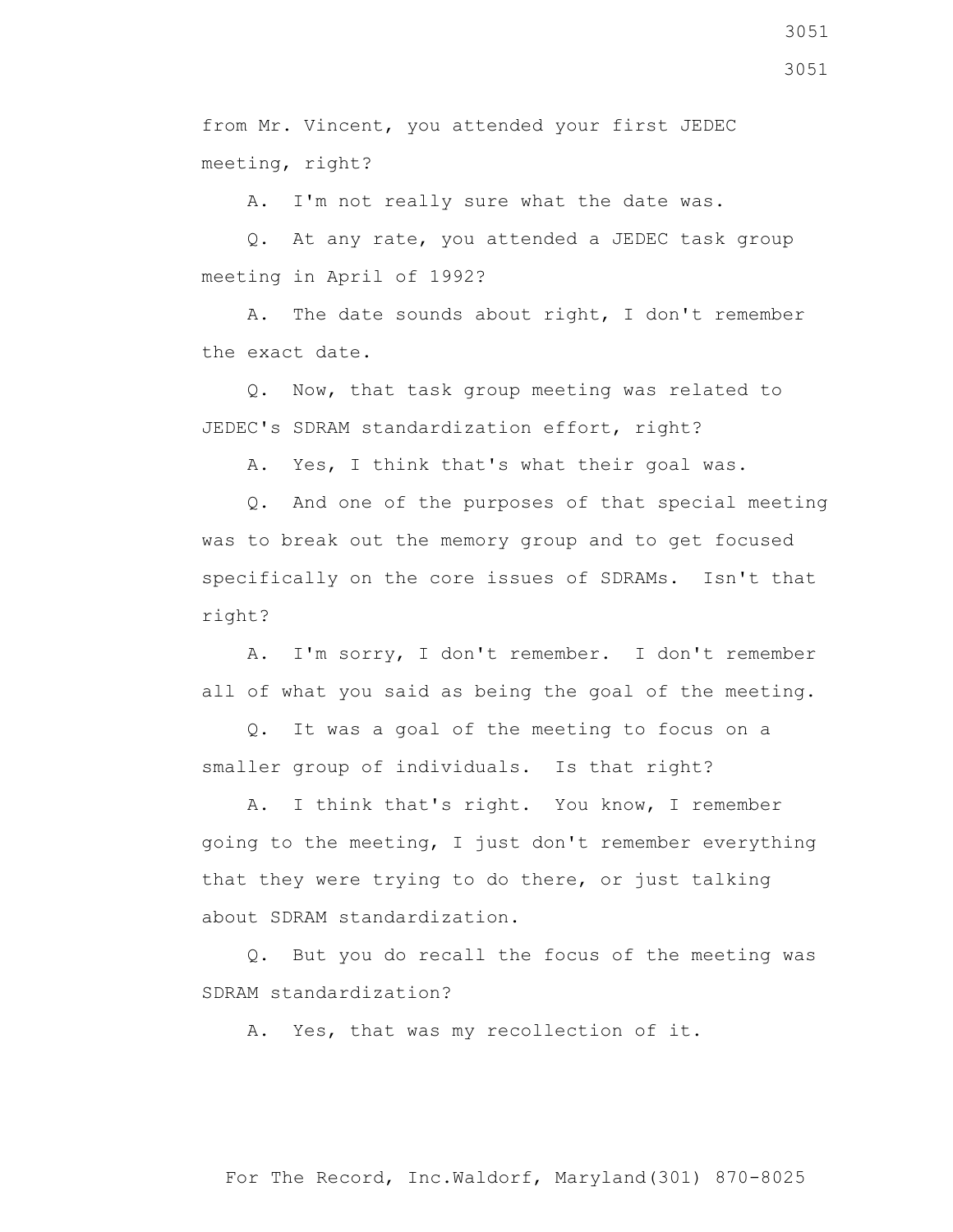from Mr. Vincent, you attended your first JEDEC meeting, right?

A. I'm not really sure what the date was.

Q. At any rate, you attended a JEDEC task group meeting in April of 1992?

A. The date sounds about right, I don't remember the exact date.

Q. Now, that task group meeting was related to JEDEC's SDRAM standardization effort, right?

A. Yes, I think that's what their goal was.

Q. And one of the purposes of that special meeting was to break out the memory group and to get focused specifically on the core issues of SDRAMs. Isn't that right?

A. I'm sorry, I don't remember. I don't remember all of what you said as being the goal of the meeting.

Q. It was a goal of the meeting to focus on a smaller group of individuals. Is that right?

A. I think that's right. You know, I remember going to the meeting, I just don't remember everything that they were trying to do there, or just talking about SDRAM standardization.

Q. But you do recall the focus of the meeting was SDRAM standardization?

A. Yes, that was my recollection of it.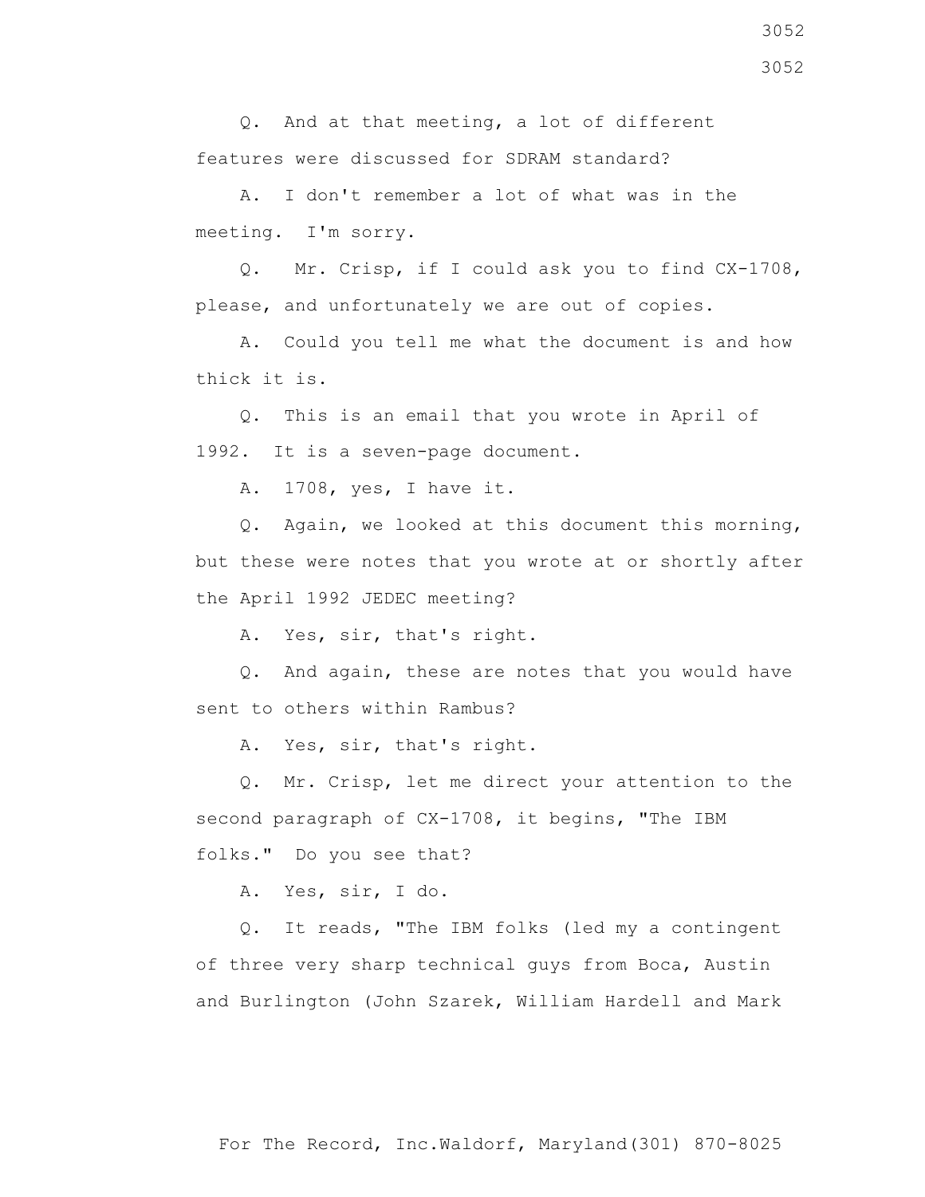Q. And at that meeting, a lot of different features were discussed for SDRAM standard?

A. I don't remember a lot of what was in the meeting. I'm sorry.

Q. Mr. Crisp, if I could ask you to find CX-1708, please, and unfortunately we are out of copies.

A. Could you tell me what the document is and how thick it is.

Q. This is an email that you wrote in April of 1992. It is a seven-page document.

A. 1708, yes, I have it.

Q. Again, we looked at this document this morning, but these were notes that you wrote at or shortly after the April 1992 JEDEC meeting?

A. Yes, sir, that's right.

Q. And again, these are notes that you would have sent to others within Rambus?

A. Yes, sir, that's right.

Q. Mr. Crisp, let me direct your attention to the second paragraph of CX-1708, it begins, "The IBM folks." Do you see that?

A. Yes, sir, I do.

Q. It reads, "The IBM folks (led my a contingent of three very sharp technical guys from Boca, Austin and Burlington (John Szarek, William Hardell and Mark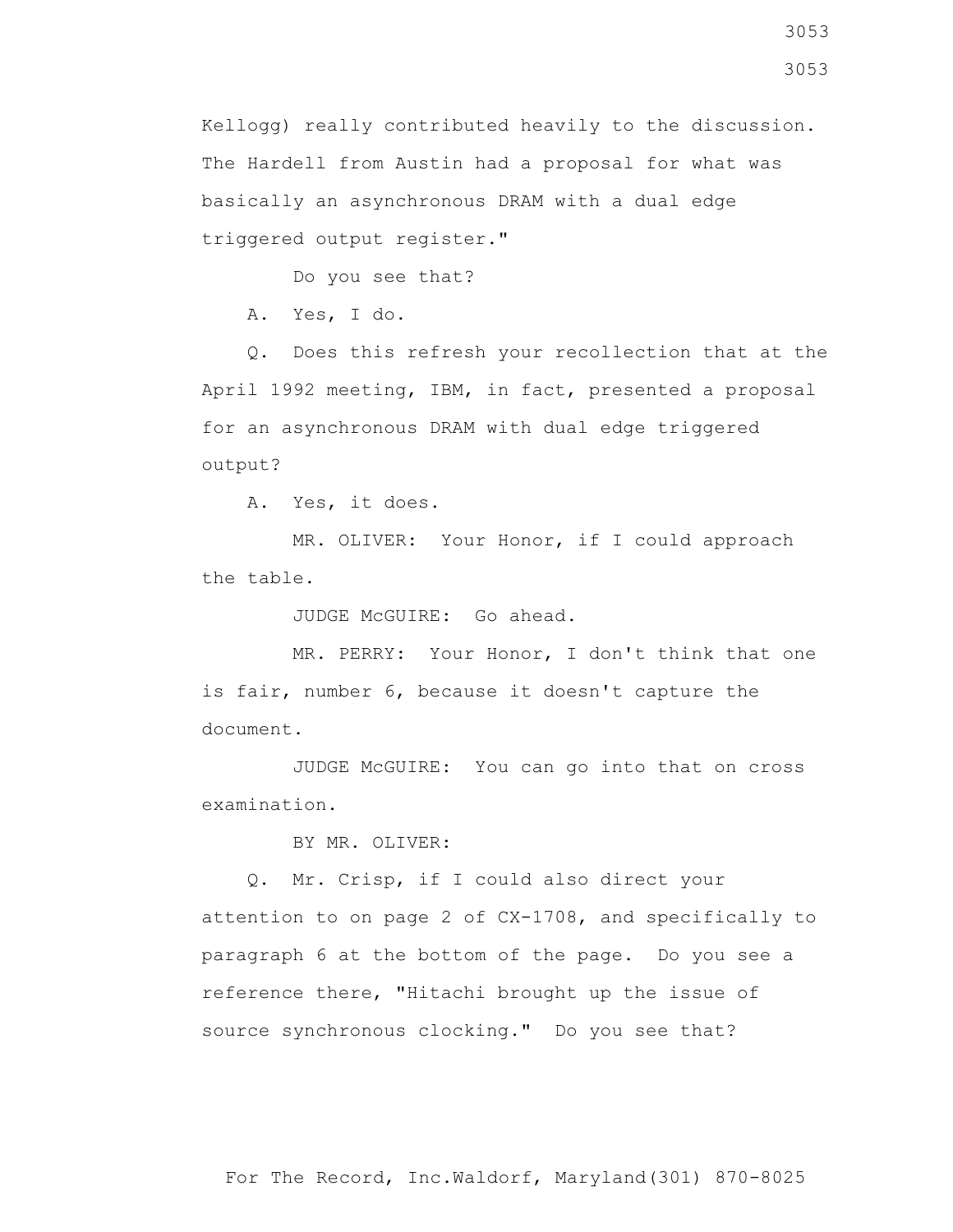Kellogg) really contributed heavily to the discussion. The Hardell from Austin had a proposal for what was basically an asynchronous DRAM with a dual edge triggered output register."

Do you see that?

A. Yes, I do.

Q. Does this refresh your recollection that at the April 1992 meeting, IBM, in fact, presented a proposal for an asynchronous DRAM with dual edge triggered output?

A. Yes, it does.

MR. OLIVER: Your Honor, if I could approach the table.

JUDGE McGUIRE: Go ahead.

MR. PERRY: Your Honor, I don't think that one is fair, number 6, because it doesn't capture the document.

JUDGE McGUIRE: You can go into that on cross examination.

BY MR. OLIVER:

Q. Mr. Crisp, if I could also direct your attention to on page 2 of CX-1708, and specifically to paragraph 6 at the bottom of the page. Do you see a reference there, "Hitachi brought up the issue of source synchronous clocking." Do you see that?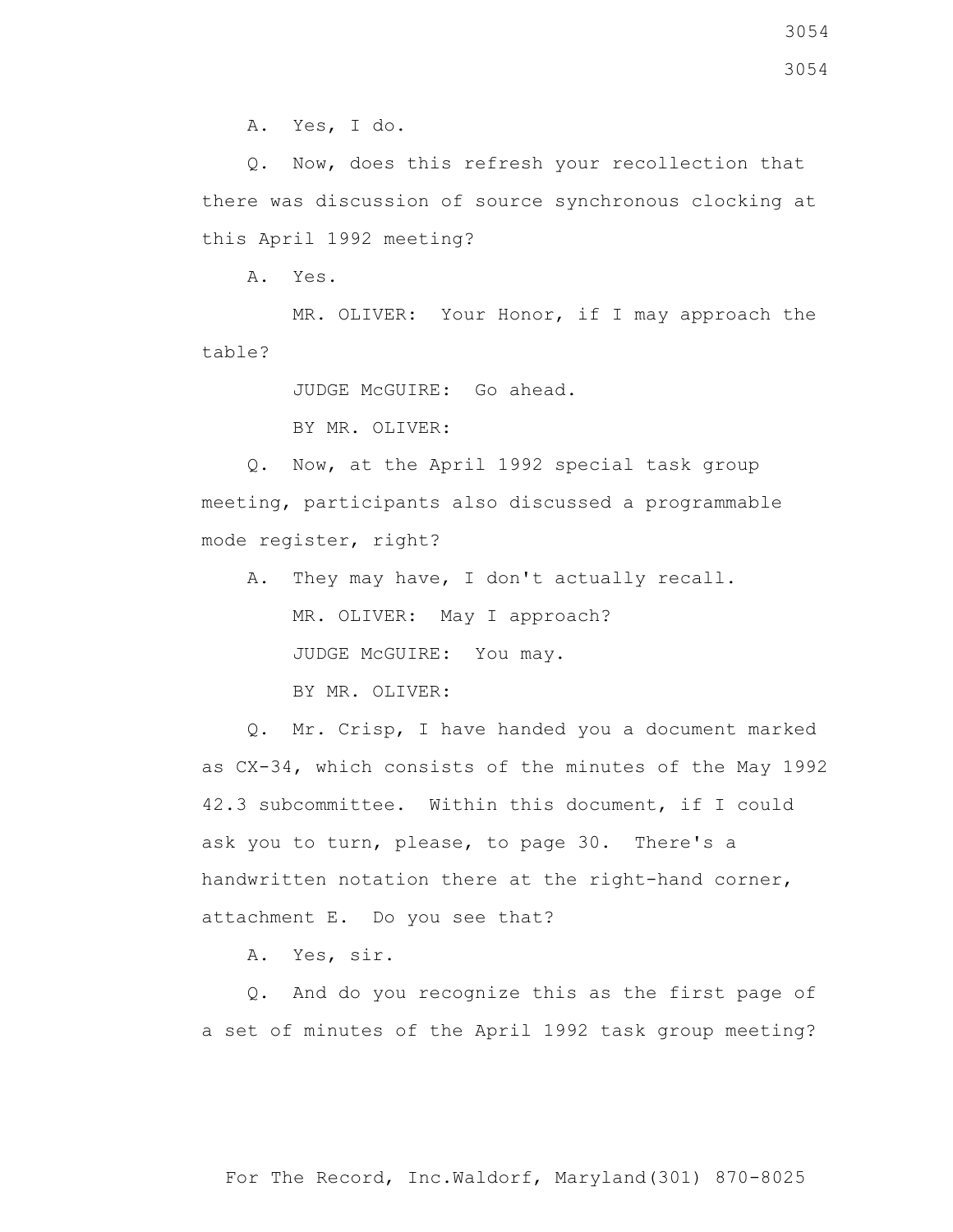A. Yes, I do.

Q. Now, does this refresh your recollection that there was discussion of source synchronous clocking at this April 1992 meeting?

A. Yes.

MR. OLIVER: Your Honor, if I may approach the table?

JUDGE McGUIRE: Go ahead.

BY MR. OLIVER:

Q. Now, at the April 1992 special task group meeting, participants also discussed a programmable mode register, right?

A. They may have, I don't actually recall.

MR. OLIVER: May I approach?

JUDGE McGUIRE: You may.

BY MR. OLIVER:

Q. Mr. Crisp, I have handed you a document marked as CX-34, which consists of the minutes of the May 1992 42.3 subcommittee. Within this document, if I could ask you to turn, please, to page 30. There's a handwritten notation there at the right-hand corner, attachment E. Do you see that?

A. Yes, sir.

Q. And do you recognize this as the first page of a set of minutes of the April 1992 task group meeting?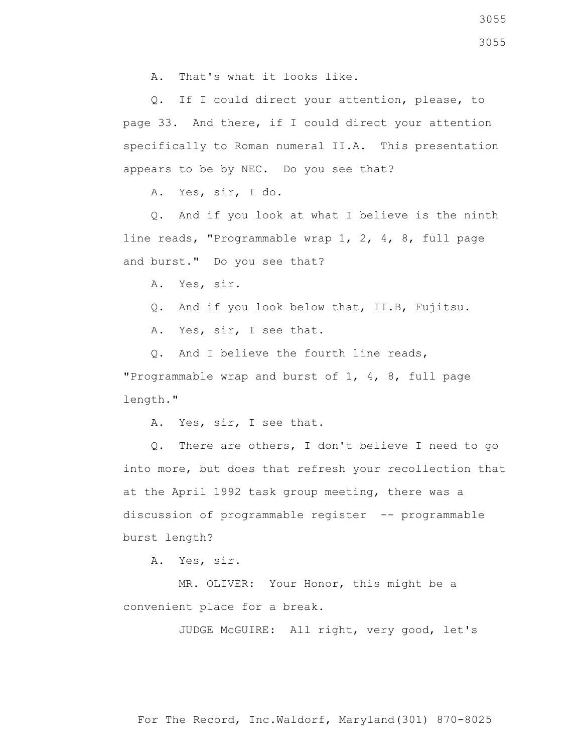A. That's what it looks like.

Q. If I could direct your attention, please, to page 33. And there, if I could direct your attention specifically to Roman numeral II.A. This presentation appears to be by NEC. Do you see that?

A. Yes, sir, I do.

Q. And if you look at what I believe is the ninth line reads, "Programmable wrap 1, 2, 4, 8, full page and burst." Do you see that?

A. Yes, sir.

Q. And if you look below that, II.B, Fujitsu.

A. Yes, sir, I see that.

Q. And I believe the fourth line reads, "Programmable wrap and burst of 1, 4, 8, full page length."

A. Yes, sir, I see that.

Q. There are others, I don't believe I need to go into more, but does that refresh your recollection that at the April 1992 task group meeting, there was a discussion of programmable register -- programmable burst length?

A. Yes, sir.

MR. OLIVER: Your Honor, this might be a convenient place for a break.

JUDGE McGUIRE: All right, very good, let's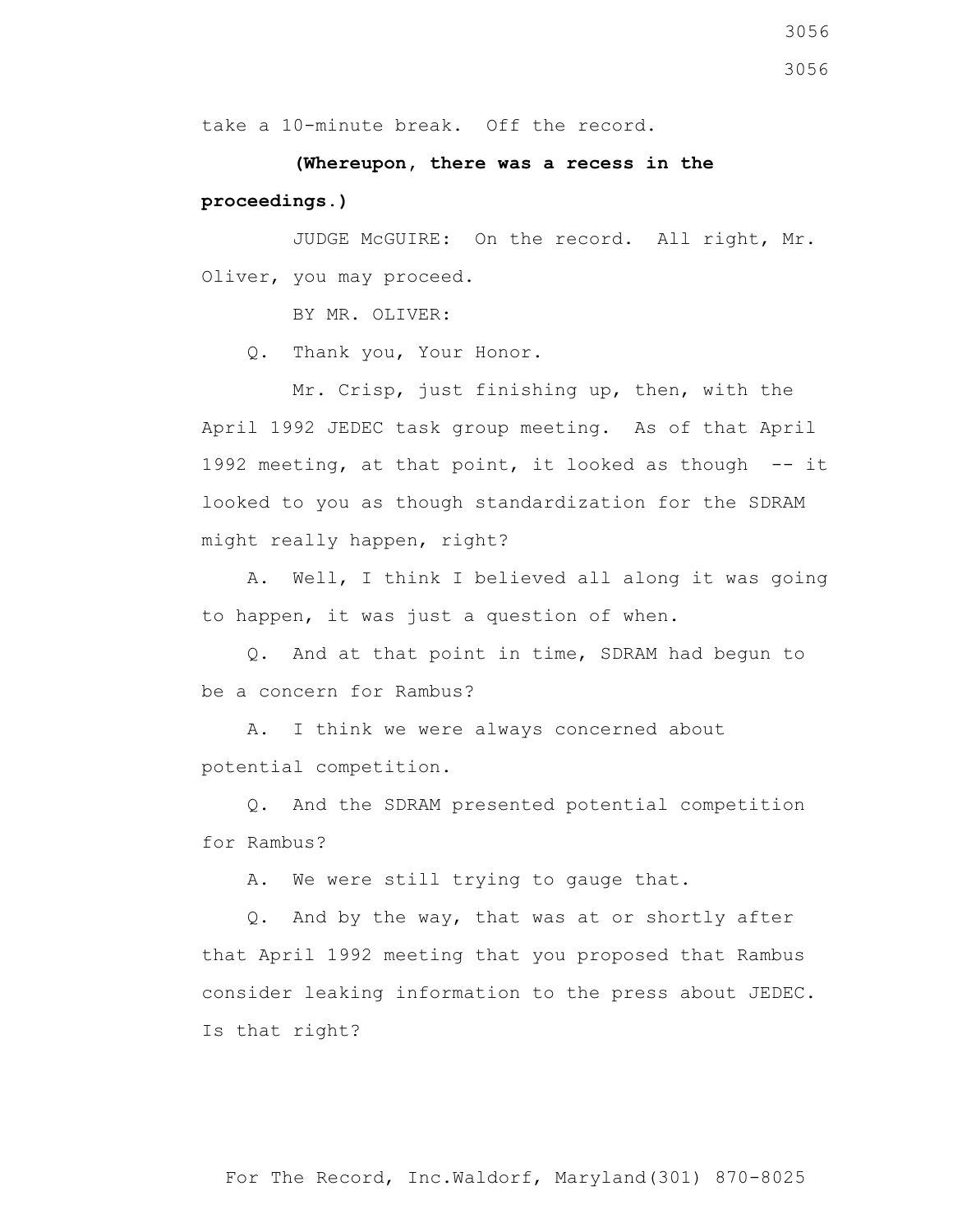take a 10-minute break. Off the record.

**(Whereupon, there was a recess in the proceedings.)**

JUDGE McGUIRE: On the record. All right, Mr. Oliver, you may proceed.

BY MR. OLIVER:

Q. Thank you, Your Honor.

Mr. Crisp, just finishing up, then, with the April 1992 JEDEC task group meeting. As of that April 1992 meeting, at that point, it looked as though -- it looked to you as though standardization for the SDRAM might really happen, right?

A. Well, I think I believed all along it was going to happen, it was just a question of when.

Q. And at that point in time, SDRAM had begun to be a concern for Rambus?

A. I think we were always concerned about potential competition.

Q. And the SDRAM presented potential competition for Rambus?

A. We were still trying to gauge that.

Q. And by the way, that was at or shortly after that April 1992 meeting that you proposed that Rambus consider leaking information to the press about JEDEC. Is that right?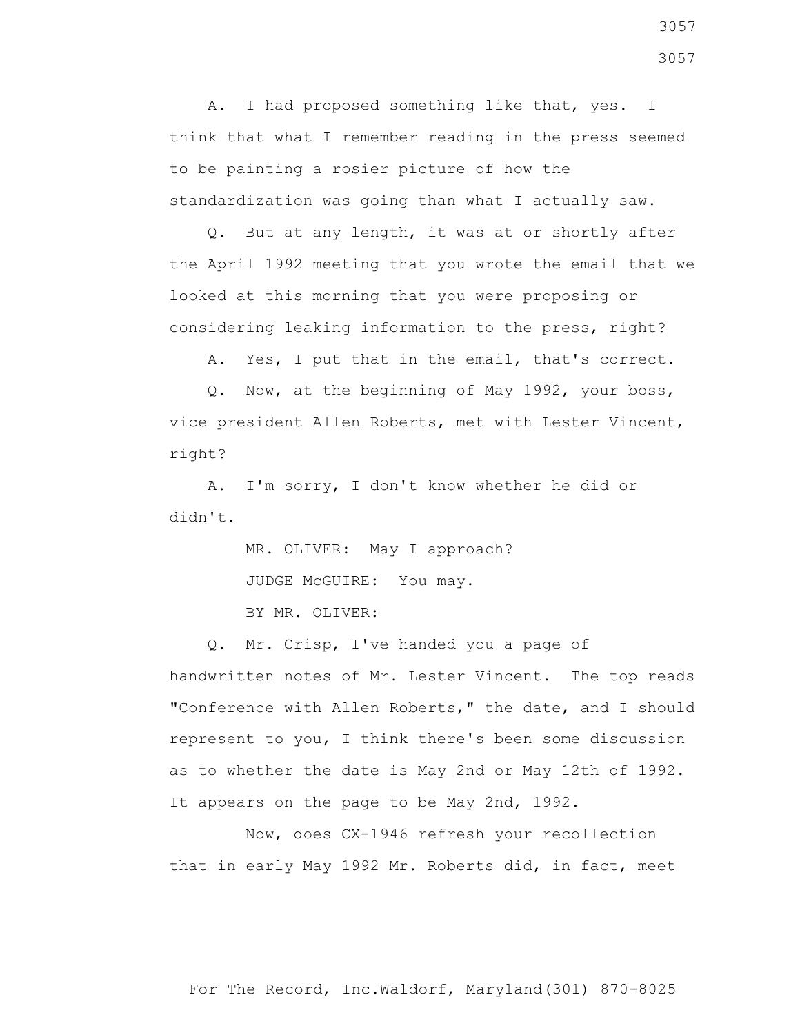A. I had proposed something like that, yes. I think that what I remember reading in the press seemed to be painting a rosier picture of how the standardization was going than what I actually saw.

Q. But at any length, it was at or shortly after the April 1992 meeting that you wrote the email that we looked at this morning that you were proposing or considering leaking information to the press, right?

A. Yes, I put that in the email, that's correct.

Q. Now, at the beginning of May 1992, your boss, vice president Allen Roberts, met with Lester Vincent, right?

A. I'm sorry, I don't know whether he did or didn't.

MR. OLIVER: May I approach?

JUDGE McGUIRE: You may.

BY MR. OLIVER:

Q. Mr. Crisp, I've handed you a page of handwritten notes of Mr. Lester Vincent. The top reads "Conference with Allen Roberts," the date, and I should represent to you, I think there's been some discussion as to whether the date is May 2nd or May 12th of 1992. It appears on the page to be May 2nd, 1992.

Now, does CX-1946 refresh your recollection that in early May 1992 Mr. Roberts did, in fact, meet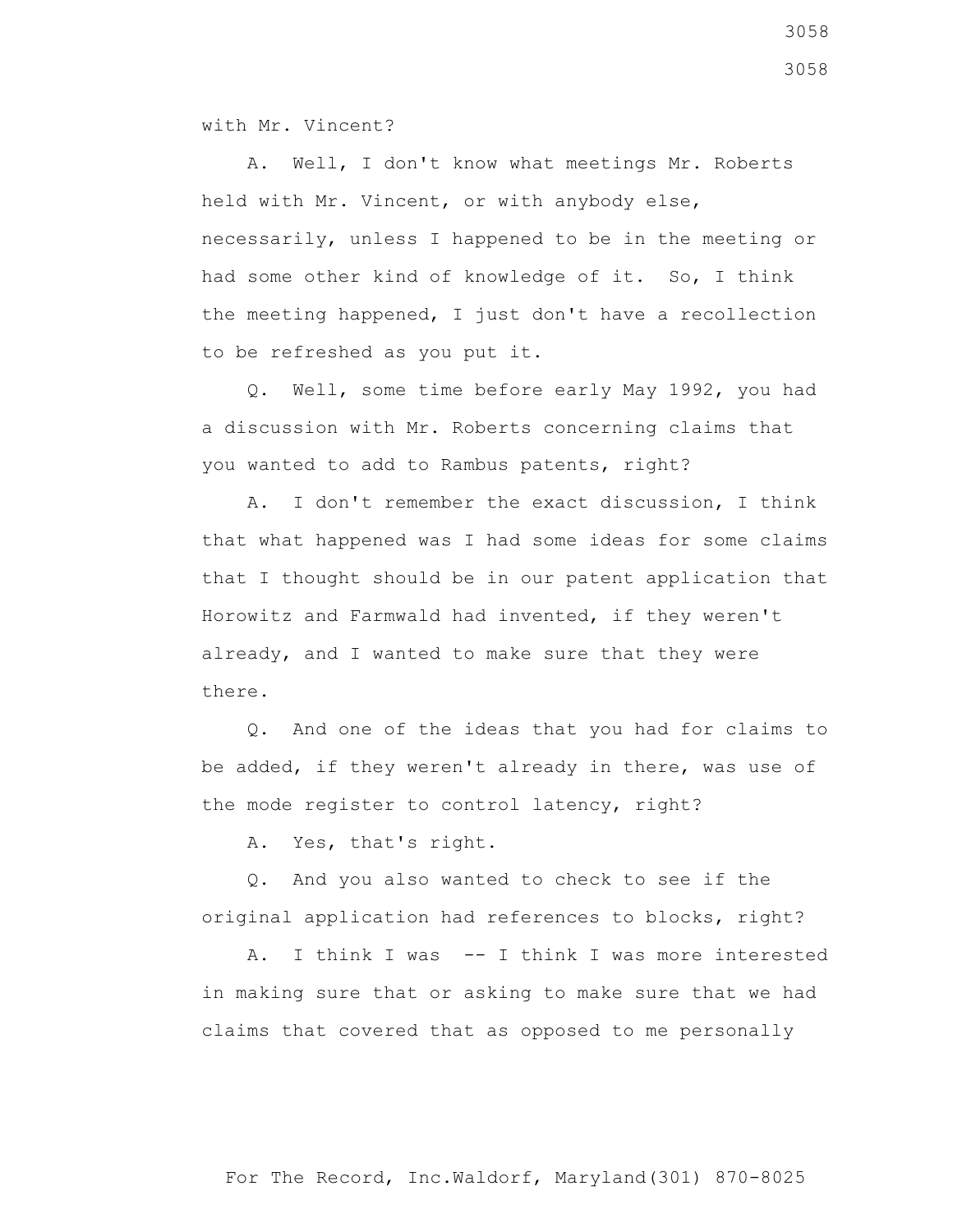with Mr. Vincent?

A. Well, I don't know what meetings Mr. Roberts held with Mr. Vincent, or with anybody else, necessarily, unless I happened to be in the meeting or had some other kind of knowledge of it. So, I think the meeting happened, I just don't have a recollection to be refreshed as you put it.

Q. Well, some time before early May 1992, you had a discussion with Mr. Roberts concerning claims that you wanted to add to Rambus patents, right?

A. I don't remember the exact discussion, I think that what happened was I had some ideas for some claims that I thought should be in our patent application that Horowitz and Farmwald had invented, if they weren't already, and I wanted to make sure that they were there.

Q. And one of the ideas that you had for claims to be added, if they weren't already in there, was use of the mode register to control latency, right?

A. Yes, that's right.

Q. And you also wanted to check to see if the original application had references to blocks, right?

A. I think I was -- I think I was more interested in making sure that or asking to make sure that we had claims that covered that as opposed to me personally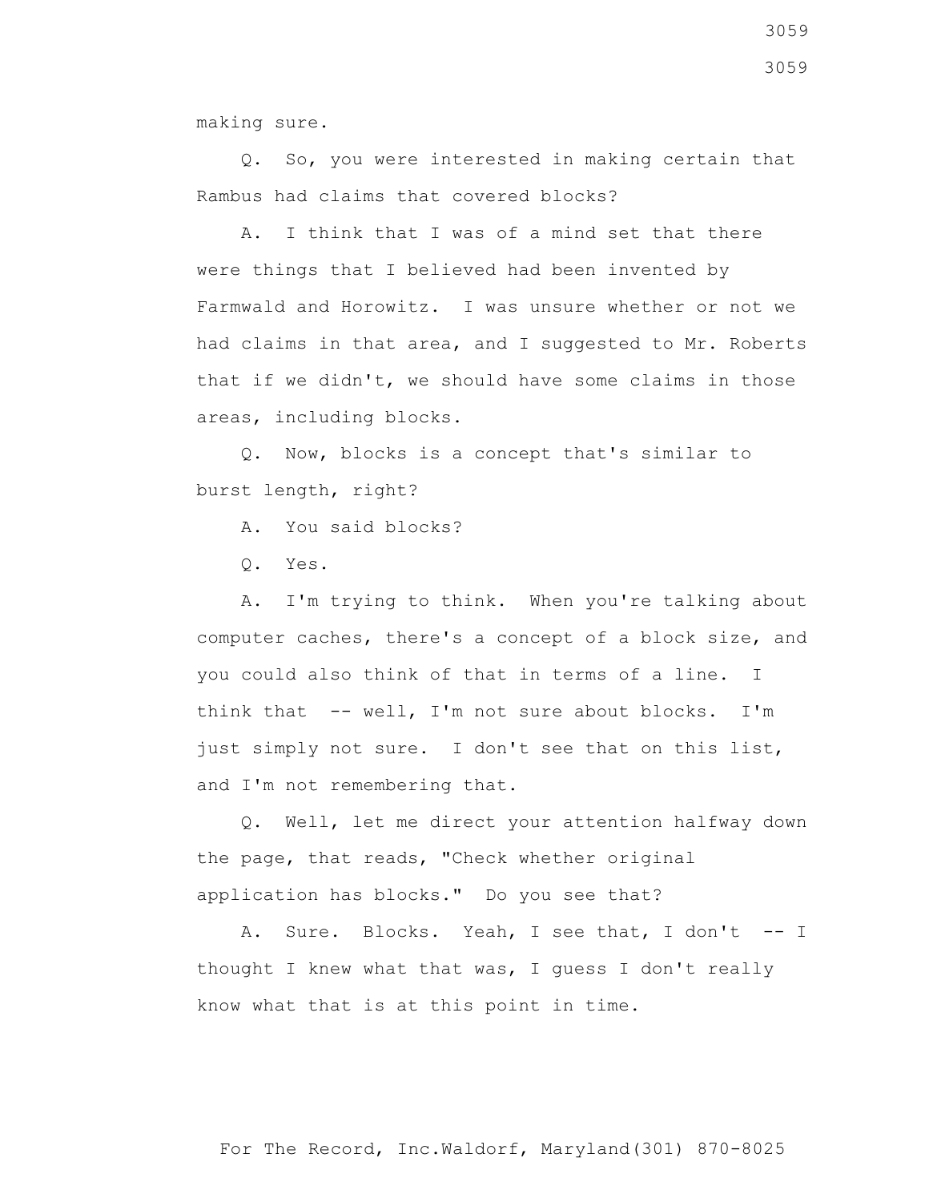making sure.

Q. So, you were interested in making certain that Rambus had claims that covered blocks?

A. I think that I was of a mind set that there were things that I believed had been invented by Farmwald and Horowitz. I was unsure whether or not we had claims in that area, and I suggested to Mr. Roberts that if we didn't, we should have some claims in those areas, including blocks.

Q. Now, blocks is a concept that's similar to burst length, right?

A. You said blocks?

Q. Yes.

A. I'm trying to think. When you're talking about computer caches, there's a concept of a block size, and you could also think of that in terms of a line. I think that -- well, I'm not sure about blocks. I'm just simply not sure. I don't see that on this list, and I'm not remembering that.

Q. Well, let me direct your attention halfway down the page, that reads, "Check whether original application has blocks." Do you see that?

A. Sure. Blocks. Yeah, I see that, I don't -- I thought I knew what that was, I guess I don't really know what that is at this point in time.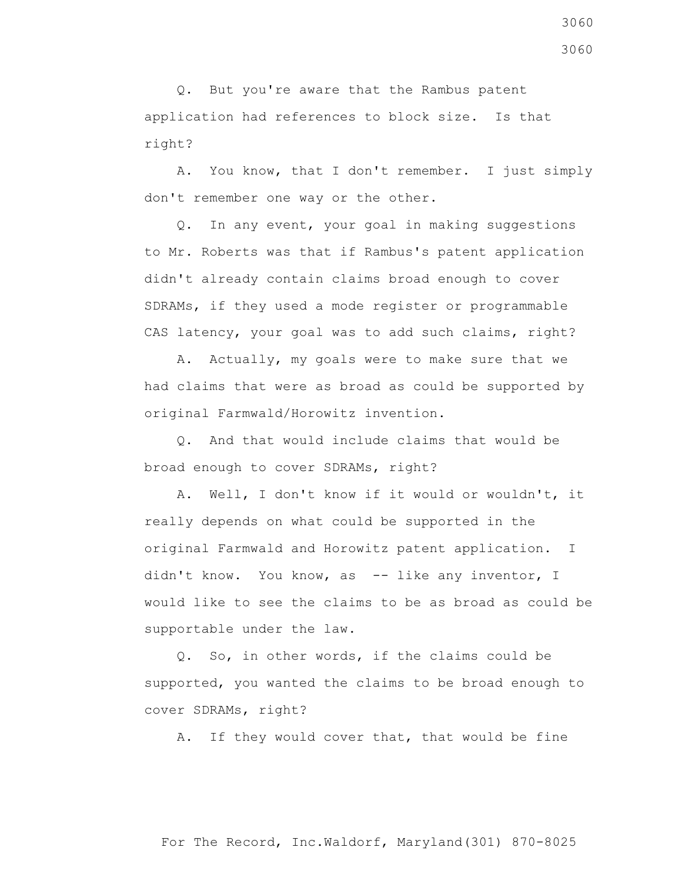Q. But you're aware that the Rambus patent application had references to block size. Is that right?

A. You know, that I don't remember. I just simply don't remember one way or the other.

Q. In any event, your goal in making suggestions to Mr. Roberts was that if Rambus's patent application didn't already contain claims broad enough to cover SDRAMs, if they used a mode register or programmable CAS latency, your goal was to add such claims, right?

A. Actually, my goals were to make sure that we had claims that were as broad as could be supported by original Farmwald/Horowitz invention.

Q. And that would include claims that would be broad enough to cover SDRAMs, right?

A. Well, I don't know if it would or wouldn't, it really depends on what could be supported in the original Farmwald and Horowitz patent application. I didn't know. You know, as -- like any inventor, I would like to see the claims to be as broad as could be supportable under the law.

Q. So, in other words, if the claims could be supported, you wanted the claims to be broad enough to cover SDRAMs, right?

A. If they would cover that, that would be fine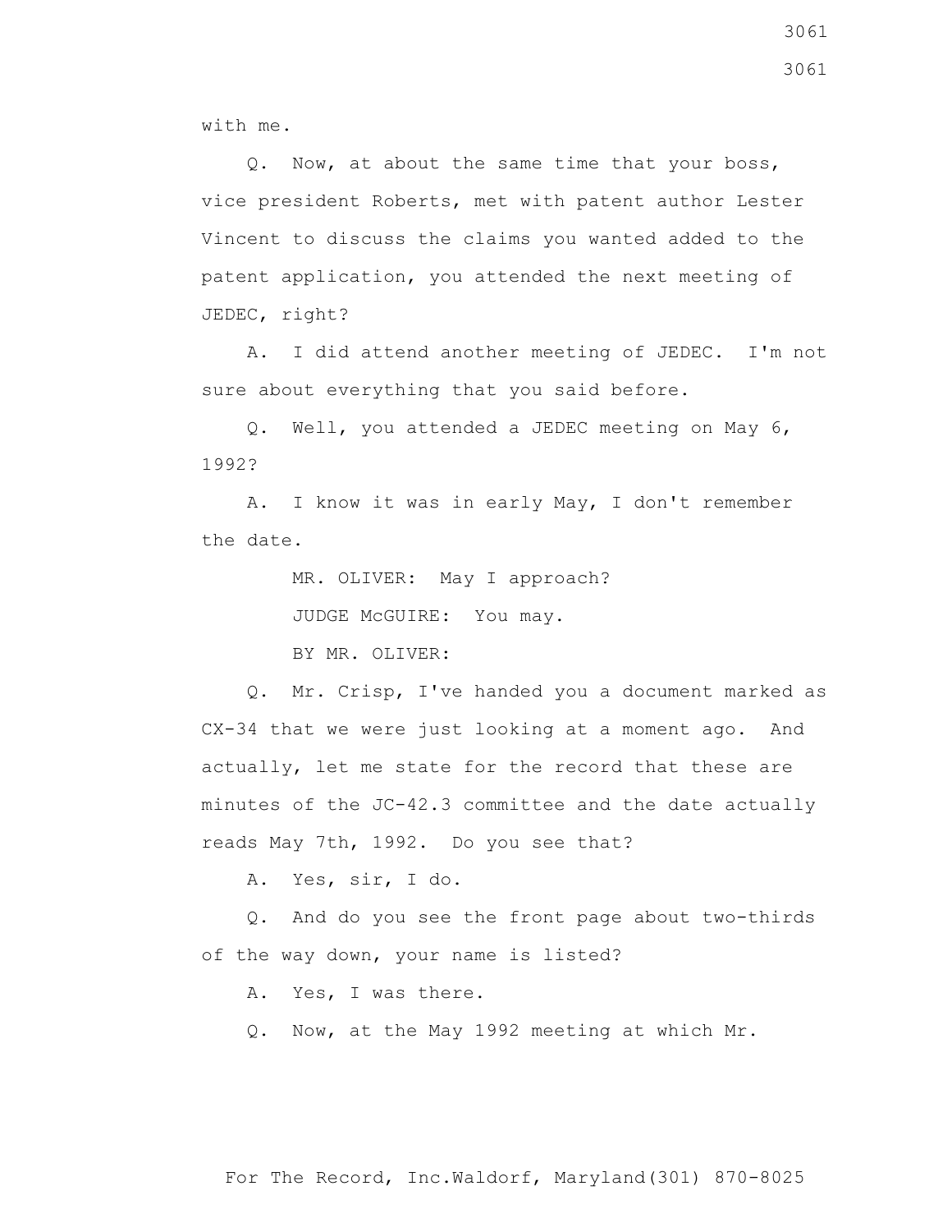with me.

Q. Now, at about the same time that your boss, vice president Roberts, met with patent author Lester Vincent to discuss the claims you wanted added to the patent application, you attended the next meeting of JEDEC, right?

A. I did attend another meeting of JEDEC. I'm not sure about everything that you said before.

Q. Well, you attended a JEDEC meeting on May 6, 1992?

A. I know it was in early May, I don't remember the date.

MR. OLIVER: May I approach?

JUDGE McGUIRE: You may.

BY MR. OLIVER:

Q. Mr. Crisp, I've handed you a document marked as CX-34 that we were just looking at a moment ago. And actually, let me state for the record that these are minutes of the JC-42.3 committee and the date actually reads May 7th, 1992. Do you see that?

A. Yes, sir, I do.

Q. And do you see the front page about two-thirds of the way down, your name is listed?

A. Yes, I was there.

Q. Now, at the May 1992 meeting at which Mr.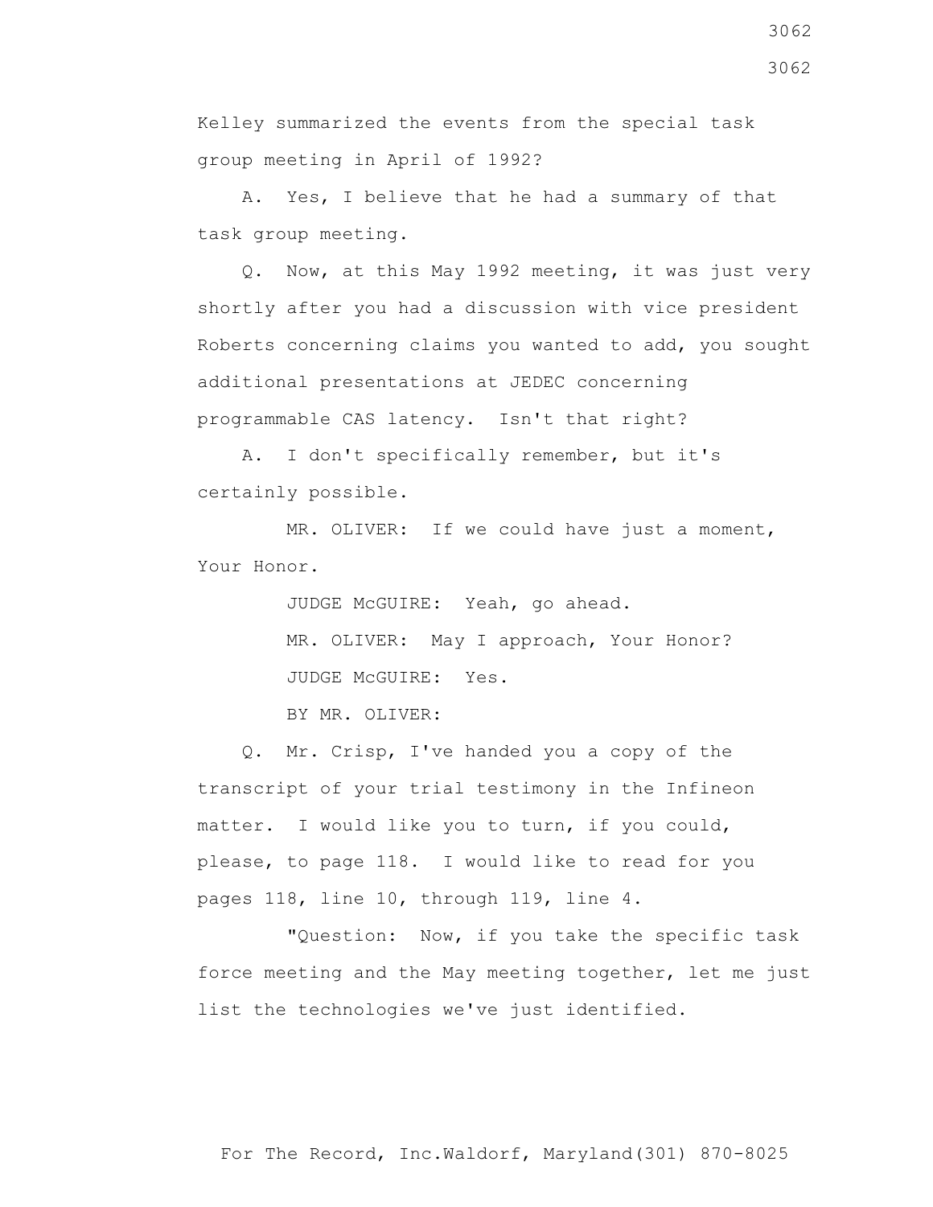Kelley summarized the events from the special task group meeting in April of 1992?

A. Yes, I believe that he had a summary of that task group meeting.

Q. Now, at this May 1992 meeting, it was just very shortly after you had a discussion with vice president Roberts concerning claims you wanted to add, you sought additional presentations at JEDEC concerning programmable CAS latency. Isn't that right?

A. I don't specifically remember, but it's certainly possible.

MR. OLIVER: If we could have just a moment, Your Honor.

JUDGE McGUIRE: Yeah, go ahead.

MR. OLIVER: May I approach, Your Honor?

JUDGE McGUIRE: Yes.

BY MR. OLIVER:

Q. Mr. Crisp, I've handed you a copy of the transcript of your trial testimony in the Infineon matter. I would like you to turn, if you could, please, to page 118. I would like to read for you pages 118, line 10, through 119, line 4.

"Question: Now, if you take the specific task force meeting and the May meeting together, let me just list the technologies we've just identified.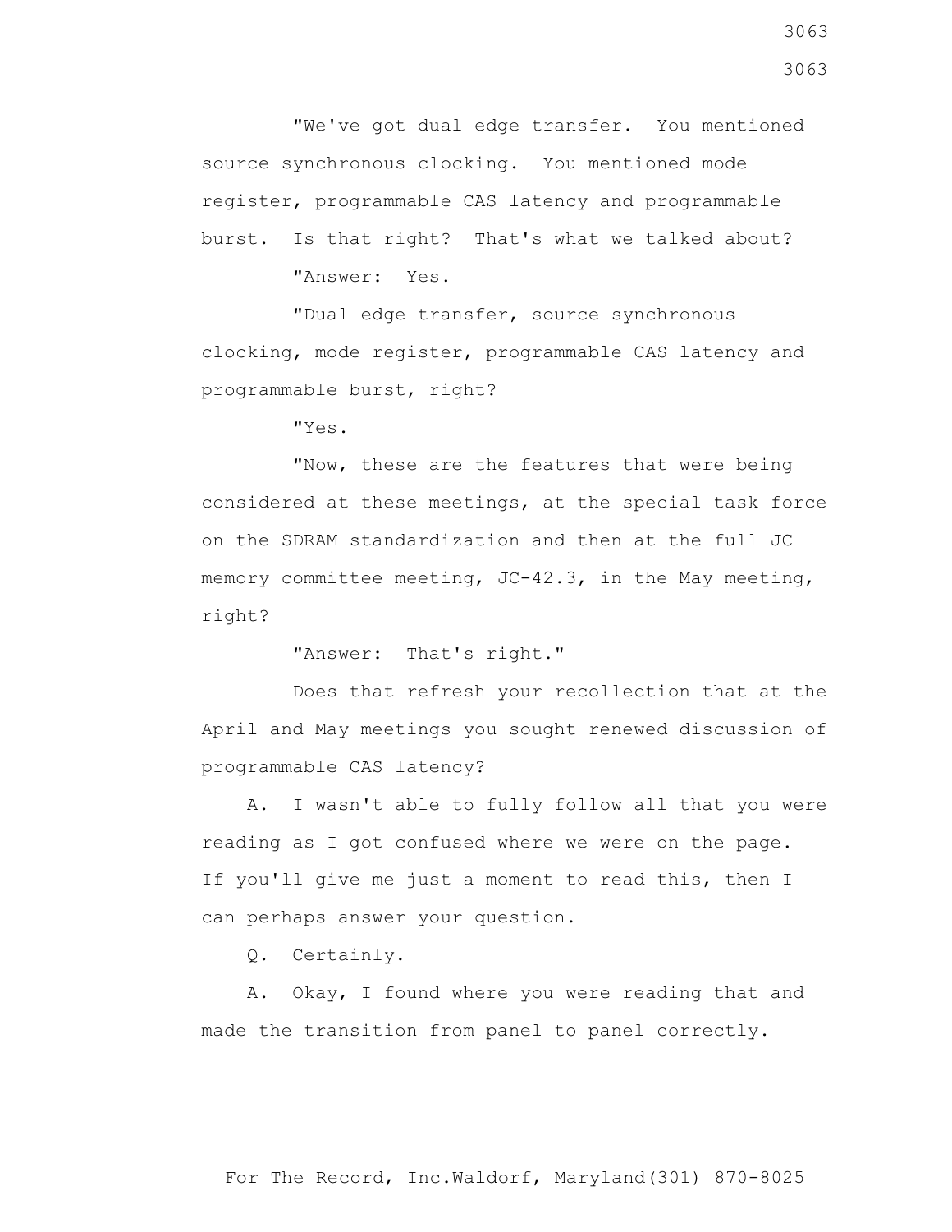"We've got dual edge transfer. You mentioned source synchronous clocking. You mentioned mode register, programmable CAS latency and programmable burst. Is that right? That's what we talked about?

"Answer: Yes.

"Dual edge transfer, source synchronous clocking, mode register, programmable CAS latency and programmable burst, right?

"Yes.

"Now, these are the features that were being considered at these meetings, at the special task force on the SDRAM standardization and then at the full JC memory committee meeting, JC-42.3, in the May meeting, right?

"Answer: That's right."

Does that refresh your recollection that at the April and May meetings you sought renewed discussion of programmable CAS latency?

A. I wasn't able to fully follow all that you were reading as I got confused where we were on the page. If you'll give me just a moment to read this, then I can perhaps answer your question.

Q. Certainly.

A. Okay, I found where you were reading that and made the transition from panel to panel correctly.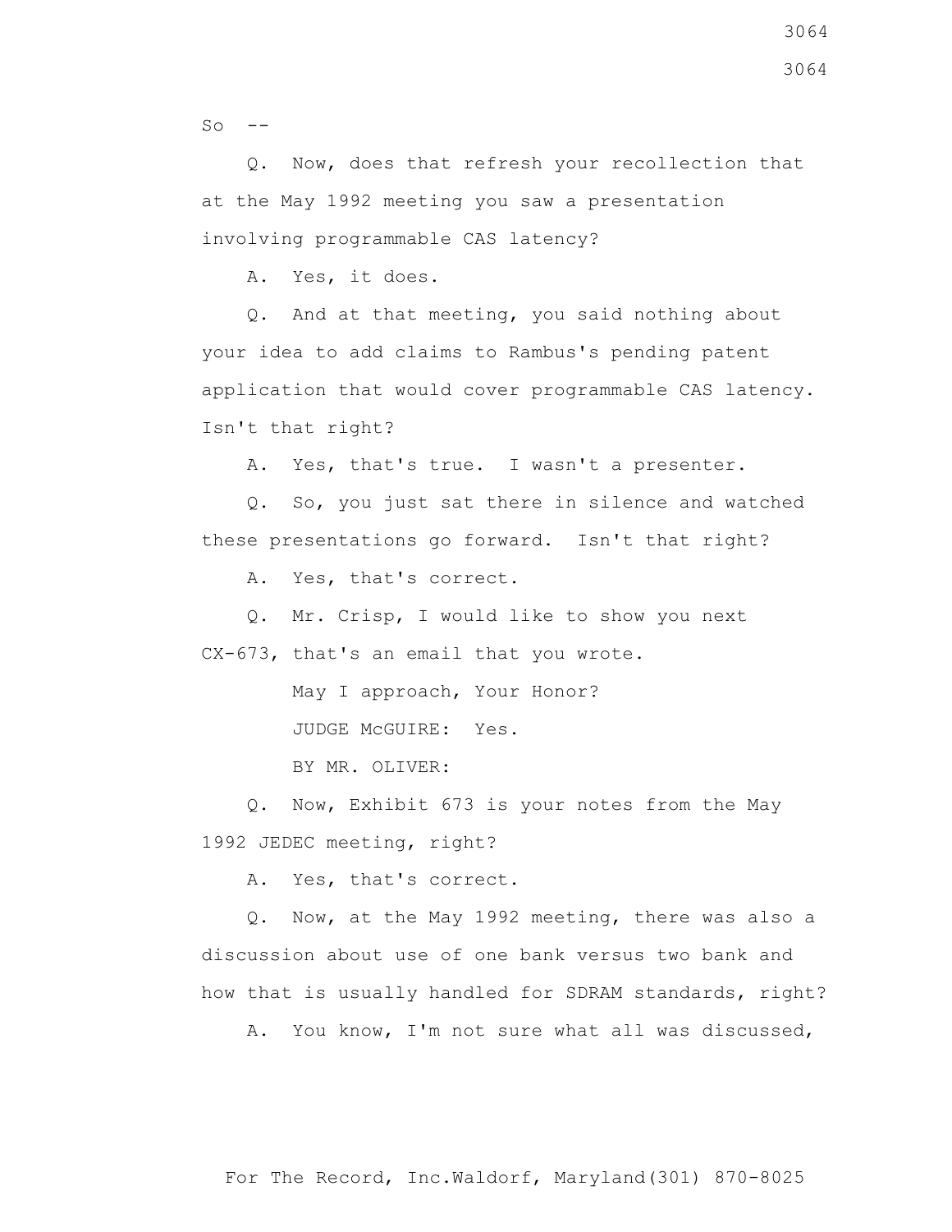So --

Q. Now, does that refresh your recollection that at the May 1992 meeting you saw a presentation involving programmable CAS latency?

A. Yes, it does.

Q. And at that meeting, you said nothing about your idea to add claims to Rambus's pending patent application that would cover programmable CAS latency. Isn't that right?

A. Yes, that's true. I wasn't a presenter.

Q. So, you just sat there in silence and watched these presentations go forward. Isn't that right?

A. Yes, that's correct.

Q. Mr. Crisp, I would like to show you next CX-673, that's an email that you wrote.

May I approach, Your Honor?

JUDGE McGUIRE: Yes.

BY MR. OLIVER:

Q. Now, Exhibit 673 is your notes from the May 1992 JEDEC meeting, right?

A. Yes, that's correct.

Q. Now, at the May 1992 meeting, there was also a discussion about use of one bank versus two bank and how that is usually handled for SDRAM standards, right?

A. You know, I'm not sure what all was discussed,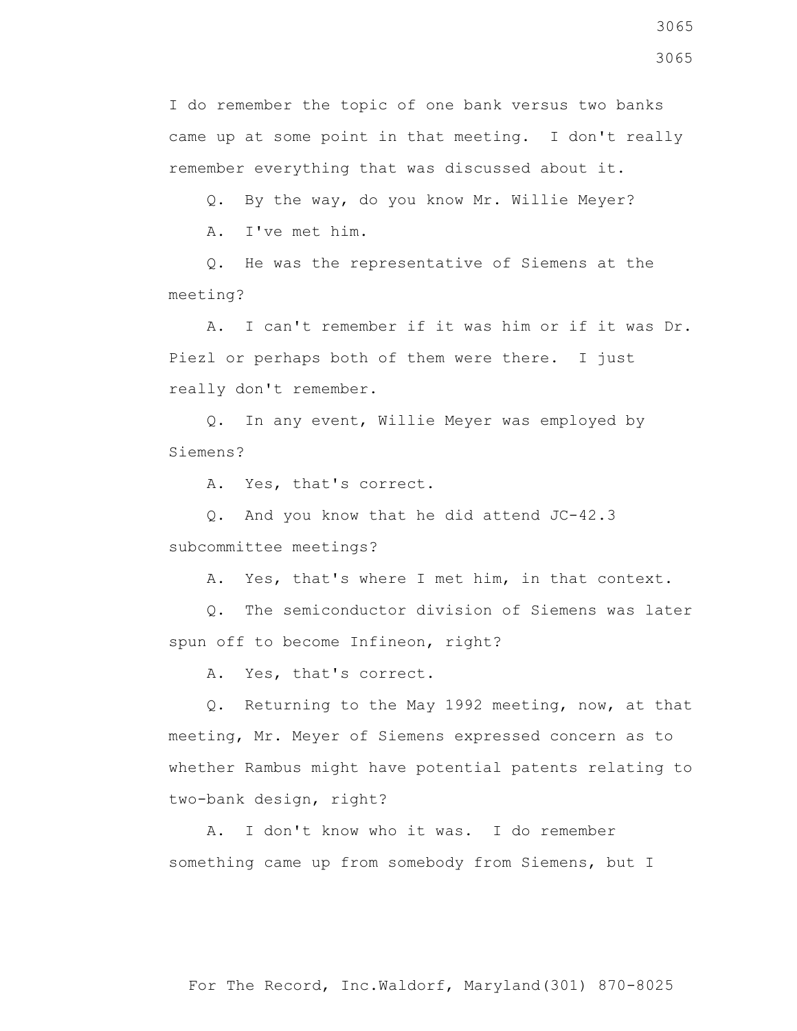I do remember the topic of one bank versus two banks came up at some point in that meeting. I don't really remember everything that was discussed about it.

Q. By the way, do you know Mr. Willie Meyer?

A. I've met him.

Q. He was the representative of Siemens at the meeting?

A. I can't remember if it was him or if it was Dr. Piezl or perhaps both of them were there. I just really don't remember.

Q. In any event, Willie Meyer was employed by Siemens?

A. Yes, that's correct.

Q. And you know that he did attend JC-42.3 subcommittee meetings?

A. Yes, that's where I met him, in that context.

Q. The semiconductor division of Siemens was later spun off to become Infineon, right?

A. Yes, that's correct.

Q. Returning to the May 1992 meeting, now, at that meeting, Mr. Meyer of Siemens expressed concern as to whether Rambus might have potential patents relating to two-bank design, right?

A. I don't know who it was. I do remember something came up from somebody from Siemens, but I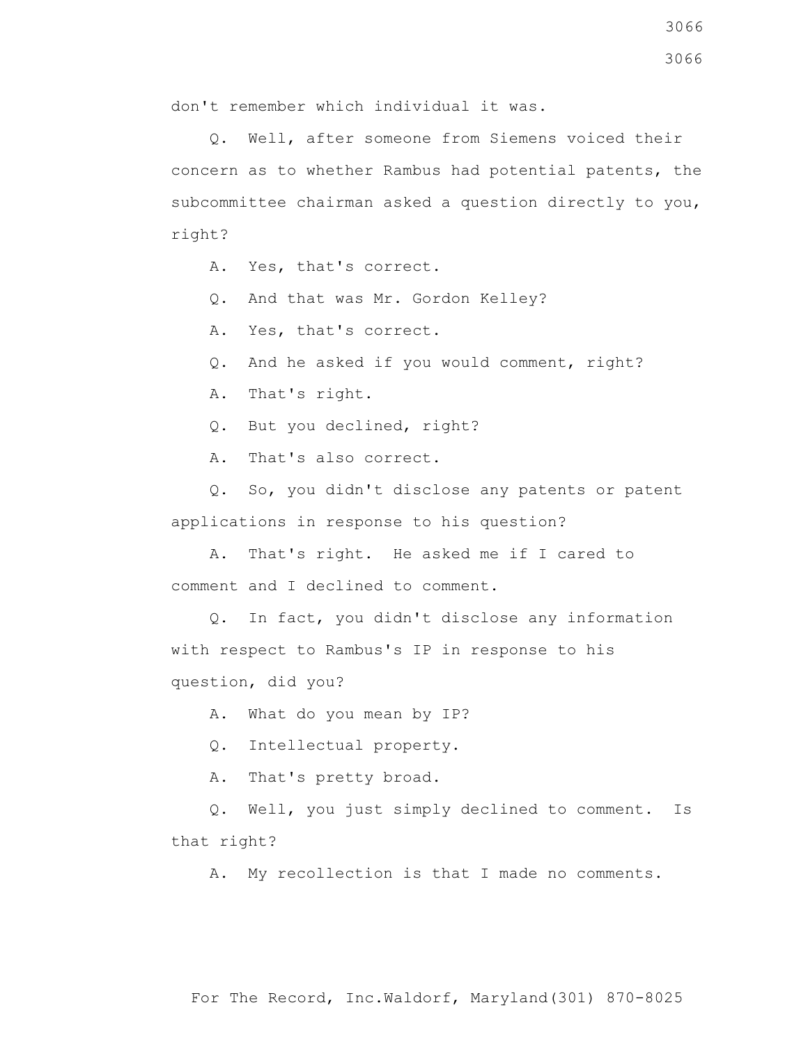don't remember which individual it was.

Q. Well, after someone from Siemens voiced their concern as to whether Rambus had potential patents, the subcommittee chairman asked a question directly to you, right?

A. Yes, that's correct.

Q. And that was Mr. Gordon Kelley?

A. Yes, that's correct.

Q. And he asked if you would comment, right?

A. That's right.

Q. But you declined, right?

A. That's also correct.

Q. So, you didn't disclose any patents or patent applications in response to his question?

A. That's right. He asked me if I cared to comment and I declined to comment.

Q. In fact, you didn't disclose any information with respect to Rambus's IP in response to his question, did you?

A. What do you mean by IP?

Q. Intellectual property.

A. That's pretty broad.

Q. Well, you just simply declined to comment. Is that right?

A. My recollection is that I made no comments.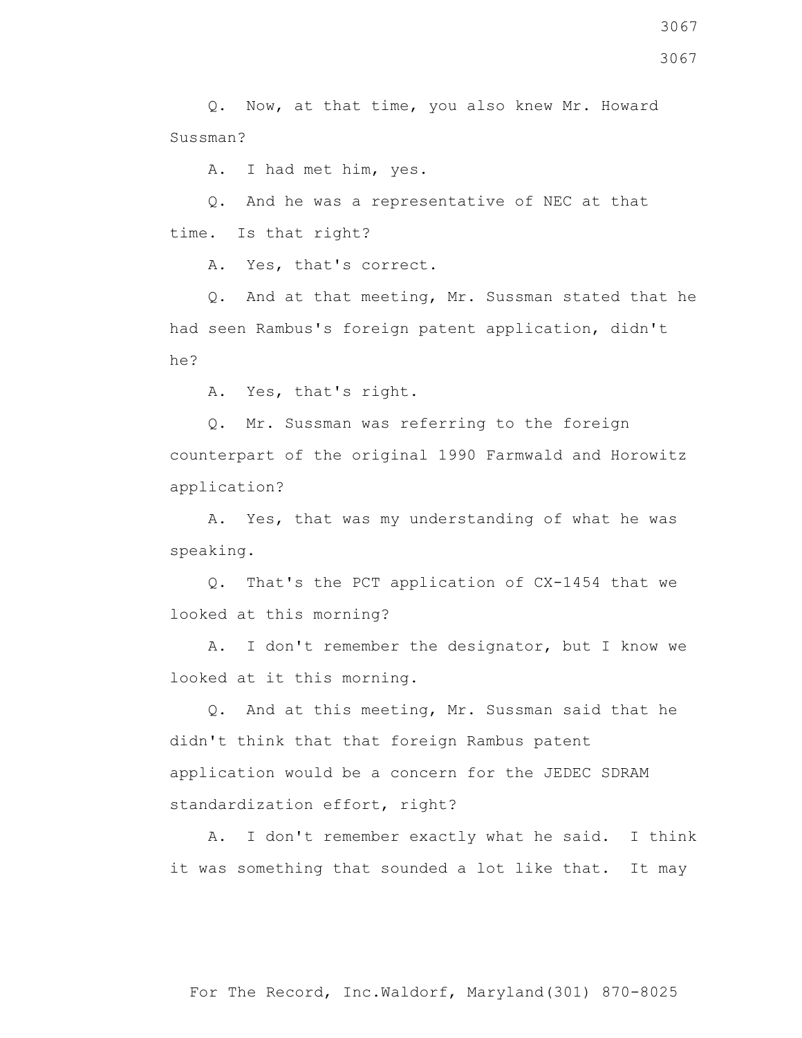Q. Now, at that time, you also knew Mr. Howard Sussman?

A. I had met him, yes.

Q. And he was a representative of NEC at that time. Is that right?

A. Yes, that's correct.

Q. And at that meeting, Mr. Sussman stated that he had seen Rambus's foreign patent application, didn't he?

A. Yes, that's right.

Q. Mr. Sussman was referring to the foreign counterpart of the original 1990 Farmwald and Horowitz application?

A. Yes, that was my understanding of what he was speaking.

Q. That's the PCT application of CX-1454 that we looked at this morning?

A. I don't remember the designator, but I know we looked at it this morning.

Q. And at this meeting, Mr. Sussman said that he didn't think that that foreign Rambus patent application would be a concern for the JEDEC SDRAM standardization effort, right?

A. I don't remember exactly what he said. I think it was something that sounded a lot like that. It may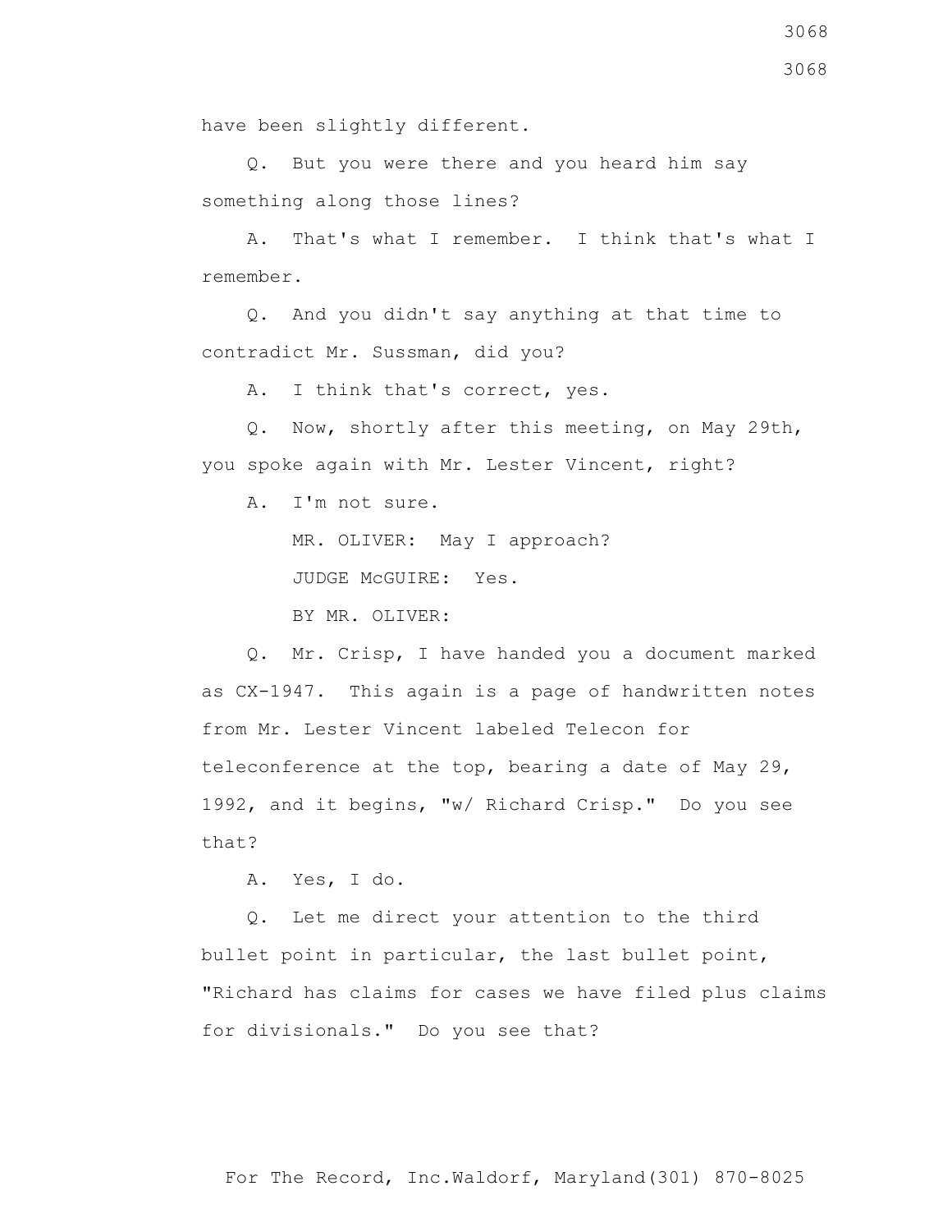have been slightly different.

Q. But you were there and you heard him say something along those lines?

A. That's what I remember. I think that's what I remember.

Q. And you didn't say anything at that time to contradict Mr. Sussman, did you?

A. I think that's correct, yes.

Q. Now, shortly after this meeting, on May 29th, you spoke again with Mr. Lester Vincent, right?

A. I'm not sure.

MR. OLIVER: May I approach?

JUDGE McGUIRE: Yes.

BY MR. OLIVER:

Q. Mr. Crisp, I have handed you a document marked as CX-1947. This again is a page of handwritten notes from Mr. Lester Vincent labeled Telecon for teleconference at the top, bearing a date of May 29, 1992, and it begins, "w/ Richard Crisp." Do you see that?

A. Yes, I do.

Q. Let me direct your attention to the third bullet point in particular, the last bullet point, "Richard has claims for cases we have filed plus claims for divisionals." Do you see that?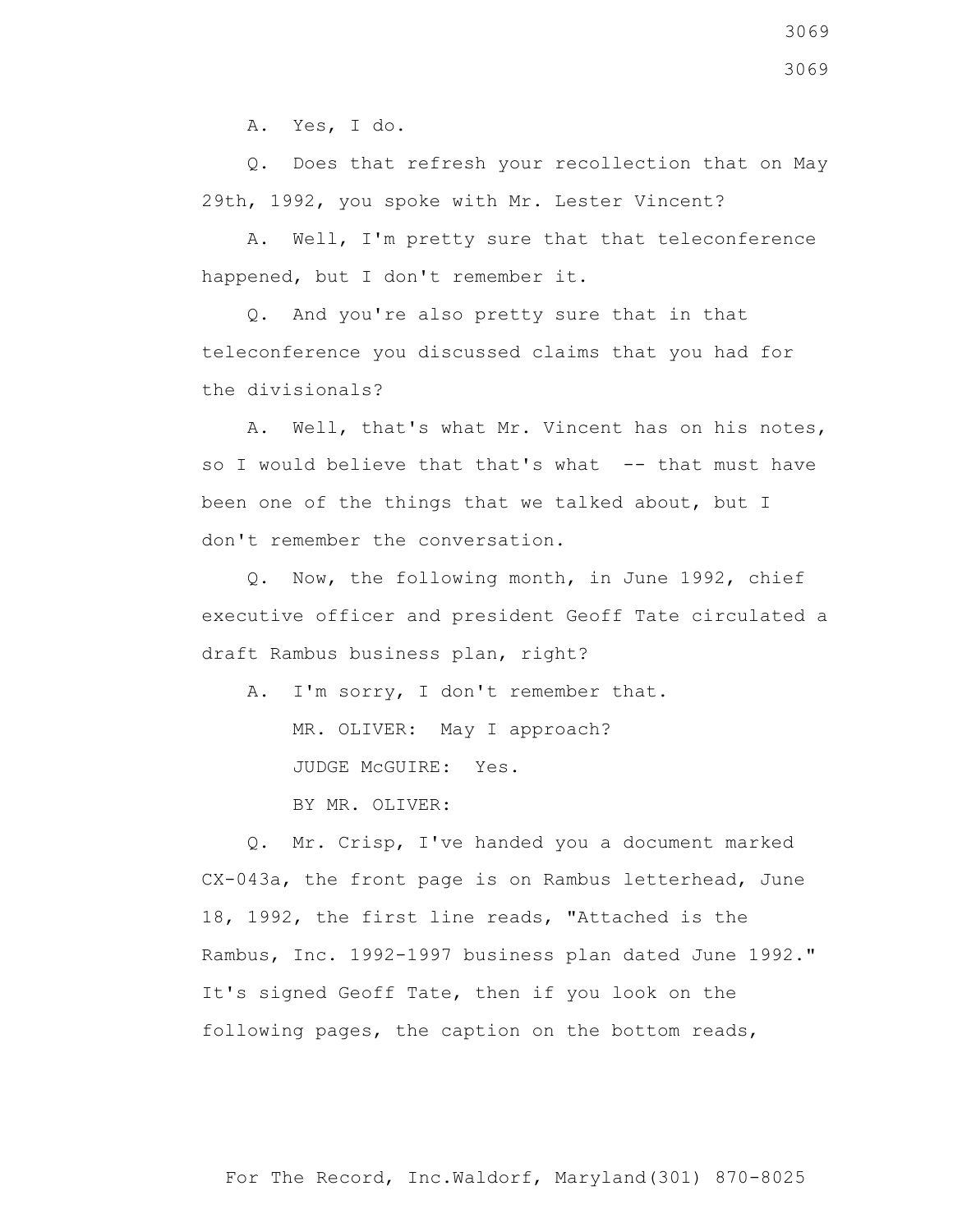A. Yes, I do.

Q. Does that refresh your recollection that on May 29th, 1992, you spoke with Mr. Lester Vincent?

A. Well, I'm pretty sure that that teleconference happened, but I don't remember it.

Q. And you're also pretty sure that in that teleconference you discussed claims that you had for the divisionals?

A. Well, that's what Mr. Vincent has on his notes, so I would believe that that's what -- that must have been one of the things that we talked about, but I don't remember the conversation.

Q. Now, the following month, in June 1992, chief executive officer and president Geoff Tate circulated a draft Rambus business plan, right?

A. I'm sorry, I don't remember that.

MR. OLIVER: May I approach?

JUDGE McGUIRE: Yes.

BY MR. OLIVER:

Q. Mr. Crisp, I've handed you a document marked CX-043a, the front page is on Rambus letterhead, June 18, 1992, the first line reads, "Attached is the Rambus, Inc. 1992-1997 business plan dated June 1992." It's signed Geoff Tate, then if you look on the following pages, the caption on the bottom reads,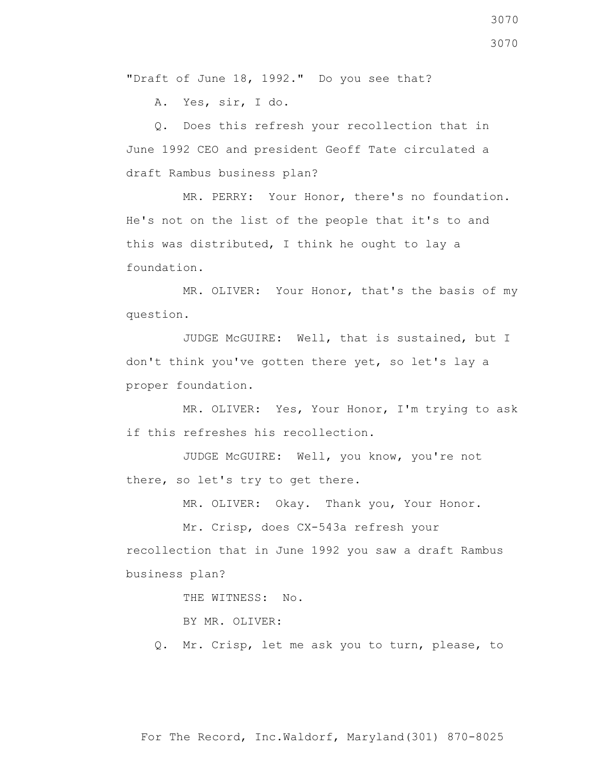"Draft of June 18, 1992." Do you see that?

A. Yes, sir, I do.

Q. Does this refresh your recollection that in June 1992 CEO and president Geoff Tate circulated a draft Rambus business plan?

MR. PERRY: Your Honor, there's no foundation. He's not on the list of the people that it's to and this was distributed, I think he ought to lay a foundation.

MR. OLIVER: Your Honor, that's the basis of my question.

JUDGE McGUIRE: Well, that is sustained, but I don't think you've gotten there yet, so let's lay a proper foundation.

MR. OLIVER: Yes, Your Honor, I'm trying to ask if this refreshes his recollection.

JUDGE McGUIRE: Well, you know, you're not there, so let's try to get there.

MR. OLIVER: Okay. Thank you, Your Honor.

Mr. Crisp, does CX-543a refresh your recollection that in June 1992 you saw a draft Rambus business plan?

THE WITNESS: No.

BY MR. OLIVER:

Q. Mr. Crisp, let me ask you to turn, please, to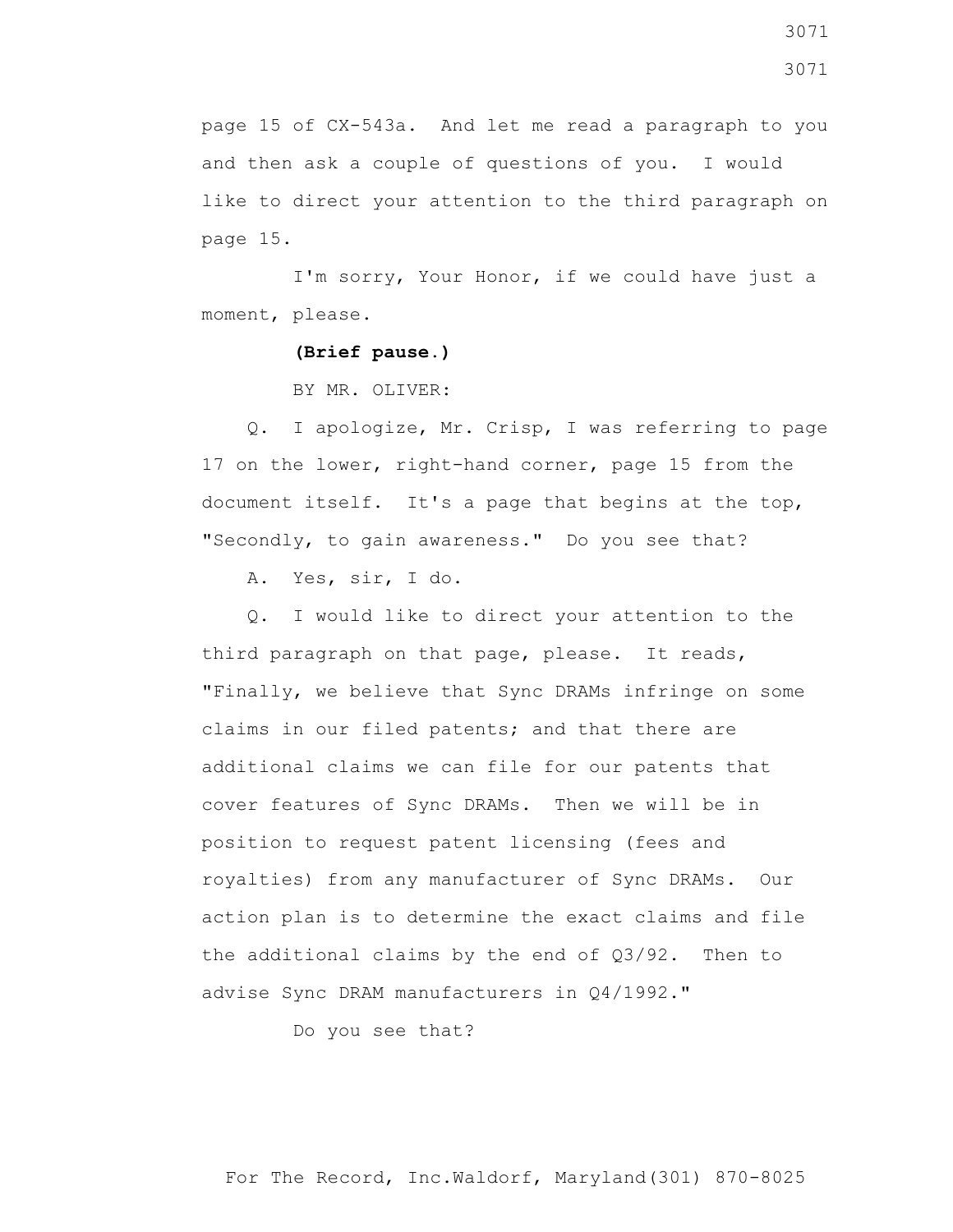page 15 of CX-543a. And let me read a paragraph to you and then ask a couple of questions of you. I would like to direct your attention to the third paragraph on page 15.

I'm sorry, Your Honor, if we could have just a moment, please.

**(Brief pause.)**

BY MR. OLIVER:

Q. I apologize, Mr. Crisp, I was referring to page 17 on the lower, right-hand corner, page 15 from the document itself. It's a page that begins at the top, "Secondly, to gain awareness." Do you see that?

A. Yes, sir, I do.

Q. I would like to direct your attention to the third paragraph on that page, please. It reads, "Finally, we believe that Sync DRAMs infringe on some claims in our filed patents; and that there are additional claims we can file for our patents that cover features of Sync DRAMs. Then we will be in position to request patent licensing (fees and royalties) from any manufacturer of Sync DRAMs. Our action plan is to determine the exact claims and file the additional claims by the end of Q3/92. Then to advise Sync DRAM manufacturers in Q4/1992."

Do you see that?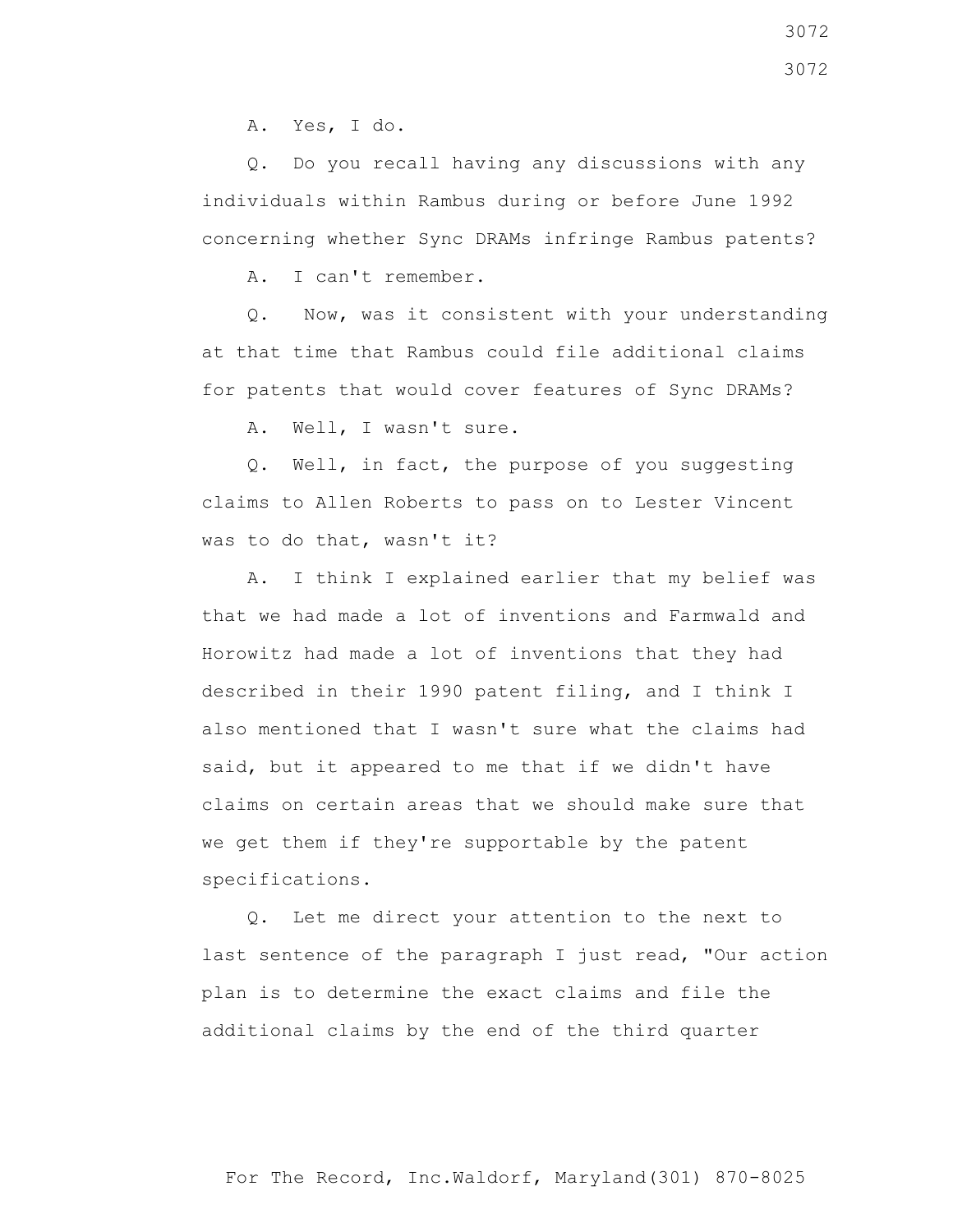A. Yes, I do.

Q. Do you recall having any discussions with any individuals within Rambus during or before June 1992 concerning whether Sync DRAMs infringe Rambus patents?

A. I can't remember.

Q. Now, was it consistent with your understanding at that time that Rambus could file additional claims for patents that would cover features of Sync DRAMs?

A. Well, I wasn't sure.

Q. Well, in fact, the purpose of you suggesting claims to Allen Roberts to pass on to Lester Vincent was to do that, wasn't it?

A. I think I explained earlier that my belief was that we had made a lot of inventions and Farmwald and Horowitz had made a lot of inventions that they had described in their 1990 patent filing, and I think I also mentioned that I wasn't sure what the claims had said, but it appeared to me that if we didn't have claims on certain areas that we should make sure that we get them if they're supportable by the patent specifications.

Q. Let me direct your attention to the next to last sentence of the paragraph I just read, "Our action plan is to determine the exact claims and file the additional claims by the end of the third quarter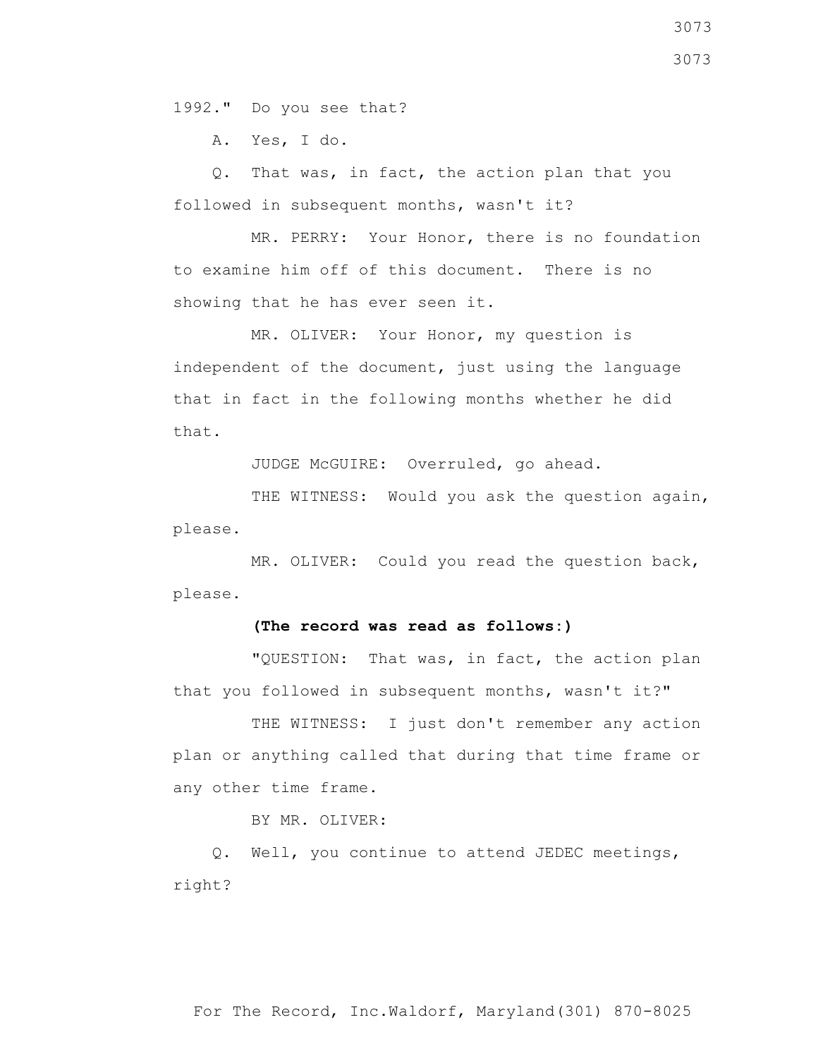1992." Do you see that?

A. Yes, I do.

Q. That was, in fact, the action plan that you followed in subsequent months, wasn't it?

MR. PERRY: Your Honor, there is no foundation to examine him off of this document. There is no showing that he has ever seen it.

MR. OLIVER: Your Honor, my question is independent of the document, just using the language that in fact in the following months whether he did that.

JUDGE McGUIRE: Overruled, go ahead.

THE WITNESS: Would you ask the question again, please.

MR. OLIVER: Could you read the question back, please.

**(The record was read as follows:)**

"QUESTION: That was, in fact, the action plan that you followed in subsequent months, wasn't it?"

THE WITNESS: I just don't remember any action plan or anything called that during that time frame or any other time frame.

BY MR. OLIVER:

Q. Well, you continue to attend JEDEC meetings, right?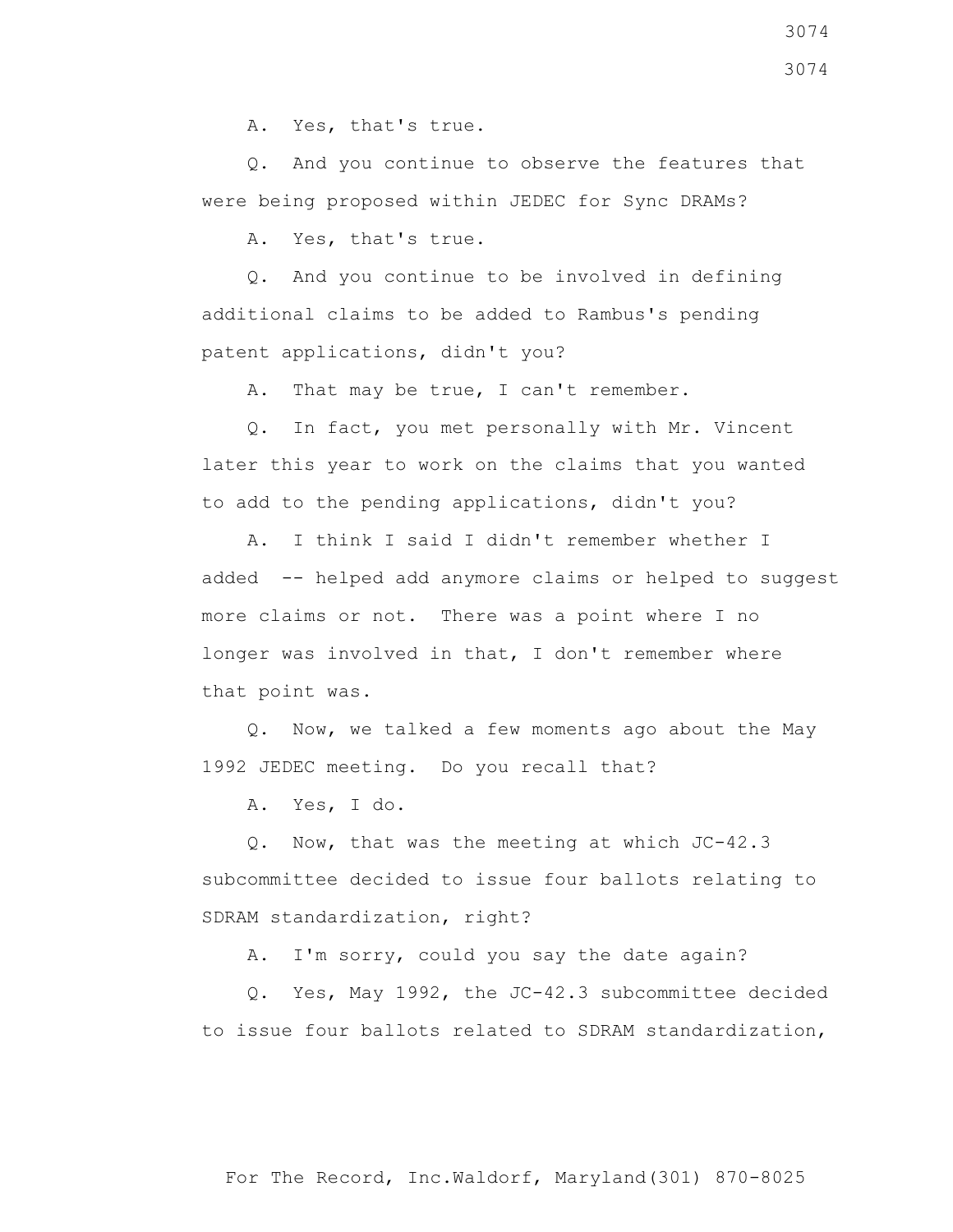A. Yes, that's true.

Q. And you continue to observe the features that were being proposed within JEDEC for Sync DRAMs?

A. Yes, that's true.

Q. And you continue to be involved in defining additional claims to be added to Rambus's pending patent applications, didn't you?

A. That may be true, I can't remember.

Q. In fact, you met personally with Mr. Vincent later this year to work on the claims that you wanted to add to the pending applications, didn't you?

A. I think I said I didn't remember whether I added -- helped add anymore claims or helped to suggest more claims or not. There was a point where I no longer was involved in that, I don't remember where that point was.

Q. Now, we talked a few moments ago about the May 1992 JEDEC meeting. Do you recall that?

A. Yes, I do.

Q. Now, that was the meeting at which JC-42.3 subcommittee decided to issue four ballots relating to SDRAM standardization, right?

A. I'm sorry, could you say the date again?

Q. Yes, May 1992, the JC-42.3 subcommittee decided to issue four ballots related to SDRAM standardization,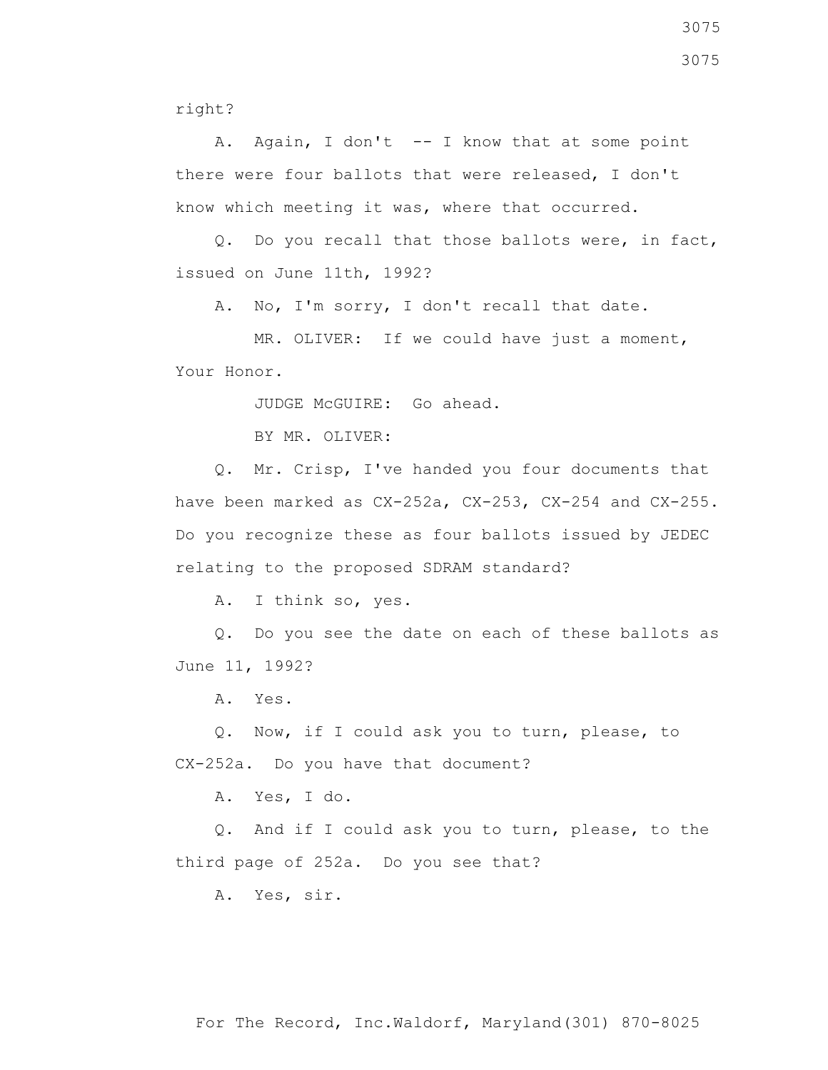right?

A. Again, I don't -- I know that at some point there were four ballots that were released, I don't know which meeting it was, where that occurred.

Q. Do you recall that those ballots were, in fact, issued on June 11th, 1992?

A. No, I'm sorry, I don't recall that date.

MR. OLIVER: If we could have just a moment, Your Honor.

JUDGE McGUIRE: Go ahead.

BY MR. OLIVER:

Q. Mr. Crisp, I've handed you four documents that have been marked as CX-252a, CX-253, CX-254 and CX-255. Do you recognize these as four ballots issued by JEDEC relating to the proposed SDRAM standard?

A. I think so, yes.

Q. Do you see the date on each of these ballots as June 11, 1992?

A. Yes.

Q. Now, if I could ask you to turn, please, to CX-252a. Do you have that document?

A. Yes, I do.

Q. And if I could ask you to turn, please, to the third page of 252a. Do you see that?

A. Yes, sir.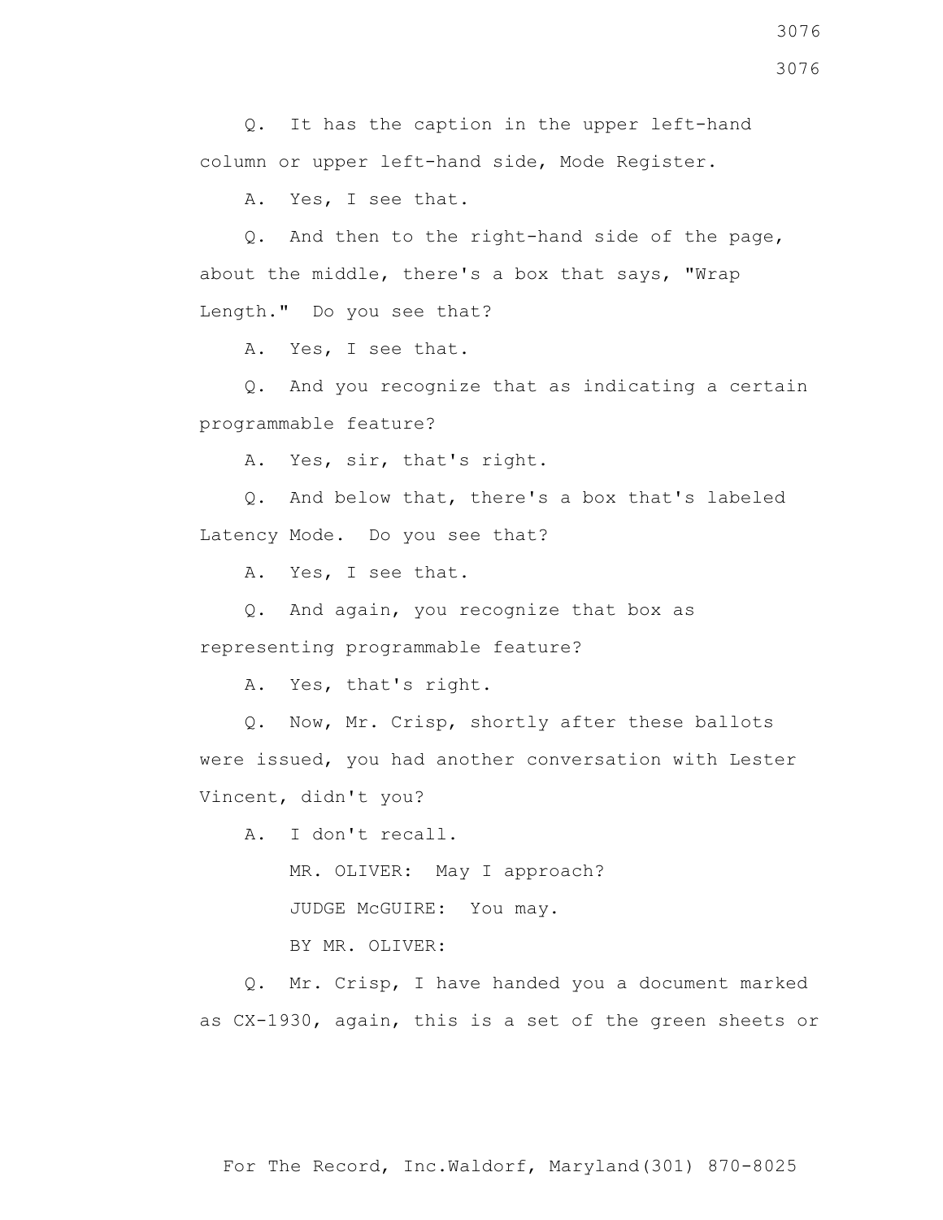Q. It has the caption in the upper left-hand column or upper left-hand side, Mode Register.

A. Yes, I see that.

Q. And then to the right-hand side of the page, about the middle, there's a box that says, "Wrap Length." Do you see that?

A. Yes, I see that.

Q. And you recognize that as indicating a certain programmable feature?

A. Yes, sir, that's right.

Q. And below that, there's a box that's labeled Latency Mode. Do you see that?

A. Yes, I see that.

Q. And again, you recognize that box as representing programmable feature?

A. Yes, that's right.

Q. Now, Mr. Crisp, shortly after these ballots were issued, you had another conversation with Lester Vincent, didn't you?

A. I don't recall.

MR. OLIVER: May I approach?

JUDGE McGUIRE: You may.

BY MR. OLIVER:

Q. Mr. Crisp, I have handed you a document marked as CX-1930, again, this is a set of the green sheets or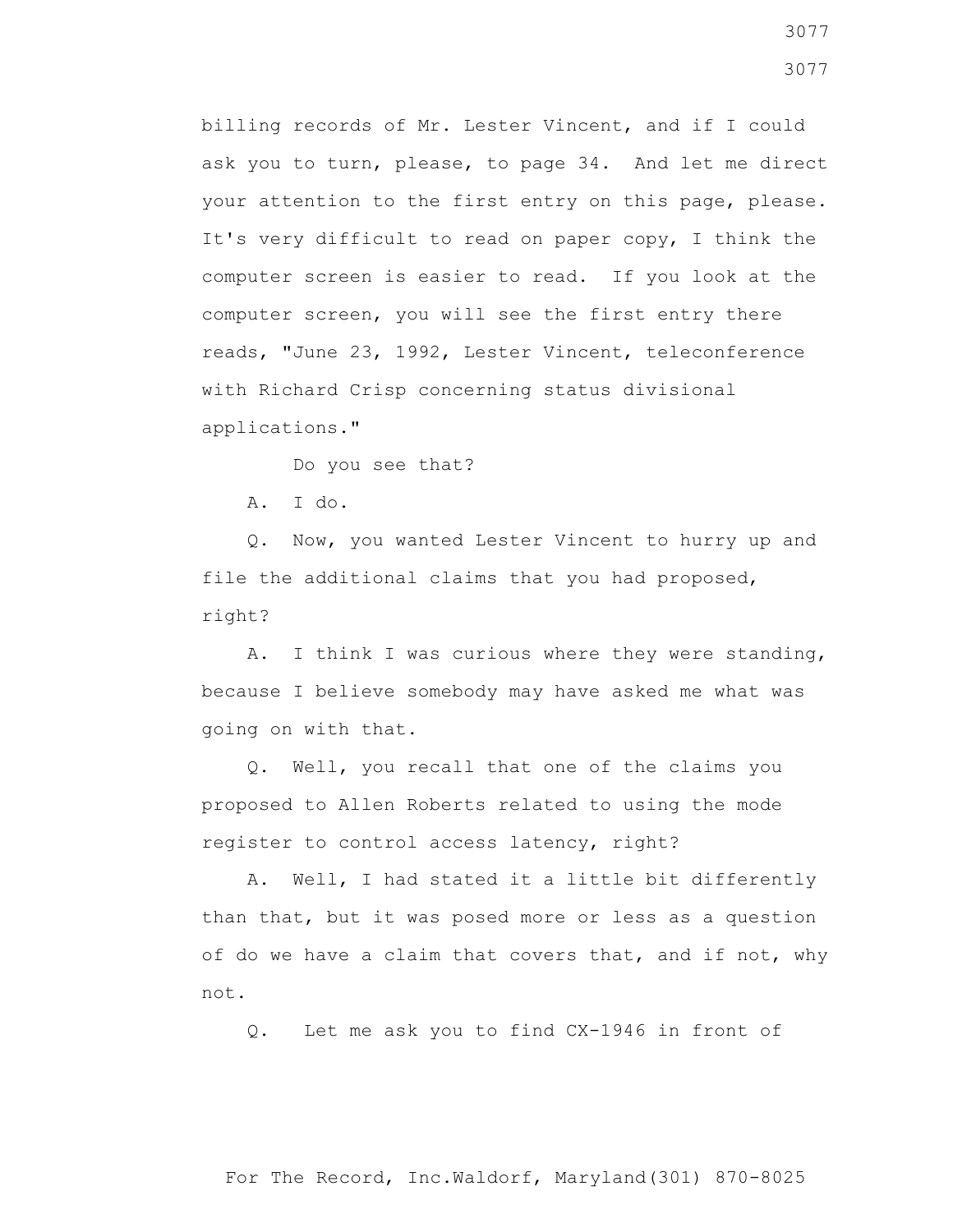billing records of Mr. Lester Vincent, and if I could ask you to turn, please, to page 34. And let me direct your attention to the first entry on this page, please. It's very difficult to read on paper copy, I think the computer screen is easier to read. If you look at the computer screen, you will see the first entry there reads, "June 23, 1992, Lester Vincent, teleconference with Richard Crisp concerning status divisional applications."

Do you see that?

A. I do.

Q. Now, you wanted Lester Vincent to hurry up and file the additional claims that you had proposed, right?

A. I think I was curious where they were standing, because I believe somebody may have asked me what was going on with that.

Q. Well, you recall that one of the claims you proposed to Allen Roberts related to using the mode register to control access latency, right?

A. Well, I had stated it a little bit differently than that, but it was posed more or less as a question of do we have a claim that covers that, and if not, why not.

Q. Let me ask you to find CX-1946 in front of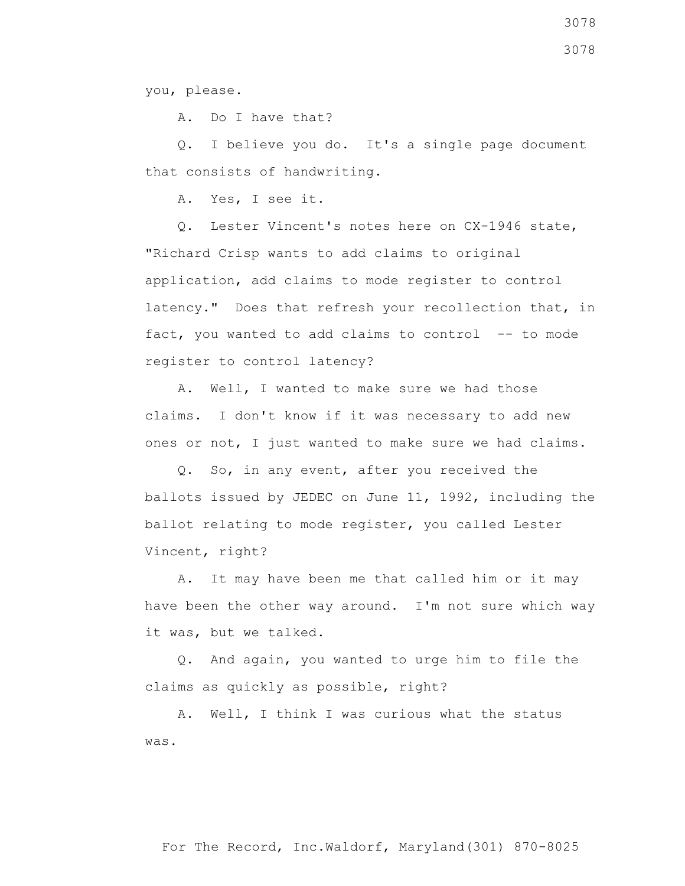you, please.

A. Do I have that?

Q. I believe you do. It's a single page document that consists of handwriting.

A. Yes, I see it.

Q. Lester Vincent's notes here on CX-1946 state, "Richard Crisp wants to add claims to original application, add claims to mode register to control latency." Does that refresh your recollection that, in fact, you wanted to add claims to control -- to mode register to control latency?

A. Well, I wanted to make sure we had those claims. I don't know if it was necessary to add new ones or not, I just wanted to make sure we had claims.

Q. So, in any event, after you received the ballots issued by JEDEC on June 11, 1992, including the ballot relating to mode register, you called Lester Vincent, right?

A. It may have been me that called him or it may have been the other way around. I'm not sure which way it was, but we talked.

Q. And again, you wanted to urge him to file the claims as quickly as possible, right?

A. Well, I think I was curious what the status was.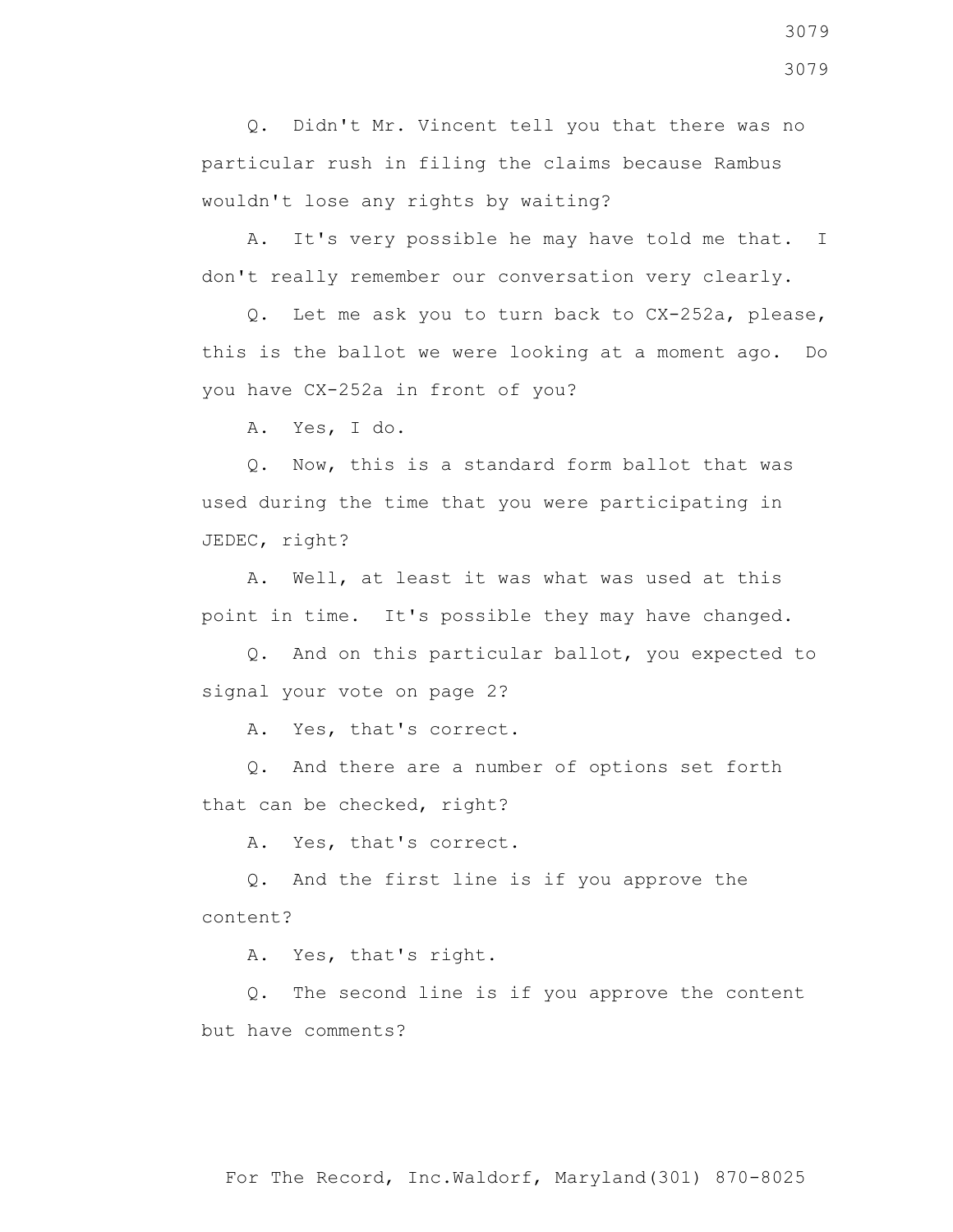Q. Didn't Mr. Vincent tell you that there was no particular rush in filing the claims because Rambus wouldn't lose any rights by waiting?

A. It's very possible he may have told me that. I don't really remember our conversation very clearly.

Q. Let me ask you to turn back to CX-252a, please, this is the ballot we were looking at a moment ago. Do you have CX-252a in front of you?

A. Yes, I do.

Q. Now, this is a standard form ballot that was used during the time that you were participating in JEDEC, right?

A. Well, at least it was what was used at this point in time. It's possible they may have changed.

Q. And on this particular ballot, you expected to signal your vote on page 2?

A. Yes, that's correct.

Q. And there are a number of options set forth that can be checked, right?

A. Yes, that's correct.

Q. And the first line is if you approve the content?

A. Yes, that's right.

Q. The second line is if you approve the content but have comments?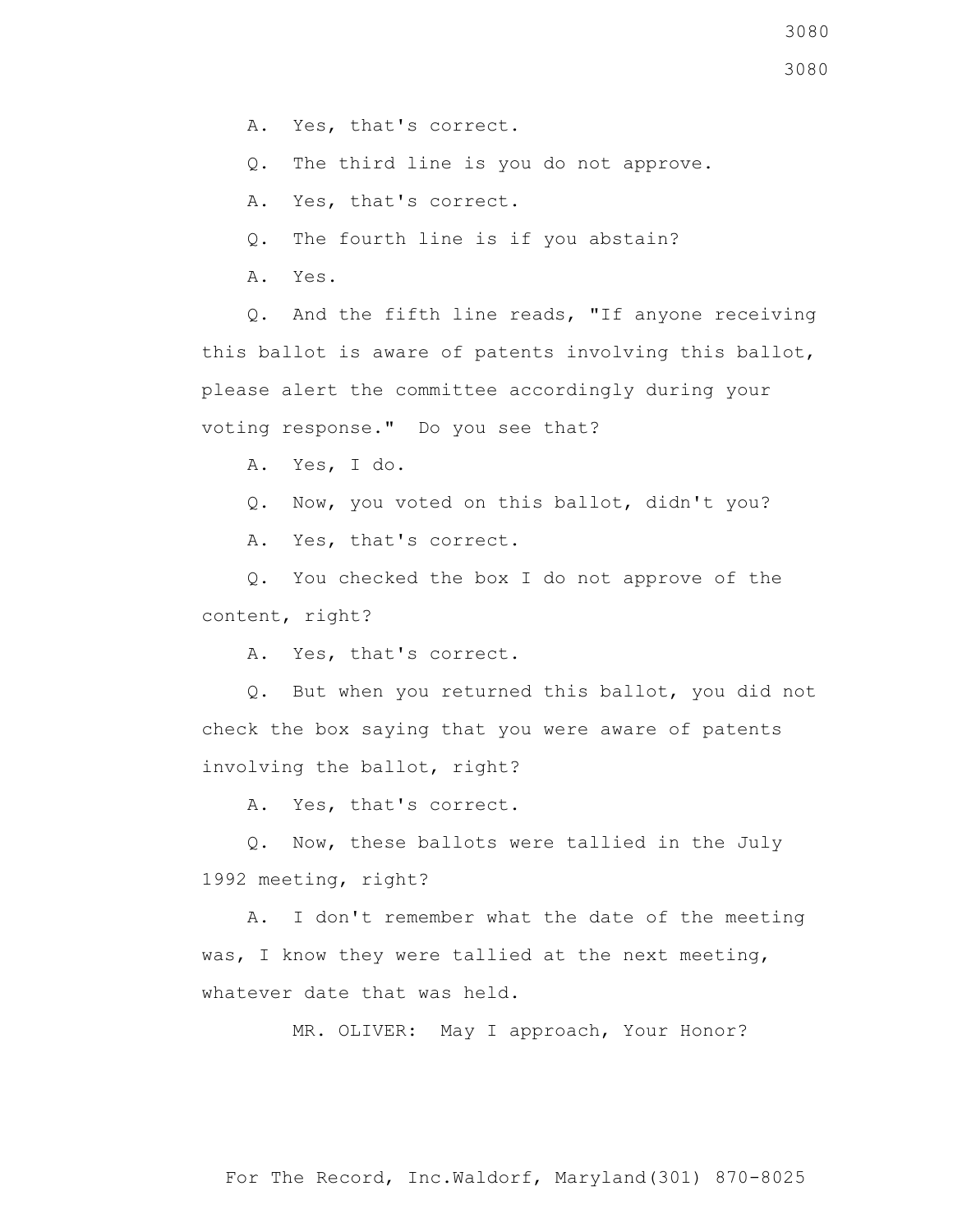A. Yes, that's correct.

Q. The third line is you do not approve.

A. Yes, that's correct.

Q. The fourth line is if you abstain?

A. Yes.

Q. And the fifth line reads, "If anyone receiving this ballot is aware of patents involving this ballot, please alert the committee accordingly during your voting response." Do you see that?

A. Yes, I do.

Q. Now, you voted on this ballot, didn't you?

A. Yes, that's correct.

Q. You checked the box I do not approve of the content, right?

A. Yes, that's correct.

Q. But when you returned this ballot, you did not check the box saying that you were aware of patents involving the ballot, right?

A. Yes, that's correct.

Q. Now, these ballots were tallied in the July 1992 meeting, right?

A. I don't remember what the date of the meeting was, I know they were tallied at the next meeting, whatever date that was held.

MR. OLIVER: May I approach, Your Honor?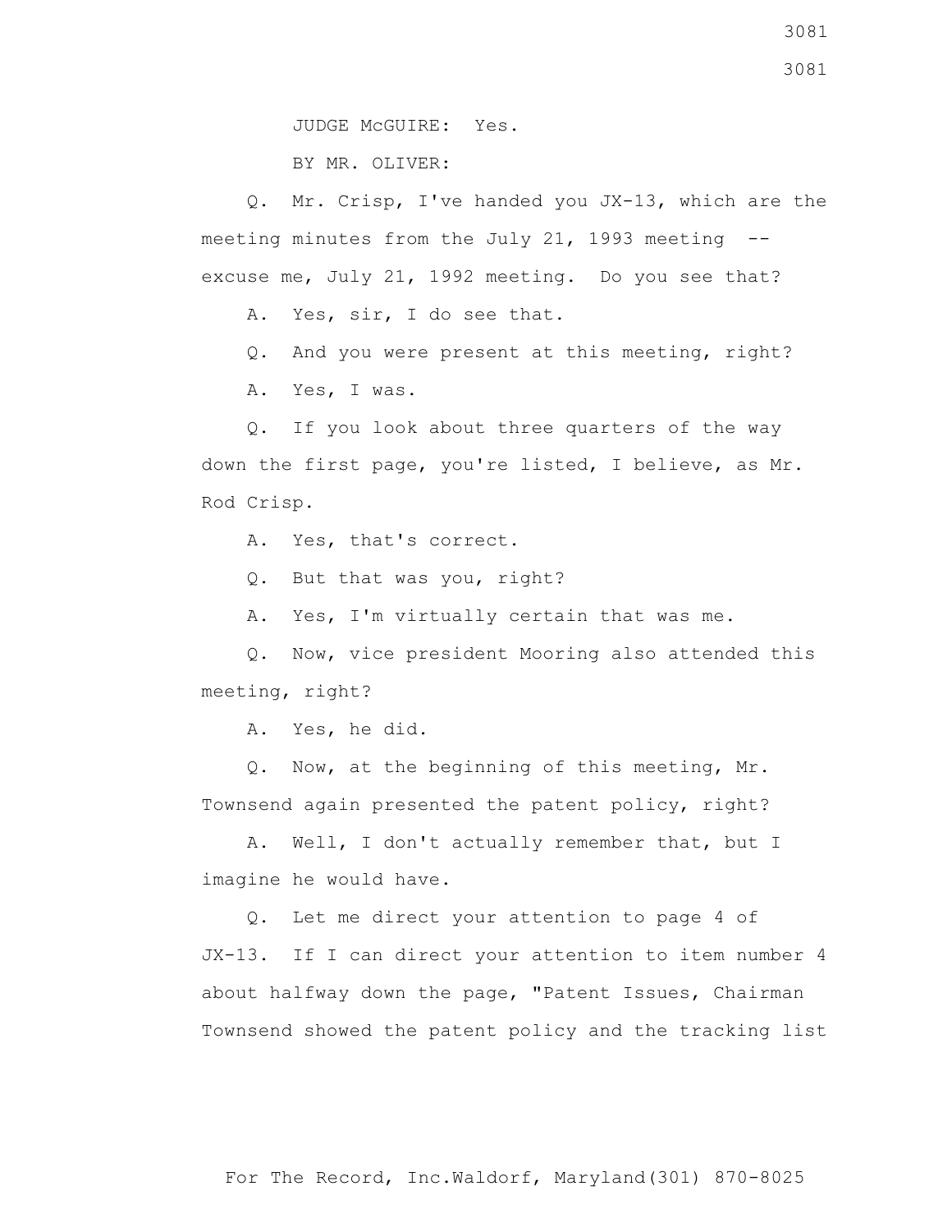JUDGE McGUIRE: Yes.

BY MR. OLIVER:

Q. Mr. Crisp, I've handed you JX-13, which are the meeting minutes from the July 21, 1993 meeting -- excuse me, July 21, 1992 meeting. Do you see that?

A. Yes, sir, I do see that.

Q. And you were present at this meeting, right?

A. Yes, I was.

Q. If you look about three quarters of the way down the first page, you're listed, I believe, as Mr. Rod Crisp.

A. Yes, that's correct.

Q. But that was you, right?

A. Yes, I'm virtually certain that was me.

Q. Now, vice president Mooring also attended this meeting, right?

A. Yes, he did.

Q. Now, at the beginning of this meeting, Mr. Townsend again presented the patent policy, right?

A. Well, I don't actually remember that, but I imagine he would have.

Q. Let me direct your attention to page 4 of JX-13. If I can direct your attention to item number 4 about halfway down the page, "Patent Issues, Chairman Townsend showed the patent policy and the tracking list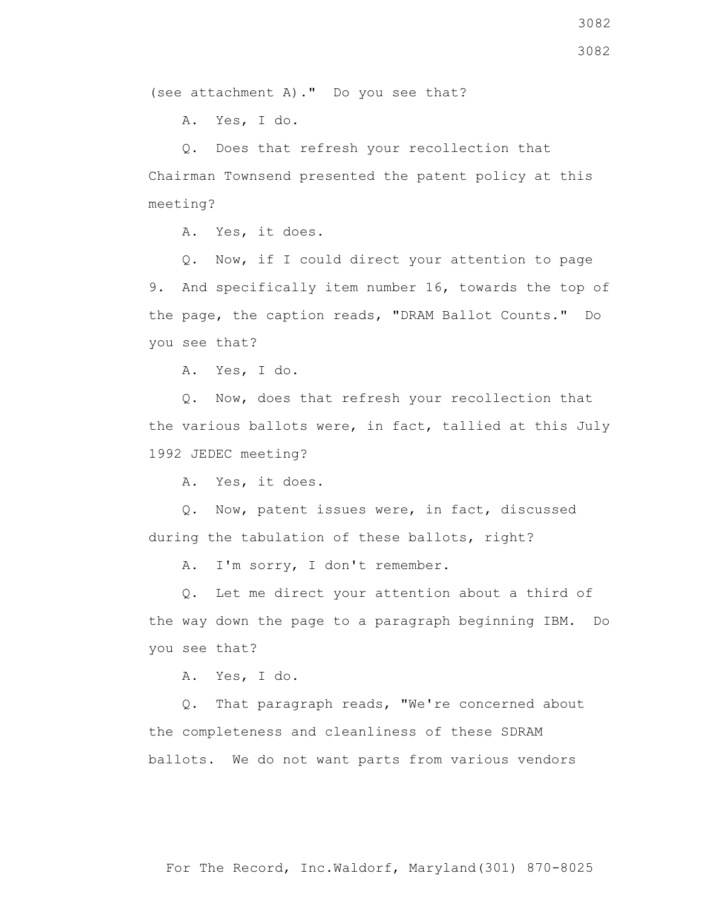(see attachment A)." Do you see that?

A. Yes, I do.

Q. Does that refresh your recollection that Chairman Townsend presented the patent policy at this meeting?

A. Yes, it does.

Q. Now, if I could direct your attention to page 9. And specifically item number 16, towards the top of the page, the caption reads, "DRAM Ballot Counts." Do you see that?

A. Yes, I do.

Q. Now, does that refresh your recollection that the various ballots were, in fact, tallied at this July 1992 JEDEC meeting?

A. Yes, it does.

Q. Now, patent issues were, in fact, discussed during the tabulation of these ballots, right?

A. I'm sorry, I don't remember.

Q. Let me direct your attention about a third of the way down the page to a paragraph beginning IBM. Do you see that?

A. Yes, I do.

Q. That paragraph reads, "We're concerned about the completeness and cleanliness of these SDRAM ballots. We do not want parts from various vendors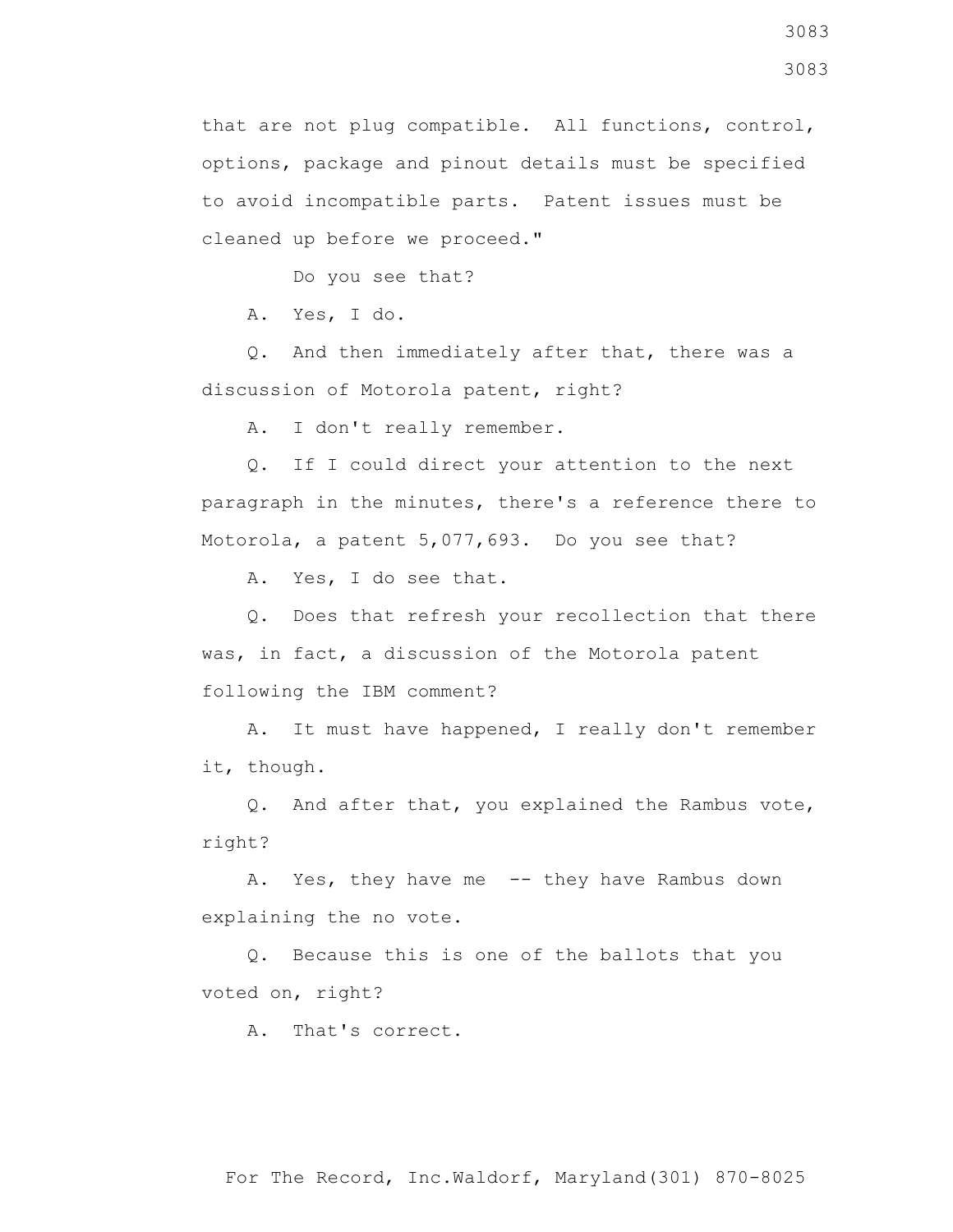that are not plug compatible. All functions, control, options, package and pinout details must be specified to avoid incompatible parts. Patent issues must be cleaned up before we proceed."

Do you see that?

A. Yes, I do.

Q. And then immediately after that, there was a discussion of Motorola patent, right?

A. I don't really remember.

Q. If I could direct your attention to the next paragraph in the minutes, there's a reference there to Motorola, a patent 5,077,693. Do you see that?

A. Yes, I do see that.

Q. Does that refresh your recollection that there was, in fact, a discussion of the Motorola patent following the IBM comment?

A. It must have happened, I really don't remember it, though.

Q. And after that, you explained the Rambus vote, right?

A. Yes, they have me -- they have Rambus down explaining the no vote.

Q. Because this is one of the ballots that you voted on, right?

A. That's correct.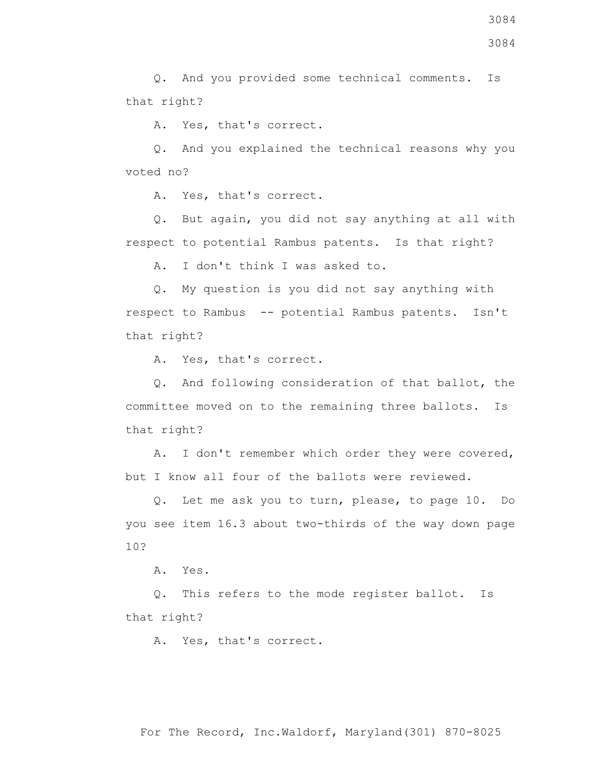Q. And you provided some technical comments. Is that right?

A. Yes, that's correct.

Q. And you explained the technical reasons why you voted no?

A. Yes, that's correct.

Q. But again, you did not say anything at all with respect to potential Rambus patents. Is that right?

A. I don't think I was asked to.

Q. My question is you did not say anything with respect to Rambus -- potential Rambus patents. Isn't that right?

A. Yes, that's correct.

Q. And following consideration of that ballot, the committee moved on to the remaining three ballots. Is that right?

A. I don't remember which order they were covered, but I know all four of the ballots were reviewed.

Q. Let me ask you to turn, please, to page 10. Do you see item 16.3 about two-thirds of the way down page 10?

A. Yes.

Q. This refers to the mode register ballot. Is that right?

A. Yes, that's correct.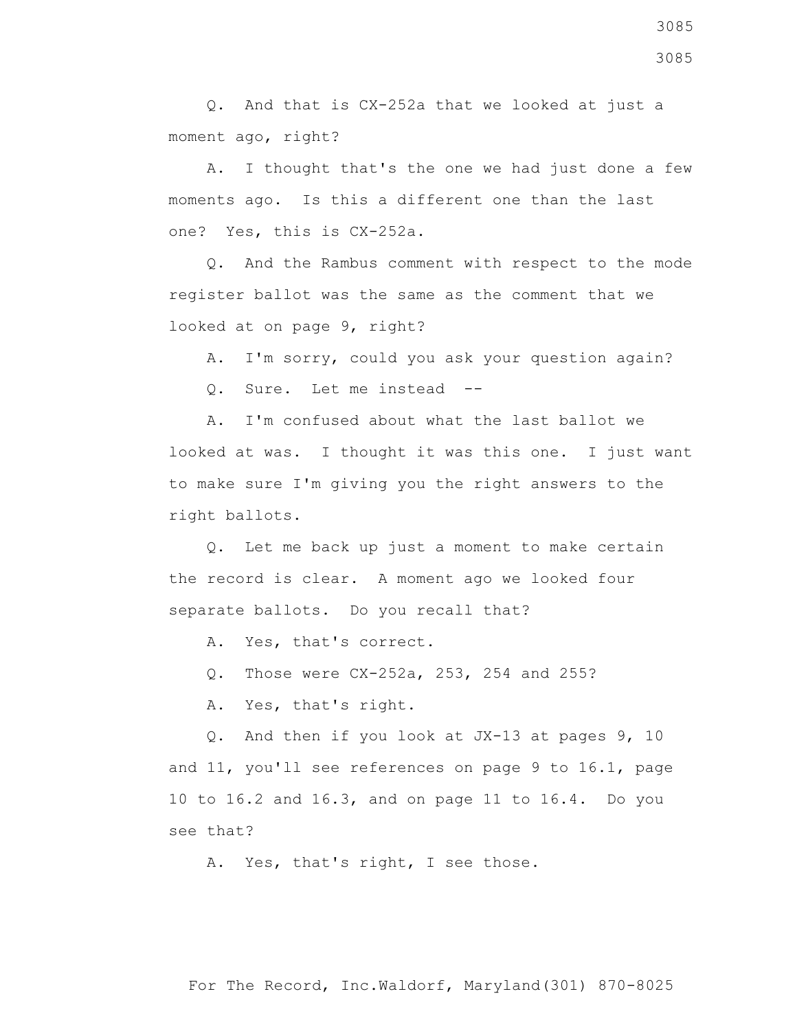Q. And that is CX-252a that we looked at just a moment ago, right?

A. I thought that's the one we had just done a few moments ago. Is this a different one than the last one? Yes, this is CX-252a.

Q. And the Rambus comment with respect to the mode register ballot was the same as the comment that we looked at on page 9, right?

A. I'm sorry, could you ask your question again?

Q. Sure. Let me instead --

A. I'm confused about what the last ballot we looked at was. I thought it was this one. I just want to make sure I'm giving you the right answers to the right ballots.

Q. Let me back up just a moment to make certain the record is clear. A moment ago we looked four separate ballots. Do you recall that?

A. Yes, that's correct.

Q. Those were CX-252a, 253, 254 and 255?

A. Yes, that's right.

Q. And then if you look at JX-13 at pages 9, 10 and 11, you'll see references on page 9 to 16.1, page 10 to 16.2 and 16.3, and on page 11 to 16.4. Do you see that?

A. Yes, that's right, I see those.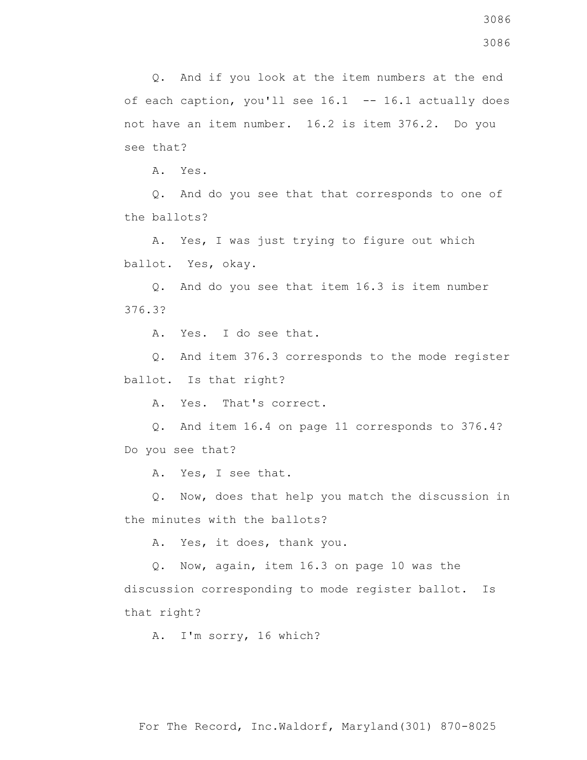Q. And if you look at the item numbers at the end of each caption, you'll see 16.1 -- 16.1 actually does not have an item number. 16.2 is item 376.2. Do you see that?

A. Yes.

Q. And do you see that that corresponds to one of the ballots?

A. Yes, I was just trying to figure out which ballot. Yes, okay.

Q. And do you see that item 16.3 is item number 376.3?

A. Yes. I do see that.

Q. And item 376.3 corresponds to the mode register ballot. Is that right?

A. Yes. That's correct.

Q. And item 16.4 on page 11 corresponds to 376.4? Do you see that?

A. Yes, I see that.

Q. Now, does that help you match the discussion in the minutes with the ballots?

A. Yes, it does, thank you.

Q. Now, again, item 16.3 on page 10 was the discussion corresponding to mode register ballot. Is that right?

A. I'm sorry, 16 which?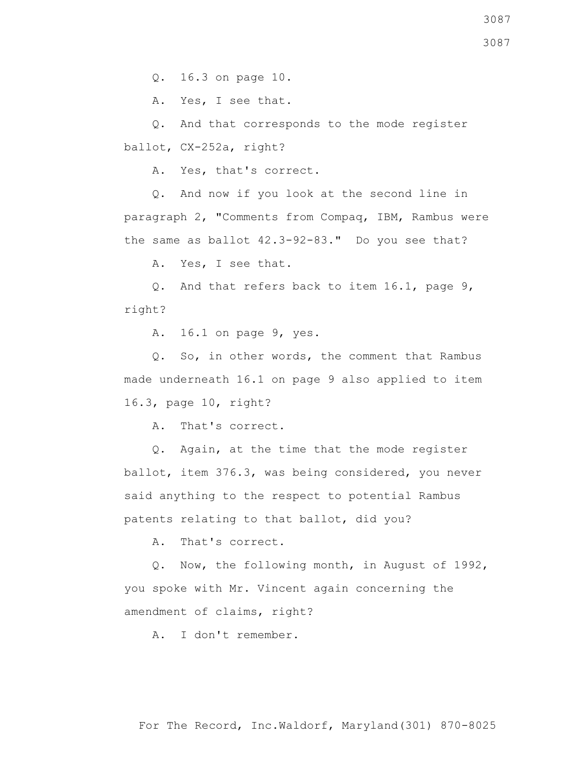Q. 16.3 on page 10.

A. Yes, I see that.

Q. And that corresponds to the mode register ballot, CX-252a, right?

A. Yes, that's correct.

Q. And now if you look at the second line in paragraph 2, "Comments from Compaq, IBM, Rambus were the same as ballot 42.3-92-83." Do you see that?

A. Yes, I see that.

Q. And that refers back to item 16.1, page 9, right?

A. 16.1 on page 9, yes.

Q. So, in other words, the comment that Rambus made underneath 16.1 on page 9 also applied to item 16.3, page 10, right?

A. That's correct.

Q. Again, at the time that the mode register ballot, item 376.3, was being considered, you never said anything to the respect to potential Rambus patents relating to that ballot, did you?

A. That's correct.

Q. Now, the following month, in August of 1992, you spoke with Mr. Vincent again concerning the amendment of claims, right?

A. I don't remember.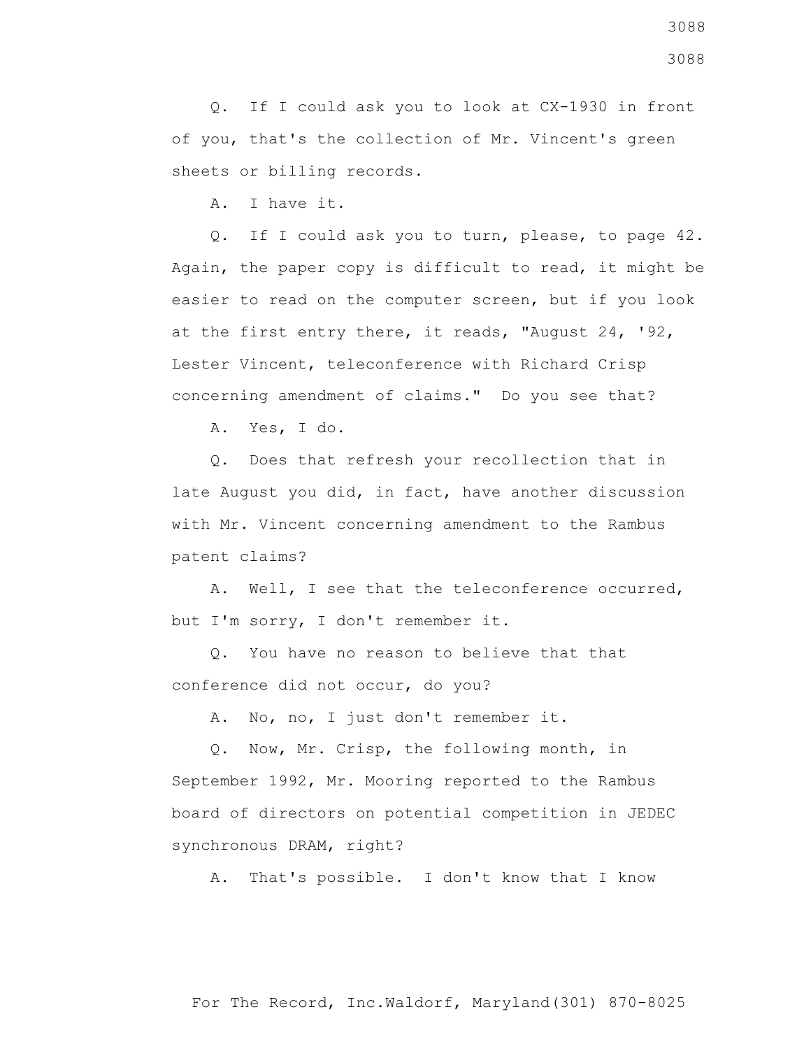Q. If I could ask you to look at CX-1930 in front of you, that's the collection of Mr. Vincent's green sheets or billing records.

A. I have it.

Q. If I could ask you to turn, please, to page 42. Again, the paper copy is difficult to read, it might be easier to read on the computer screen, but if you look at the first entry there, it reads, "August 24, '92, Lester Vincent, teleconference with Richard Crisp concerning amendment of claims." Do you see that?

A. Yes, I do.

Q. Does that refresh your recollection that in late August you did, in fact, have another discussion with Mr. Vincent concerning amendment to the Rambus patent claims?

A. Well, I see that the teleconference occurred, but I'm sorry, I don't remember it.

Q. You have no reason to believe that that conference did not occur, do you?

A. No, no, I just don't remember it.

Q. Now, Mr. Crisp, the following month, in September 1992, Mr. Mooring reported to the Rambus board of directors on potential competition in JEDEC synchronous DRAM, right?

A. That's possible. I don't know that I know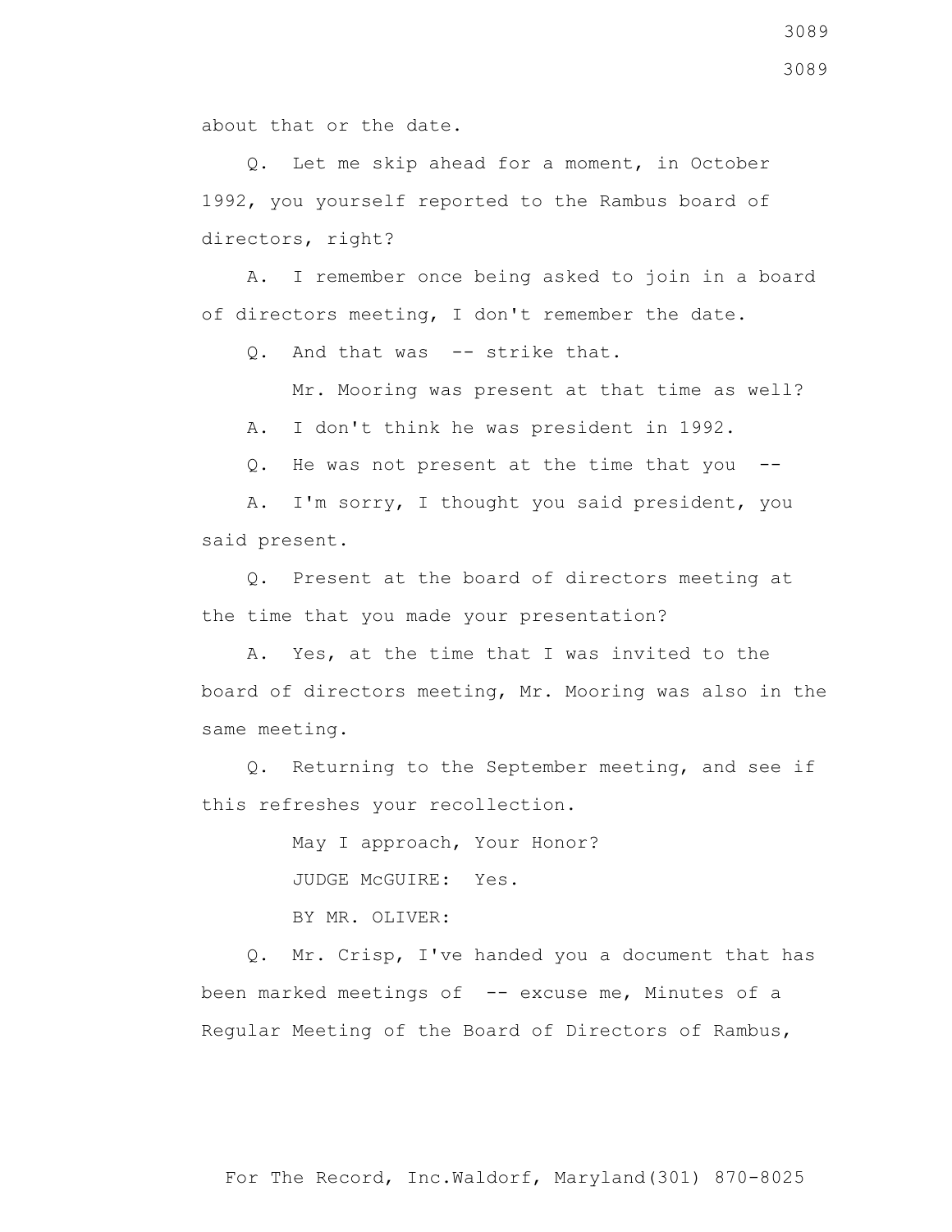about that or the date.

Q. Let me skip ahead for a moment, in October 1992, you yourself reported to the Rambus board of directors, right?

A. I remember once being asked to join in a board of directors meeting, I don't remember the date.

Q. And that was -- strike that.

Mr. Mooring was present at that time as well?

A. I don't think he was president in 1992.

Q. He was not present at the time that you --

A. I'm sorry, I thought you said president, you said present.

Q. Present at the board of directors meeting at the time that you made your presentation?

A. Yes, at the time that I was invited to the board of directors meeting, Mr. Mooring was also in the same meeting.

Q. Returning to the September meeting, and see if this refreshes your recollection.

May I approach, Your Honor?

JUDGE McGUIRE: Yes.

BY MR. OLIVER:

Q. Mr. Crisp, I've handed you a document that has been marked meetings of -- excuse me, Minutes of a Regular Meeting of the Board of Directors of Rambus,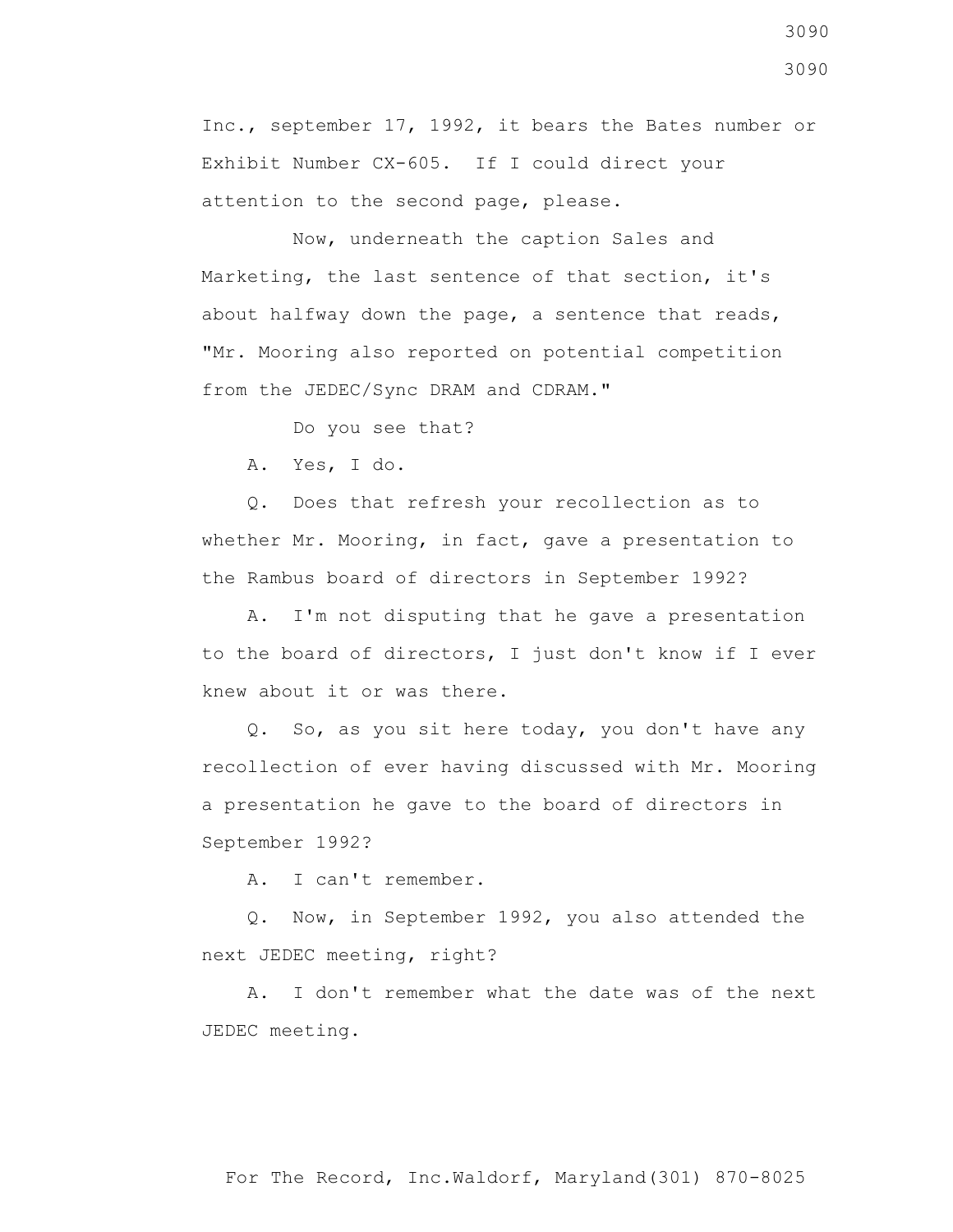Inc., september 17, 1992, it bears the Bates number or Exhibit Number CX-605. If I could direct your attention to the second page, please.

Now, underneath the caption Sales and Marketing, the last sentence of that section, it's about halfway down the page, a sentence that reads, "Mr. Mooring also reported on potential competition from the JEDEC/Sync DRAM and CDRAM."

Do you see that?

A. Yes, I do.

Q. Does that refresh your recollection as to whether Mr. Mooring, in fact, gave a presentation to the Rambus board of directors in September 1992?

A. I'm not disputing that he gave a presentation to the board of directors, I just don't know if I ever knew about it or was there.

Q. So, as you sit here today, you don't have any recollection of ever having discussed with Mr. Mooring a presentation he gave to the board of directors in September 1992?

A. I can't remember.

Q. Now, in September 1992, you also attended the next JEDEC meeting, right?

A. I don't remember what the date was of the next JEDEC meeting.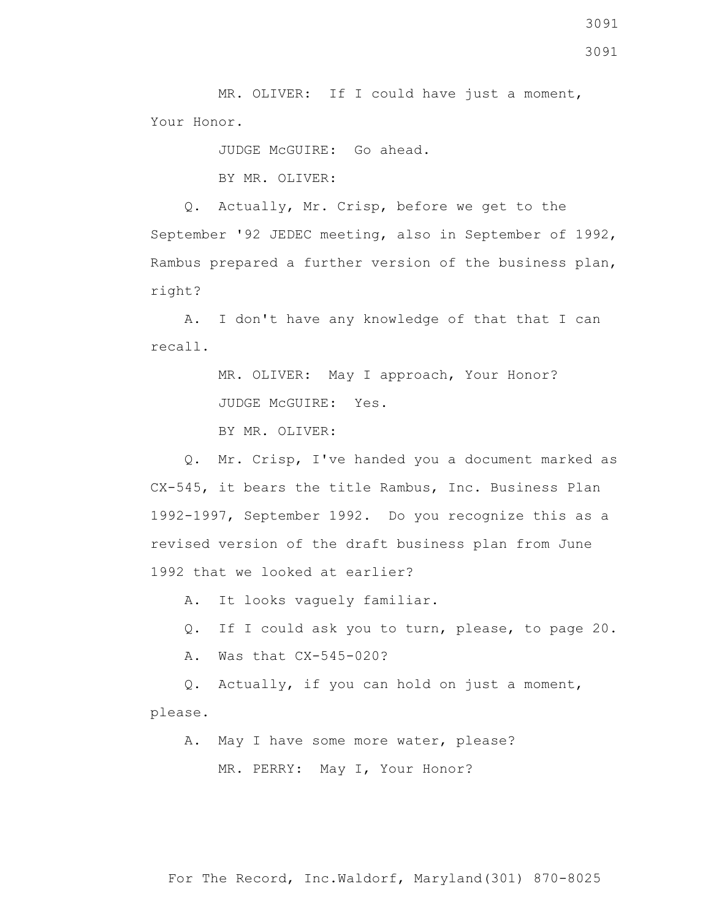MR. OLIVER: If I could have just a moment, Your Honor.

JUDGE McGUIRE: Go ahead.

BY MR. OLIVER:

Q. Actually, Mr. Crisp, before we get to the September '92 JEDEC meeting, also in September of 1992, Rambus prepared a further version of the business plan, right?

A. I don't have any knowledge of that that I can recall.

MR. OLIVER: May I approach, Your Honor?

JUDGE McGUIRE: Yes.

BY MR. OLIVER:

Q. Mr. Crisp, I've handed you a document marked as CX-545, it bears the title Rambus, Inc. Business Plan 1992-1997, September 1992. Do you recognize this as a revised version of the draft business plan from June 1992 that we looked at earlier?

A. It looks vaguely familiar.

Q. If I could ask you to turn, please, to page 20.

A. Was that CX-545-020?

Q. Actually, if you can hold on just a moment, please.

A. May I have some more water, please?

MR. PERRY: May I, Your Honor?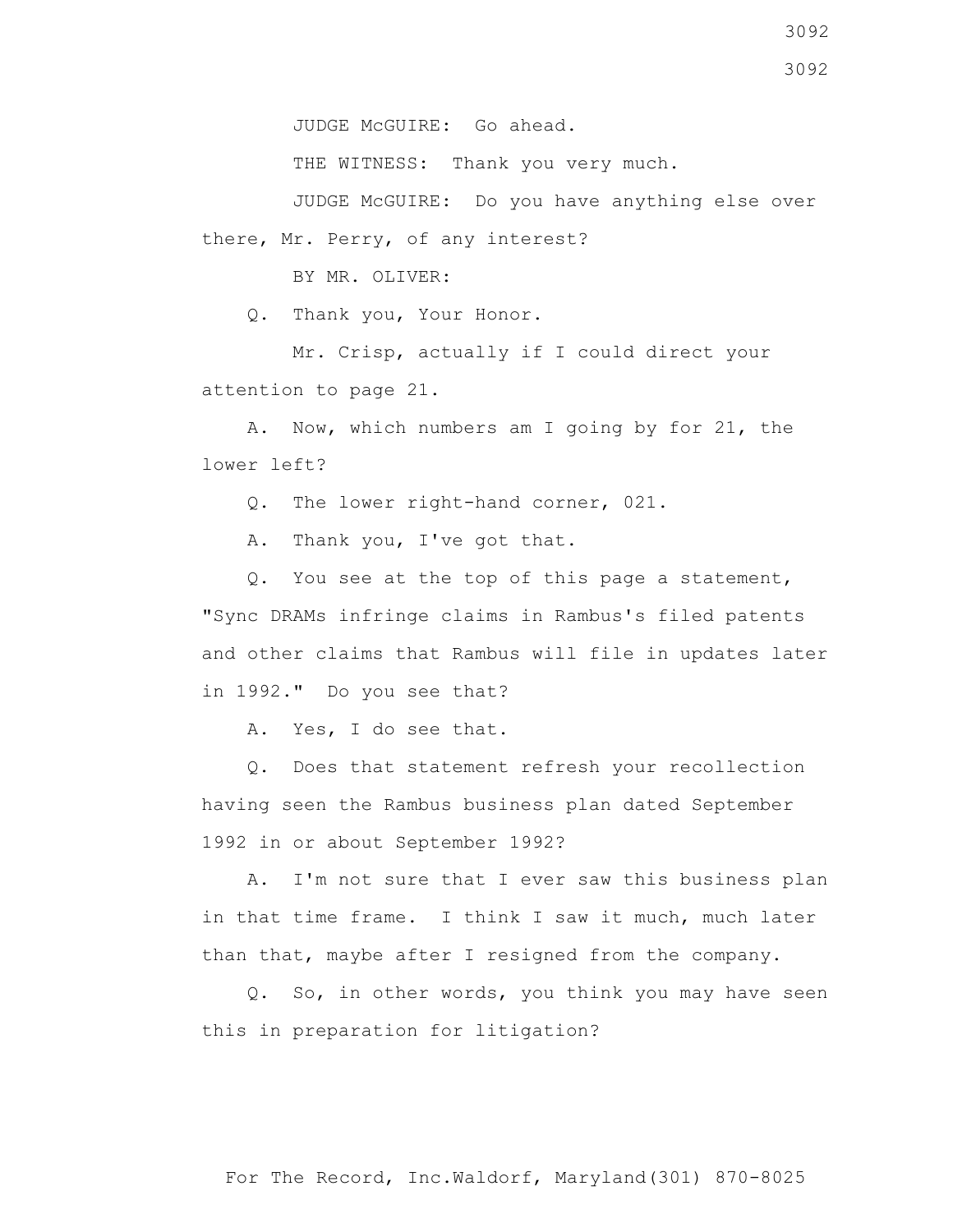JUDGE McGUIRE: Go ahead.

THE WITNESS: Thank you very much.

JUDGE McGUIRE: Do you have anything else over there, Mr. Perry, of any interest?

BY MR. OLIVER:

Q. Thank you, Your Honor.

Mr. Crisp, actually if I could direct your attention to page 21.

A. Now, which numbers am I going by for 21, the lower left?

Q. The lower right-hand corner, 021.

A. Thank you, I've got that.

Q. You see at the top of this page a statement, "Sync DRAMs infringe claims in Rambus's filed patents and other claims that Rambus will file in updates later in 1992." Do you see that?

A. Yes, I do see that.

Q. Does that statement refresh your recollection having seen the Rambus business plan dated September 1992 in or about September 1992?

A. I'm not sure that I ever saw this business plan in that time frame. I think I saw it much, much later than that, maybe after I resigned from the company.

Q. So, in other words, you think you may have seen this in preparation for litigation?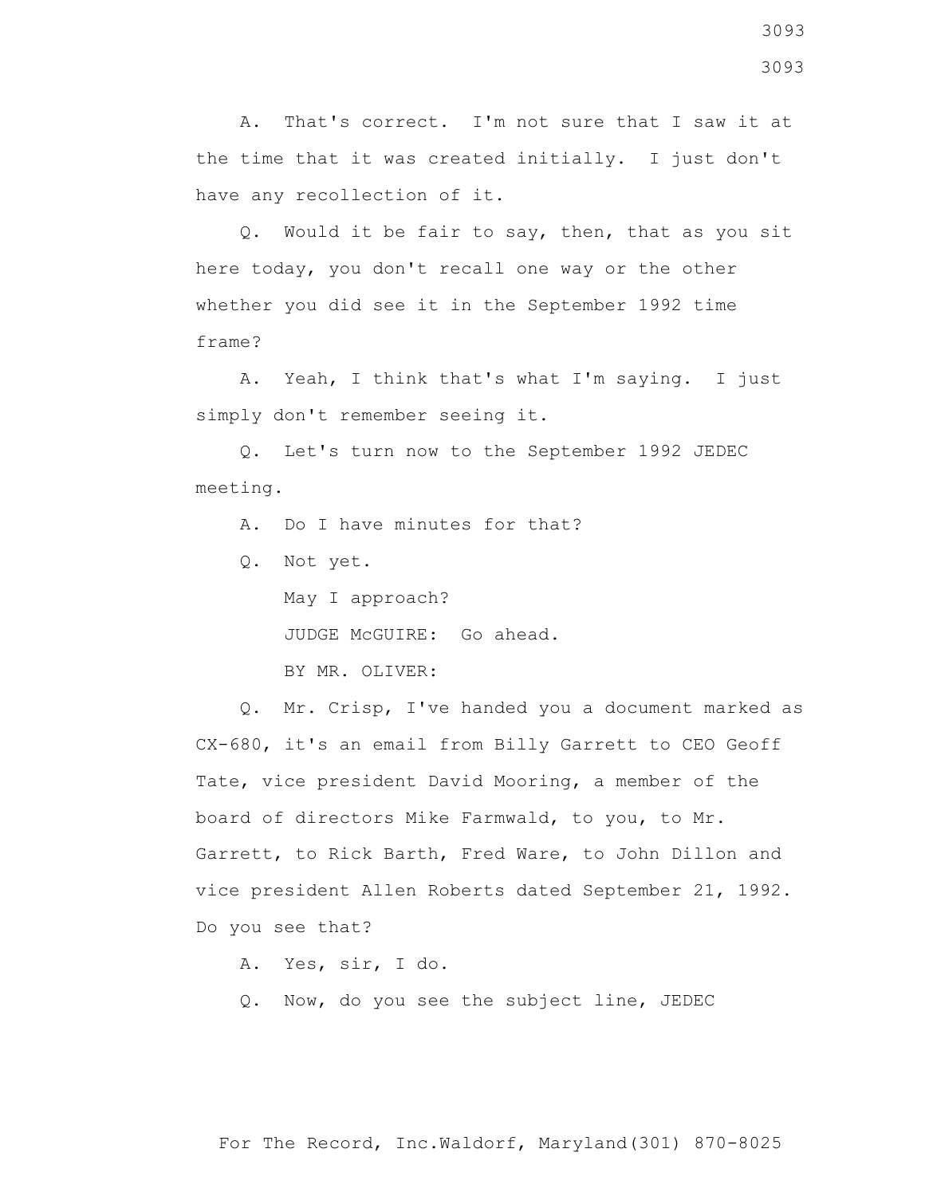A. That's correct. I'm not sure that I saw it at the time that it was created initially. I just don't have any recollection of it.

Q. Would it be fair to say, then, that as you sit here today, you don't recall one way or the other whether you did see it in the September 1992 time frame?

A. Yeah, I think that's what I'm saying. I just simply don't remember seeing it.

Q. Let's turn now to the September 1992 JEDEC meeting.

A. Do I have minutes for that?

Q. Not yet.

May I approach?

JUDGE McGUIRE: Go ahead.

BY MR. OLIVER:

Q. Mr. Crisp, I've handed you a document marked as CX-680, it's an email from Billy Garrett to CEO Geoff Tate, vice president David Mooring, a member of the board of directors Mike Farmwald, to you, to Mr. Garrett, to Rick Barth, Fred Ware, to John Dillon and vice president Allen Roberts dated September 21, 1992. Do you see that?

A. Yes, sir, I do.

Q. Now, do you see the subject line, JEDEC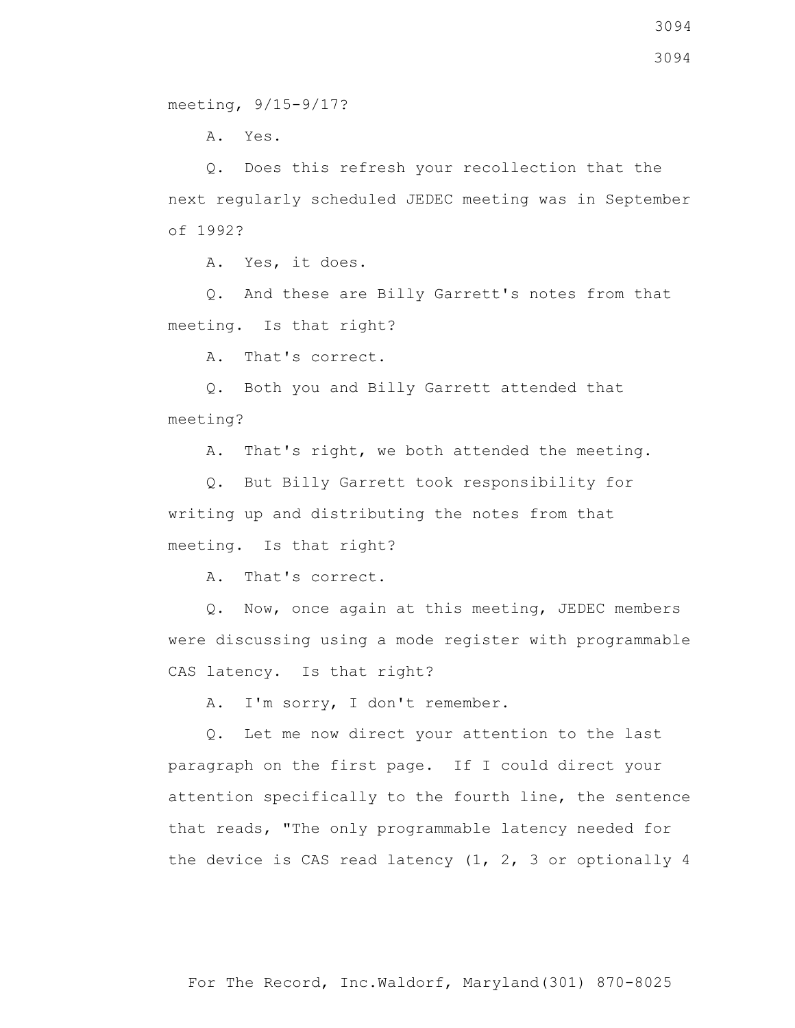meeting, 9/15-9/17?

A. Yes.

Q. Does this refresh your recollection that the next regularly scheduled JEDEC meeting was in September of 1992?

A. Yes, it does.

Q. And these are Billy Garrett's notes from that meeting. Is that right?

A. That's correct.

Q. Both you and Billy Garrett attended that meeting?

A. That's right, we both attended the meeting.

Q. But Billy Garrett took responsibility for writing up and distributing the notes from that meeting. Is that right?

A. That's correct.

Q. Now, once again at this meeting, JEDEC members were discussing using a mode register with programmable CAS latency. Is that right?

A. I'm sorry, I don't remember.

Q. Let me now direct your attention to the last paragraph on the first page. If I could direct your attention specifically to the fourth line, the sentence that reads, "The only programmable latency needed for the device is CAS read latency (1, 2, 3 or optionally 4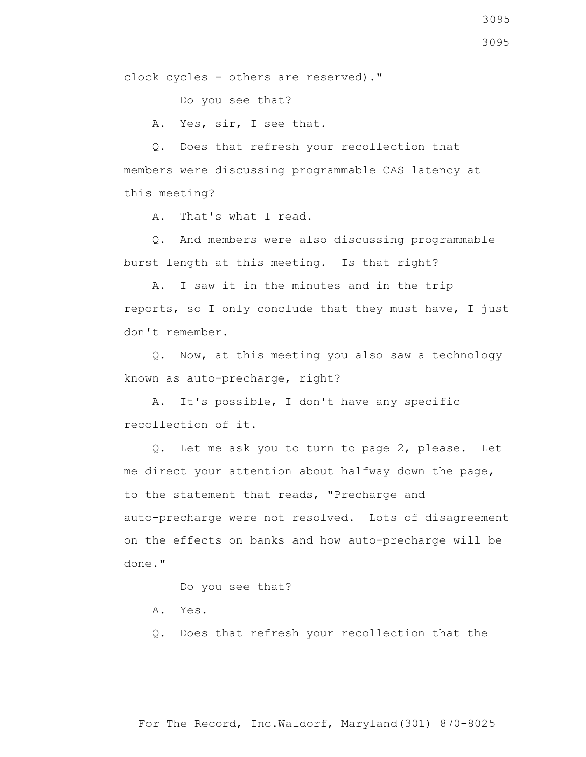clock cycles - others are reserved)."

Do you see that?

A. Yes, sir, I see that.

Q. Does that refresh your recollection that members were discussing programmable CAS latency at this meeting?

A. That's what I read.

Q. And members were also discussing programmable burst length at this meeting. Is that right?

A. I saw it in the minutes and in the trip reports, so I only conclude that they must have, I just don't remember.

Q. Now, at this meeting you also saw a technology known as auto-precharge, right?

A. It's possible, I don't have any specific recollection of it.

Q. Let me ask you to turn to page 2, please. Let me direct your attention about halfway down the page, to the statement that reads, "Precharge and auto-precharge were not resolved. Lots of disagreement on the effects on banks and how auto-precharge will be done."

Do you see that?

A. Yes.

Q. Does that refresh your recollection that the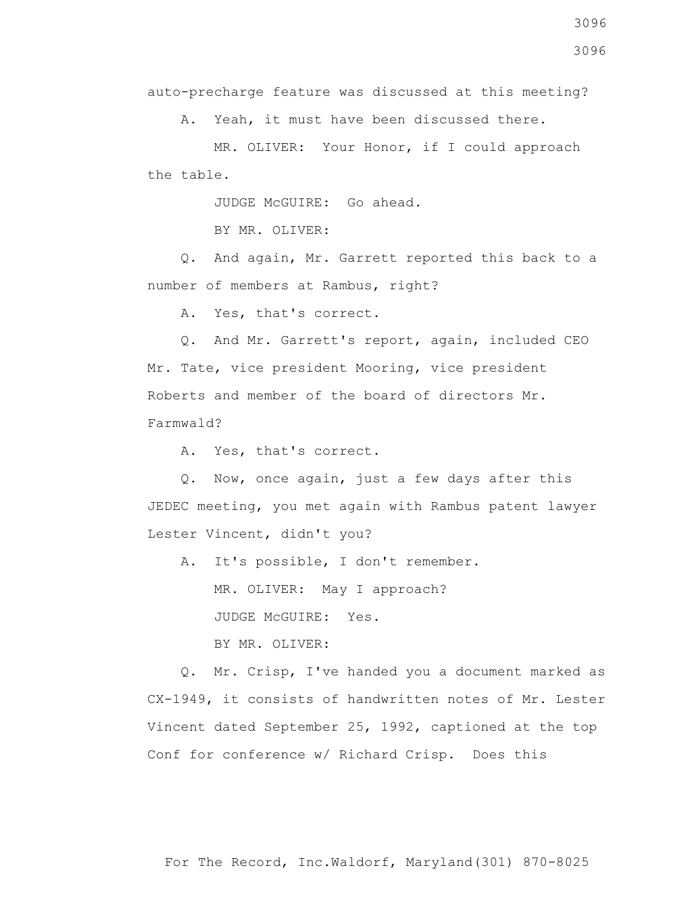auto-precharge feature was discussed at this meeting?

A. Yeah, it must have been discussed there.

MR. OLIVER: Your Honor, if I could approach the table.

JUDGE McGUIRE: Go ahead.

BY MR. OLIVER:

Q. And again, Mr. Garrett reported this back to a number of members at Rambus, right?

A. Yes, that's correct.

Q. And Mr. Garrett's report, again, included CEO Mr. Tate, vice president Mooring, vice president Roberts and member of the board of directors Mr. Farmwald?

A. Yes, that's correct.

Q. Now, once again, just a few days after this JEDEC meeting, you met again with Rambus patent lawyer Lester Vincent, didn't you?

A. It's possible, I don't remember.

MR. OLIVER: May I approach?

JUDGE McGUIRE: Yes.

BY MR. OLIVER:

Q. Mr. Crisp, I've handed you a document marked as CX-1949, it consists of handwritten notes of Mr. Lester Vincent dated September 25, 1992, captioned at the top Conf for conference w/ Richard Crisp. Does this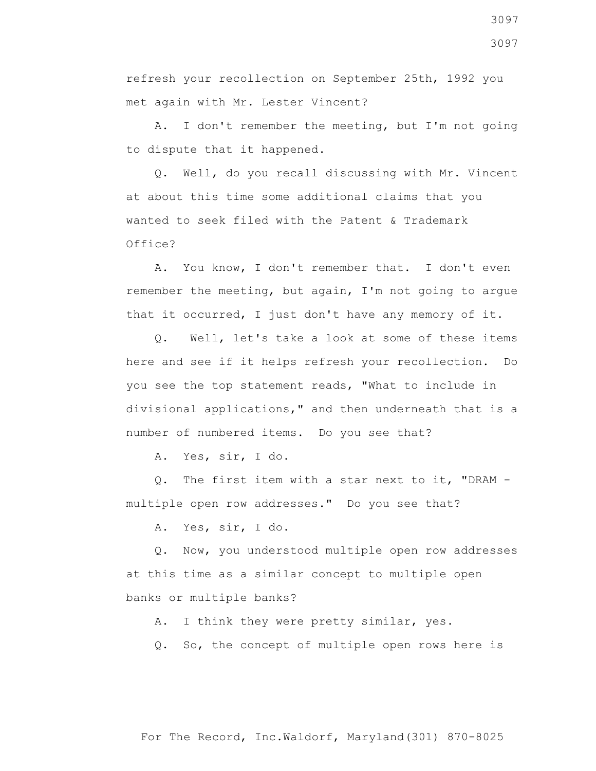refresh your recollection on September 25th, 1992 you met again with Mr. Lester Vincent?

A. I don't remember the meeting, but I'm not going to dispute that it happened.

Q. Well, do you recall discussing with Mr. Vincent at about this time some additional claims that you wanted to seek filed with the Patent & Trademark Office?

A. You know, I don't remember that. I don't even remember the meeting, but again, I'm not going to argue that it occurred, I just don't have any memory of it.

Q. Well, let's take a look at some of these items here and see if it helps refresh your recollection. Do you see the top statement reads, "What to include in divisional applications," and then underneath that is a number of numbered items. Do you see that?

A. Yes, sir, I do.

Q. The first item with a star next to it, "DRAM - multiple open row addresses." Do you see that?

A. Yes, sir, I do.

Q. Now, you understood multiple open row addresses at this time as a similar concept to multiple open banks or multiple banks?

A. I think they were pretty similar, yes.

Q. So, the concept of multiple open rows here is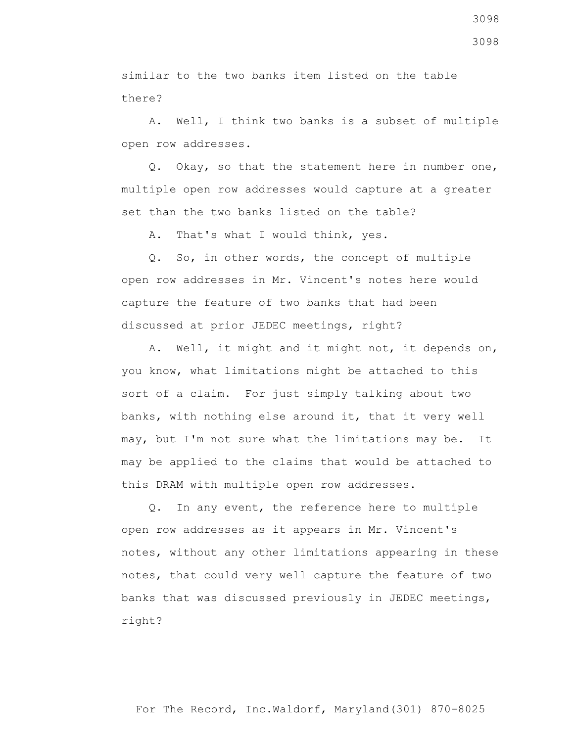similar to the two banks item listed on the table there?

A. Well, I think two banks is a subset of multiple open row addresses.

Q. Okay, so that the statement here in number one, multiple open row addresses would capture at a greater set than the two banks listed on the table?

A. That's what I would think, yes.

Q. So, in other words, the concept of multiple open row addresses in Mr. Vincent's notes here would capture the feature of two banks that had been discussed at prior JEDEC meetings, right?

A. Well, it might and it might not, it depends on, you know, what limitations might be attached to this sort of a claim. For just simply talking about two banks, with nothing else around it, that it very well may, but I'm not sure what the limitations may be. It may be applied to the claims that would be attached to this DRAM with multiple open row addresses.

Q. In any event, the reference here to multiple open row addresses as it appears in Mr. Vincent's notes, without any other limitations appearing in these notes, that could very well capture the feature of two banks that was discussed previously in JEDEC meetings, right?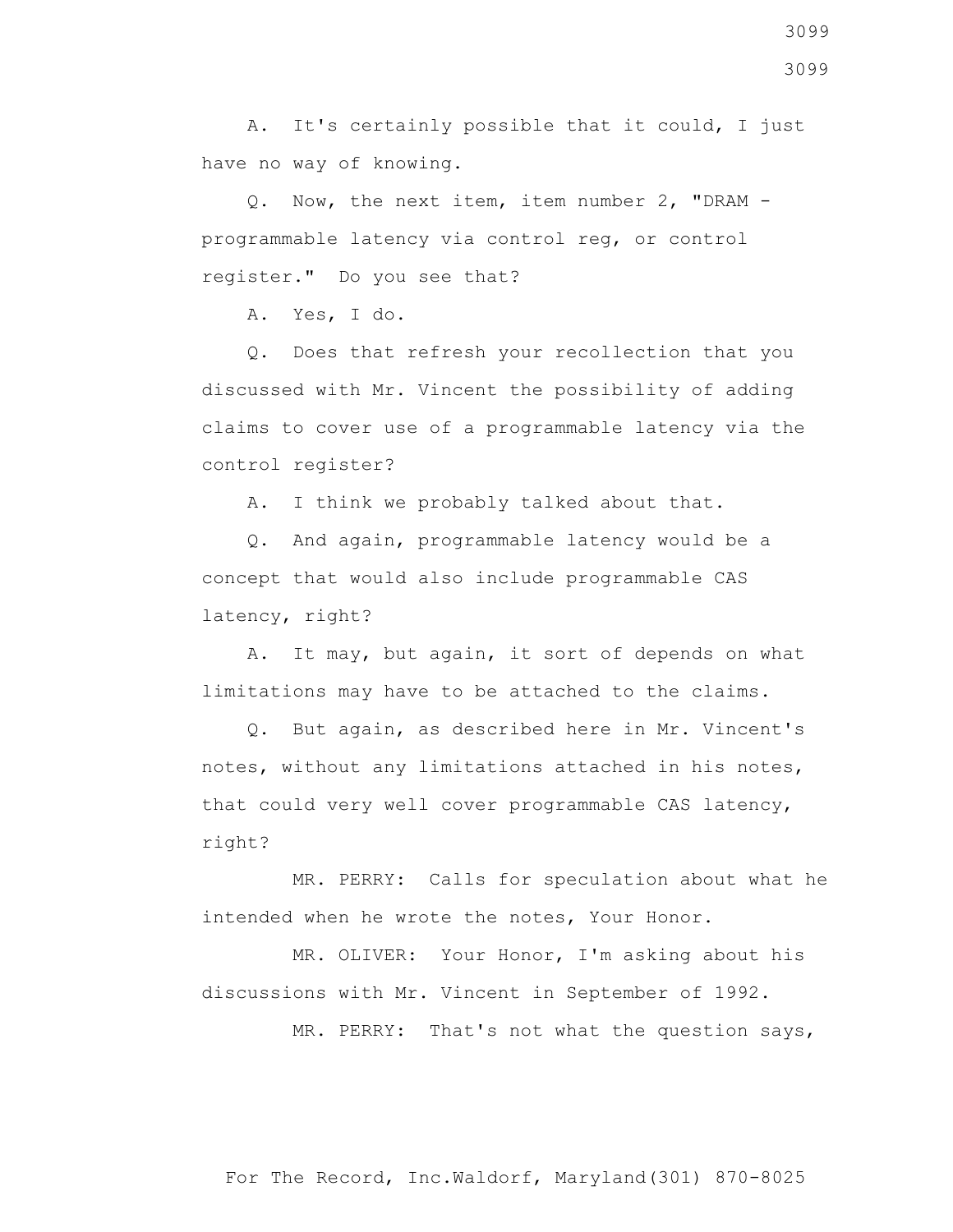A. It's certainly possible that it could, I just have no way of knowing.

Q. Now, the next item, item number 2, "DRAM - programmable latency via control reg, or control register." Do you see that?

A. Yes, I do.

Q. Does that refresh your recollection that you discussed with Mr. Vincent the possibility of adding claims to cover use of a programmable latency via the control register?

A. I think we probably talked about that.

Q. And again, programmable latency would be a concept that would also include programmable CAS latency, right?

A. It may, but again, it sort of depends on what limitations may have to be attached to the claims.

Q. But again, as described here in Mr. Vincent's notes, without any limitations attached in his notes, that could very well cover programmable CAS latency, right?

MR. PERRY: Calls for speculation about what he intended when he wrote the notes, Your Honor.

MR. OLIVER: Your Honor, I'm asking about his discussions with Mr. Vincent in September of 1992.

MR. PERRY: That's not what the question says,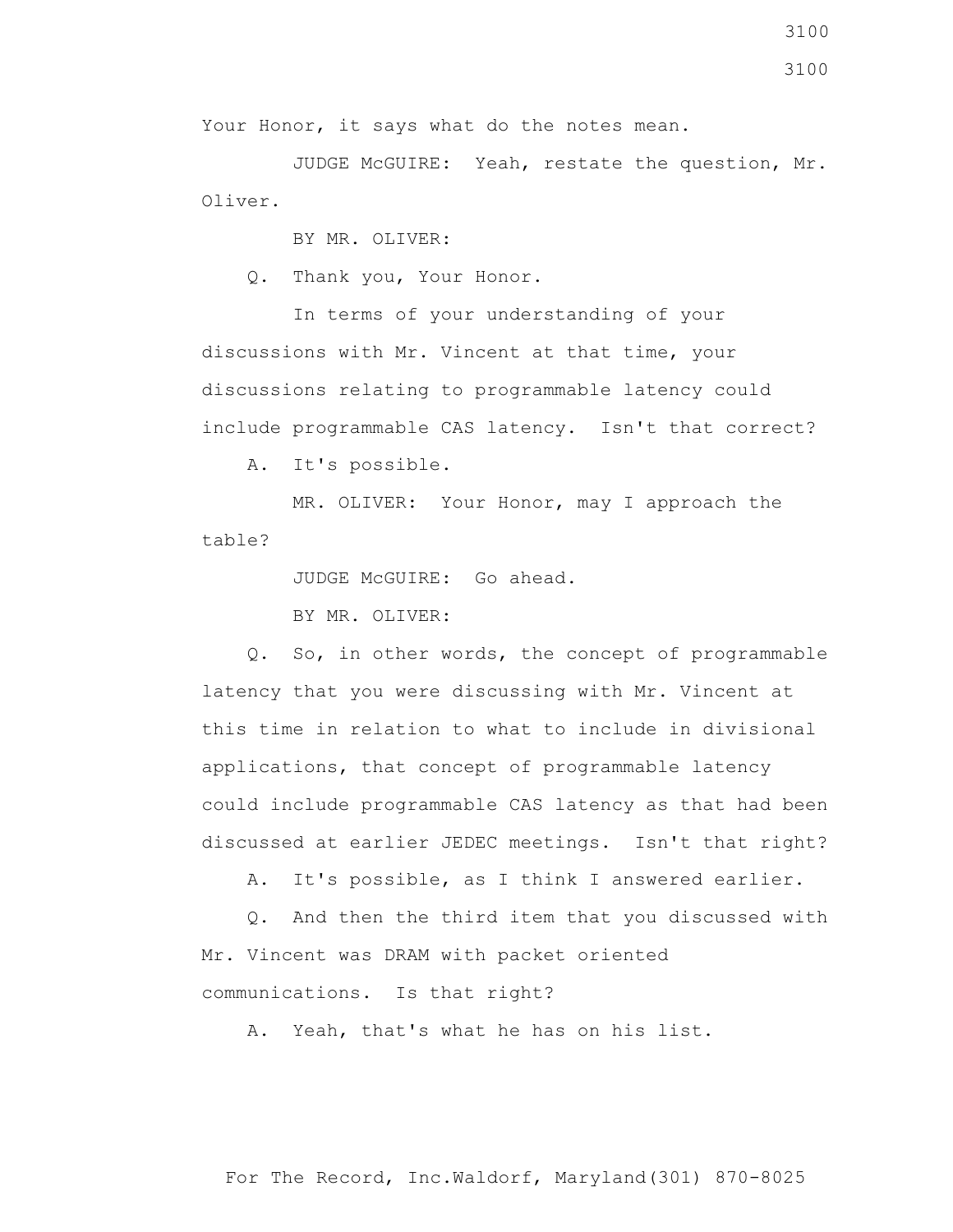Your Honor, it says what do the notes mean.

JUDGE McGUIRE: Yeah, restate the question, Mr. Oliver.

BY MR. OLIVER:

Q. Thank you, Your Honor.

In terms of your understanding of your discussions with Mr. Vincent at that time, your discussions relating to programmable latency could include programmable CAS latency. Isn't that correct?

A. It's possible.

MR. OLIVER: Your Honor, may I approach the table?

JUDGE McGUIRE: Go ahead.

BY MR. OLIVER:

Q. So, in other words, the concept of programmable latency that you were discussing with Mr. Vincent at this time in relation to what to include in divisional applications, that concept of programmable latency could include programmable CAS latency as that had been discussed at earlier JEDEC meetings. Isn't that right?

A. It's possible, as I think I answered earlier.

Q. And then the third item that you discussed with Mr. Vincent was DRAM with packet oriented communications. Is that right?

A. Yeah, that's what he has on his list.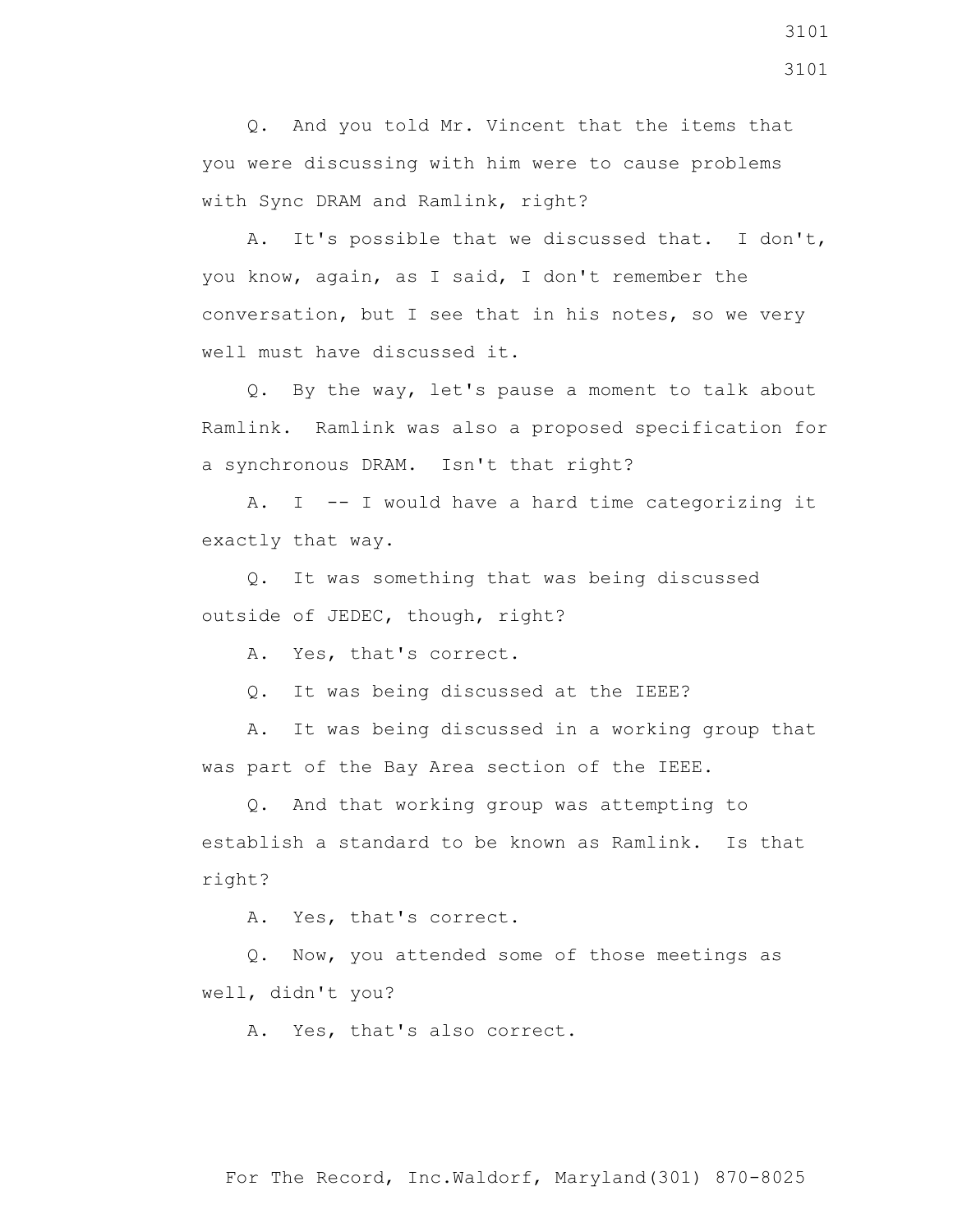Q. And you told Mr. Vincent that the items that you were discussing with him were to cause problems with Sync DRAM and Ramlink, right?

A. It's possible that we discussed that. I don't, you know, again, as I said, I don't remember the conversation, but I see that in his notes, so we very well must have discussed it.

Q. By the way, let's pause a moment to talk about Ramlink. Ramlink was also a proposed specification for a synchronous DRAM. Isn't that right?

A. I -- I would have a hard time categorizing it exactly that way.

Q. It was something that was being discussed outside of JEDEC, though, right?

A. Yes, that's correct.

Q. It was being discussed at the IEEE?

A. It was being discussed in a working group that was part of the Bay Area section of the IEEE.

Q. And that working group was attempting to establish a standard to be known as Ramlink. Is that right?

A. Yes, that's correct.

Q. Now, you attended some of those meetings as well, didn't you?

A. Yes, that's also correct.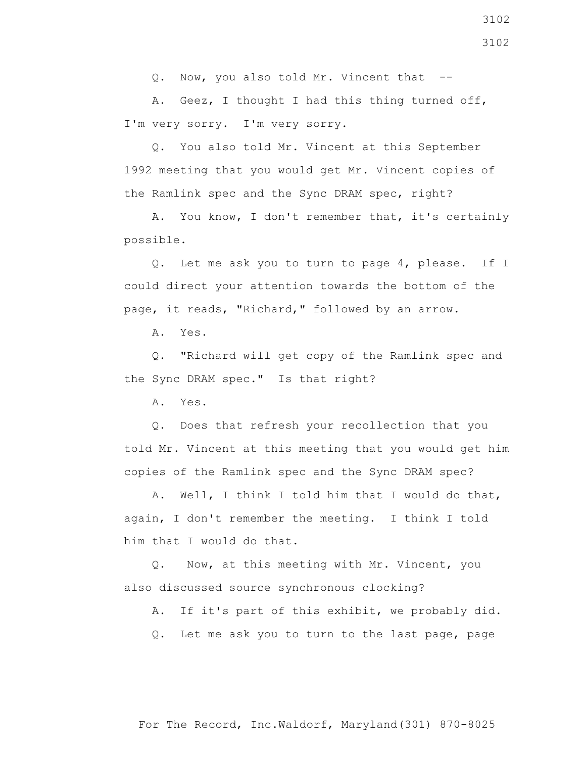Q. Now, you also told Mr. Vincent that --

A. Geez, I thought I had this thing turned off, I'm very sorry. I'm very sorry.

Q. You also told Mr. Vincent at this September 1992 meeting that you would get Mr. Vincent copies of the Ramlink spec and the Sync DRAM spec, right?

A. You know, I don't remember that, it's certainly possible.

Q. Let me ask you to turn to page 4, please. If I could direct your attention towards the bottom of the page, it reads, "Richard," followed by an arrow.

A. Yes.

Q. "Richard will get copy of the Ramlink spec and the Sync DRAM spec." Is that right?

A. Yes.

Q. Does that refresh your recollection that you told Mr. Vincent at this meeting that you would get him copies of the Ramlink spec and the Sync DRAM spec?

A. Well, I think I told him that I would do that, again, I don't remember the meeting. I think I told him that I would do that.

Q. Now, at this meeting with Mr. Vincent, you also discussed source synchronous clocking?

A. If it's part of this exhibit, we probably did.

Q. Let me ask you to turn to the last page, page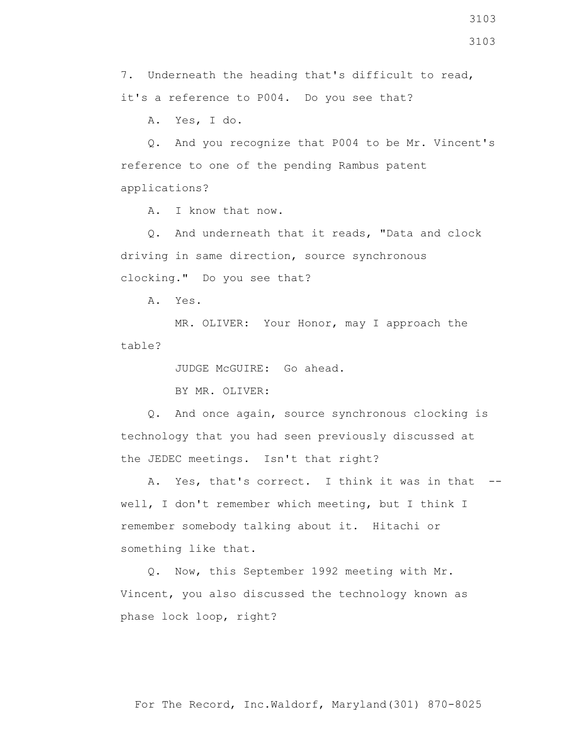7. Underneath the heading that's difficult to read, it's a reference to P004. Do you see that?

A. Yes, I do.

Q. And you recognize that P004 to be Mr. Vincent's reference to one of the pending Rambus patent applications?

A. I know that now.

Q. And underneath that it reads, "Data and clock driving in same direction, source synchronous clocking." Do you see that?

A. Yes.

MR. OLIVER: Your Honor, may I approach the table?

JUDGE McGUIRE: Go ahead.

BY MR. OLIVER:

Q. And once again, source synchronous clocking is technology that you had seen previously discussed at the JEDEC meetings. Isn't that right?

A. Yes, that's correct. I think it was in that -- well, I don't remember which meeting, but I think I remember somebody talking about it. Hitachi or something like that.

Q. Now, this September 1992 meeting with Mr. Vincent, you also discussed the technology known as phase lock loop, right?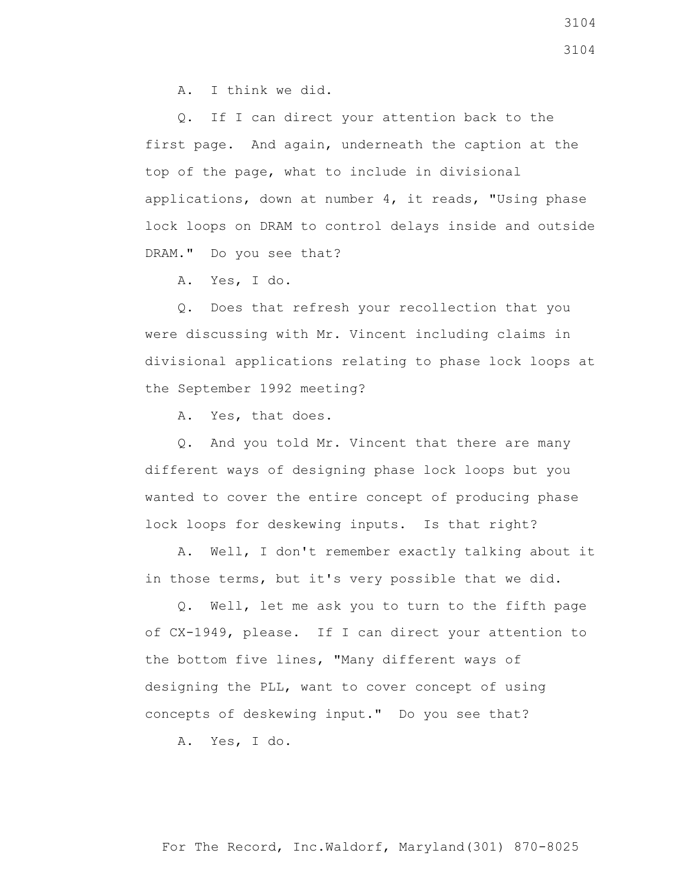A. I think we did.

Q. If I can direct your attention back to the first page. And again, underneath the caption at the top of the page, what to include in divisional applications, down at number 4, it reads, "Using phase lock loops on DRAM to control delays inside and outside DRAM." Do you see that?

A. Yes, I do.

Q. Does that refresh your recollection that you were discussing with Mr. Vincent including claims in divisional applications relating to phase lock loops at the September 1992 meeting?

A. Yes, that does.

Q. And you told Mr. Vincent that there are many different ways of designing phase lock loops but you wanted to cover the entire concept of producing phase lock loops for deskewing inputs. Is that right?

A. Well, I don't remember exactly talking about it in those terms, but it's very possible that we did.

Q. Well, let me ask you to turn to the fifth page of CX-1949, please. If I can direct your attention to the bottom five lines, "Many different ways of designing the PLL, want to cover concept of using concepts of deskewing input." Do you see that?

A. Yes, I do.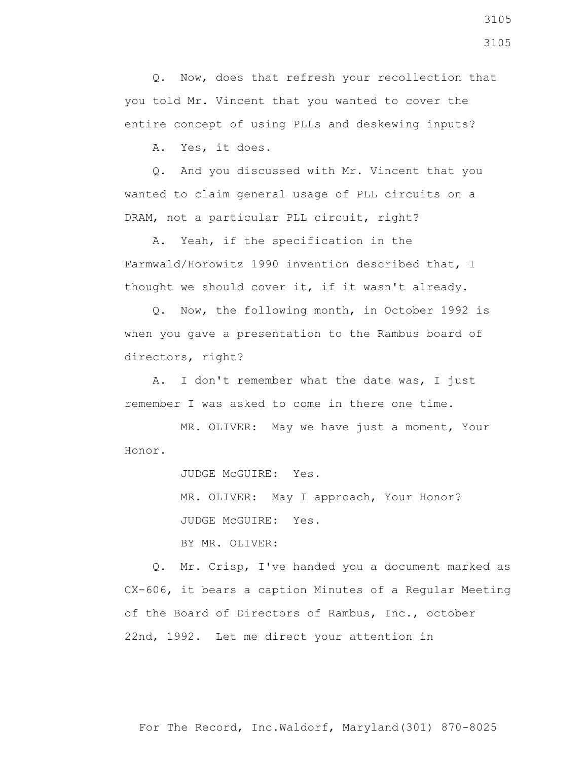Q. Now, does that refresh your recollection that you told Mr. Vincent that you wanted to cover the entire concept of using PLLs and deskewing inputs?

A. Yes, it does.

Q. And you discussed with Mr. Vincent that you wanted to claim general usage of PLL circuits on a DRAM, not a particular PLL circuit, right?

A. Yeah, if the specification in the Farmwald/Horowitz 1990 invention described that, I thought we should cover it, if it wasn't already.

Q. Now, the following month, in October 1992 is when you gave a presentation to the Rambus board of directors, right?

A. I don't remember what the date was, I just remember I was asked to come in there one time.

MR. OLIVER: May we have just a moment, Your Honor.

JUDGE McGUIRE: Yes.

MR. OLIVER: May I approach, Your Honor?

JUDGE McGUIRE: Yes.

BY MR. OLIVER:

Q. Mr. Crisp, I've handed you a document marked as CX-606, it bears a caption Minutes of a Regular Meeting of the Board of Directors of Rambus, Inc., october 22nd, 1992. Let me direct your attention in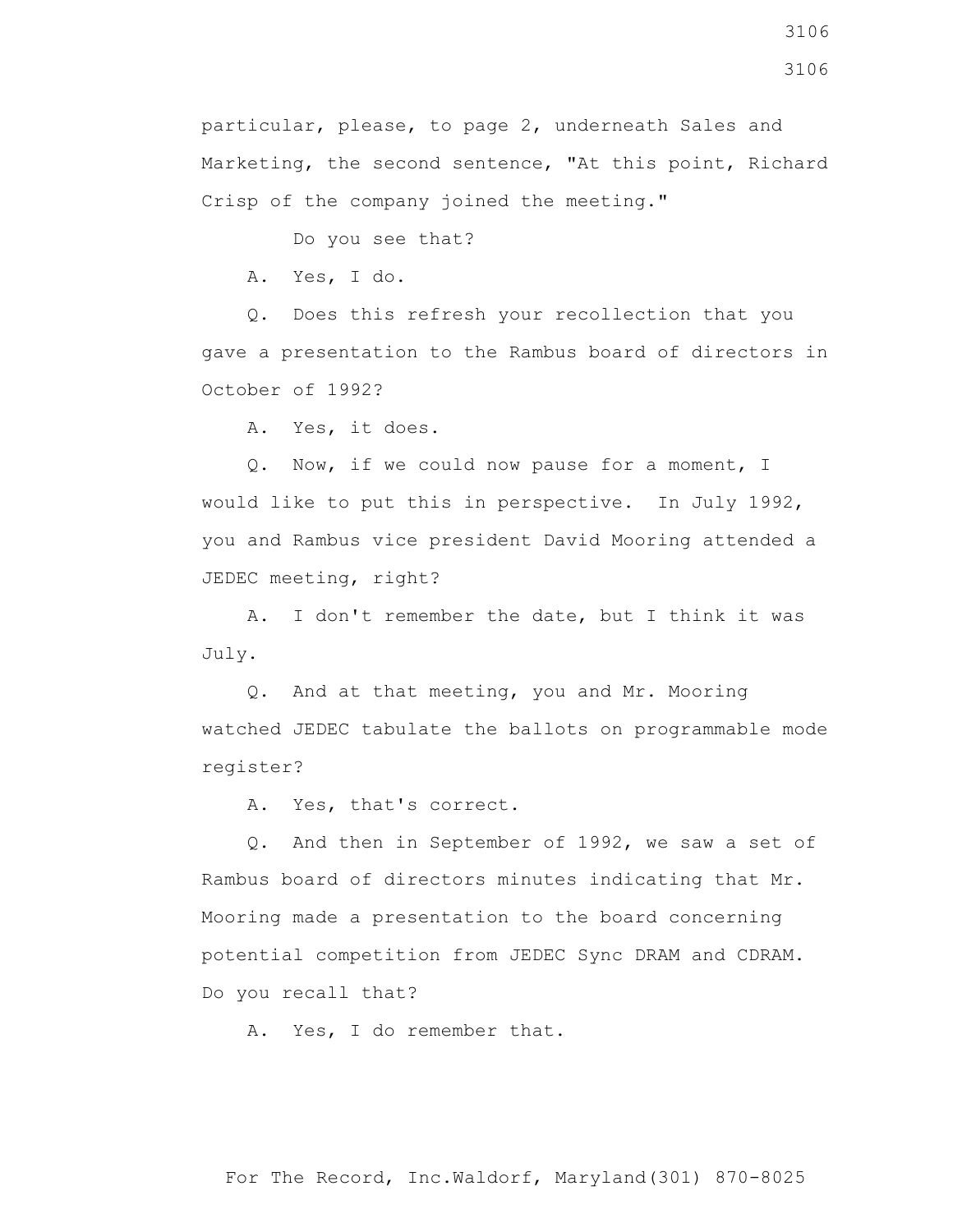particular, please, to page 2, underneath Sales and Marketing, the second sentence, "At this point, Richard Crisp of the company joined the meeting."

Do you see that?

A. Yes, I do.

Q. Does this refresh your recollection that you gave a presentation to the Rambus board of directors in October of 1992?

A. Yes, it does.

Q. Now, if we could now pause for a moment, I would like to put this in perspective. In July 1992, you and Rambus vice president David Mooring attended a JEDEC meeting, right?

A. I don't remember the date, but I think it was July.

Q. And at that meeting, you and Mr. Mooring watched JEDEC tabulate the ballots on programmable mode register?

A. Yes, that's correct.

Q. And then in September of 1992, we saw a set of Rambus board of directors minutes indicating that Mr. Mooring made a presentation to the board concerning potential competition from JEDEC Sync DRAM and CDRAM. Do you recall that?

A. Yes, I do remember that.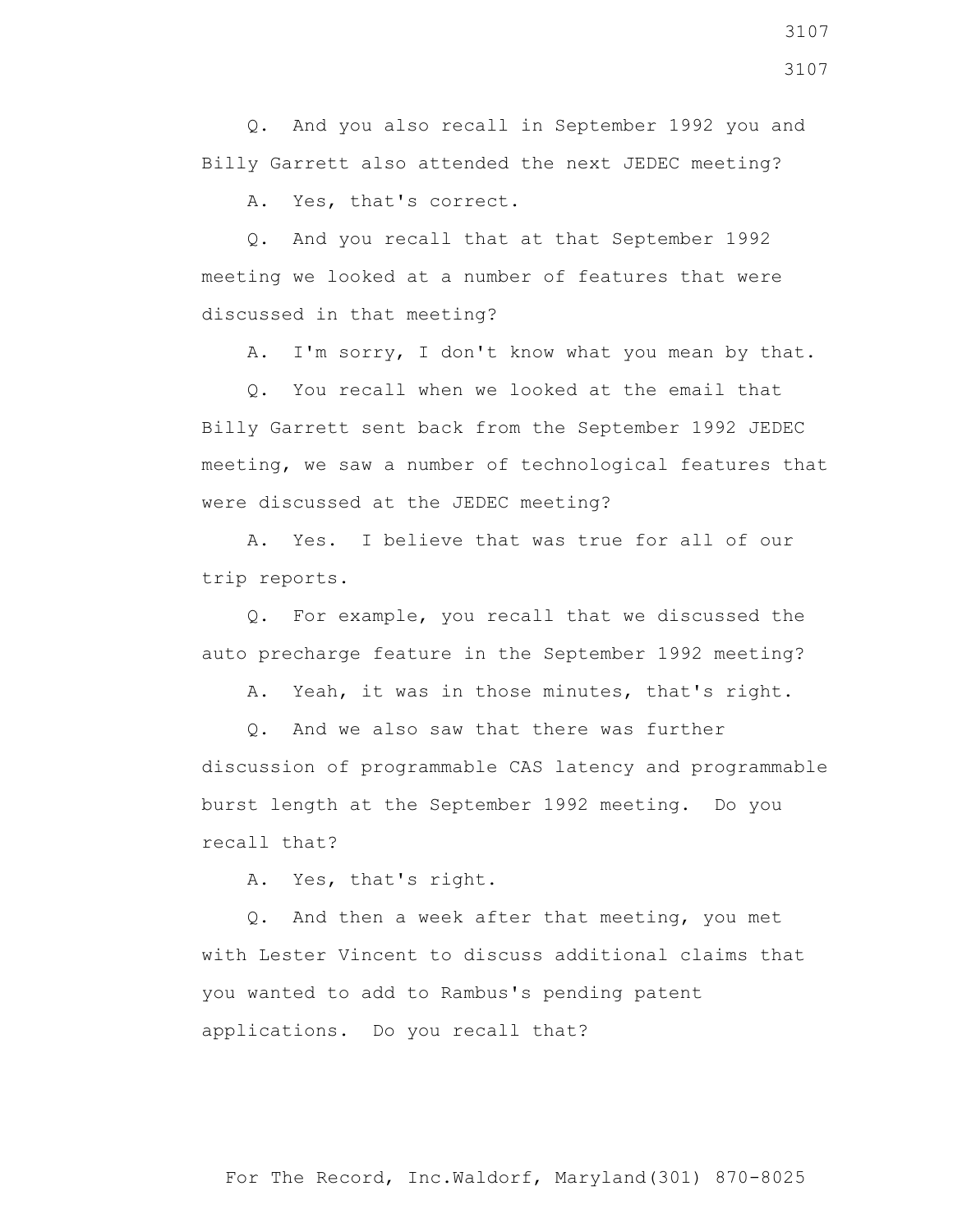Q. And you also recall in September 1992 you and Billy Garrett also attended the next JEDEC meeting?

A. Yes, that's correct.

Q. And you recall that at that September 1992 meeting we looked at a number of features that were discussed in that meeting?

A. I'm sorry, I don't know what you mean by that.

Q. You recall when we looked at the email that Billy Garrett sent back from the September 1992 JEDEC meeting, we saw a number of technological features that were discussed at the JEDEC meeting?

A. Yes. I believe that was true for all of our trip reports.

Q. For example, you recall that we discussed the auto precharge feature in the September 1992 meeting?

A. Yeah, it was in those minutes, that's right.

Q. And we also saw that there was further discussion of programmable CAS latency and programmable burst length at the September 1992 meeting. Do you recall that?

A. Yes, that's right.

Q. And then a week after that meeting, you met with Lester Vincent to discuss additional claims that you wanted to add to Rambus's pending patent applications. Do you recall that?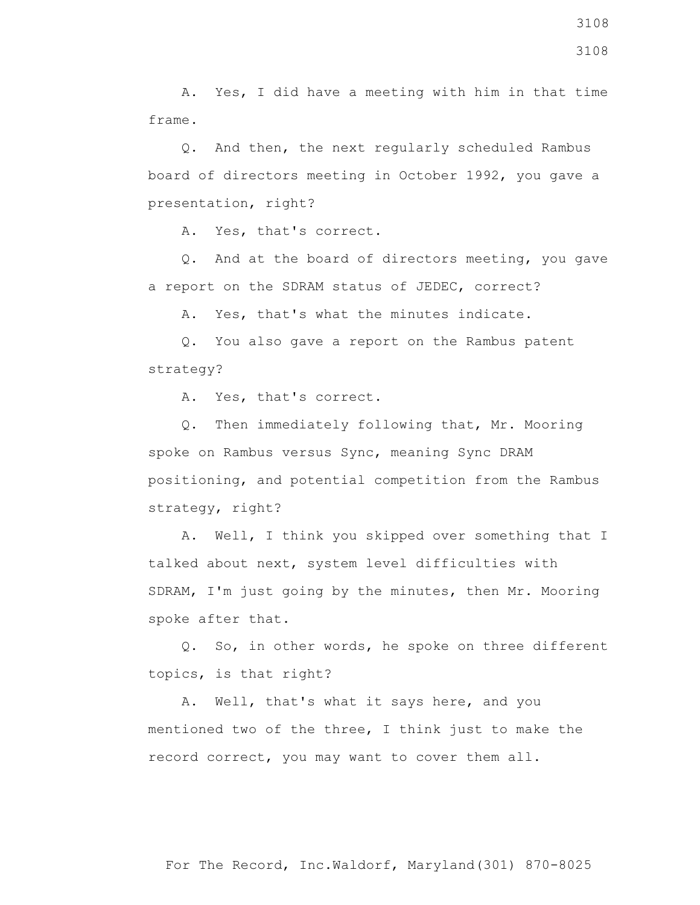A. Yes, I did have a meeting with him in that time frame.

Q. And then, the next regularly scheduled Rambus board of directors meeting in October 1992, you gave a presentation, right?

A. Yes, that's correct.

Q. And at the board of directors meeting, you gave a report on the SDRAM status of JEDEC, correct?

A. Yes, that's what the minutes indicate.

Q. You also gave a report on the Rambus patent strategy?

A. Yes, that's correct.

Q. Then immediately following that, Mr. Mooring spoke on Rambus versus Sync, meaning Sync DRAM positioning, and potential competition from the Rambus strategy, right?

A. Well, I think you skipped over something that I talked about next, system level difficulties with SDRAM, I'm just going by the minutes, then Mr. Mooring spoke after that.

Q. So, in other words, he spoke on three different topics, is that right?

A. Well, that's what it says here, and you mentioned two of the three, I think just to make the record correct, you may want to cover them all.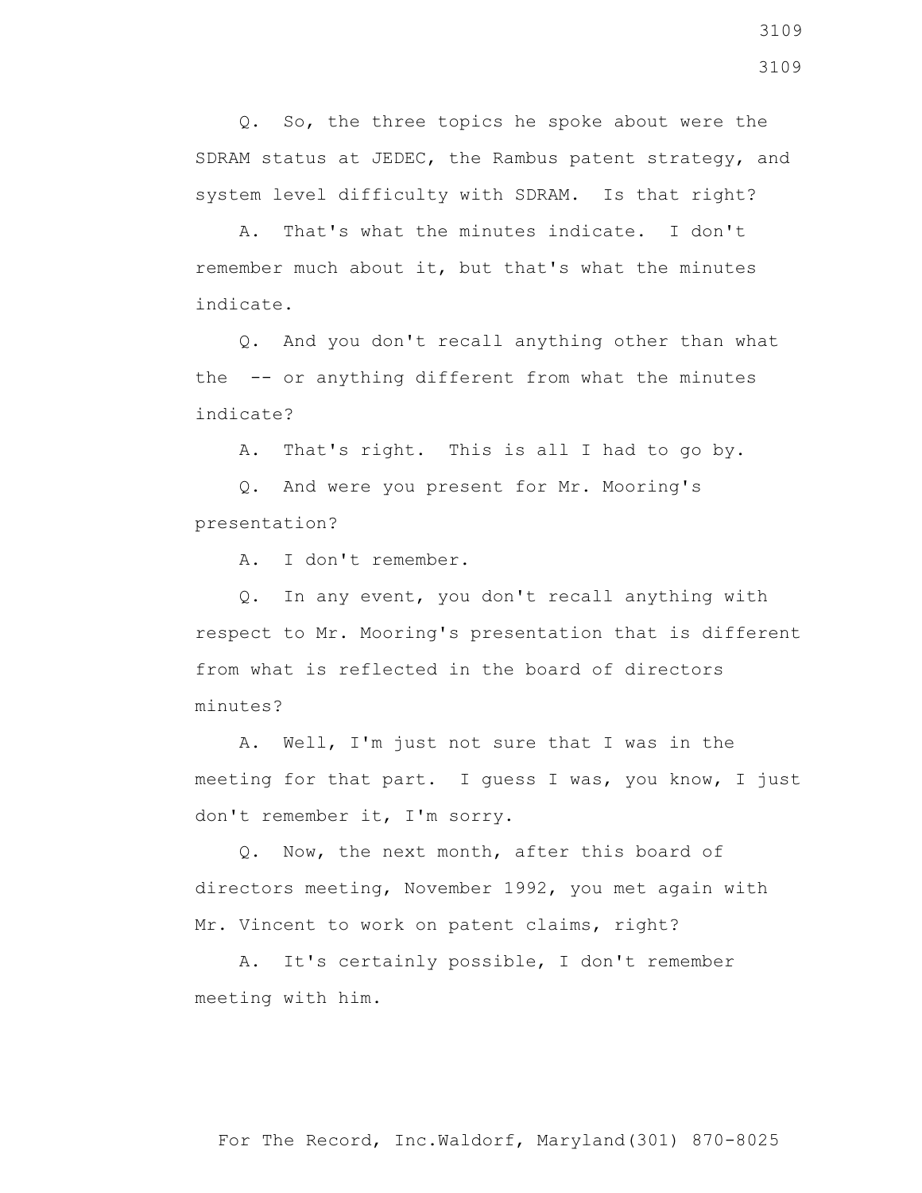Q. So, the three topics he spoke about were the SDRAM status at JEDEC, the Rambus patent strategy, and system level difficulty with SDRAM. Is that right?

A. That's what the minutes indicate. I don't remember much about it, but that's what the minutes indicate.

Q. And you don't recall anything other than what the -- or anything different from what the minutes indicate?

A. That's right. This is all I had to go by.

Q. And were you present for Mr. Mooring's presentation?

A. I don't remember.

Q. In any event, you don't recall anything with respect to Mr. Mooring's presentation that is different from what is reflected in the board of directors minutes?

A. Well, I'm just not sure that I was in the meeting for that part. I guess I was, you know, I just don't remember it, I'm sorry.

Q. Now, the next month, after this board of directors meeting, November 1992, you met again with Mr. Vincent to work on patent claims, right?

A. It's certainly possible, I don't remember meeting with him.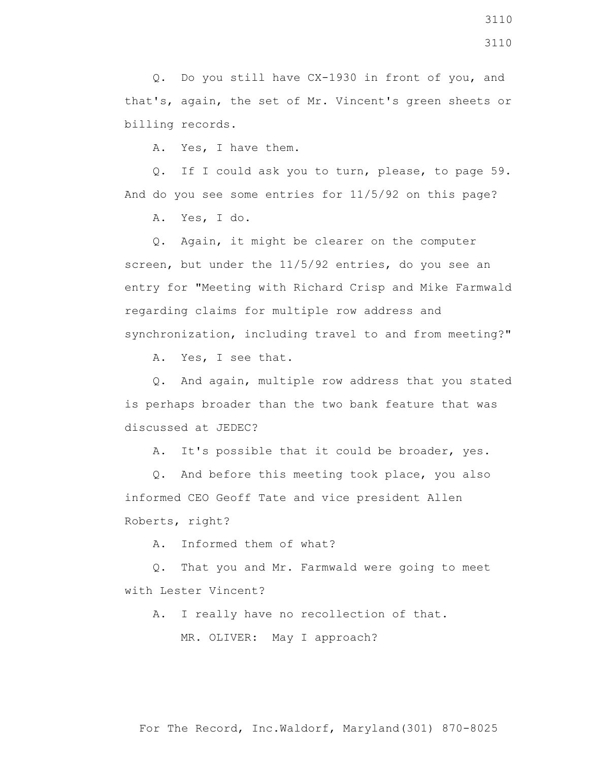Q. Do you still have CX-1930 in front of you, and that's, again, the set of Mr. Vincent's green sheets or billing records.

A. Yes, I have them.

Q. If I could ask you to turn, please, to page 59. And do you see some entries for 11/5/92 on this page?

A. Yes, I do.

Q. Again, it might be clearer on the computer screen, but under the 11/5/92 entries, do you see an entry for "Meeting with Richard Crisp and Mike Farmwald regarding claims for multiple row address and synchronization, including travel to and from meeting?"

A. Yes, I see that.

Q. And again, multiple row address that you stated is perhaps broader than the two bank feature that was discussed at JEDEC?

A. It's possible that it could be broader, yes.

Q. And before this meeting took place, you also informed CEO Geoff Tate and vice president Allen Roberts, right?

A. Informed them of what?

Q. That you and Mr. Farmwald were going to meet with Lester Vincent?

A. I really have no recollection of that.

MR. OLIVER: May I approach?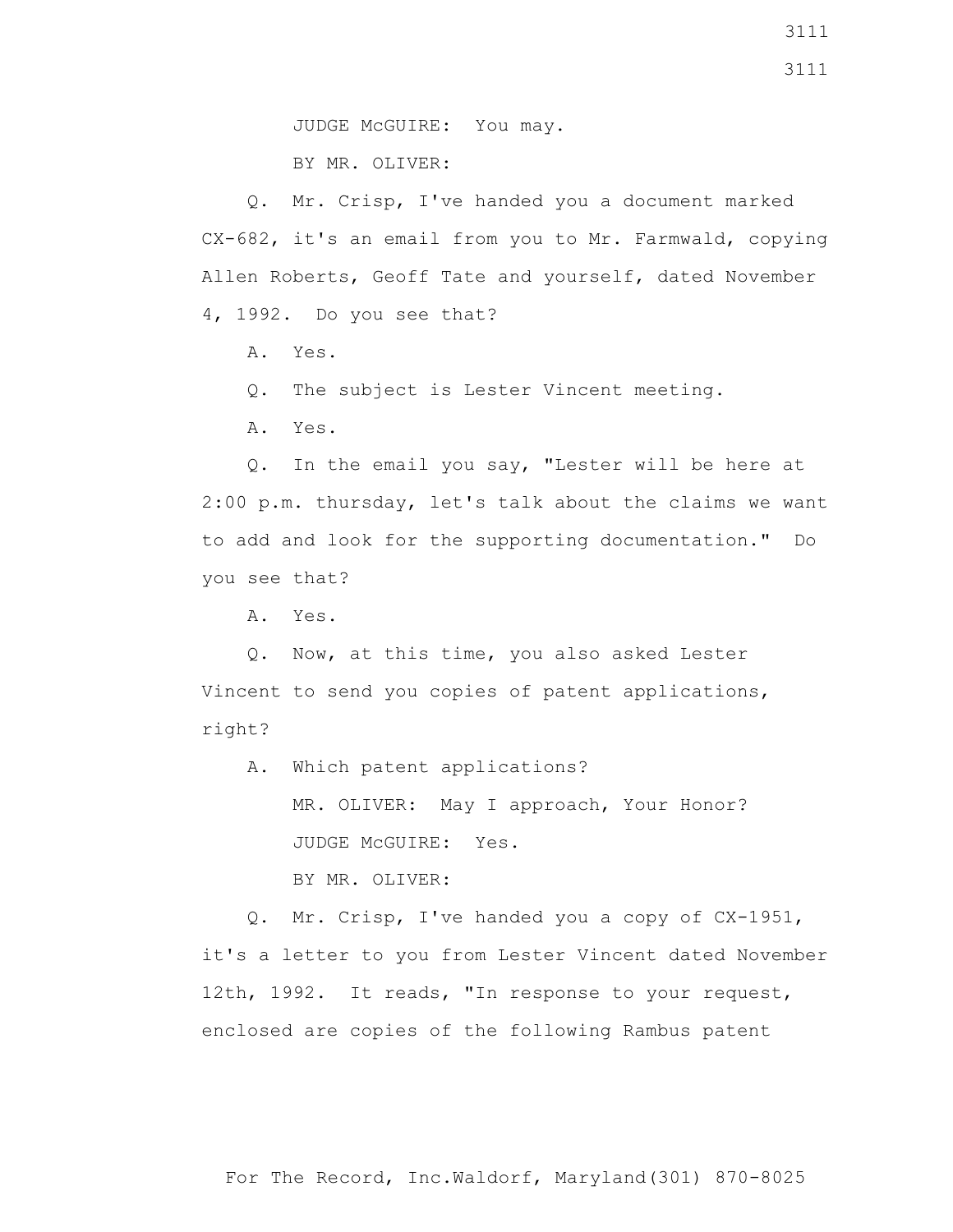JUDGE McGUIRE: You may.

BY MR. OLIVER:

Q. Mr. Crisp, I've handed you a document marked CX-682, it's an email from you to Mr. Farmwald, copying Allen Roberts, Geoff Tate and yourself, dated November 4, 1992. Do you see that?

A. Yes.

Q. The subject is Lester Vincent meeting.

A. Yes.

Q. In the email you say, "Lester will be here at 2:00 p.m. thursday, let's talk about the claims we want to add and look for the supporting documentation." Do you see that?

A. Yes.

Q. Now, at this time, you also asked Lester Vincent to send you copies of patent applications, right?

A. Which patent applications?

MR. OLIVER: May I approach, Your Honor?

JUDGE McGUIRE: Yes.

BY MR. OLIVER:

Q. Mr. Crisp, I've handed you a copy of CX-1951, it's a letter to you from Lester Vincent dated November 12th, 1992. It reads, "In response to your request, enclosed are copies of the following Rambus patent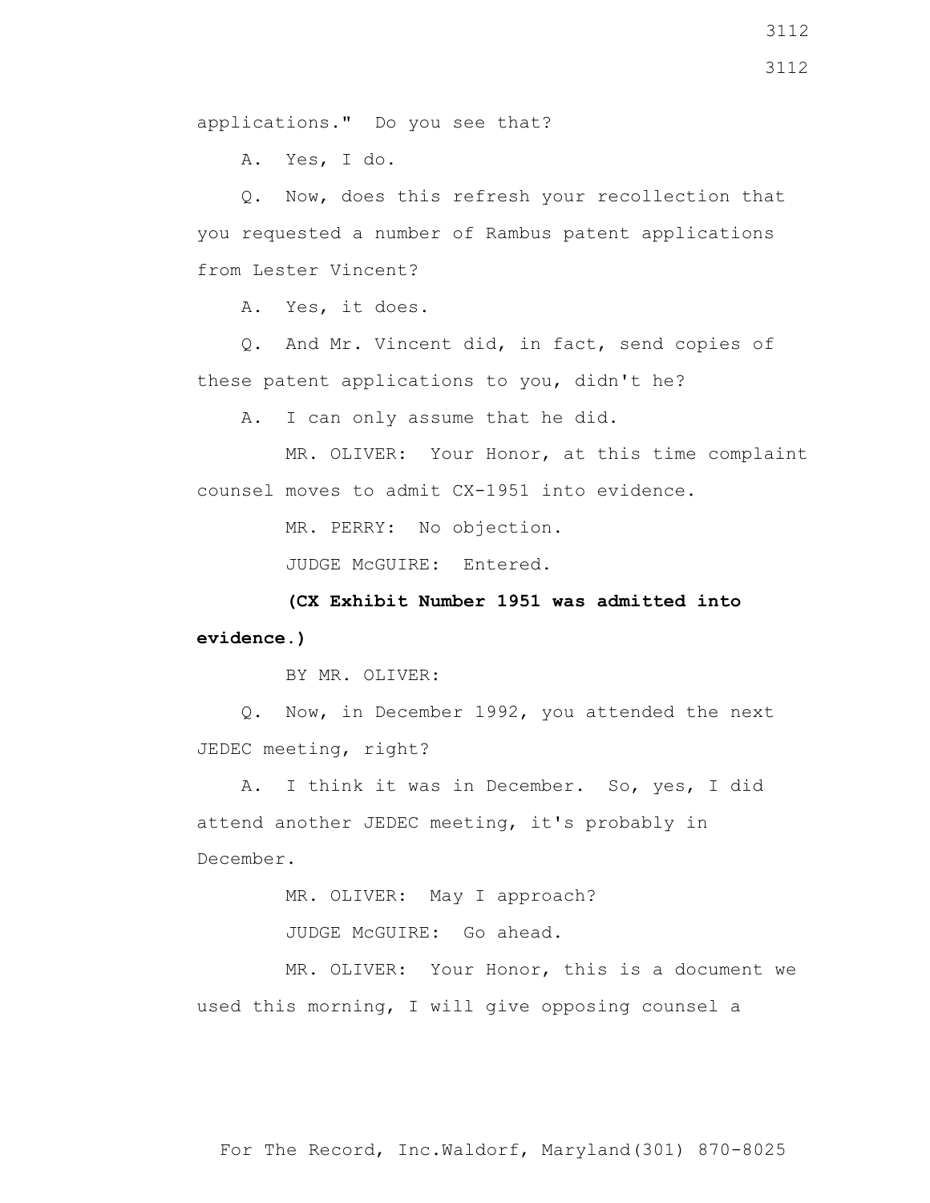applications." Do you see that?

A. Yes, I do.

Q. Now, does this refresh your recollection that you requested a number of Rambus patent applications from Lester Vincent?

A. Yes, it does.

Q. And Mr. Vincent did, in fact, send copies of these patent applications to you, didn't he?

A. I can only assume that he did.

MR. OLIVER: Your Honor, at this time complaint counsel moves to admit CX-1951 into evidence.

MR. PERRY: No objection.

JUDGE McGUIRE: Entered.

**(CX Exhibit Number 1951 was admitted into evidence.)**

BY MR. OLIVER:

Q. Now, in December 1992, you attended the next JEDEC meeting, right?

A. I think it was in December. So, yes, I did attend another JEDEC meeting, it's probably in December.

MR. OLIVER: May I approach?

JUDGE McGUIRE: Go ahead.

MR. OLIVER: Your Honor, this is a document we used this morning, I will give opposing counsel a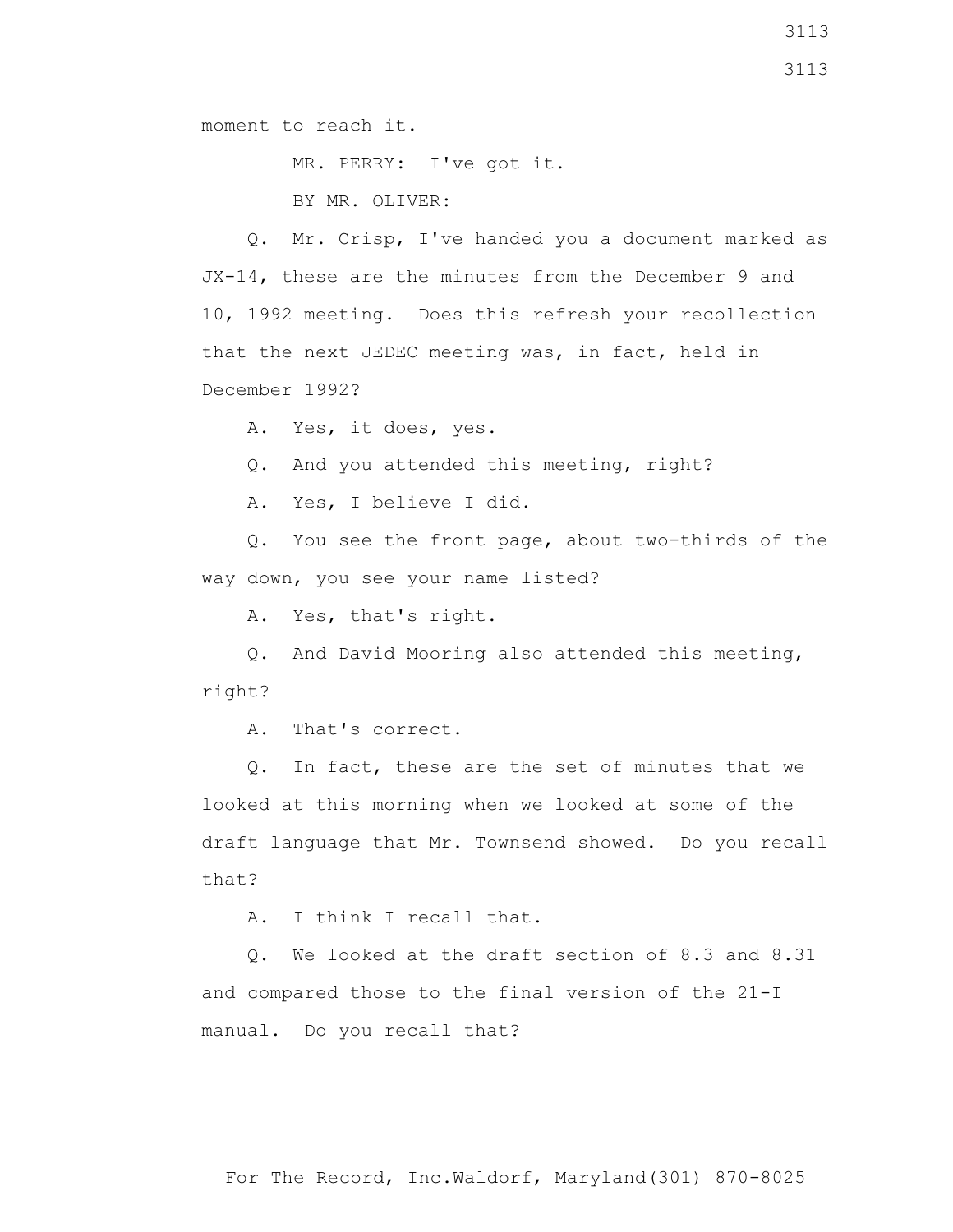moment to reach it.

MR. PERRY: I've got it.

BY MR. OLIVER:

Q. Mr. Crisp, I've handed you a document marked as JX-14, these are the minutes from the December 9 and 10, 1992 meeting. Does this refresh your recollection that the next JEDEC meeting was, in fact, held in December 1992?

A. Yes, it does, yes.

Q. And you attended this meeting, right?

A. Yes, I believe I did.

Q. You see the front page, about two-thirds of the way down, you see your name listed?

A. Yes, that's right.

Q. And David Mooring also attended this meeting, right?

A. That's correct.

Q. In fact, these are the set of minutes that we looked at this morning when we looked at some of the draft language that Mr. Townsend showed. Do you recall that?

A. I think I recall that.

Q. We looked at the draft section of 8.3 and 8.31 and compared those to the final version of the 21-I manual. Do you recall that?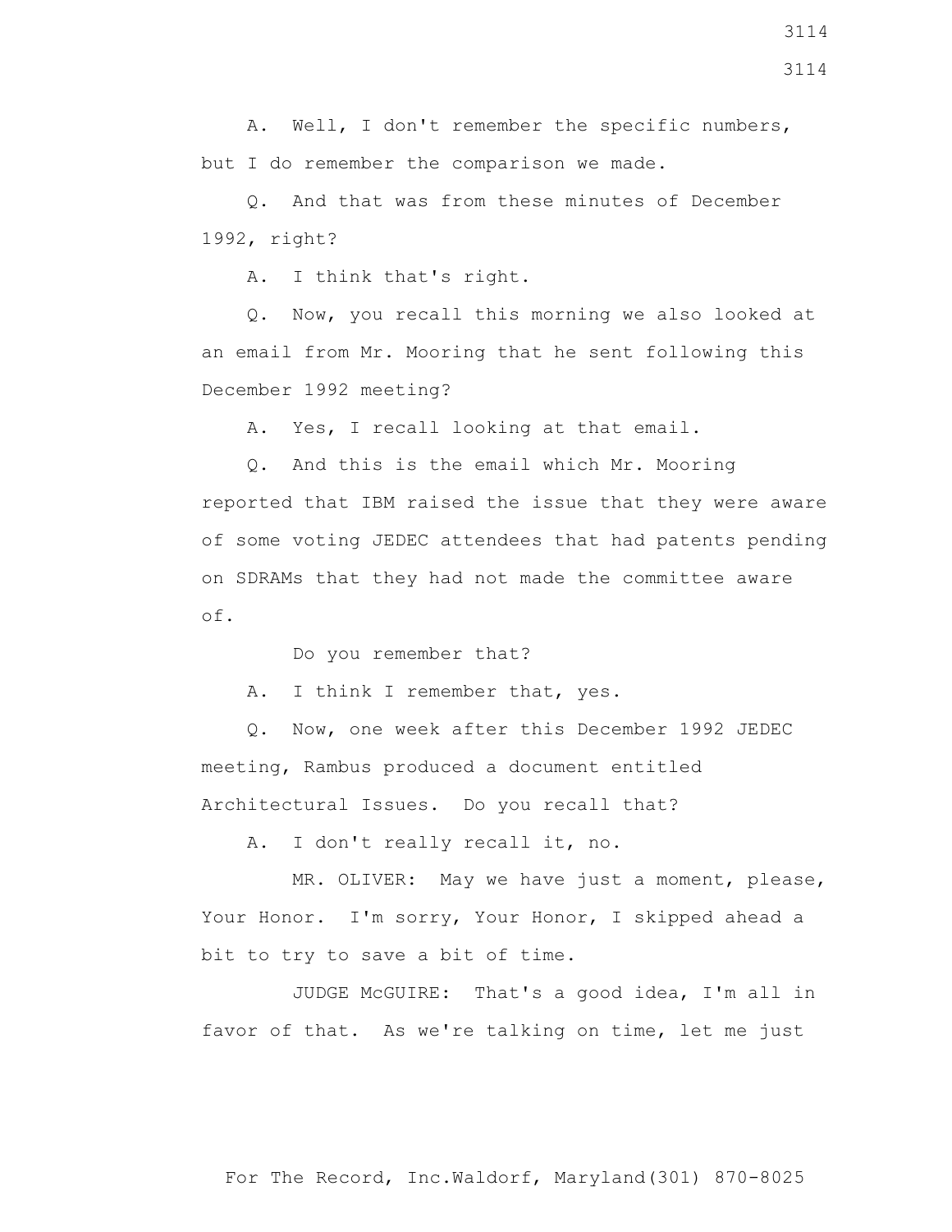A. Well, I don't remember the specific numbers, but I do remember the comparison we made.

Q. And that was from these minutes of December 1992, right?

A. I think that's right.

Q. Now, you recall this morning we also looked at an email from Mr. Mooring that he sent following this December 1992 meeting?

A. Yes, I recall looking at that email.

Q. And this is the email which Mr. Mooring reported that IBM raised the issue that they were aware of some voting JEDEC attendees that had patents pending on SDRAMs that they had not made the committee aware of.

Do you remember that?

A. I think I remember that, yes.

Q. Now, one week after this December 1992 JEDEC meeting, Rambus produced a document entitled Architectural Issues. Do you recall that?

A. I don't really recall it, no.

MR. OLIVER: May we have just a moment, please, Your Honor. I'm sorry, Your Honor, I skipped ahead a bit to try to save a bit of time.

JUDGE McGUIRE: That's a good idea, I'm all in favor of that. As we're talking on time, let me just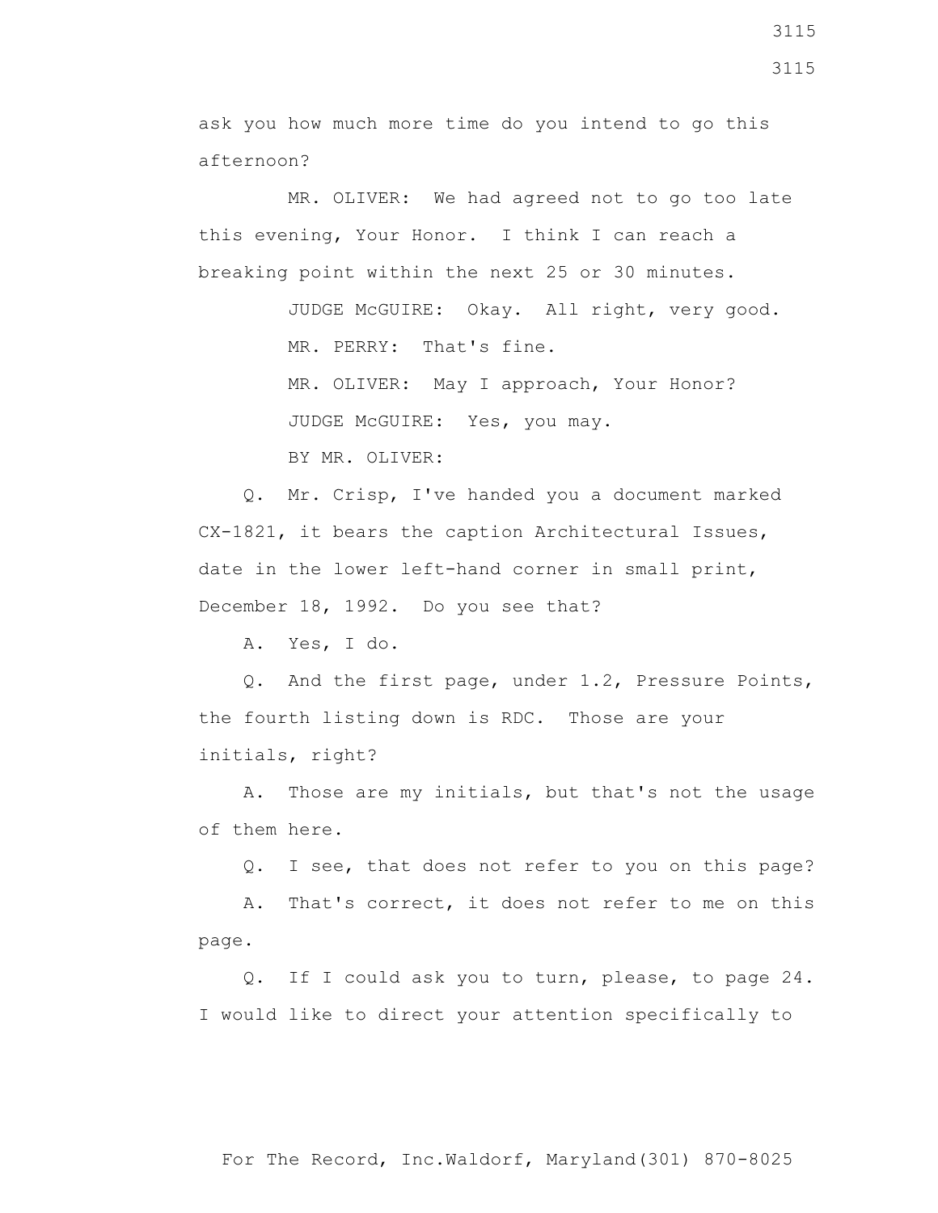ask you how much more time do you intend to go this afternoon?

MR. OLIVER: We had agreed not to go too late this evening, Your Honor. I think I can reach a breaking point within the next 25 or 30 minutes.

JUDGE McGUIRE: Okay. All right, very good.

MR. PERRY: That's fine.

MR. OLIVER: May I approach, Your Honor?

JUDGE McGUIRE: Yes, you may.

BY MR. OLIVER:

Q. Mr. Crisp, I've handed you a document marked CX-1821, it bears the caption Architectural Issues, date in the lower left-hand corner in small print, December 18, 1992. Do you see that?

A. Yes, I do.

Q. And the first page, under 1.2, Pressure Points, the fourth listing down is RDC. Those are your initials, right?

A. Those are my initials, but that's not the usage of them here.

Q. I see, that does not refer to you on this page?

A. That's correct, it does not refer to me on this page.

Q. If I could ask you to turn, please, to page 24. I would like to direct your attention specifically to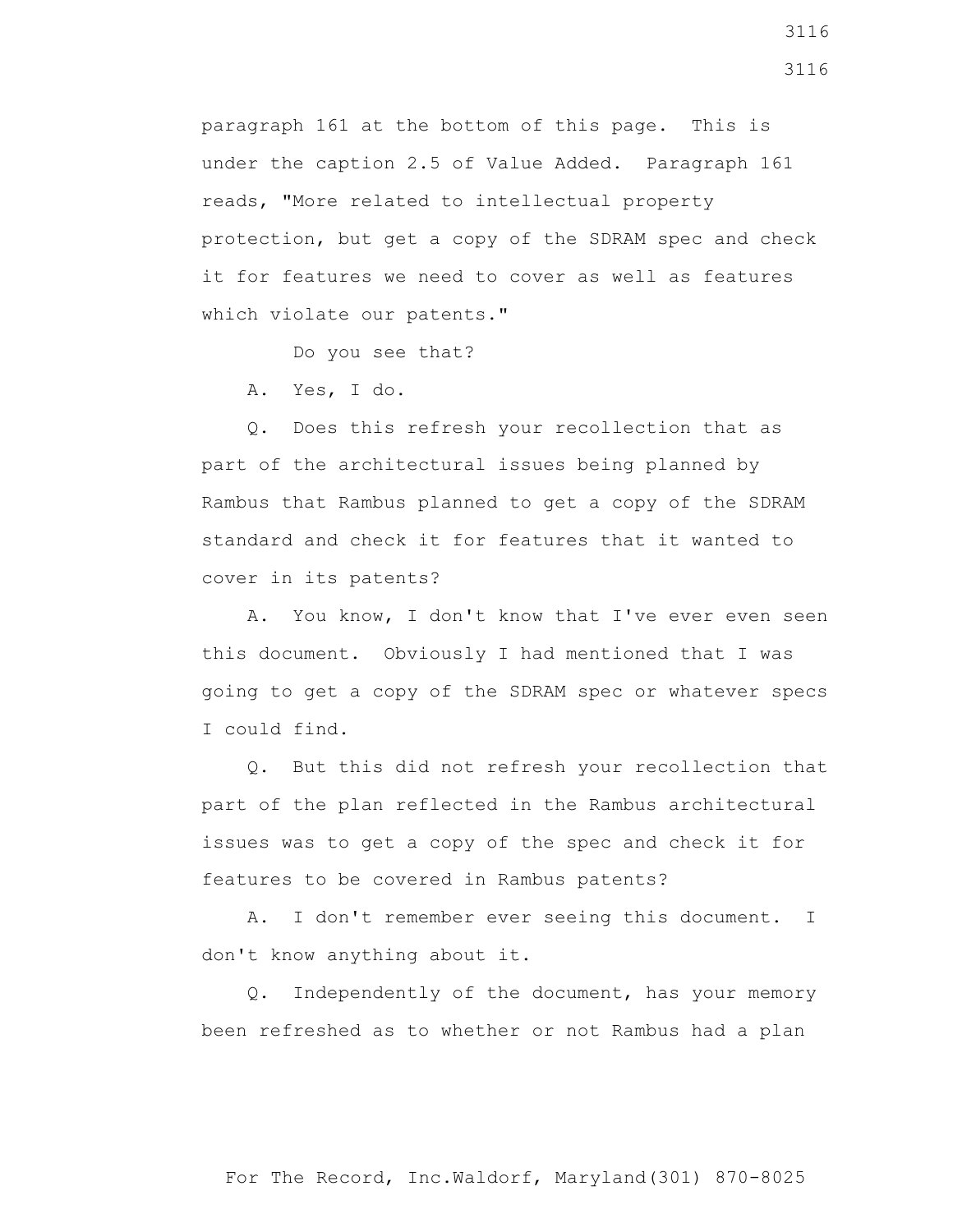paragraph 161 at the bottom of this page. This is under the caption 2.5 of Value Added. Paragraph 161 reads, "More related to intellectual property protection, but get a copy of the SDRAM spec and check it for features we need to cover as well as features which violate our patents."

Do you see that?

A. Yes, I do.

Q. Does this refresh your recollection that as part of the architectural issues being planned by Rambus that Rambus planned to get a copy of the SDRAM standard and check it for features that it wanted to cover in its patents?

A. You know, I don't know that I've ever even seen this document. Obviously I had mentioned that I was going to get a copy of the SDRAM spec or whatever specs I could find.

Q. But this did not refresh your recollection that part of the plan reflected in the Rambus architectural issues was to get a copy of the spec and check it for features to be covered in Rambus patents?

A. I don't remember ever seeing this document. I don't know anything about it.

Q. Independently of the document, has your memory been refreshed as to whether or not Rambus had a plan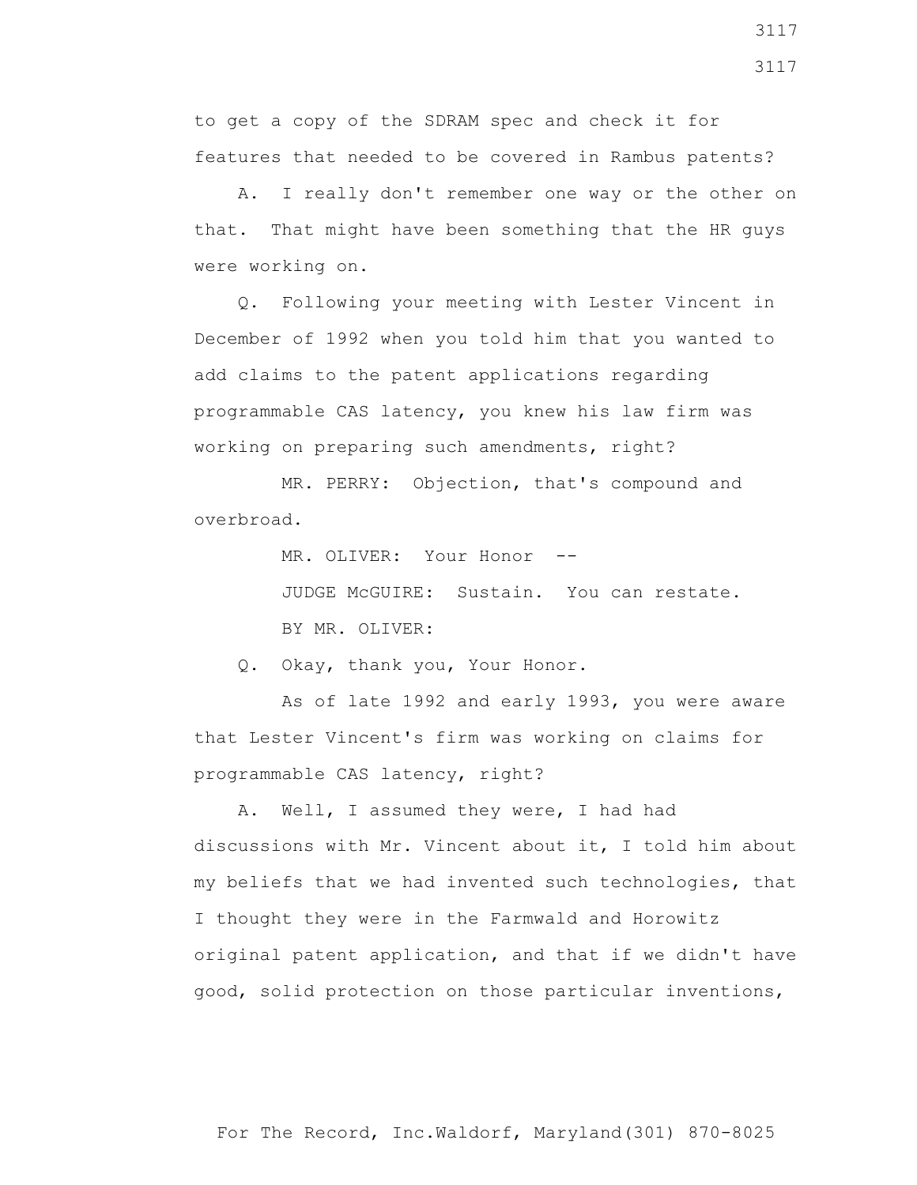to get a copy of the SDRAM spec and check it for features that needed to be covered in Rambus patents?

A. I really don't remember one way or the other on that. That might have been something that the HR guys were working on.

Q. Following your meeting with Lester Vincent in December of 1992 when you told him that you wanted to add claims to the patent applications regarding programmable CAS latency, you knew his law firm was working on preparing such amendments, right?

MR. PERRY: Objection, that's compound and overbroad.

MR. OLIVER: Your Honor --

JUDGE McGUIRE: Sustain. You can restate.

BY MR. OLIVER:

Q. Okay, thank you, Your Honor.

As of late 1992 and early 1993, you were aware that Lester Vincent's firm was working on claims for programmable CAS latency, right?

A. Well, I assumed they were, I had had discussions with Mr. Vincent about it, I told him about my beliefs that we had invented such technologies, that I thought they were in the Farmwald and Horowitz original patent application, and that if we didn't have good, solid protection on those particular inventions,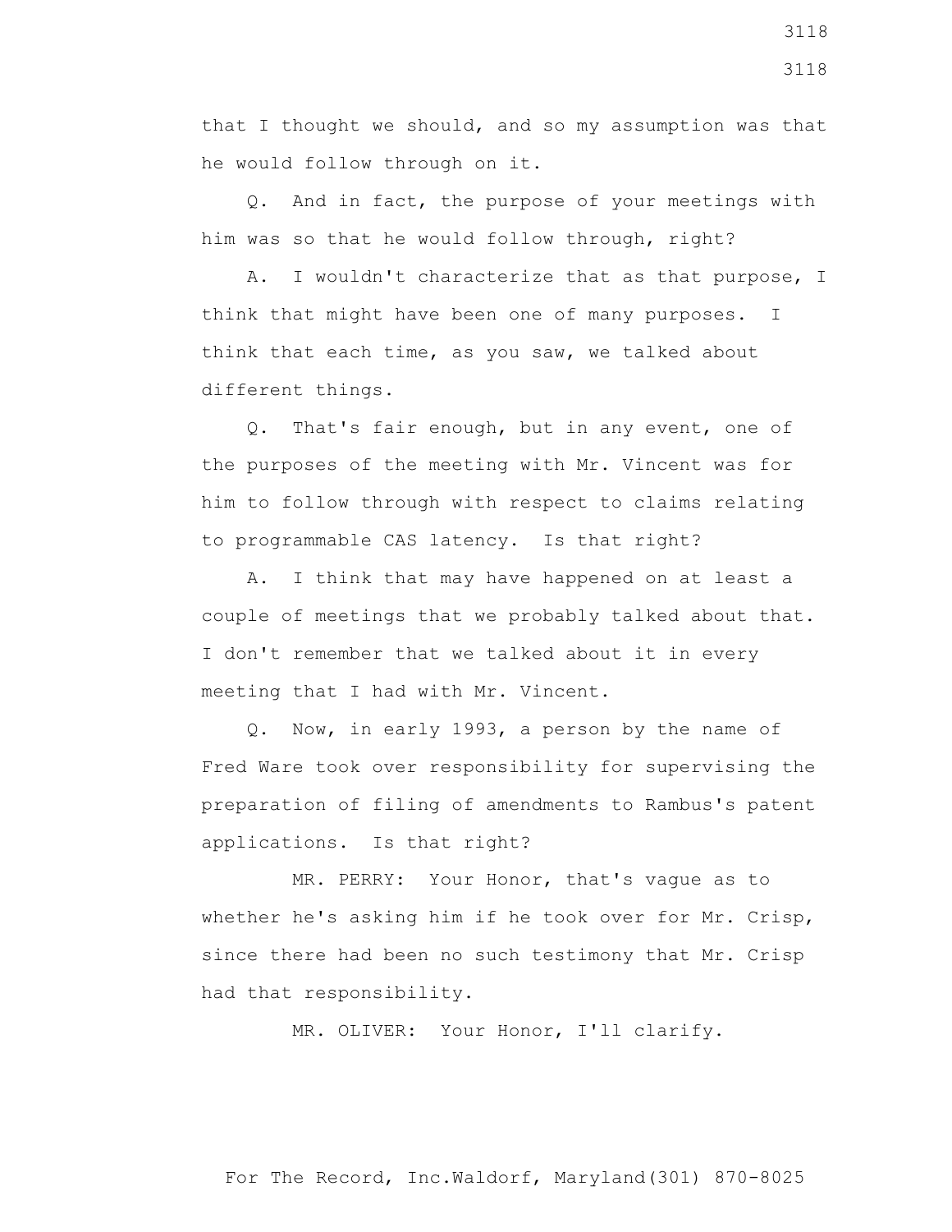that I thought we should, and so my assumption was that he would follow through on it.

Q. And in fact, the purpose of your meetings with him was so that he would follow through, right?

A. I wouldn't characterize that as that purpose, I think that might have been one of many purposes. I think that each time, as you saw, we talked about different things.

Q. That's fair enough, but in any event, one of the purposes of the meeting with Mr. Vincent was for him to follow through with respect to claims relating to programmable CAS latency. Is that right?

A. I think that may have happened on at least a couple of meetings that we probably talked about that. I don't remember that we talked about it in every meeting that I had with Mr. Vincent.

Q. Now, in early 1993, a person by the name of Fred Ware took over responsibility for supervising the preparation of filing of amendments to Rambus's patent applications. Is that right?

MR. PERRY: Your Honor, that's vague as to whether he's asking him if he took over for Mr. Crisp, since there had been no such testimony that Mr. Crisp had that responsibility.

MR. OLIVER: Your Honor, I'll clarify.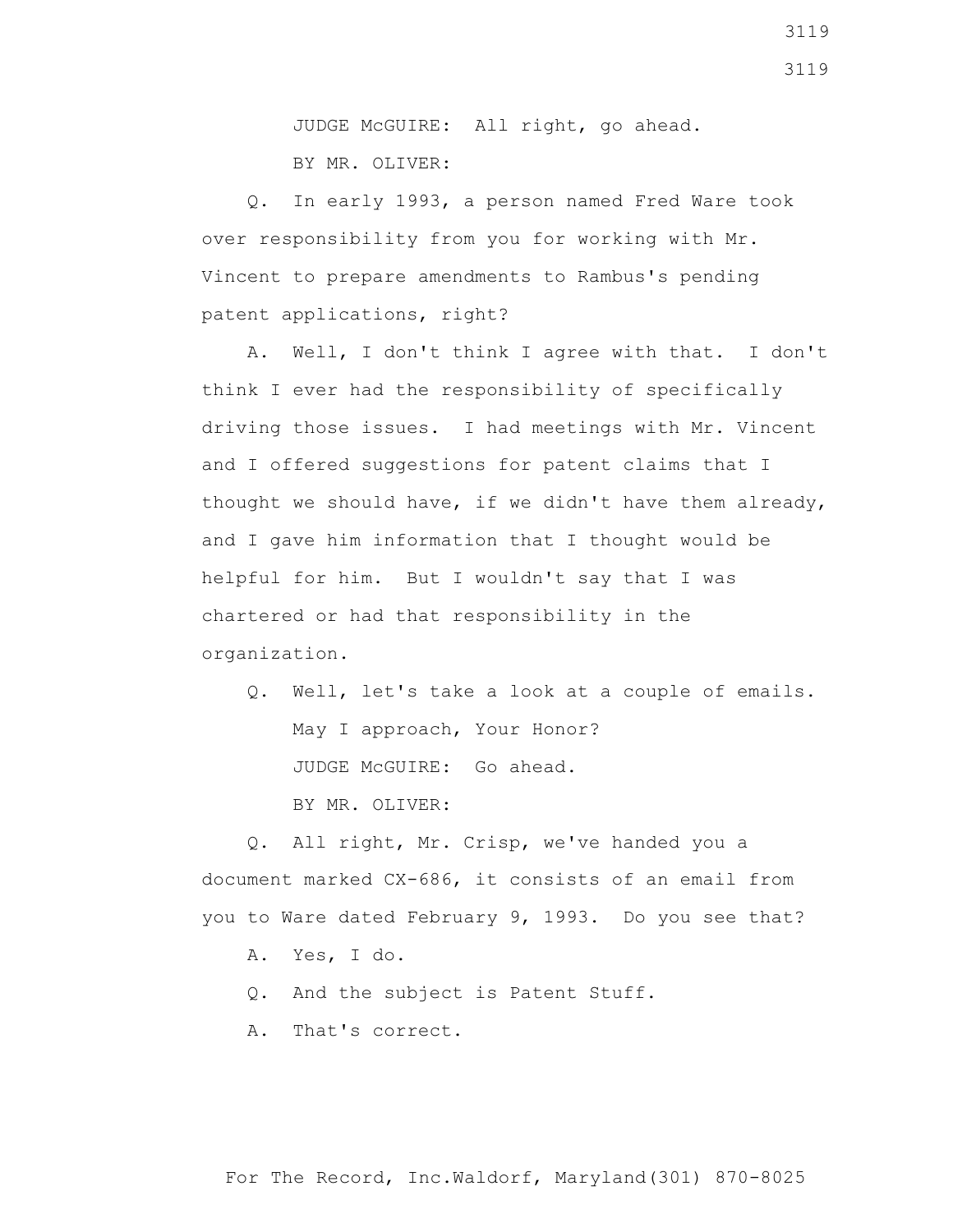JUDGE McGUIRE: All right, go ahead.

BY MR. OLIVER:

Q. In early 1993, a person named Fred Ware took over responsibility from you for working with Mr. Vincent to prepare amendments to Rambus's pending patent applications, right?

A. Well, I don't think I agree with that. I don't think I ever had the responsibility of specifically driving those issues. I had meetings with Mr. Vincent and I offered suggestions for patent claims that I thought we should have, if we didn't have them already, and I gave him information that I thought would be helpful for him. But I wouldn't say that I was chartered or had that responsibility in the organization.

Q. Well, let's take a look at a couple of emails.

May I approach, Your Honor?

JUDGE McGUIRE: Go ahead.

BY MR. OLIVER:

Q. All right, Mr. Crisp, we've handed you a document marked CX-686, it consists of an email from you to Ware dated February 9, 1993. Do you see that?

A. Yes, I do.

Q. And the subject is Patent Stuff.

A. That's correct.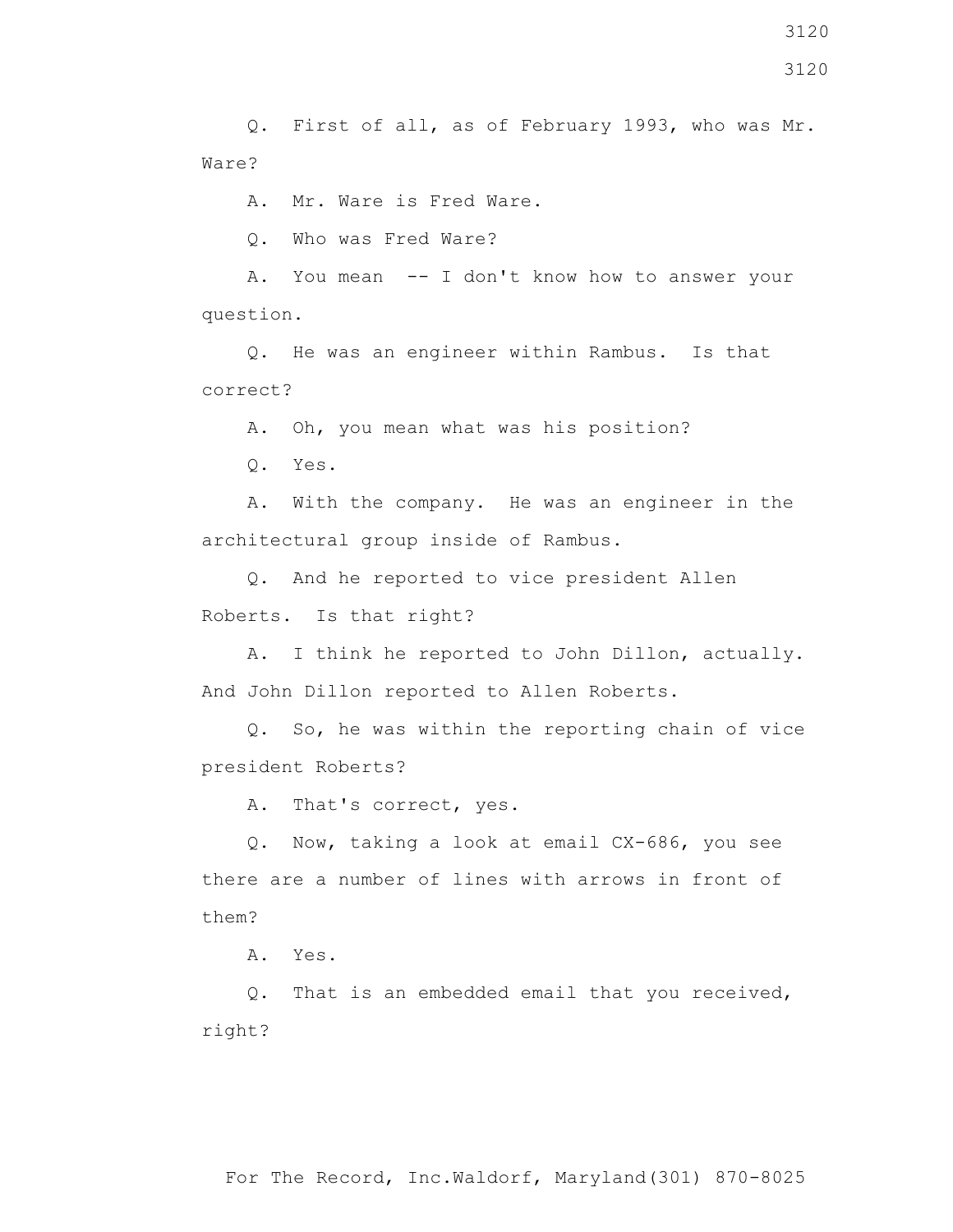Q. First of all, as of February 1993, who was Mr. Ware?

A. Mr. Ware is Fred Ware.

Q. Who was Fred Ware?

A. You mean -- I don't know how to answer your question.

Q. He was an engineer within Rambus. Is that correct?

A. Oh, you mean what was his position?

Q. Yes.

A. With the company. He was an engineer in the architectural group inside of Rambus.

Q. And he reported to vice president Allen Roberts. Is that right?

A. I think he reported to John Dillon, actually. And John Dillon reported to Allen Roberts.

Q. So, he was within the reporting chain of vice president Roberts?

A. That's correct, yes.

Q. Now, taking a look at email CX-686, you see there are a number of lines with arrows in front of them?

A. Yes.

Q. That is an embedded email that you received, right?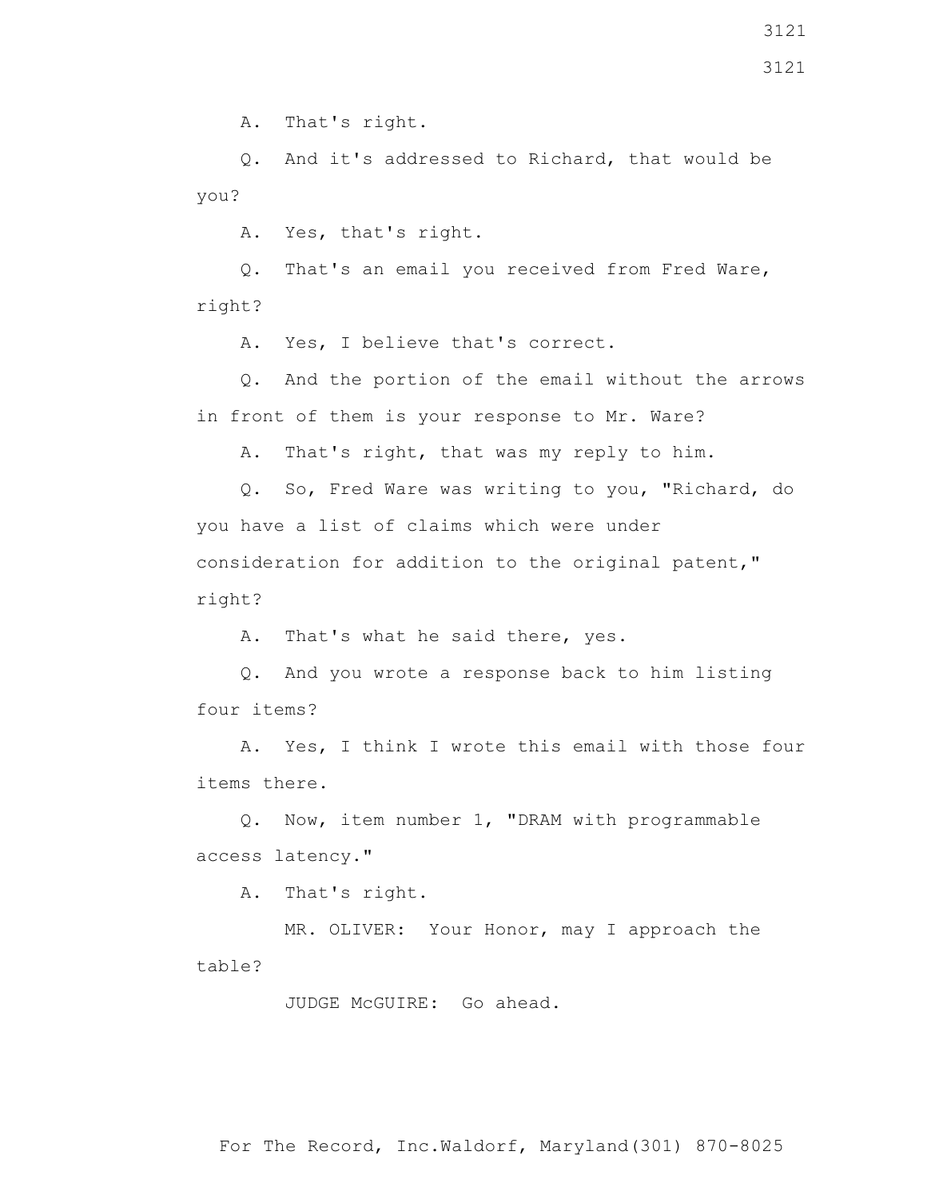A. That's right.

Q. And it's addressed to Richard, that would be you?

A. Yes, that's right.

Q. That's an email you received from Fred Ware, right?

A. Yes, I believe that's correct.

Q. And the portion of the email without the arrows in front of them is your response to Mr. Ware?

A. That's right, that was my reply to him.

Q. So, Fred Ware was writing to you, "Richard, do you have a list of claims which were under consideration for addition to the original patent," right?

A. That's what he said there, yes.

Q. And you wrote a response back to him listing four items?

A. Yes, I think I wrote this email with those four items there.

Q. Now, item number 1, "DRAM with programmable access latency."

A. That's right.

MR. OLIVER: Your Honor, may I approach the table?

JUDGE McGUIRE: Go ahead.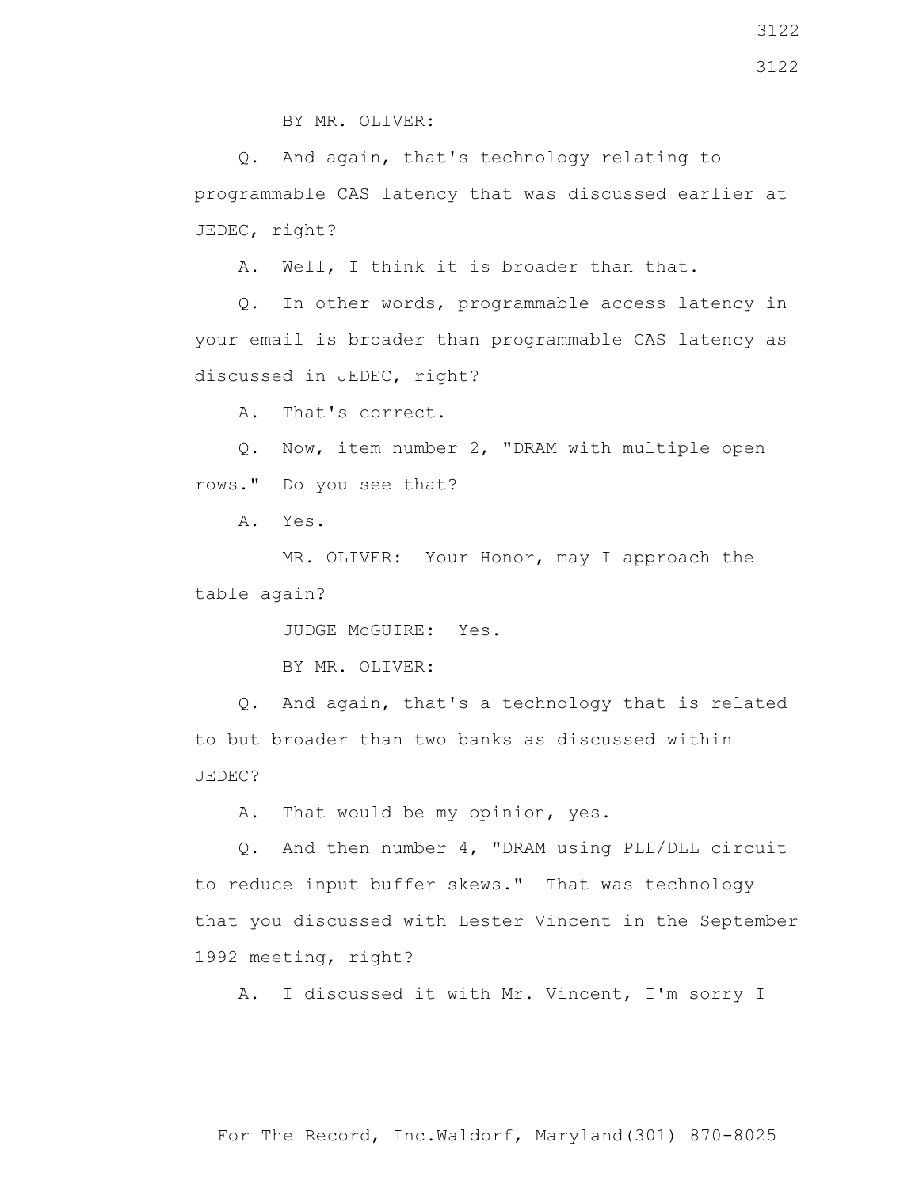BY MR. OLIVER:

Q. And again, that's technology relating to programmable CAS latency that was discussed earlier at JEDEC, right?

A. Well, I think it is broader than that.

Q. In other words, programmable access latency in your email is broader than programmable CAS latency as discussed in JEDEC, right?

A. That's correct.

Q. Now, item number 2, "DRAM with multiple open rows." Do you see that?

A. Yes.

MR. OLIVER: Your Honor, may I approach the table again?

JUDGE McGUIRE: Yes.

BY MR. OLIVER:

Q. And again, that's a technology that is related to but broader than two banks as discussed within JEDEC?

A. That would be my opinion, yes.

Q. And then number 4, "DRAM using PLL/DLL circuit to reduce input buffer skews." That was technology that you discussed with Lester Vincent in the September 1992 meeting, right?

A. I discussed it with Mr. Vincent, I'm sorry I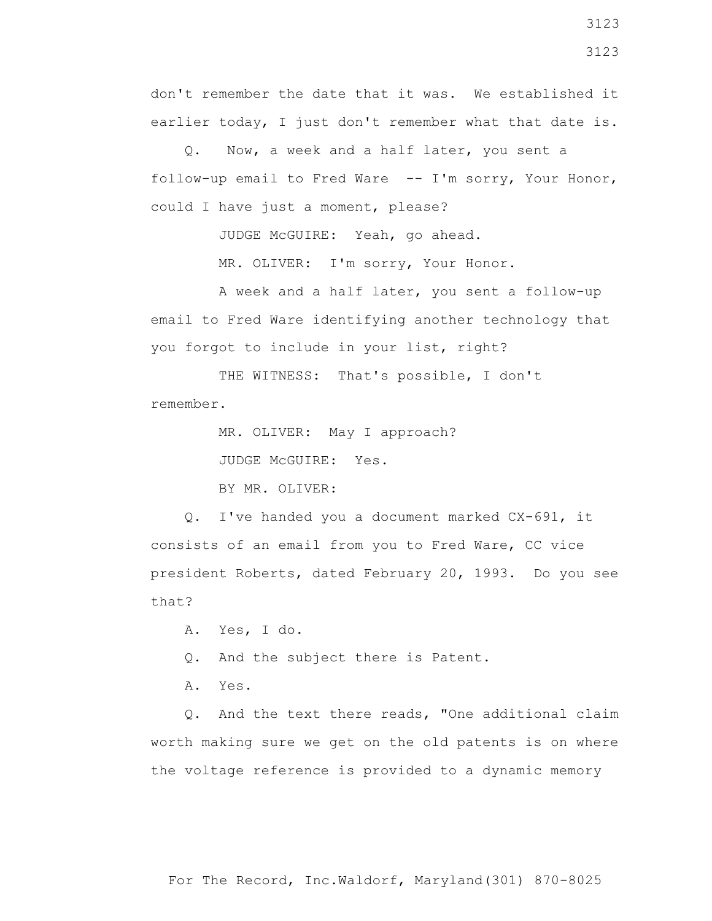don't remember the date that it was. We established it earlier today, I just don't remember what that date is.

Q. Now, a week and a half later, you sent a follow-up email to Fred Ware -- I'm sorry, Your Honor, could I have just a moment, please?

JUDGE McGUIRE: Yeah, go ahead.

MR. OLIVER: I'm sorry, Your Honor.

A week and a half later, you sent a follow-up email to Fred Ware identifying another technology that you forgot to include in your list, right?

THE WITNESS: That's possible, I don't remember.

MR. OLIVER: May I approach?

JUDGE McGUIRE: Yes.

BY MR. OLIVER:

Q. I've handed you a document marked CX-691, it consists of an email from you to Fred Ware, CC vice president Roberts, dated February 20, 1993. Do you see that?

A. Yes, I do.

Q. And the subject there is Patent.

A. Yes.

Q. And the text there reads, "One additional claim worth making sure we get on the old patents is on where the voltage reference is provided to a dynamic memory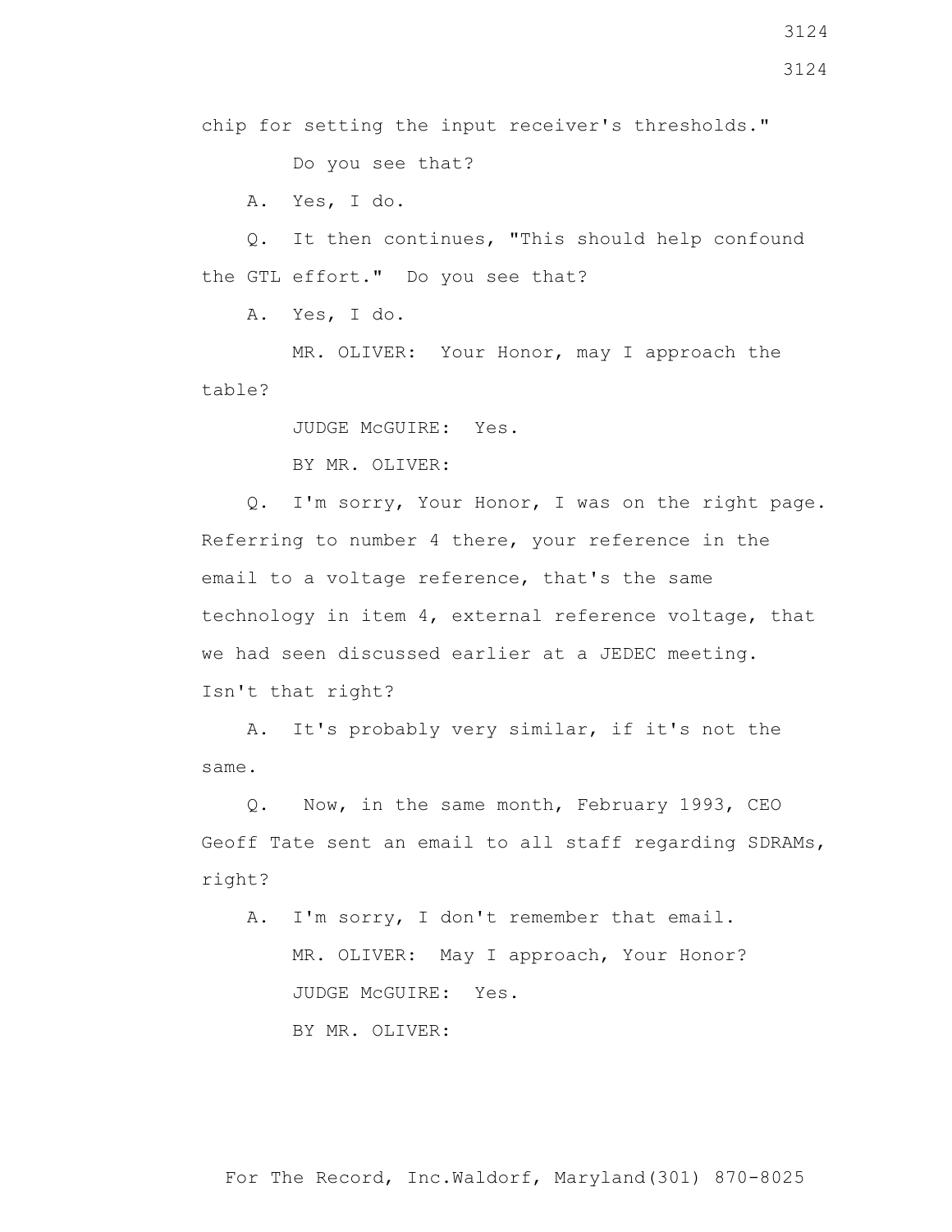chip for setting the input receiver's thresholds."

Do you see that?

A. Yes, I do.

Q. It then continues, "This should help confound the GTL effort." Do you see that?

A. Yes, I do.

MR. OLIVER: Your Honor, may I approach the table?

JUDGE McGUIRE: Yes.

BY MR. OLIVER:

Q. I'm sorry, Your Honor, I was on the right page. Referring to number 4 there, your reference in the email to a voltage reference, that's the same technology in item 4, external reference voltage, that we had seen discussed earlier at a JEDEC meeting. Isn't that right?

A. It's probably very similar, if it's not the same.

Q. Now, in the same month, February 1993, CEO Geoff Tate sent an email to all staff regarding SDRAMs, right?

A. I'm sorry, I don't remember that email.

MR. OLIVER: May I approach, Your Honor?

JUDGE McGUIRE: Yes.

BY MR. OLIVER: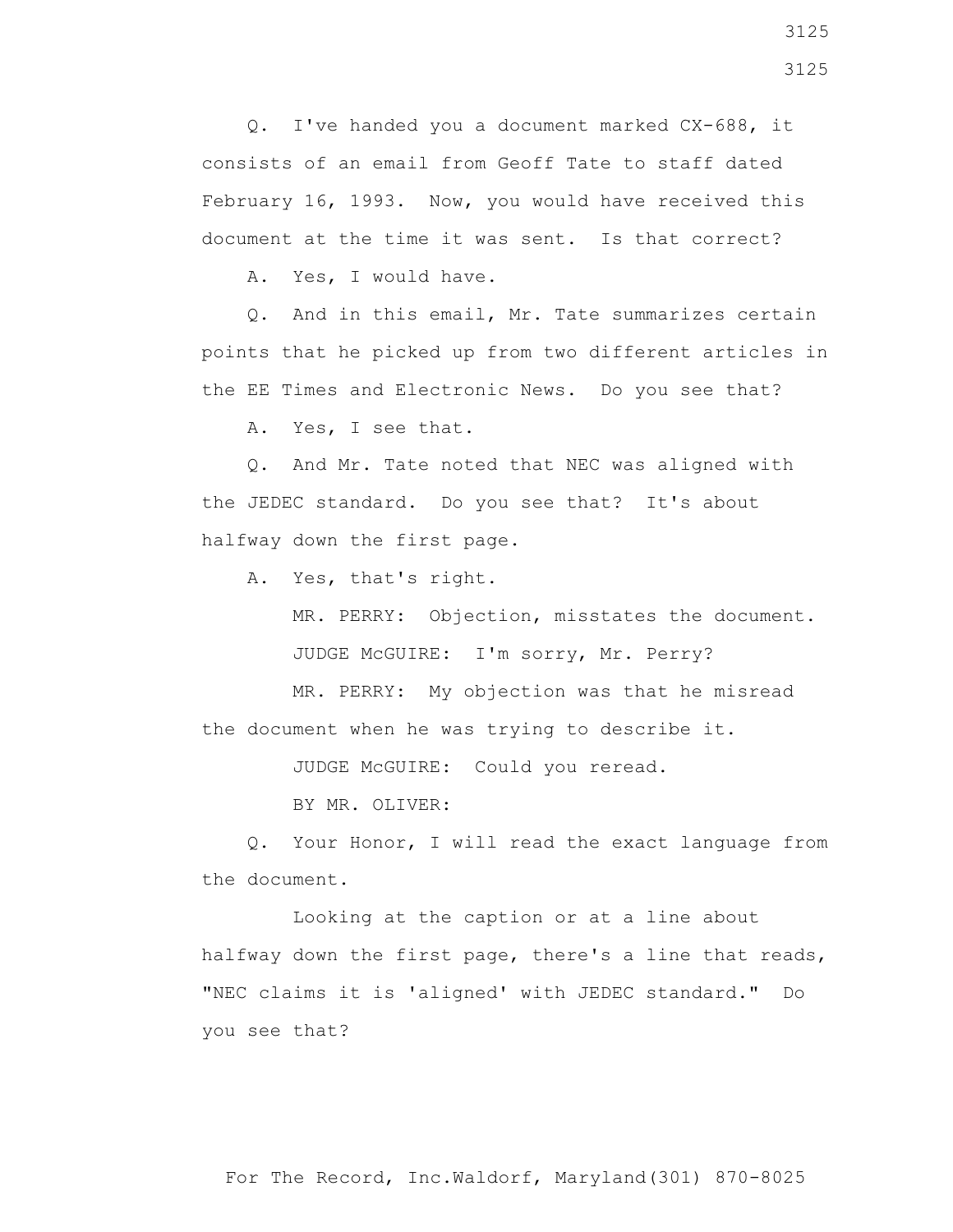Q. I've handed you a document marked CX-688, it consists of an email from Geoff Tate to staff dated February 16, 1993. Now, you would have received this document at the time it was sent. Is that correct?

A. Yes, I would have.

Q. And in this email, Mr. Tate summarizes certain points that he picked up from two different articles in the EE Times and Electronic News. Do you see that?

A. Yes, I see that.

Q. And Mr. Tate noted that NEC was aligned with the JEDEC standard. Do you see that? It's about halfway down the first page.

A. Yes, that's right.

MR. PERRY: Objection, misstates the document.

JUDGE McGUIRE: I'm sorry, Mr. Perry?

MR. PERRY: My objection was that he misread the document when he was trying to describe it.

JUDGE McGUIRE: Could you reread.

BY MR. OLIVER:

Q. Your Honor, I will read the exact language from the document.

Looking at the caption or at a line about halfway down the first page, there's a line that reads, "NEC claims it is 'aligned' with JEDEC standard." Do you see that?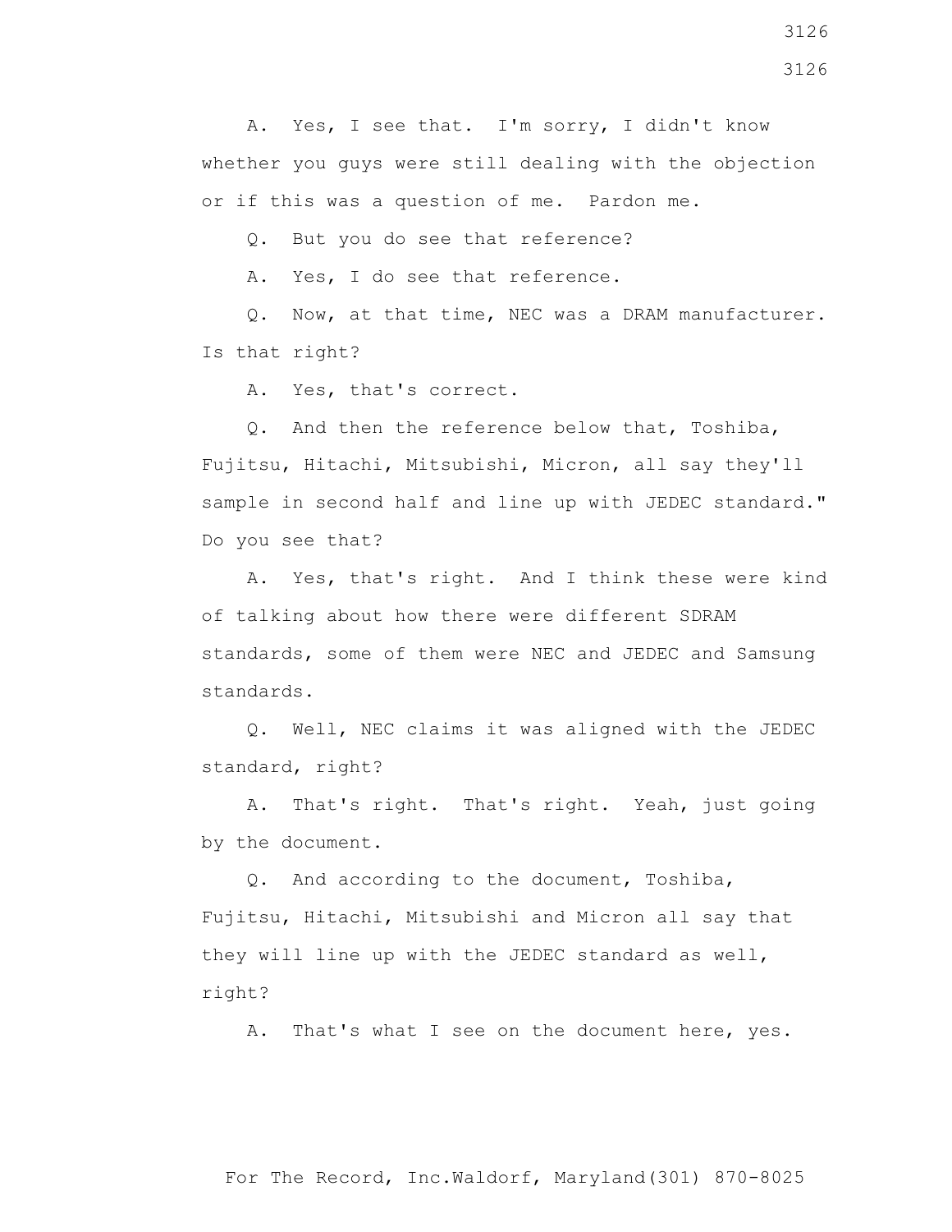A. Yes, I see that. I'm sorry, I didn't know whether you guys were still dealing with the objection or if this was a question of me. Pardon me.

Q. But you do see that reference?

A. Yes, I do see that reference.

Q. Now, at that time, NEC was a DRAM manufacturer. Is that right?

A. Yes, that's correct.

Q. And then the reference below that, Toshiba, Fujitsu, Hitachi, Mitsubishi, Micron, all say they'll sample in second half and line up with JEDEC standard." Do you see that?

A. Yes, that's right. And I think these were kind of talking about how there were different SDRAM standards, some of them were NEC and JEDEC and Samsung standards.

Q. Well, NEC claims it was aligned with the JEDEC standard, right?

A. That's right. That's right. Yeah, just going by the document.

Q. And according to the document, Toshiba, Fujitsu, Hitachi, Mitsubishi and Micron all say that they will line up with the JEDEC standard as well, right?

A. That's what I see on the document here, yes.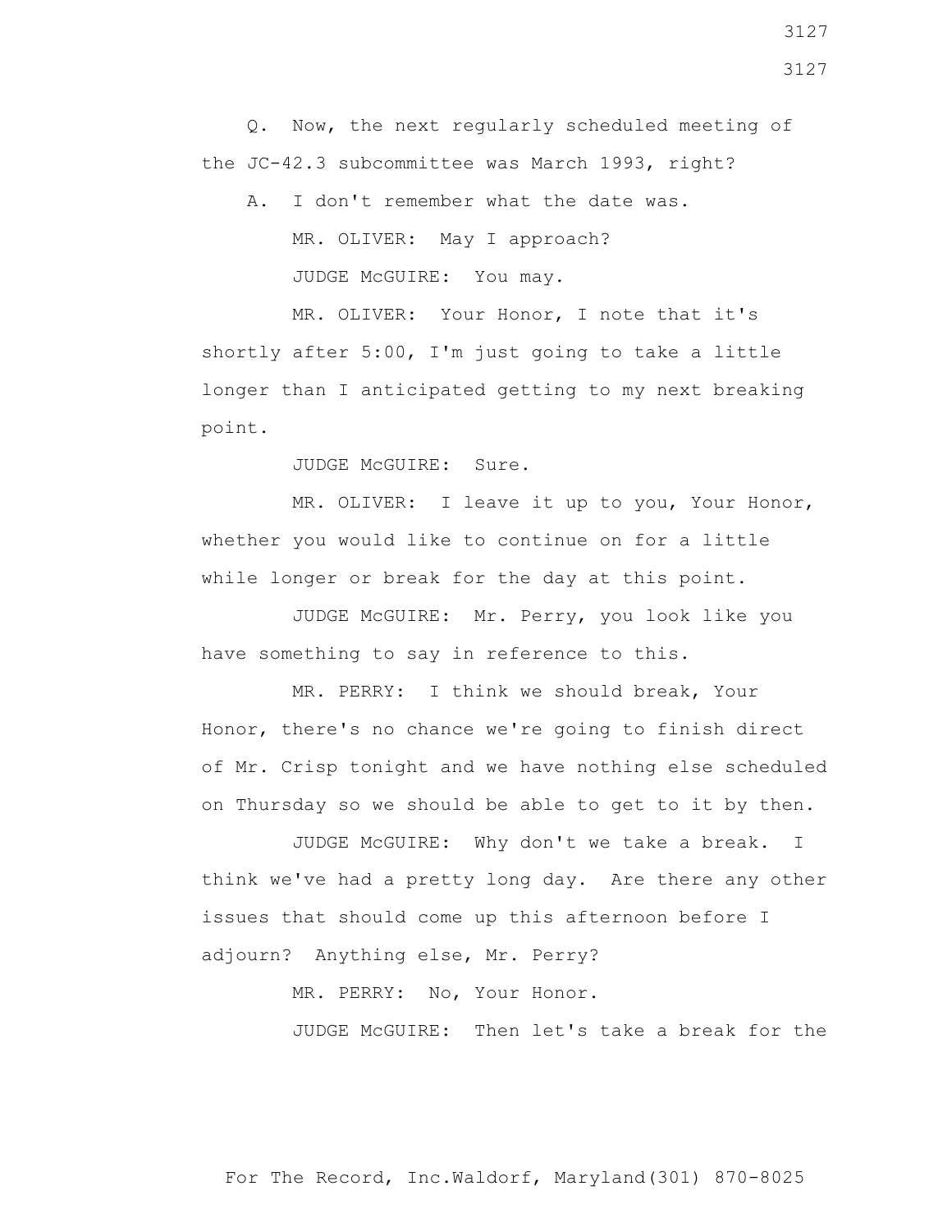Q. Now, the next regularly scheduled meeting of the JC-42.3 subcommittee was March 1993, right?

A. I don't remember what the date was.

MR. OLIVER: May I approach?

JUDGE McGUIRE: You may.

MR. OLIVER: Your Honor, I note that it's shortly after 5:00, I'm just going to take a little longer than I anticipated getting to my next breaking point.

JUDGE McGUIRE: Sure.

MR. OLIVER: I leave it up to you, Your Honor, whether you would like to continue on for a little while longer or break for the day at this point.

JUDGE McGUIRE: Mr. Perry, you look like you have something to say in reference to this.

MR. PERRY: I think we should break, Your Honor, there's no chance we're going to finish direct of Mr. Crisp tonight and we have nothing else scheduled on Thursday so we should be able to get to it by then.

JUDGE McGUIRE: Why don't we take a break. I think we've had a pretty long day. Are there any other issues that should come up this afternoon before I adjourn? Anything else, Mr. Perry?

MR. PERRY: No, Your Honor.

JUDGE McGUIRE: Then let's take a break for the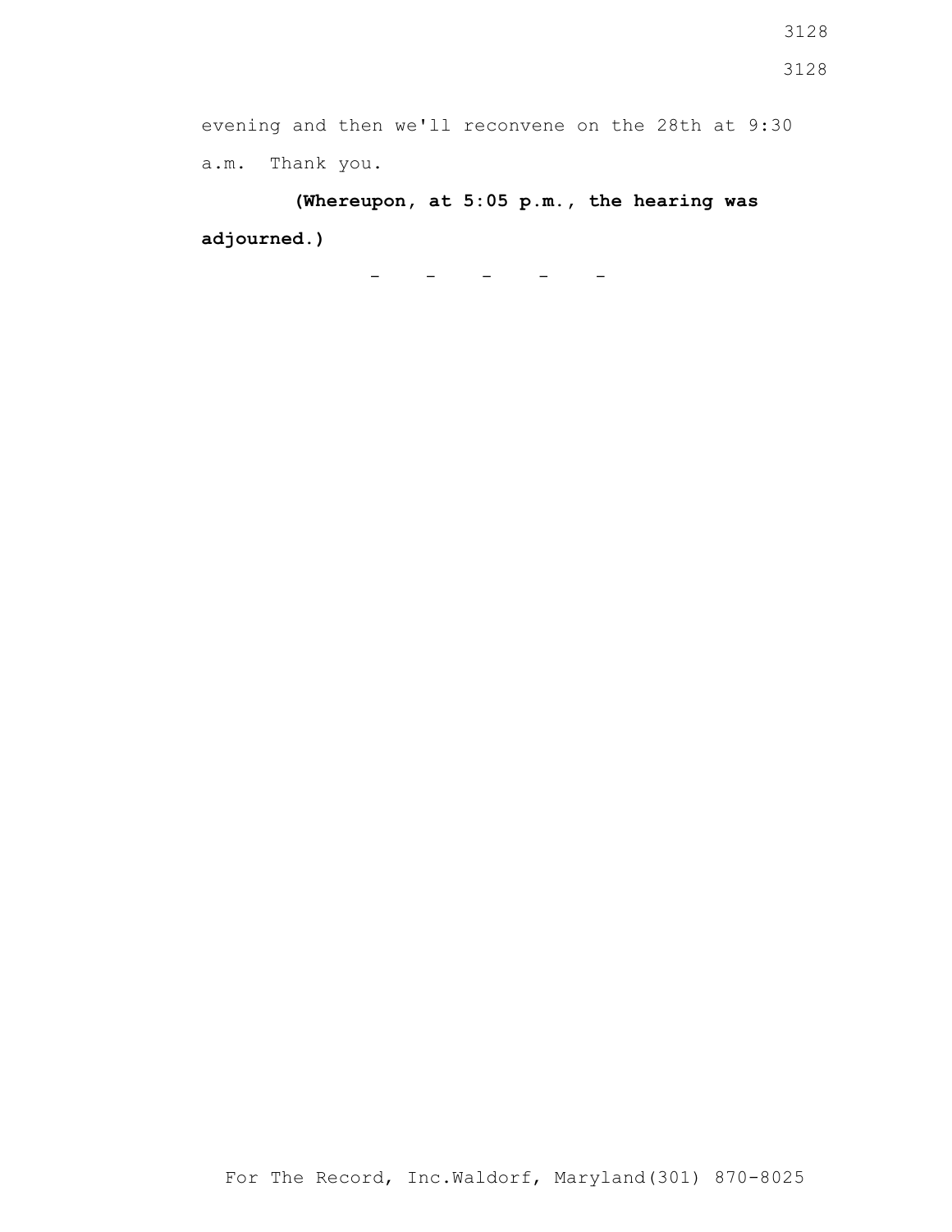evening and then we'll reconvene on the 28th at 9:30 a.m. Thank you.

**(Whereupon, at 5:05 p.m., the hearing was adjourned.)**

- - - - -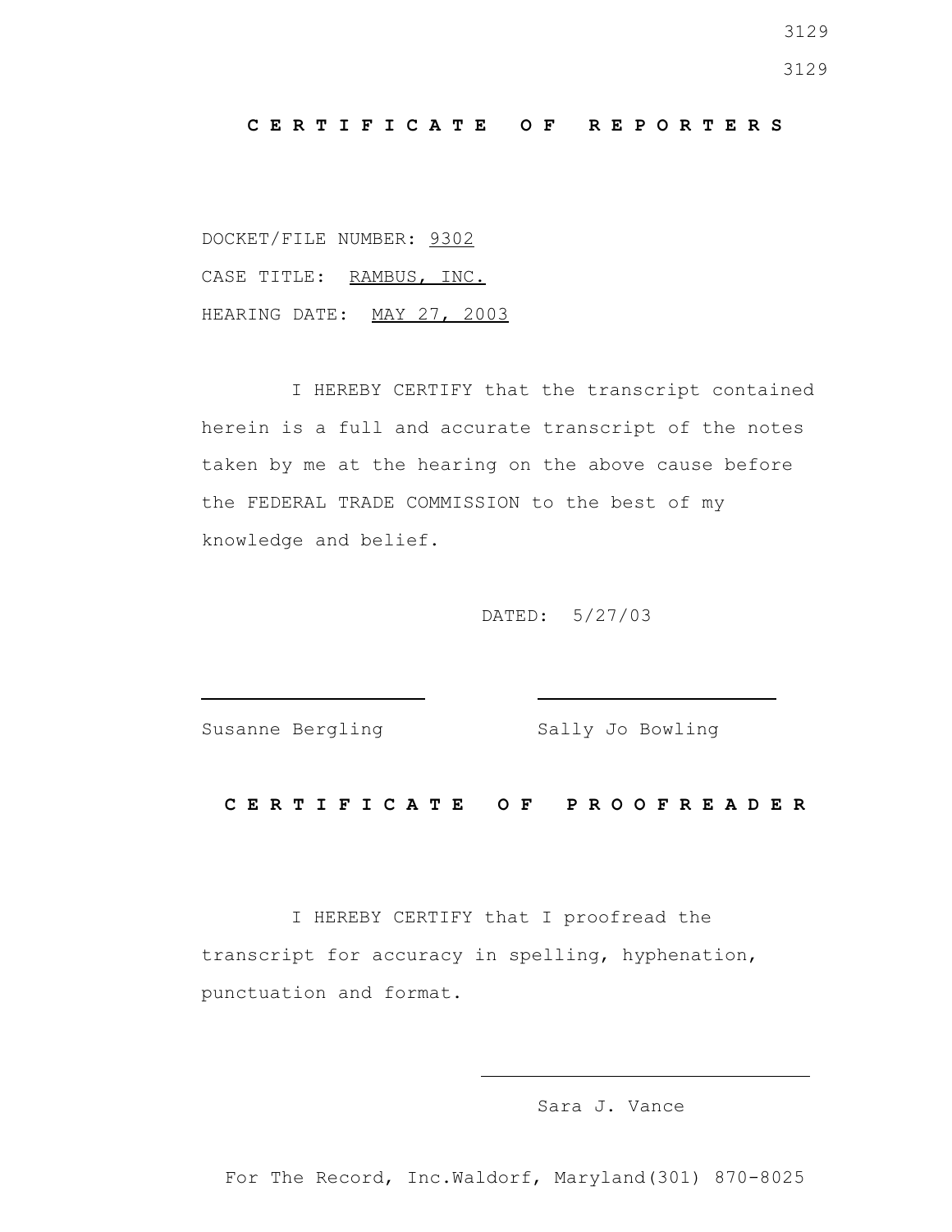## C E R T I F I C A T E O F R E P O R T E R S

DOCKET/FILE NUMBER: 9302

CASE TITLE: RAMBUS, INC.

HEARING DATE: MAY 27, 2003

I HEREBY CERTIFY that the transcript contained herein is a full and accurate transcript of the notes taken by me at the hearing on the above cause before the FEDERAL TRADE COMMISSION to the best of my knowledge and belief.

DATED: 5/27/03

Susanne Bergling                Sally Jo Bowling

## C E R T I F I C A T E O F P R O O F R E A D E R

I HEREBY CERTIFY that I proofread the transcript for accuracy in spelling, hyphenation, punctuation and format.

Sara J. Vance